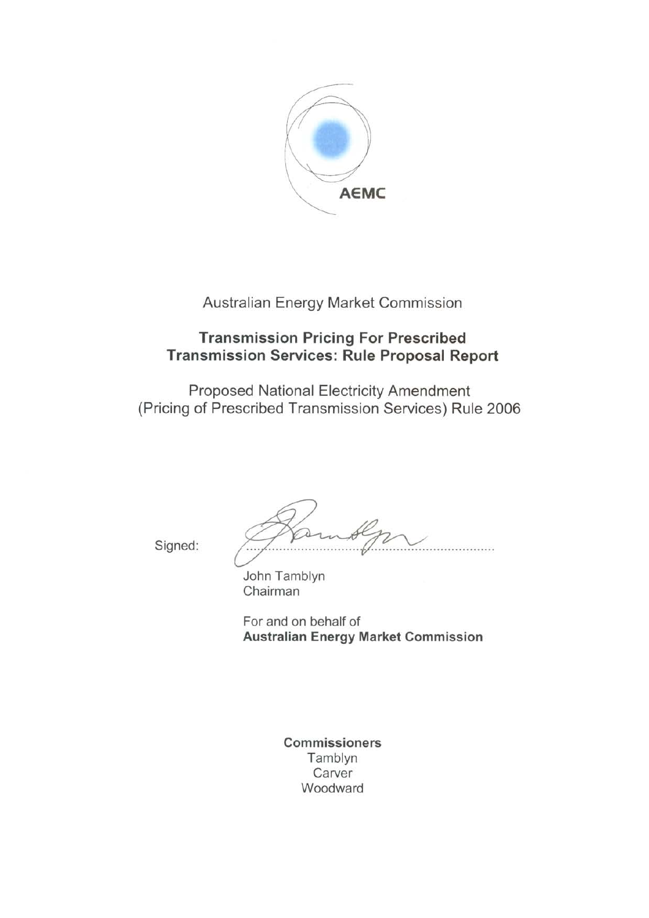AEMC

Australian Energy Market Commission

# Transmission Pricing For Prescribed Transmission Services: Rule Proposal Report

Proposed National Electricity Amendment (Pricing of Prescribed Transmission Services) Rule 2006

Signed: ............................................................

John Tamblyn
Chairman

For and on behalf of
**Australian Energy Market Commission**

**Commissioners**
Tamblyn
Carver
Woodward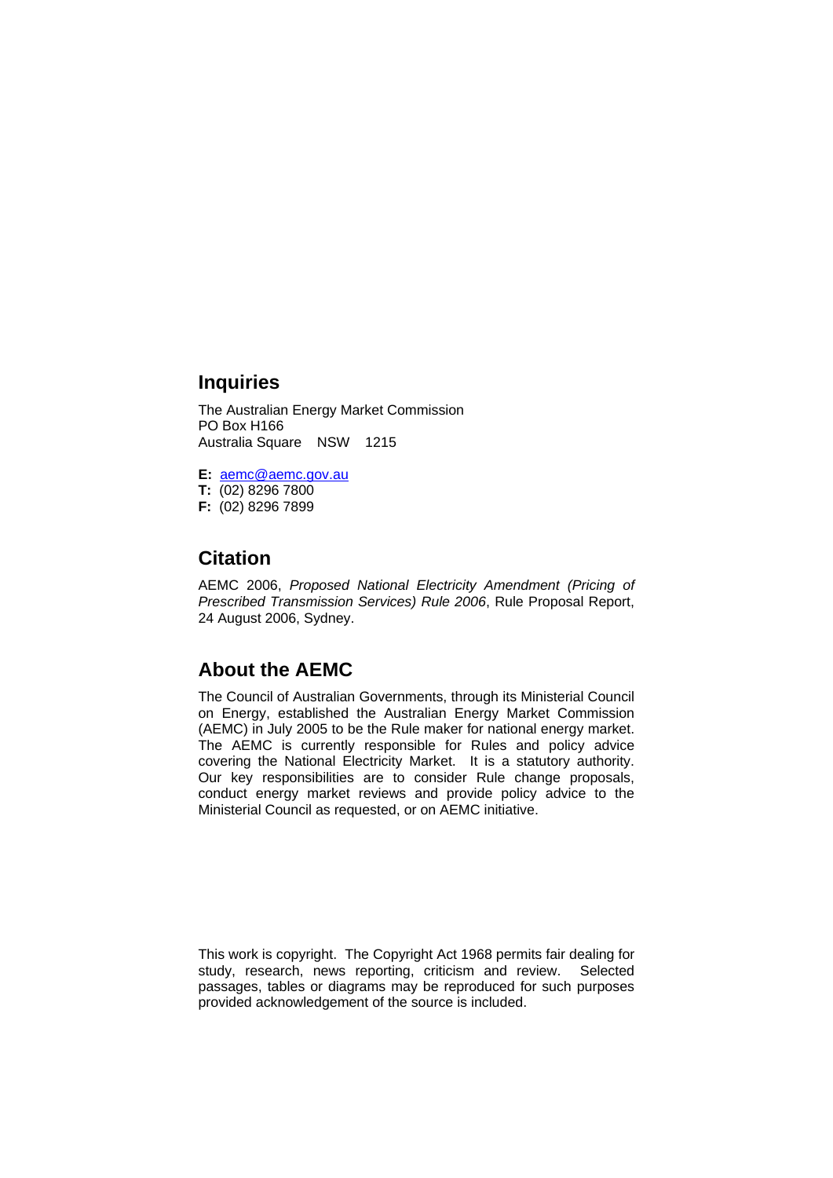## Inquiries

The Australian Energy Market Commission
PO Box H166
Australia Square NSW 1215

**E:** aemc@aemc.gov.au
**T:** (02) 8296 7800
**F:** (02) 8296 7899

## Citation

AEMC 2006, *Proposed National Electricity Amendment (Pricing of Prescribed Transmission Services) Rule 2006*, Rule Proposal Report, 24 August 2006, Sydney.

## About the AEMC

The Council of Australian Governments, through its Ministerial Council on Energy, established the Australian Energy Market Commission (AEMC) in July 2005 to be the Rule maker for national energy market. The AEMC is currently responsible for Rules and policy advice covering the National Electricity Market. It is a statutory authority. Our key responsibilities are to consider Rule change proposals, conduct energy market reviews and provide policy advice to the Ministerial Council as requested, or on AEMC initiative.

This work is copyright. The Copyright Act 1968 permits fair dealing for study, research, news reporting, criticism and review. Selected passages, tables or diagrams may be reproduced for such purposes provided acknowledgement of the source is included.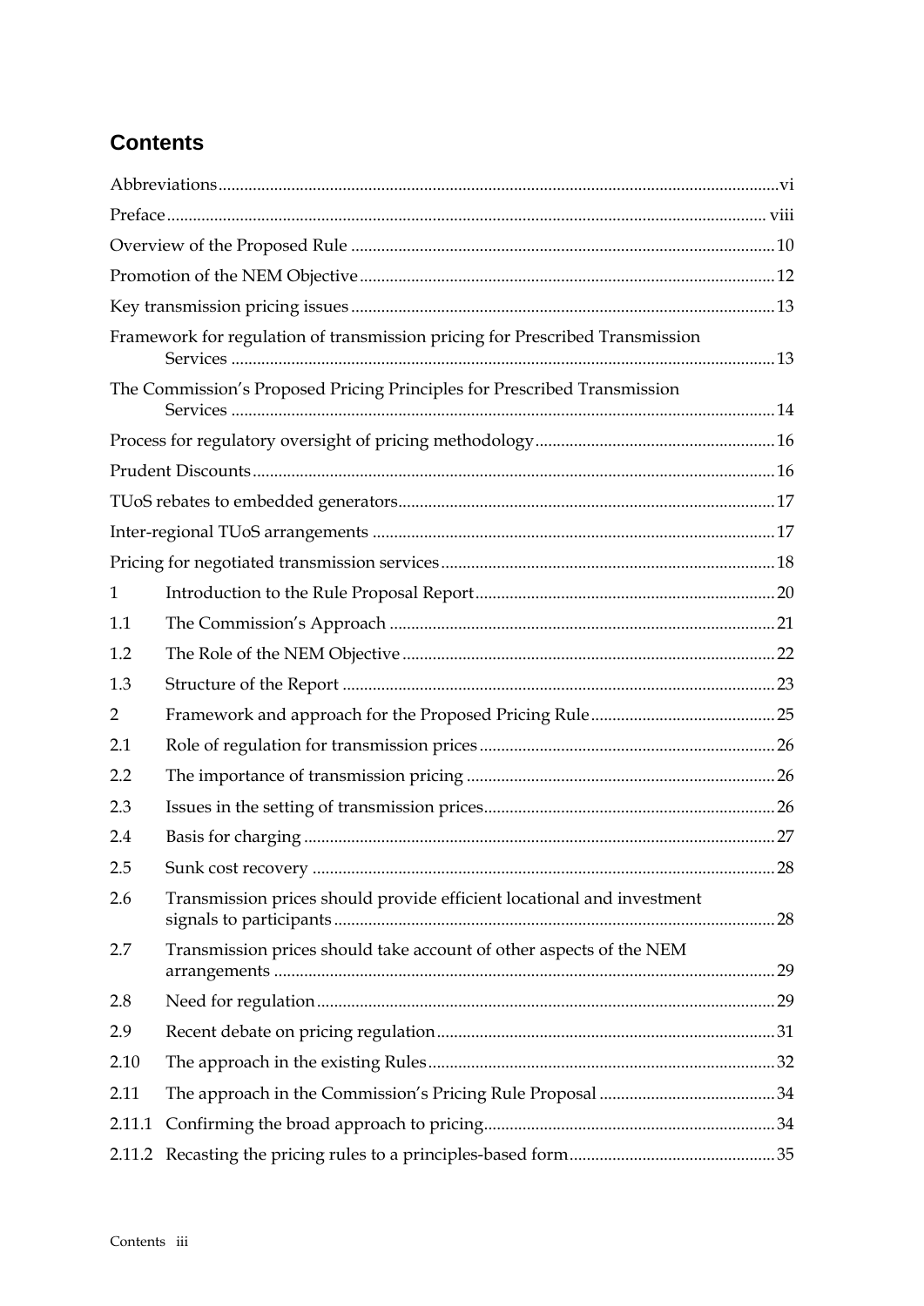# Contents

Abbreviations ........ vi

Preface ........ viii

Overview of the Proposed Rule ........ 10

Promotion of the NEM Objective ........ 12

Key transmission pricing issues ........ 13

Framework for regulation of transmission pricing for Prescribed Transmission Services ........ 13

The Commission's Proposed Pricing Principles for Prescribed Transmission Services ........ 14

Process for regulatory oversight of pricing methodology ........ 16

Prudent Discounts ........ 16

TUoS rebates to embedded generators ........ 17

Inter-regional TUoS arrangements ........ 17

Pricing for negotiated transmission services ........ 18

1 Introduction to the Rule Proposal Report ........ 20

1.1 The Commission's Approach ........ 21

1.2 The Role of the NEM Objective ........ 22

1.3 Structure of the Report ........ 23

2 Framework and approach for the Proposed Pricing Rule ........ 25

2.1 Role of regulation for transmission prices ........ 26

2.2 The importance of transmission pricing ........ 26

2.3 Issues in the setting of transmission prices ........ 26

2.4 Basis for charging ........ 27

2.5 Sunk cost recovery ........ 28

2.6 Transmission prices should provide efficient locational and investment signals to participants ........ 28

2.7 Transmission prices should take account of other aspects of the NEM arrangements ........ 29

2.8 Need for regulation ........ 29

2.9 Recent debate on pricing regulation ........ 31

2.10 The approach in the existing Rules ........ 32

2.11 The approach in the Commission's Pricing Rule Proposal ........ 34

2.11.1 Confirming the broad approach to pricing ........ 34

2.11.2 Recasting the pricing rules to a principles-based form ........ 35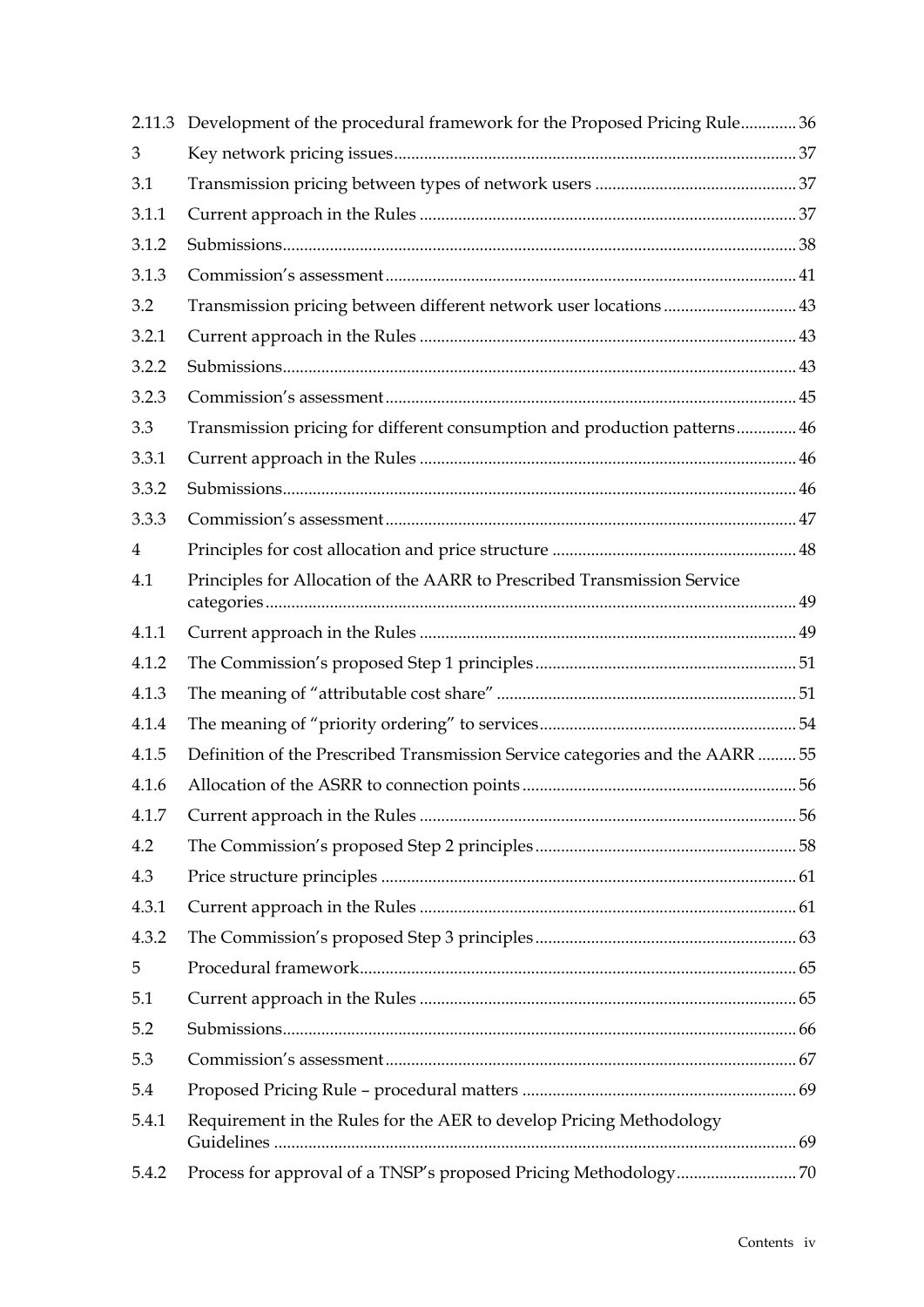| | | |
|---|---|---|
| 2.11.3 | Development of the procedural framework for the Proposed Pricing Rule | 36 |
| 3 | Key network pricing issues | 37 |
| 3.1 | Transmission pricing between types of network users | 37 |
| 3.1.1 | Current approach in the Rules | 37 |
| 3.1.2 | Submissions | 38 |
| 3.1.3 | Commission's assessment | 41 |
| 3.2 | Transmission pricing between different network user locations | 43 |
| 3.2.1 | Current approach in the Rules | 43 |
| 3.2.2 | Submissions | 43 |
| 3.2.3 | Commission's assessment | 45 |
| 3.3 | Transmission pricing for different consumption and production patterns | 46 |
| 3.3.1 | Current approach in the Rules | 46 |
| 3.3.2 | Submissions | 46 |
| 3.3.3 | Commission's assessment | 47 |
| 4 | Principles for cost allocation and price structure | 48 |
| 4.1 | Principles for Allocation of the AARR to Prescribed Transmission Service categories | 49 |
| 4.1.1 | Current approach in the Rules | 49 |
| 4.1.2 | The Commission's proposed Step 1 principles | 51 |
| 4.1.3 | The meaning of "attributable cost share" | 51 |
| 4.1.4 | The meaning of "priority ordering" to services | 54 |
| 4.1.5 | Definition of the Prescribed Transmission Service categories and the AARR | 55 |
| 4.1.6 | Allocation of the ASRR to connection points | 56 |
| 4.1.7 | Current approach in the Rules | 56 |
| 4.2 | The Commission's proposed Step 2 principles | 58 |
| 4.3 | Price structure principles | 61 |
| 4.3.1 | Current approach in the Rules | 61 |
| 4.3.2 | The Commission's proposed Step 3 principles | 63 |
| 5 | Procedural framework | 65 |
| 5.1 | Current approach in the Rules | 65 |
| 5.2 | Submissions | 66 |
| 5.3 | Commission's assessment | 67 |
| 5.4 | Proposed Pricing Rule – procedural matters | 69 |
| 5.4.1 | Requirement in the Rules for the AER to develop Pricing Methodology Guidelines | 69 |
| 5.4.2 | Process for approval of a TNSP's proposed Pricing Methodology | 70 |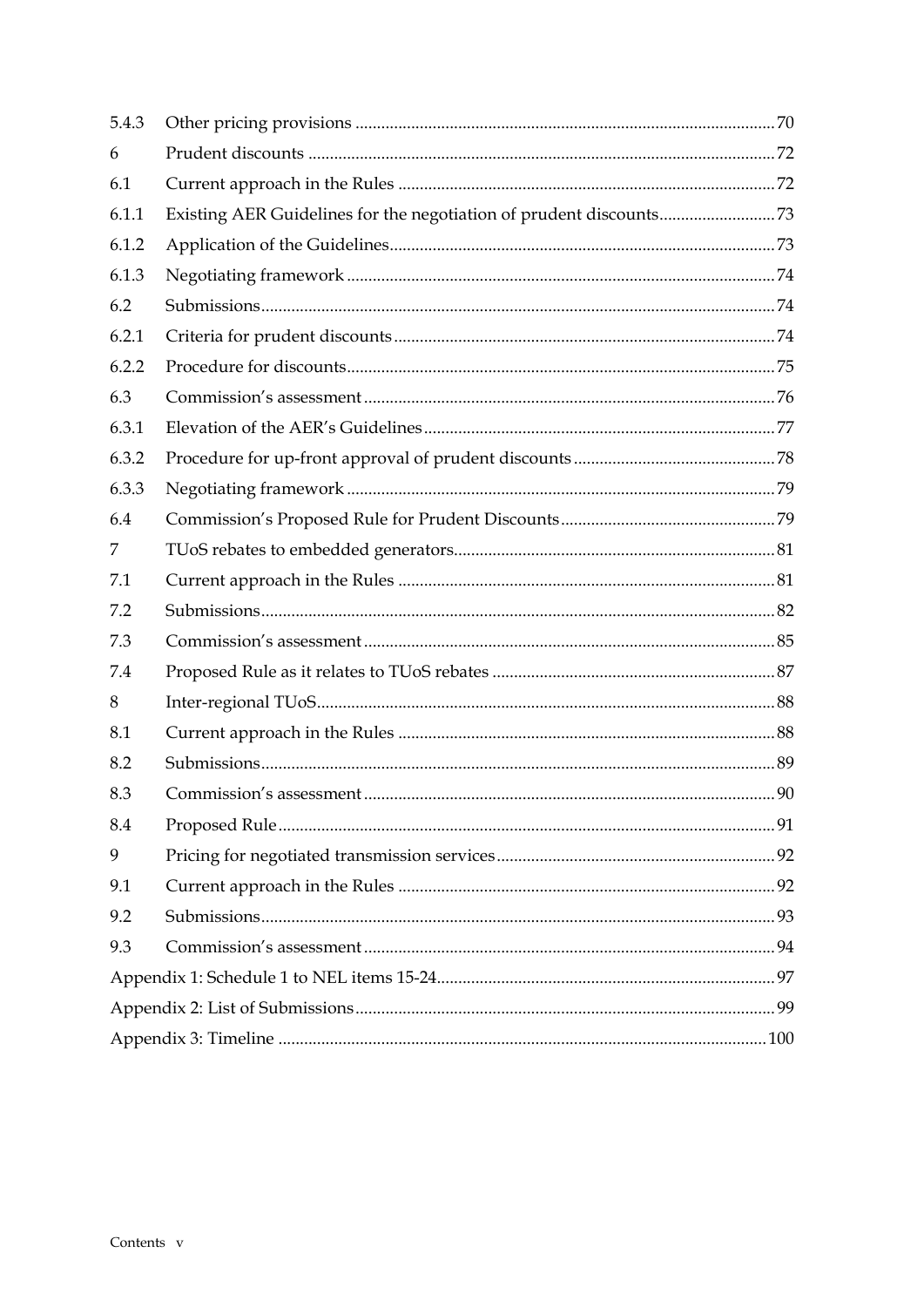| | | |
|---|---|---|
| 5.4.3 | Other pricing provisions | 70 |
| 6 | Prudent discounts | 72 |
| 6.1 | Current approach in the Rules | 72 |
| 6.1.1 | Existing AER Guidelines for the negotiation of prudent discounts | 73 |
| 6.1.2 | Application of the Guidelines | 73 |
| 6.1.3 | Negotiating framework | 74 |
| 6.2 | Submissions | 74 |
| 6.2.1 | Criteria for prudent discounts | 74 |
| 6.2.2 | Procedure for discounts | 75 |
| 6.3 | Commission's assessment | 76 |
| 6.3.1 | Elevation of the AER's Guidelines | 77 |
| 6.3.2 | Procedure for up-front approval of prudent discounts | 78 |
| 6.3.3 | Negotiating framework | 79 |
| 6.4 | Commission's Proposed Rule for Prudent Discounts | 79 |
| 7 | TUoS rebates to embedded generators | 81 |
| 7.1 | Current approach in the Rules | 81 |
| 7.2 | Submissions | 82 |
| 7.3 | Commission's assessment | 85 |
| 7.4 | Proposed Rule as it relates to TUoS rebates | 87 |
| 8 | Inter-regional TUoS | 88 |
| 8.1 | Current approach in the Rules | 88 |
| 8.2 | Submissions | 89 |
| 8.3 | Commission's assessment | 90 |
| 8.4 | Proposed Rule | 91 |
| 9 | Pricing for negotiated transmission services | 92 |
| 9.1 | Current approach in the Rules | 92 |
| 9.2 | Submissions | 93 |
| 9.3 | Commission's assessment | 94 |
| Appendix 1: Schedule 1 to NEL items 15-24 | | 97 |
| Appendix 2: List of Submissions | | 99 |
| Appendix 3: Timeline | | 100 |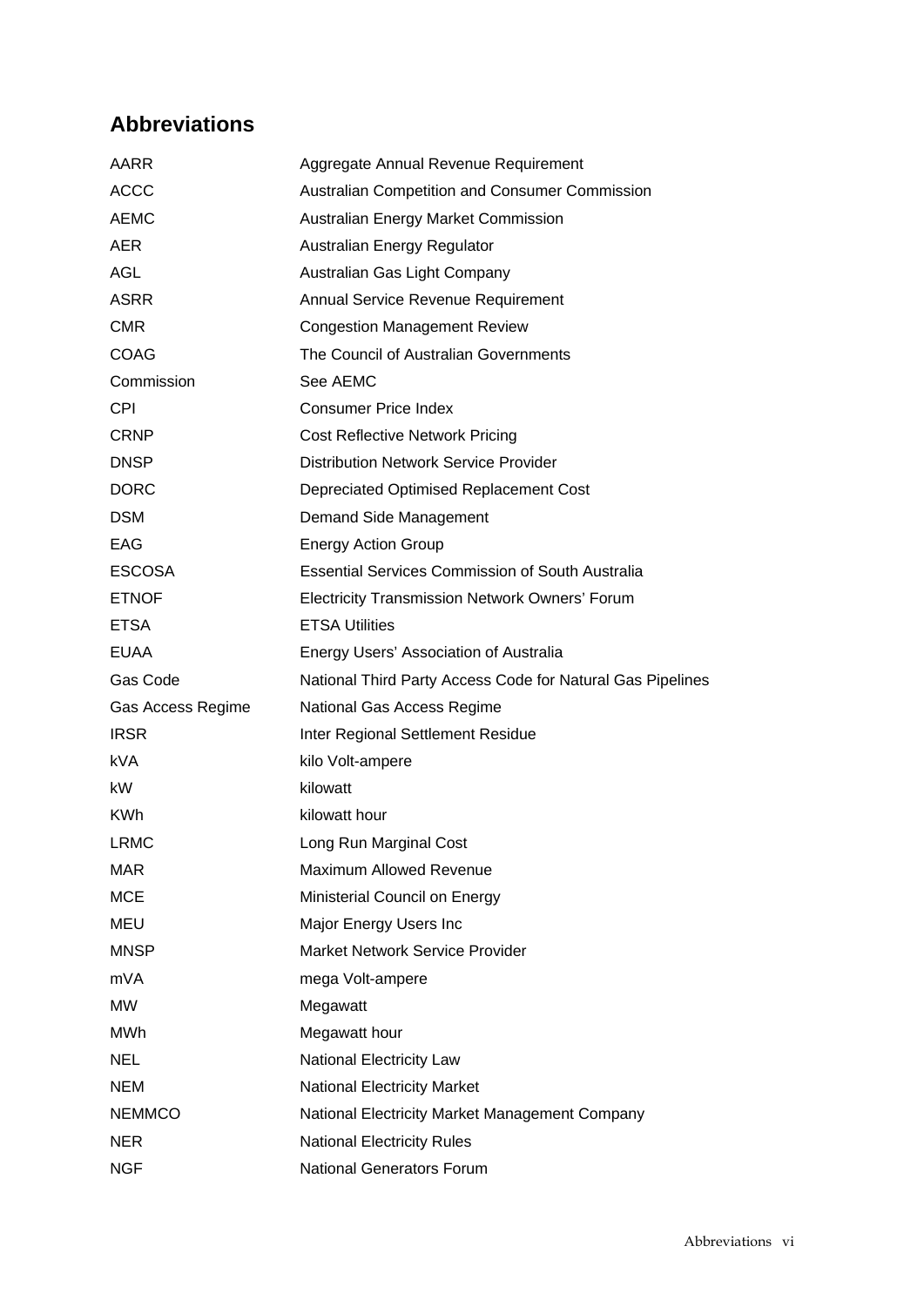## Abbreviations

| | |
|---|---|
| AARR | Aggregate Annual Revenue Requirement |
| ACCC | Australian Competition and Consumer Commission |
| AEMC | Australian Energy Market Commission |
| AER | Australian Energy Regulator |
| AGL | Australian Gas Light Company |
| ASRR | Annual Service Revenue Requirement |
| CMR | Congestion Management Review |
| COAG | The Council of Australian Governments |
| Commission | See AEMC |
| CPI | Consumer Price Index |
| CRNP | Cost Reflective Network Pricing |
| DNSP | Distribution Network Service Provider |
| DORC | Depreciated Optimised Replacement Cost |
| DSM | Demand Side Management |
| EAG | Energy Action Group |
| ESCOSA | Essential Services Commission of South Australia |
| ETNOF | Electricity Transmission Network Owners' Forum |
| ETSA | ETSA Utilities |
| EUAA | Energy Users' Association of Australia |
| Gas Code | National Third Party Access Code for Natural Gas Pipelines |
| Gas Access Regime | National Gas Access Regime |
| IRSR | Inter Regional Settlement Residue |
| kVA | kilo Volt-ampere |
| kW | kilowatt |
| KWh | kilowatt hour |
| LRMC | Long Run Marginal Cost |
| MAR | Maximum Allowed Revenue |
| MCE | Ministerial Council on Energy |
| MEU | Major Energy Users Inc |
| MNSP | Market Network Service Provider |
| mVA | mega Volt-ampere |
| MW | Megawatt |
| MWh | Megawatt hour |
| NEL | National Electricity Law |
| NEM | National Electricity Market |
| NEMMCO | National Electricity Market Management Company |
| NER | National Electricity Rules |
| NGF | National Generators Forum |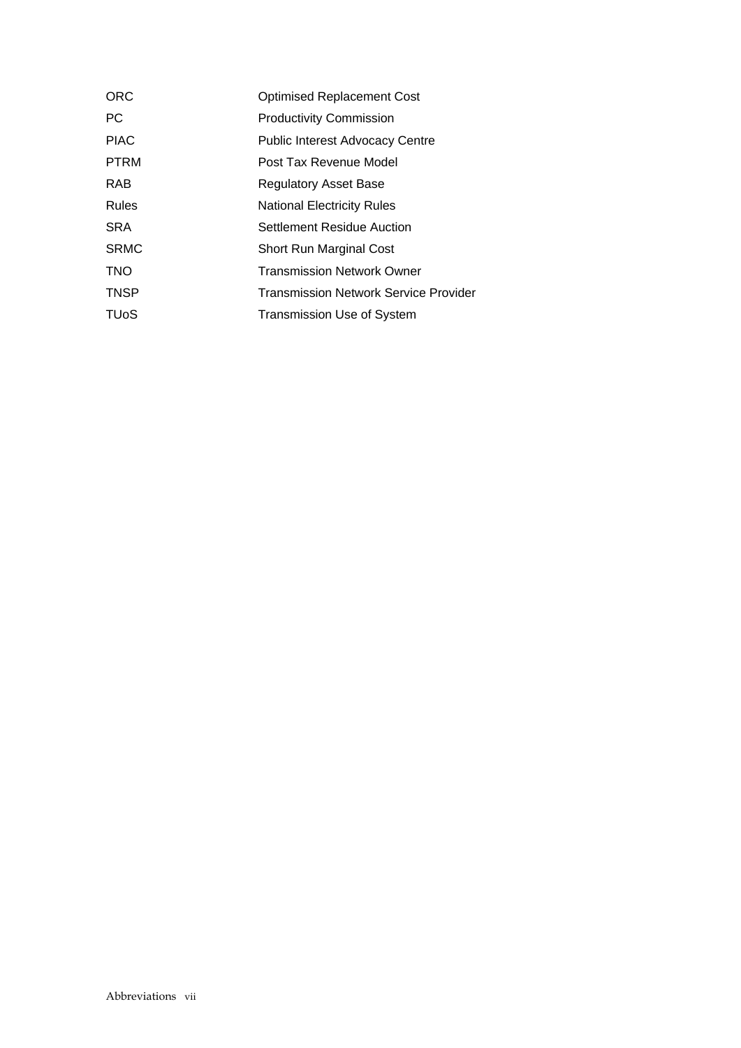| | |
|---|---|
| ORC | Optimised Replacement Cost |
| PC | Productivity Commission |
| PIAC | Public Interest Advocacy Centre |
| PTRM | Post Tax Revenue Model |
| RAB | Regulatory Asset Base |
| Rules | National Electricity Rules |
| SRA | Settlement Residue Auction |
| SRMC | Short Run Marginal Cost |
| TNO | Transmission Network Owner |
| TNSP | Transmission Network Service Provider |
| TUoS | Transmission Use of System |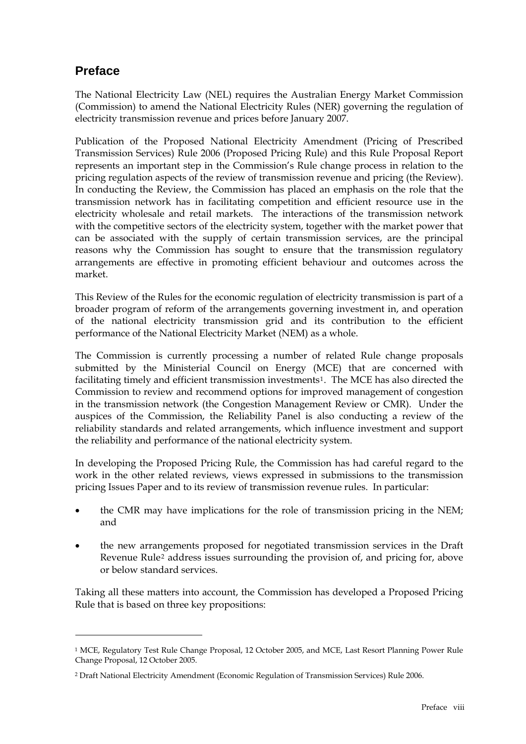## Preface

The National Electricity Law (NEL) requires the Australian Energy Market Commission (Commission) to amend the National Electricity Rules (NER) governing the regulation of electricity transmission revenue and prices before January 2007.

Publication of the Proposed National Electricity Amendment (Pricing of Prescribed Transmission Services) Rule 2006 (Proposed Pricing Rule) and this Rule Proposal Report represents an important step in the Commission's Rule change process in relation to the pricing regulation aspects of the review of transmission revenue and pricing (the Review). In conducting the Review, the Commission has placed an emphasis on the role that the transmission network has in facilitating competition and efficient resource use in the electricity wholesale and retail markets. The interactions of the transmission network with the competitive sectors of the electricity system, together with the market power that can be associated with the supply of certain transmission services, are the principal reasons why the Commission has sought to ensure that the transmission regulatory arrangements are effective in promoting efficient behaviour and outcomes across the market.

This Review of the Rules for the economic regulation of electricity transmission is part of a broader program of reform of the arrangements governing investment in, and operation of the national electricity transmission grid and its contribution to the efficient performance of the National Electricity Market (NEM) as a whole.

The Commission is currently processing a number of related Rule change proposals submitted by the Ministerial Council on Energy (MCE) that are concerned with facilitating timely and efficient transmission investments[1]. The MCE has also directed the Commission to review and recommend options for improved management of congestion in the transmission network (the Congestion Management Review or CMR). Under the auspices of the Commission, the Reliability Panel is also conducting a review of the reliability standards and related arrangements, which influence investment and support the reliability and performance of the national electricity system.

In developing the Proposed Pricing Rule, the Commission has had careful regard to the work in the other related reviews, views expressed in submissions to the transmission pricing Issues Paper and to its review of transmission revenue rules. In particular:

- the CMR may have implications for the role of transmission pricing in the NEM; and
- the new arrangements proposed for negotiated transmission services in the Draft Revenue Rule[2] address issues surrounding the provision of, and pricing for, above or below standard services.

Taking all these matters into account, the Commission has developed a Proposed Pricing Rule that is based on three key propositions:

---

[1] MCE, Regulatory Test Rule Change Proposal, 12 October 2005, and MCE, Last Resort Planning Power Rule Change Proposal, 12 October 2005.

[2] Draft National Electricity Amendment (Economic Regulation of Transmission Services) Rule 2006.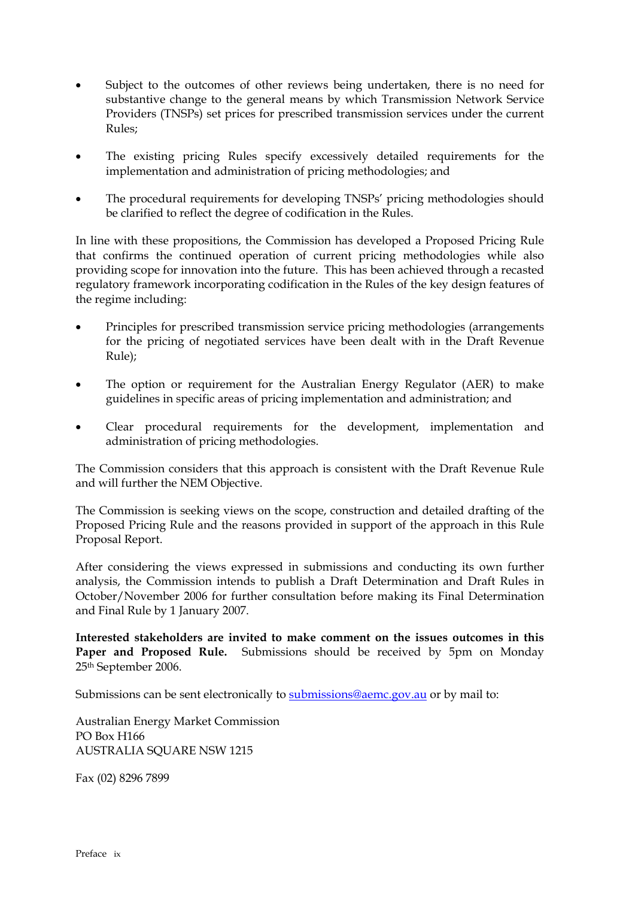- Subject to the outcomes of other reviews being undertaken, there is no need for substantive change to the general means by which Transmission Network Service Providers (TNSPs) set prices for prescribed transmission services under the current Rules;
- The existing pricing Rules specify excessively detailed requirements for the implementation and administration of pricing methodologies; and
- The procedural requirements for developing TNSPs' pricing methodologies should be clarified to reflect the degree of codification in the Rules.

In line with these propositions, the Commission has developed a Proposed Pricing Rule that confirms the continued operation of current pricing methodologies while also providing scope for innovation into the future. This has been achieved through a recasted regulatory framework incorporating codification in the Rules of the key design features of the regime including:

- Principles for prescribed transmission service pricing methodologies (arrangements for the pricing of negotiated services have been dealt with in the Draft Revenue Rule);
- The option or requirement for the Australian Energy Regulator (AER) to make guidelines in specific areas of pricing implementation and administration; and
- Clear procedural requirements for the development, implementation and administration of pricing methodologies.

The Commission considers that this approach is consistent with the Draft Revenue Rule and will further the NEM Objective.

The Commission is seeking views on the scope, construction and detailed drafting of the Proposed Pricing Rule and the reasons provided in support of the approach in this Rule Proposal Report.

After considering the views expressed in submissions and conducting its own further analysis, the Commission intends to publish a Draft Determination and Draft Rules in October/November 2006 for further consultation before making its Final Determination and Final Rule by 1 January 2007.

**Interested stakeholders are invited to make comment on the issues outcomes in this Paper and Proposed Rule.** Submissions should be received by 5pm on Monday 25th September 2006.

Submissions can be sent electronically to submissions@aemc.gov.au or by mail to:

Australian Energy Market Commission
PO Box H166
AUSTRALIA SQUARE NSW 1215

Fax (02) 8296 7899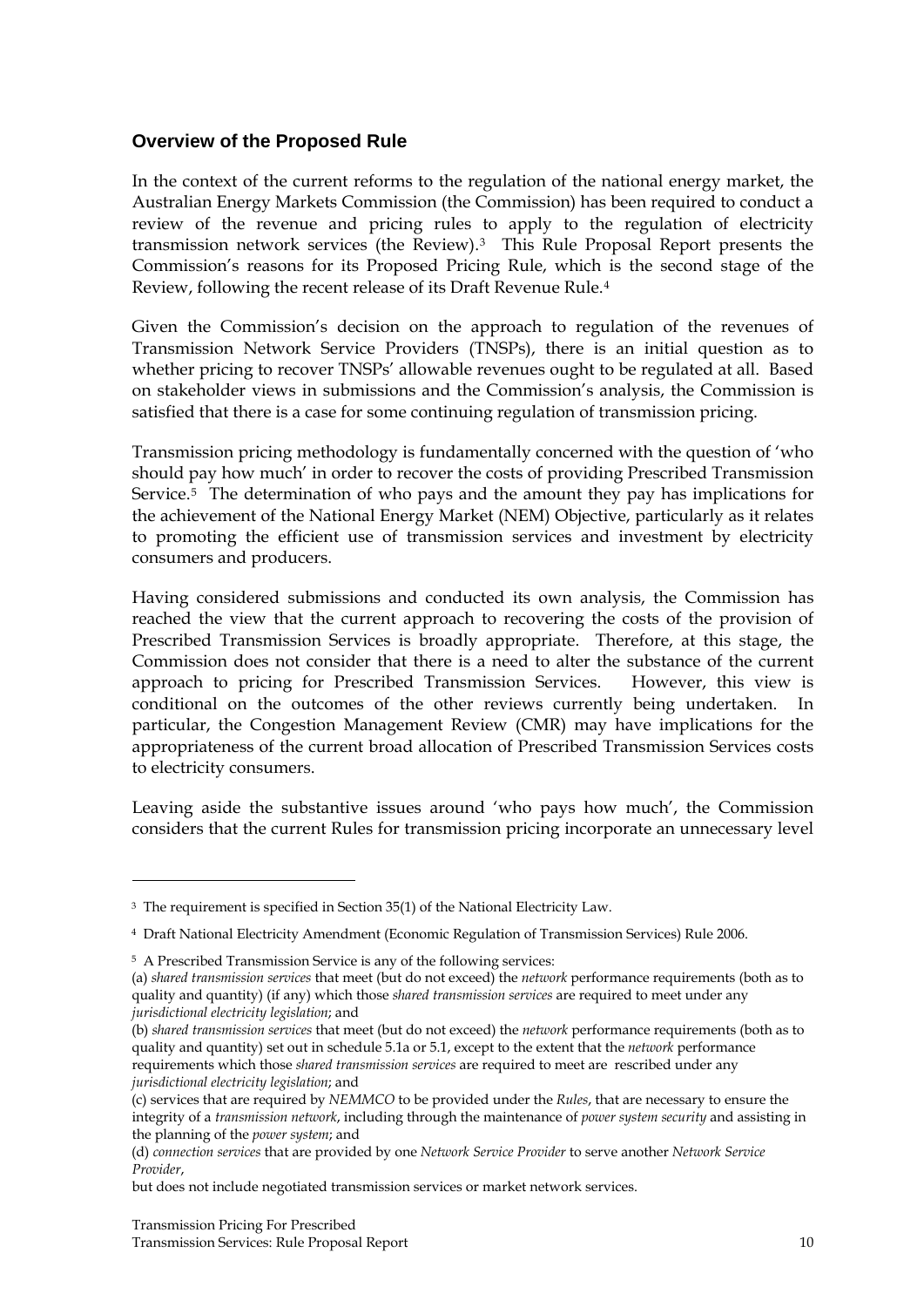## Overview of the Proposed Rule

In the context of the current reforms to the regulation of the national energy market, the Australian Energy Markets Commission (the Commission) has been required to conduct a review of the revenue and pricing rules to apply to the regulation of electricity transmission network services (the Review).[3] This Rule Proposal Report presents the Commission's reasons for its Proposed Pricing Rule, which is the second stage of the Review, following the recent release of its Draft Revenue Rule.[4]

Given the Commission's decision on the approach to regulation of the revenues of Transmission Network Service Providers (TNSPs), there is an initial question as to whether pricing to recover TNSPs' allowable revenues ought to be regulated at all. Based on stakeholder views in submissions and the Commission's analysis, the Commission is satisfied that there is a case for some continuing regulation of transmission pricing.

Transmission pricing methodology is fundamentally concerned with the question of 'who should pay how much' in order to recover the costs of providing Prescribed Transmission Service.[5] The determination of who pays and the amount they pay has implications for the achievement of the National Energy Market (NEM) Objective, particularly as it relates to promoting the efficient use of transmission services and investment by electricity consumers and producers.

Having considered submissions and conducted its own analysis, the Commission has reached the view that the current approach to recovering the costs of the provision of Prescribed Transmission Services is broadly appropriate. Therefore, at this stage, the Commission does not consider that there is a need to alter the substance of the current approach to pricing for Prescribed Transmission Services. However, this view is conditional on the outcomes of the other reviews currently being undertaken. In particular, the Congestion Management Review (CMR) may have implications for the appropriateness of the current broad allocation of Prescribed Transmission Services costs to electricity consumers.

Leaving aside the substantive issues around 'who pays how much', the Commission considers that the current Rules for transmission pricing incorporate an unnecessary level

---

[3] The requirement is specified in Section 35(1) of the National Electricity Law.

[4] Draft National Electricity Amendment (Economic Regulation of Transmission Services) Rule 2006.

[5] A Prescribed Transmission Service is any of the following services:
(a) *shared transmission services* that meet (but do not exceed) the *network* performance requirements (both as to quality and quantity) (if any) which those *shared transmission services* are required to meet under any *jurisdictional electricity legislation*; and
(b) *shared transmission services* that meet (but do not exceed) the *network* performance requirements (both as to quality and quantity) set out in schedule 5.1a or 5.1, except to the extent that the *network* performance requirements which those *shared transmission services* are required to meet are rescribed under any *jurisdictional electricity legislation*; and
(c) services that are required by *NEMMCO* to be provided under the *Rules*, that are necessary to ensure the integrity of a *transmission network*, including through the maintenance of *power system security* and assisting in the planning of the *power system*; and
(d) *connection services* that are provided by one *Network Service Provider* to serve another *Network Service Provider*,
but does not include negotiated transmission services or market network services.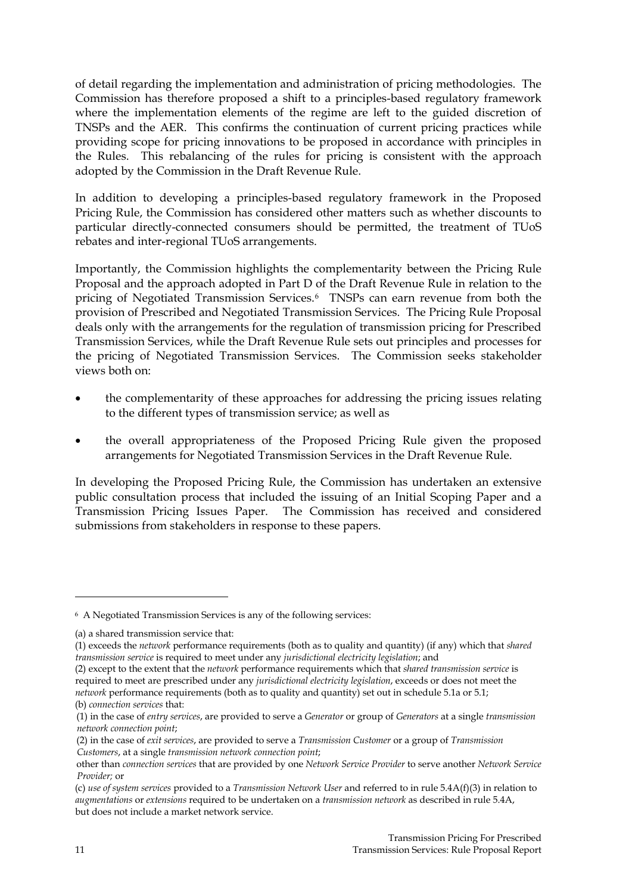of detail regarding the implementation and administration of pricing methodologies. The Commission has therefore proposed a shift to a principles-based regulatory framework where the implementation elements of the regime are left to the guided discretion of TNSPs and the AER. This confirms the continuation of current pricing practices while providing scope for pricing innovations to be proposed in accordance with principles in the Rules. This rebalancing of the rules for pricing is consistent with the approach adopted by the Commission in the Draft Revenue Rule.

In addition to developing a principles-based regulatory framework in the Proposed Pricing Rule, the Commission has considered other matters such as whether discounts to particular directly-connected consumers should be permitted, the treatment of TUoS rebates and inter-regional TUoS arrangements.

Importantly, the Commission highlights the complementarity between the Pricing Rule Proposal and the approach adopted in Part D of the Draft Revenue Rule in relation to the pricing of Negotiated Transmission Services.[6] TNSPs can earn revenue from both the provision of Prescribed and Negotiated Transmission Services. The Pricing Rule Proposal deals only with the arrangements for the regulation of transmission pricing for Prescribed Transmission Services, while the Draft Revenue Rule sets out principles and processes for the pricing of Negotiated Transmission Services. The Commission seeks stakeholder views both on:

- the complementarity of these approaches for addressing the pricing issues relating to the different types of transmission service; as well as
- the overall appropriateness of the Proposed Pricing Rule given the proposed arrangements for Negotiated Transmission Services in the Draft Revenue Rule.

In developing the Proposed Pricing Rule, the Commission has undertaken an extensive public consultation process that included the issuing of an Initial Scoping Paper and a Transmission Pricing Issues Paper. The Commission has received and considered submissions from stakeholders in response to these papers.

---

[6] A Negotiated Transmission Services is any of the following services:

(a) a shared transmission service that:

(1) exceeds the *network* performance requirements (both as to quality and quantity) (if any) which that *shared transmission service* is required to meet under any *jurisdictional electricity legislation*; and

(2) except to the extent that the *network* performance requirements which that *shared transmission service* is required to meet are prescribed under any *jurisdictional electricity legislation*, exceeds or does not meet the *network* performance requirements (both as to quality and quantity) set out in schedule 5.1a or 5.1;

(b) *connection services* that:

(1) in the case of *entry services*, are provided to serve a *Generator* or group of *Generators* at a single *transmission network connection point*;

(2) in the case of *exit services*, are provided to serve a *Transmission Customer* or a group of *Transmission Customers*, at a single *transmission network connection point*;

other than *connection services* that are provided by one *Network Service Provider* to serve another *Network Service Provider;* or

(c) *use of system services* provided to a *Transmission Network User* and referred to in rule 5.4A(f)(3) in relation to *augmentations* or *extensions* required to be undertaken on a *transmission network* as described in rule 5.4A, but does not include a market network service.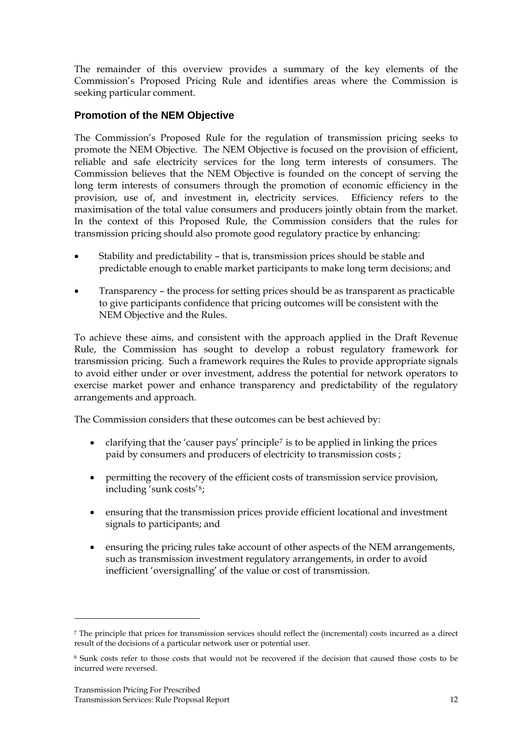The remainder of this overview provides a summary of the key elements of the Commission's Proposed Pricing Rule and identifies areas where the Commission is seeking particular comment.

## Promotion of the NEM Objective

The Commission's Proposed Rule for the regulation of transmission pricing seeks to promote the NEM Objective. The NEM Objective is focused on the provision of efficient, reliable and safe electricity services for the long term interests of consumers. The Commission believes that the NEM Objective is founded on the concept of serving the long term interests of consumers through the promotion of economic efficiency in the provision, use of, and investment in, electricity services. Efficiency refers to the maximisation of the total value consumers and producers jointly obtain from the market. In the context of this Proposed Rule, the Commission considers that the rules for transmission pricing should also promote good regulatory practice by enhancing:

- Stability and predictability – that is, transmission prices should be stable and predictable enough to enable market participants to make long term decisions; and
- Transparency – the process for setting prices should be as transparent as practicable to give participants confidence that pricing outcomes will be consistent with the NEM Objective and the Rules.

To achieve these aims, and consistent with the approach applied in the Draft Revenue Rule, the Commission has sought to develop a robust regulatory framework for transmission pricing. Such a framework requires the Rules to provide appropriate signals to avoid either under or over investment, address the potential for network operators to exercise market power and enhance transparency and predictability of the regulatory arrangements and approach.

The Commission considers that these outcomes can be best achieved by:

- clarifying that the 'causer pays' principle[7] is to be applied in linking the prices paid by consumers and producers of electricity to transmission costs ;
- permitting the recovery of the efficient costs of transmission service provision, including 'sunk costs'[8];
- ensuring that the transmission prices provide efficient locational and investment signals to participants; and
- ensuring the pricing rules take account of other aspects of the NEM arrangements, such as transmission investment regulatory arrangements, in order to avoid inefficient 'oversignalling' of the value or cost of transmission.

---

[7] The principle that prices for transmission services should reflect the (incremental) costs incurred as a direct result of the decisions of a particular network user or potential user.

[8] Sunk costs refer to those costs that would not be recovered if the decision that caused those costs to be incurred were reversed.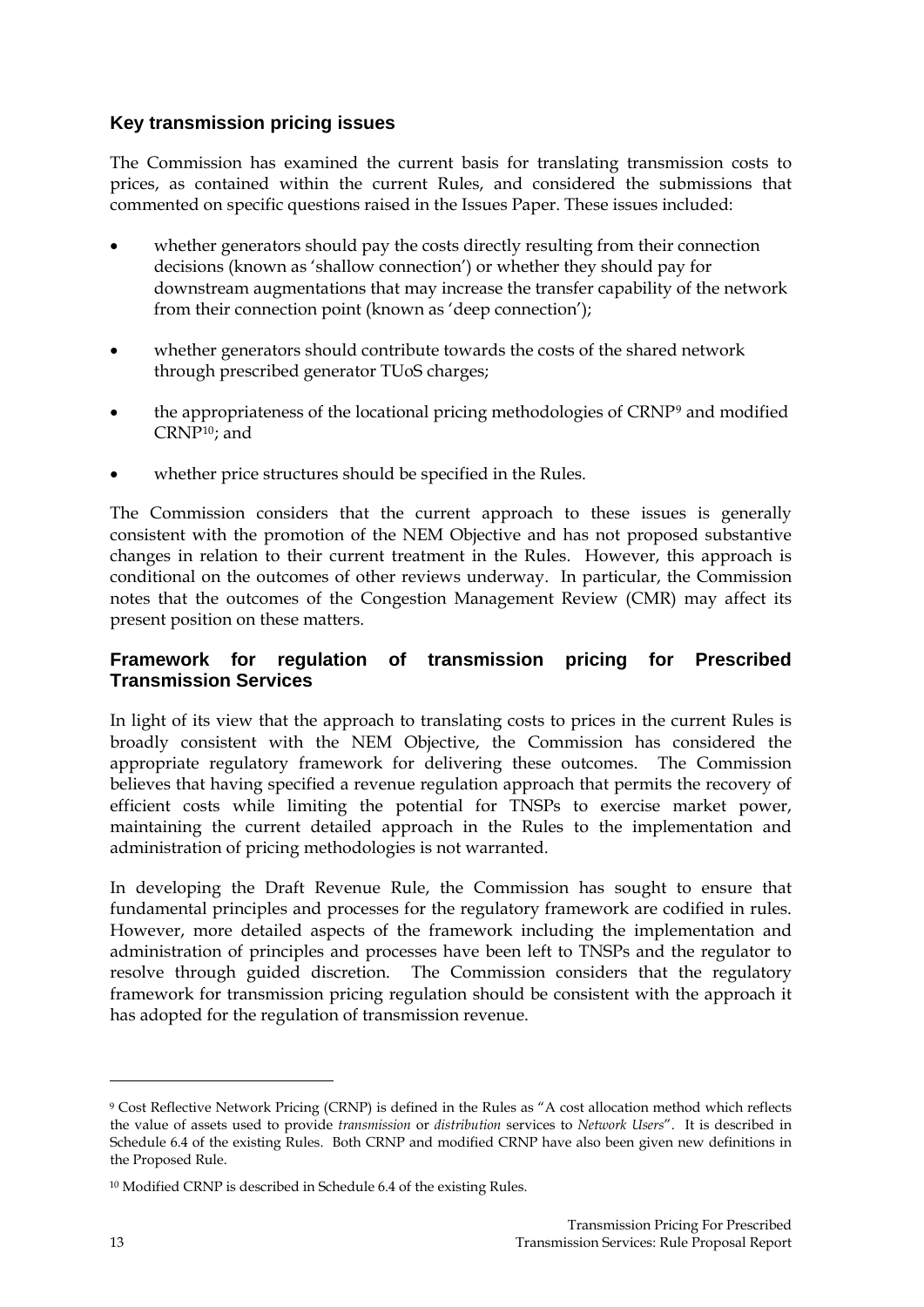## Key transmission pricing issues

The Commission has examined the current basis for translating transmission costs to prices, as contained within the current Rules, and considered the submissions that commented on specific questions raised in the Issues Paper. These issues included:

- whether generators should pay the costs directly resulting from their connection decisions (known as 'shallow connection') or whether they should pay for downstream augmentations that may increase the transfer capability of the network from their connection point (known as 'deep connection');
- whether generators should contribute towards the costs of the shared network through prescribed generator TUoS charges;
- the appropriateness of the locational pricing methodologies of CRNP[9] and modified CRNP[10]; and
- whether price structures should be specified in the Rules.

The Commission considers that the current approach to these issues is generally consistent with the promotion of the NEM Objective and has not proposed substantive changes in relation to their current treatment in the Rules. However, this approach is conditional on the outcomes of other reviews underway. In particular, the Commission notes that the outcomes of the Congestion Management Review (CMR) may affect its present position on these matters.

## Framework for regulation of transmission pricing for Prescribed Transmission Services

In light of its view that the approach to translating costs to prices in the current Rules is broadly consistent with the NEM Objective, the Commission has considered the appropriate regulatory framework for delivering these outcomes. The Commission believes that having specified a revenue regulation approach that permits the recovery of efficient costs while limiting the potential for TNSPs to exercise market power, maintaining the current detailed approach in the Rules to the implementation and administration of pricing methodologies is not warranted.

In developing the Draft Revenue Rule, the Commission has sought to ensure that fundamental principles and processes for the regulatory framework are codified in rules. However, more detailed aspects of the framework including the implementation and administration of principles and processes have been left to TNSPs and the regulator to resolve through guided discretion. The Commission considers that the regulatory framework for transmission pricing regulation should be consistent with the approach it has adopted for the regulation of transmission revenue.

---

[9] Cost Reflective Network Pricing (CRNP) is defined in the Rules as "A cost allocation method which reflects the value of assets used to provide *transmission* or *distribution* services to *Network Users*". It is described in Schedule 6.4 of the existing Rules. Both CRNP and modified CRNP have also been given new definitions in the Proposed Rule.

[10] Modified CRNP is described in Schedule 6.4 of the existing Rules.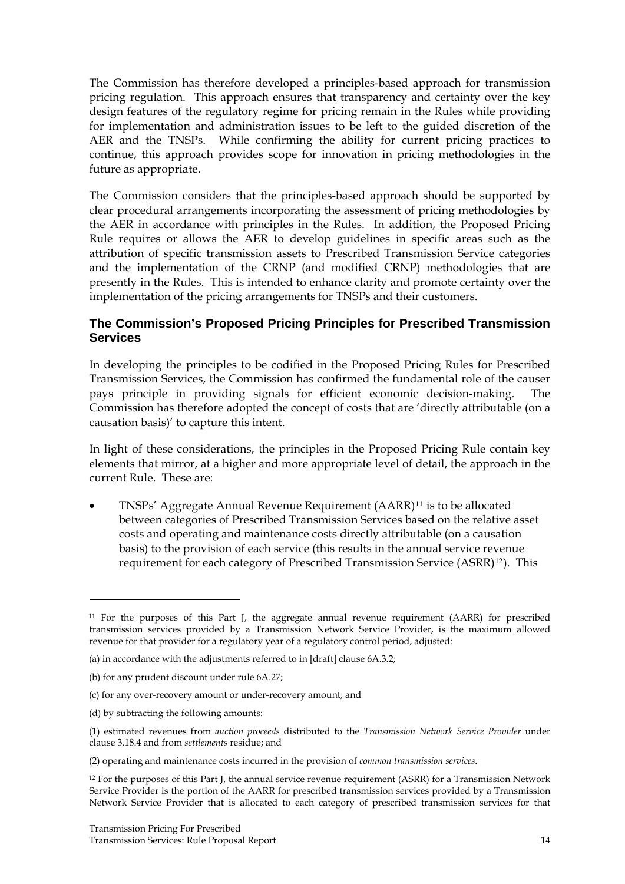The Commission has therefore developed a principles-based approach for transmission pricing regulation. This approach ensures that transparency and certainty over the key design features of the regulatory regime for pricing remain in the Rules while providing for implementation and administration issues to be left to the guided discretion of the AER and the TNSPs. While confirming the ability for current pricing practices to continue, this approach provides scope for innovation in pricing methodologies in the future as appropriate.

The Commission considers that the principles-based approach should be supported by clear procedural arrangements incorporating the assessment of pricing methodologies by the AER in accordance with principles in the Rules. In addition, the Proposed Pricing Rule requires or allows the AER to develop guidelines in specific areas such as the attribution of specific transmission assets to Prescribed Transmission Service categories and the implementation of the CRNP (and modified CRNP) methodologies that are presently in the Rules. This is intended to enhance clarity and promote certainty over the implementation of the pricing arrangements for TNSPs and their customers.

### The Commission's Proposed Pricing Principles for Prescribed Transmission Services

In developing the principles to be codified in the Proposed Pricing Rules for Prescribed Transmission Services, the Commission has confirmed the fundamental role of the causer pays principle in providing signals for efficient economic decision-making. The Commission has therefore adopted the concept of costs that are 'directly attributable (on a causation basis)' to capture this intent.

In light of these considerations, the principles in the Proposed Pricing Rule contain key elements that mirror, at a higher and more appropriate level of detail, the approach in the current Rule. These are:

- TNSPs' Aggregate Annual Revenue Requirement (AARR)[11] is to be allocated between categories of Prescribed Transmission Services based on the relative asset costs and operating and maintenance costs directly attributable (on a causation basis) to the provision of each service (this results in the annual service revenue requirement for each category of Prescribed Transmission Service (ASRR)[12]). This

---

[11] For the purposes of this Part J, the aggregate annual revenue requirement (AARR) for prescribed transmission services provided by a Transmission Network Service Provider, is the maximum allowed revenue for that provider for a regulatory year of a regulatory control period, adjusted:

(a) in accordance with the adjustments referred to in [draft] clause 6A.3.2;

(b) for any prudent discount under rule 6A.27;

(c) for any over-recovery amount or under-recovery amount; and

(d) by subtracting the following amounts:

(1) estimated revenues from *auction proceeds* distributed to the *Transmission Network Service Provider* under clause 3.18.4 and from *settlements* residue; and

(2) operating and maintenance costs incurred in the provision of *common transmission services*.

[12] For the purposes of this Part J, the annual service revenue requirement (ASRR) for a Transmission Network Service Provider is the portion of the AARR for prescribed transmission services provided by a Transmission Network Service Provider that is allocated to each category of prescribed transmission services for that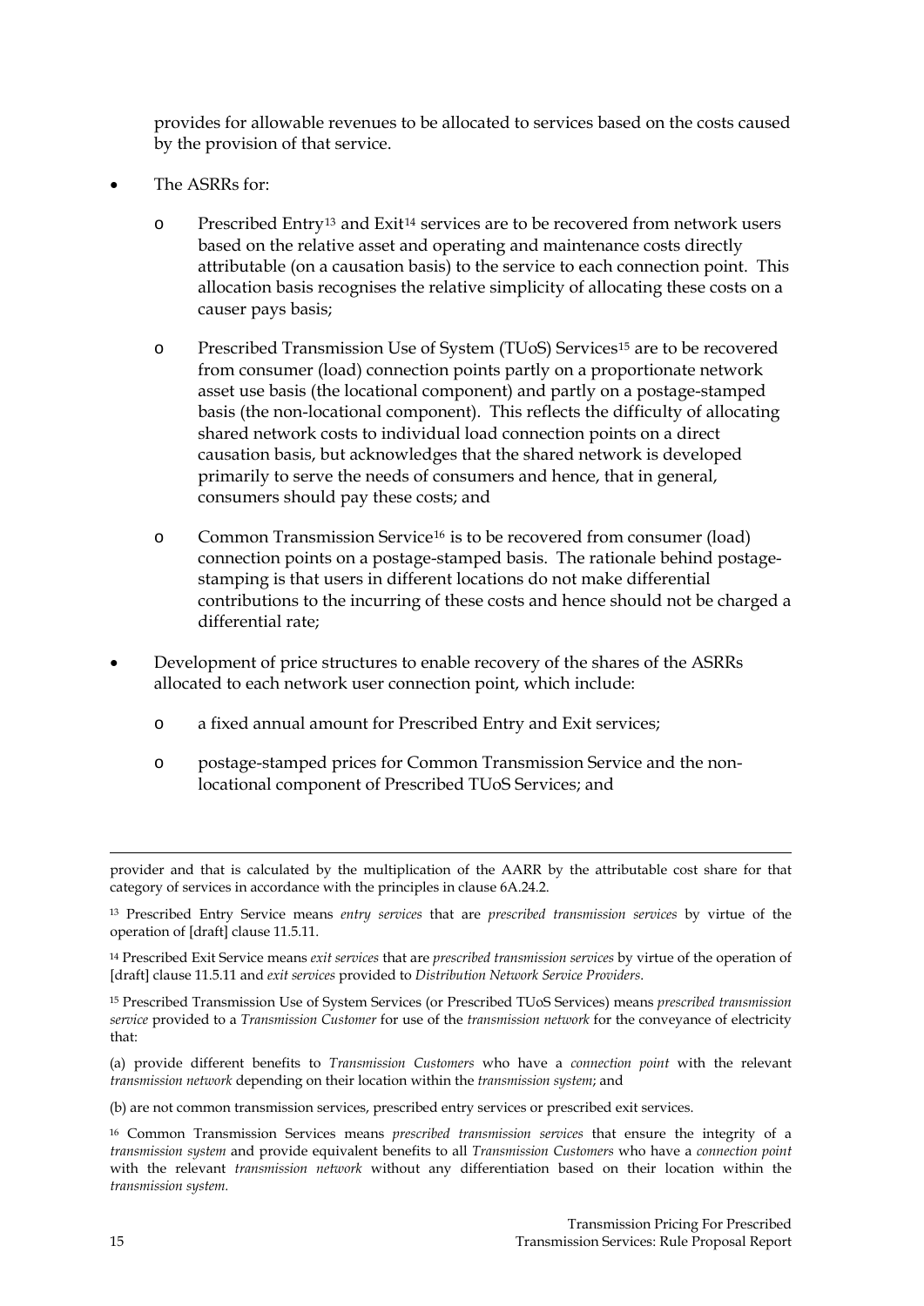provides for allowable revenues to be allocated to services based on the costs caused by the provision of that service.

- The ASRRs for:
  - Prescribed Entry[13] and Exit[14] services are to be recovered from network users based on the relative asset and operating and maintenance costs directly attributable (on a causation basis) to the service to each connection point. This allocation basis recognises the relative simplicity of allocating these costs on a causer pays basis;
  - Prescribed Transmission Use of System (TUoS) Services[15] are to be recovered from consumer (load) connection points partly on a proportionate network asset use basis (the locational component) and partly on a postage-stamped basis (the non-locational component). This reflects the difficulty of allocating shared network costs to individual load connection points on a direct causation basis, but acknowledges that the shared network is developed primarily to serve the needs of consumers and hence, that in general, consumers should pay these costs; and
  - Common Transmission Service[16] is to be recovered from consumer (load) connection points on a postage-stamped basis. The rationale behind postage-stamping is that users in different locations do not make differential contributions to the incurring of these costs and hence should not be charged a differential rate;
- Development of price structures to enable recovery of the shares of the ASRRs allocated to each network user connection point, which include:
  - a fixed annual amount for Prescribed Entry and Exit services;
  - postage-stamped prices for Common Transmission Service and the non-locational component of Prescribed TUoS Services; and

---

provider and that is calculated by the multiplication of the AARR by the attributable cost share for that category of services in accordance with the principles in clause 6A.24.2.

[13] Prescribed Entry Service means *entry services* that are *prescribed transmission services* by virtue of the operation of [draft] clause 11.5.11.

[14] Prescribed Exit Service means *exit services* that are *prescribed transmission services* by virtue of the operation of [draft] clause 11.5.11 and *exit services* provided to *Distribution Network Service Providers*.

[15] Prescribed Transmission Use of System Services (or Prescribed TUoS Services) means *prescribed transmission service* provided to a *Transmission Customer* for use of the *transmission network* for the conveyance of electricity that:

(a) provide different benefits to *Transmission Customers* who have a *connection point* with the relevant *transmission network* depending on their location within the *transmission system*; and

(b) are not common transmission services, prescribed entry services or prescribed exit services.

[16] Common Transmission Services means *prescribed transmission services* that ensure the integrity of a *transmission system* and provide equivalent benefits to all *Transmission Customers* who have a *connection point* with the relevant *transmission network* without any differentiation based on their location within the *transmission system.*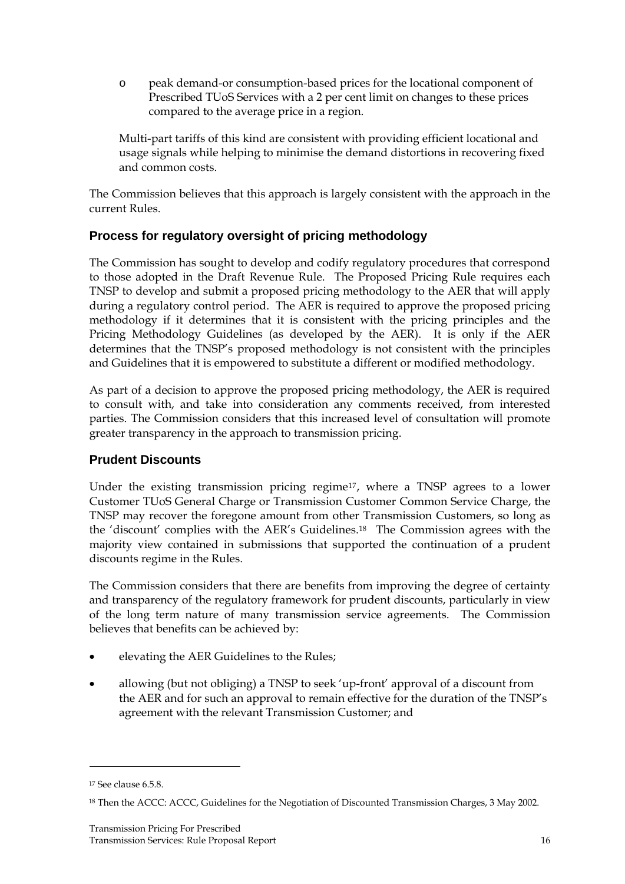- peak demand-or consumption-based prices for the locational component of Prescribed TUoS Services with a 2 per cent limit on changes to these prices compared to the average price in a region.

Multi-part tariffs of this kind are consistent with providing efficient locational and usage signals while helping to minimise the demand distortions in recovering fixed and common costs.

The Commission believes that this approach is largely consistent with the approach in the current Rules.

## Process for regulatory oversight of pricing methodology

The Commission has sought to develop and codify regulatory procedures that correspond to those adopted in the Draft Revenue Rule. The Proposed Pricing Rule requires each TNSP to develop and submit a proposed pricing methodology to the AER that will apply during a regulatory control period. The AER is required to approve the proposed pricing methodology if it determines that it is consistent with the pricing principles and the Pricing Methodology Guidelines (as developed by the AER). It is only if the AER determines that the TNSP's proposed methodology is not consistent with the principles and Guidelines that it is empowered to substitute a different or modified methodology.

As part of a decision to approve the proposed pricing methodology, the AER is required to consult with, and take into consideration any comments received, from interested parties. The Commission considers that this increased level of consultation will promote greater transparency in the approach to transmission pricing.

## Prudent Discounts

Under the existing transmission pricing regime[17], where a TNSP agrees to a lower Customer TUoS General Charge or Transmission Customer Common Service Charge, the TNSP may recover the foregone amount from other Transmission Customers, so long as the 'discount' complies with the AER's Guidelines.[18] The Commission agrees with the majority view contained in submissions that supported the continuation of a prudent discounts regime in the Rules.

The Commission considers that there are benefits from improving the degree of certainty and transparency of the regulatory framework for prudent discounts, particularly in view of the long term nature of many transmission service agreements. The Commission believes that benefits can be achieved by:

- elevating the AER Guidelines to the Rules;
- allowing (but not obliging) a TNSP to seek 'up-front' approval of a discount from the AER and for such an approval to remain effective for the duration of the TNSP's agreement with the relevant Transmission Customer; and

---

[17] See clause 6.5.8.

[18] Then the ACCC: ACCC, Guidelines for the Negotiation of Discounted Transmission Charges, 3 May 2002.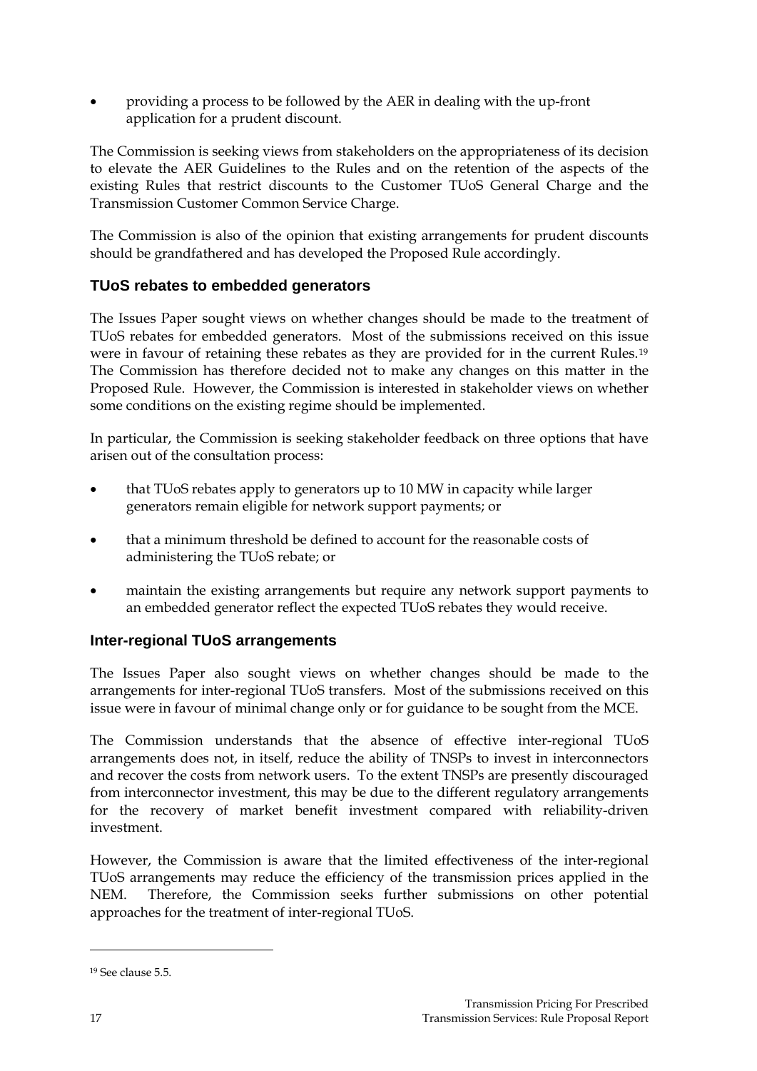- providing a process to be followed by the AER in dealing with the up-front application for a prudent discount.

The Commission is seeking views from stakeholders on the appropriateness of its decision to elevate the AER Guidelines to the Rules and on the retention of the aspects of the existing Rules that restrict discounts to the Customer TUoS General Charge and the Transmission Customer Common Service Charge.

The Commission is also of the opinion that existing arrangements for prudent discounts should be grandfathered and has developed the Proposed Rule accordingly.

### TUoS rebates to embedded generators

The Issues Paper sought views on whether changes should be made to the treatment of TUoS rebates for embedded generators. Most of the submissions received on this issue were in favour of retaining these rebates as they are provided for in the current Rules.[19] The Commission has therefore decided not to make any changes on this matter in the Proposed Rule. However, the Commission is interested in stakeholder views on whether some conditions on the existing regime should be implemented.

In particular, the Commission is seeking stakeholder feedback on three options that have arisen out of the consultation process:

- that TUoS rebates apply to generators up to 10 MW in capacity while larger generators remain eligible for network support payments; or
- that a minimum threshold be defined to account for the reasonable costs of administering the TUoS rebate; or
- maintain the existing arrangements but require any network support payments to an embedded generator reflect the expected TUoS rebates they would receive.

### Inter-regional TUoS arrangements

The Issues Paper also sought views on whether changes should be made to the arrangements for inter-regional TUoS transfers. Most of the submissions received on this issue were in favour of minimal change only or for guidance to be sought from the MCE.

The Commission understands that the absence of effective inter-regional TUoS arrangements does not, in itself, reduce the ability of TNSPs to invest in interconnectors and recover the costs from network users. To the extent TNSPs are presently discouraged from interconnector investment, this may be due to the different regulatory arrangements for the recovery of market benefit investment compared with reliability-driven investment.

However, the Commission is aware that the limited effectiveness of the inter-regional TUoS arrangements may reduce the efficiency of the transmission prices applied in the NEM. Therefore, the Commission seeks further submissions on other potential approaches for the treatment of inter-regional TUoS.

---

[19] See clause 5.5.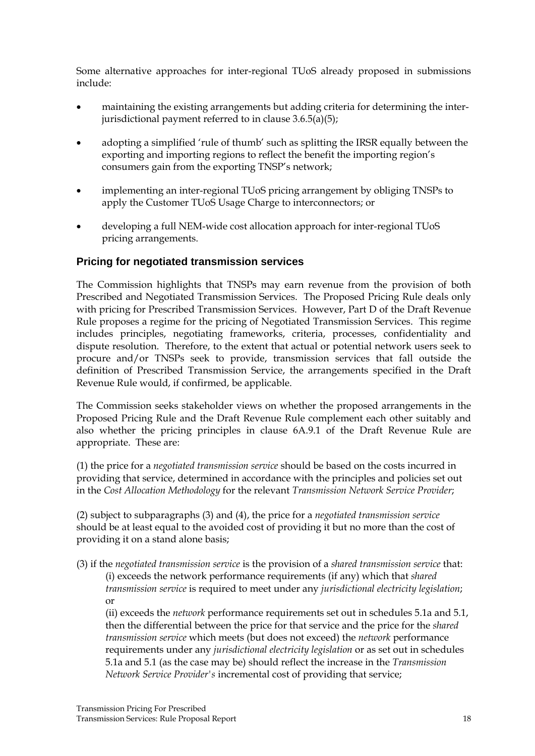Some alternative approaches for inter-regional TUoS already proposed in submissions include:

- maintaining the existing arrangements but adding criteria for determining the inter-jurisdictional payment referred to in clause 3.6.5(a)(5);
- adopting a simplified 'rule of thumb' such as splitting the IRSR equally between the exporting and importing regions to reflect the benefit the importing region's consumers gain from the exporting TNSP's network;
- implementing an inter-regional TUoS pricing arrangement by obliging TNSPs to apply the Customer TUoS Usage Charge to interconnectors; or
- developing a full NEM-wide cost allocation approach for inter-regional TUoS pricing arrangements.

### Pricing for negotiated transmission services

The Commission highlights that TNSPs may earn revenue from the provision of both Prescribed and Negotiated Transmission Services. The Proposed Pricing Rule deals only with pricing for Prescribed Transmission Services. However, Part D of the Draft Revenue Rule proposes a regime for the pricing of Negotiated Transmission Services. This regime includes principles, negotiating frameworks, criteria, processes, confidentiality and dispute resolution. Therefore, to the extent that actual or potential network users seek to procure and/or TNSPs seek to provide, transmission services that fall outside the definition of Prescribed Transmission Service, the arrangements specified in the Draft Revenue Rule would, if confirmed, be applicable.

The Commission seeks stakeholder views on whether the proposed arrangements in the Proposed Pricing Rule and the Draft Revenue Rule complement each other suitably and also whether the pricing principles in clause 6A.9.1 of the Draft Revenue Rule are appropriate. These are:

(1) the price for a *negotiated transmission service* should be based on the costs incurred in providing that service, determined in accordance with the principles and policies set out in the *Cost Allocation Methodology* for the relevant *Transmission Network Service Provider*;

(2) subject to subparagraphs (3) and (4), the price for a *negotiated transmission service* should be at least equal to the avoided cost of providing it but no more than the cost of providing it on a stand alone basis;

(3) if the *negotiated transmission service* is the provision of a *shared transmission service* that:

(i) exceeds the network performance requirements (if any) which that *shared transmission service* is required to meet under any *jurisdictional electricity legislation*; or

(ii) exceeds the *network* performance requirements set out in schedules 5.1a and 5.1, then the differential between the price for that service and the price for the *shared transmission service* which meets (but does not exceed) the *network* performance requirements under any *jurisdictional electricity legislation* or as set out in schedules 5.1a and 5.1 (as the case may be) should reflect the increase in the *Transmission Network Service Provider's* incremental cost of providing that service;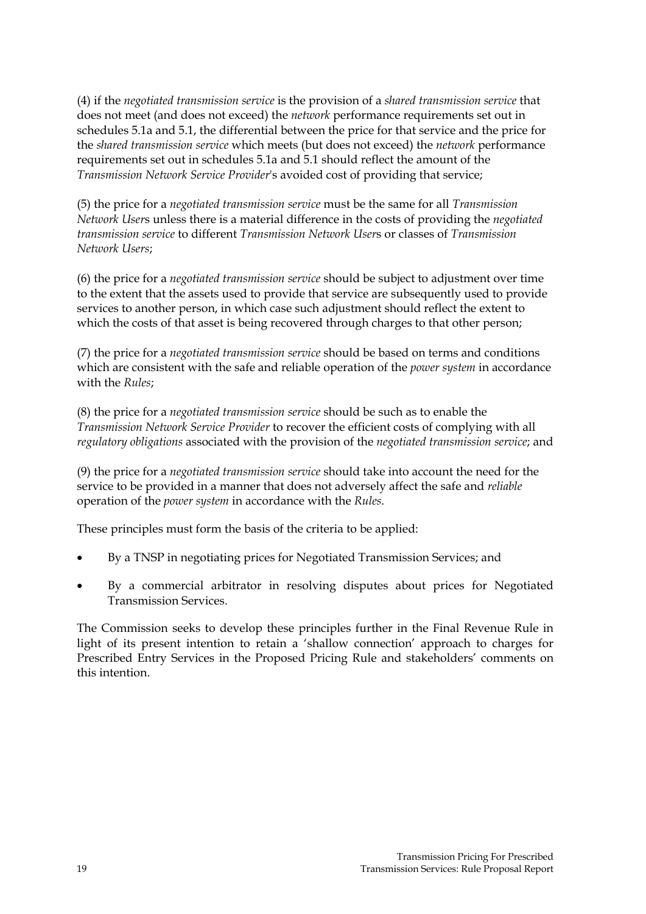(4) if the *negotiated transmission service* is the provision of a *shared transmission service* that does not meet (and does not exceed) the *network* performance requirements set out in schedules 5.1a and 5.1, the differential between the price for that service and the price for the *shared transmission service* which meets (but does not exceed) the *network* performance requirements set out in schedules 5.1a and 5.1 should reflect the amount of the *Transmission Network Service Provider*'s avoided cost of providing that service;

(5) the price for a *negotiated transmission service* must be the same for all *Transmission Network User*s unless there is a material difference in the costs of providing the *negotiated transmission service* to different *Transmission Network User*s or classes of *Transmission Network Users*;

(6) the price for a *negotiated transmission service* should be subject to adjustment over time to the extent that the assets used to provide that service are subsequently used to provide services to another person, in which case such adjustment should reflect the extent to which the costs of that asset is being recovered through charges to that other person;

(7) the price for a *negotiated transmission service* should be based on terms and conditions which are consistent with the safe and reliable operation of the *power system* in accordance with the *Rules*;

(8) the price for a *negotiated transmission service* should be such as to enable the *Transmission Network Service Provider* to recover the efficient costs of complying with all *regulatory obligations* associated with the provision of the *negotiated transmission service*; and

(9) the price for a *negotiated transmission service* should take into account the need for the service to be provided in a manner that does not adversely affect the safe and *reliable* operation of the *power system* in accordance with the *Rules*.

These principles must form the basis of the criteria to be applied:

- By a TNSP in negotiating prices for Negotiated Transmission Services; and
- By a commercial arbitrator in resolving disputes about prices for Negotiated Transmission Services.

The Commission seeks to develop these principles further in the Final Revenue Rule in light of its present intention to retain a 'shallow connection' approach to charges for Prescribed Entry Services in the Proposed Pricing Rule and stakeholders' comments on this intention.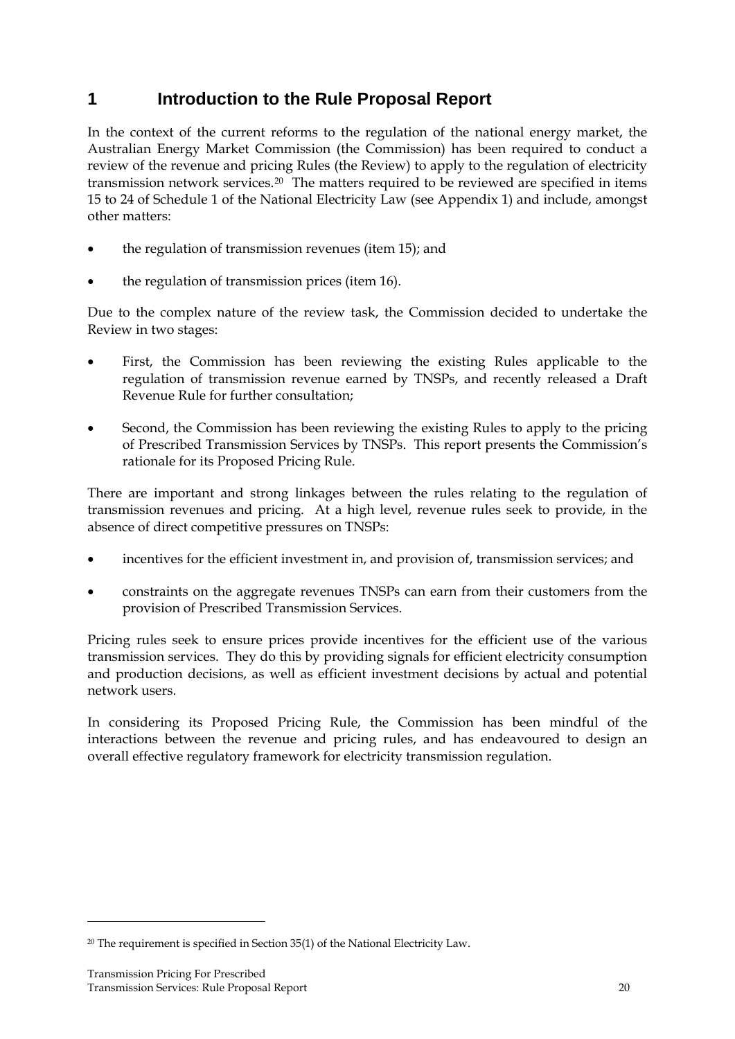# 1 Introduction to the Rule Proposal Report

In the context of the current reforms to the regulation of the national energy market, the Australian Energy Market Commission (the Commission) has been required to conduct a review of the revenue and pricing Rules (the Review) to apply to the regulation of electricity transmission network services.[20] The matters required to be reviewed are specified in items 15 to 24 of Schedule 1 of the National Electricity Law (see Appendix 1) and include, amongst other matters:

- the regulation of transmission revenues (item 15); and
- the regulation of transmission prices (item 16).

Due to the complex nature of the review task, the Commission decided to undertake the Review in two stages:

- First, the Commission has been reviewing the existing Rules applicable to the regulation of transmission revenue earned by TNSPs, and recently released a Draft Revenue Rule for further consultation;
- Second, the Commission has been reviewing the existing Rules to apply to the pricing of Prescribed Transmission Services by TNSPs. This report presents the Commission's rationale for its Proposed Pricing Rule.

There are important and strong linkages between the rules relating to the regulation of transmission revenues and pricing. At a high level, revenue rules seek to provide, in the absence of direct competitive pressures on TNSPs:

- incentives for the efficient investment in, and provision of, transmission services; and
- constraints on the aggregate revenues TNSPs can earn from their customers from the provision of Prescribed Transmission Services.

Pricing rules seek to ensure prices provide incentives for the efficient use of the various transmission services. They do this by providing signals for efficient electricity consumption and production decisions, as well as efficient investment decisions by actual and potential network users.

In considering its Proposed Pricing Rule, the Commission has been mindful of the interactions between the revenue and pricing rules, and has endeavoured to design an overall effective regulatory framework for electricity transmission regulation.

[20] The requirement is specified in Section 35(1) of the National Electricity Law.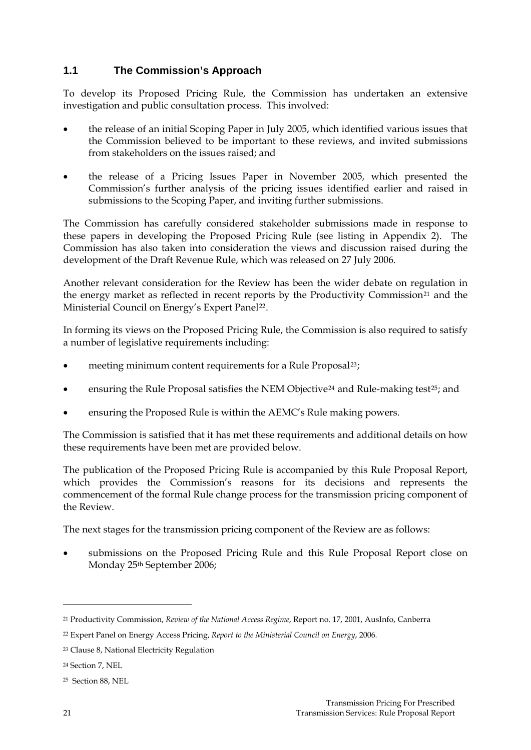## 1.1 The Commission's Approach

To develop its Proposed Pricing Rule, the Commission has undertaken an extensive investigation and public consultation process. This involved:

- the release of an initial Scoping Paper in July 2005, which identified various issues that the Commission believed to be important to these reviews, and invited submissions from stakeholders on the issues raised; and
- the release of a Pricing Issues Paper in November 2005, which presented the Commission's further analysis of the pricing issues identified earlier and raised in submissions to the Scoping Paper, and inviting further submissions.

The Commission has carefully considered stakeholder submissions made in response to these papers in developing the Proposed Pricing Rule (see listing in Appendix 2). The Commission has also taken into consideration the views and discussion raised during the development of the Draft Revenue Rule, which was released on 27 July 2006.

Another relevant consideration for the Review has been the wider debate on regulation in the energy market as reflected in recent reports by the Productivity Commission[21] and the Ministerial Council on Energy's Expert Panel[22].

In forming its views on the Proposed Pricing Rule, the Commission is also required to satisfy a number of legislative requirements including:

- meeting minimum content requirements for a Rule Proposal[23];
- ensuring the Rule Proposal satisfies the NEM Objective[24] and Rule-making test[25]; and
- ensuring the Proposed Rule is within the AEMC's Rule making powers.

The Commission is satisfied that it has met these requirements and additional details on how these requirements have been met are provided below.

The publication of the Proposed Pricing Rule is accompanied by this Rule Proposal Report, which provides the Commission's reasons for its decisions and represents the commencement of the formal Rule change process for the transmission pricing component of the Review.

The next stages for the transmission pricing component of the Review are as follows:

- submissions on the Proposed Pricing Rule and this Rule Proposal Report close on Monday 25th September 2006;

---

[21] Productivity Commission, *Review of the National Access Regime*, Report no. 17, 2001, AusInfo, Canberra

[22] Expert Panel on Energy Access Pricing, *Report to the Ministerial Council on Energy*, 2006.

[23] Clause 8, National Electricity Regulation

[24] Section 7, NEL

[25] Section 88, NEL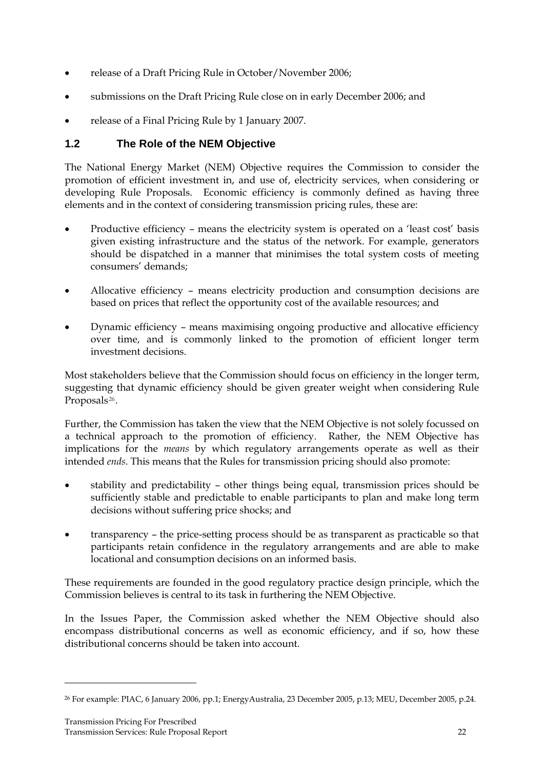- release of a Draft Pricing Rule in October/November 2006;
- submissions on the Draft Pricing Rule close on in early December 2006; and
- release of a Final Pricing Rule by 1 January 2007.

## 1.2 The Role of the NEM Objective

The National Energy Market (NEM) Objective requires the Commission to consider the promotion of efficient investment in, and use of, electricity services, when considering or developing Rule Proposals. Economic efficiency is commonly defined as having three elements and in the context of considering transmission pricing rules, these are:

- Productive efficiency – means the electricity system is operated on a 'least cost' basis given existing infrastructure and the status of the network. For example, generators should be dispatched in a manner that minimises the total system costs of meeting consumers' demands;
- Allocative efficiency – means electricity production and consumption decisions are based on prices that reflect the opportunity cost of the available resources; and
- Dynamic efficiency – means maximising ongoing productive and allocative efficiency over time, and is commonly linked to the promotion of efficient longer term investment decisions.

Most stakeholders believe that the Commission should focus on efficiency in the longer term, suggesting that dynamic efficiency should be given greater weight when considering Rule Proposals[26].

Further, the Commission has taken the view that the NEM Objective is not solely focussed on a technical approach to the promotion of efficiency. Rather, the NEM Objective has implications for the *means* by which regulatory arrangements operate as well as their intended *ends*. This means that the Rules for transmission pricing should also promote:

- stability and predictability – other things being equal, transmission prices should be sufficiently stable and predictable to enable participants to plan and make long term decisions without suffering price shocks; and
- transparency – the price-setting process should be as transparent as practicable so that participants retain confidence in the regulatory arrangements and are able to make locational and consumption decisions on an informed basis.

These requirements are founded in the good regulatory practice design principle, which the Commission believes is central to its task in furthering the NEM Objective.

In the Issues Paper, the Commission asked whether the NEM Objective should also encompass distributional concerns as well as economic efficiency, and if so, how these distributional concerns should be taken into account.

---

[26] For example: PIAC, 6 January 2006, pp.1; EnergyAustralia, 23 December 2005, p.13; MEU, December 2005, p.24.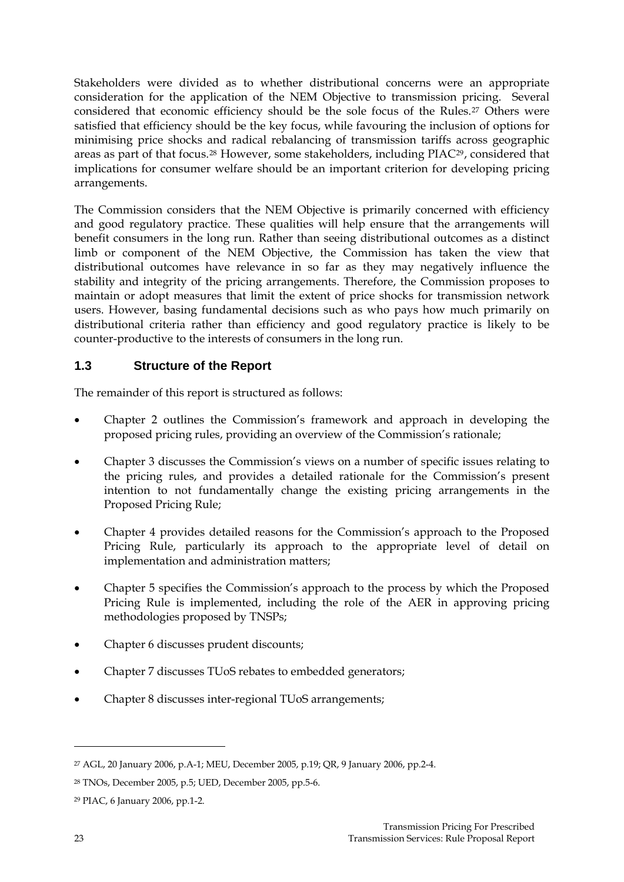Stakeholders were divided as to whether distributional concerns were an appropriate consideration for the application of the NEM Objective to transmission pricing. Several considered that economic efficiency should be the sole focus of the Rules.[27] Others were satisfied that efficiency should be the key focus, while favouring the inclusion of options for minimising price shocks and radical rebalancing of transmission tariffs across geographic areas as part of that focus.[28] However, some stakeholders, including PIAC[29], considered that implications for consumer welfare should be an important criterion for developing pricing arrangements.

The Commission considers that the NEM Objective is primarily concerned with efficiency and good regulatory practice. These qualities will help ensure that the arrangements will benefit consumers in the long run. Rather than seeing distributional outcomes as a distinct limb or component of the NEM Objective, the Commission has taken the view that distributional outcomes have relevance in so far as they may negatively influence the stability and integrity of the pricing arrangements. Therefore, the Commission proposes to maintain or adopt measures that limit the extent of price shocks for transmission network users. However, basing fundamental decisions such as who pays how much primarily on distributional criteria rather than efficiency and good regulatory practice is likely to be counter-productive to the interests of consumers in the long run.

## 1.3 Structure of the Report

The remainder of this report is structured as follows:

- Chapter 2 outlines the Commission's framework and approach in developing the proposed pricing rules, providing an overview of the Commission's rationale;
- Chapter 3 discusses the Commission's views on a number of specific issues relating to the pricing rules, and provides a detailed rationale for the Commission's present intention to not fundamentally change the existing pricing arrangements in the Proposed Pricing Rule;
- Chapter 4 provides detailed reasons for the Commission's approach to the Proposed Pricing Rule, particularly its approach to the appropriate level of detail on implementation and administration matters;
- Chapter 5 specifies the Commission's approach to the process by which the Proposed Pricing Rule is implemented, including the role of the AER in approving pricing methodologies proposed by TNSPs;
- Chapter 6 discusses prudent discounts;
- Chapter 7 discusses TUoS rebates to embedded generators;
- Chapter 8 discusses inter-regional TUoS arrangements;

---

[27] AGL, 20 January 2006, p.A-1; MEU, December 2005, p.19; QR, 9 January 2006, pp.2-4.

[28] TNOs, December 2005, p.5; UED, December 2005, pp.5-6.

[29] PIAC, 6 January 2006, pp.1-2.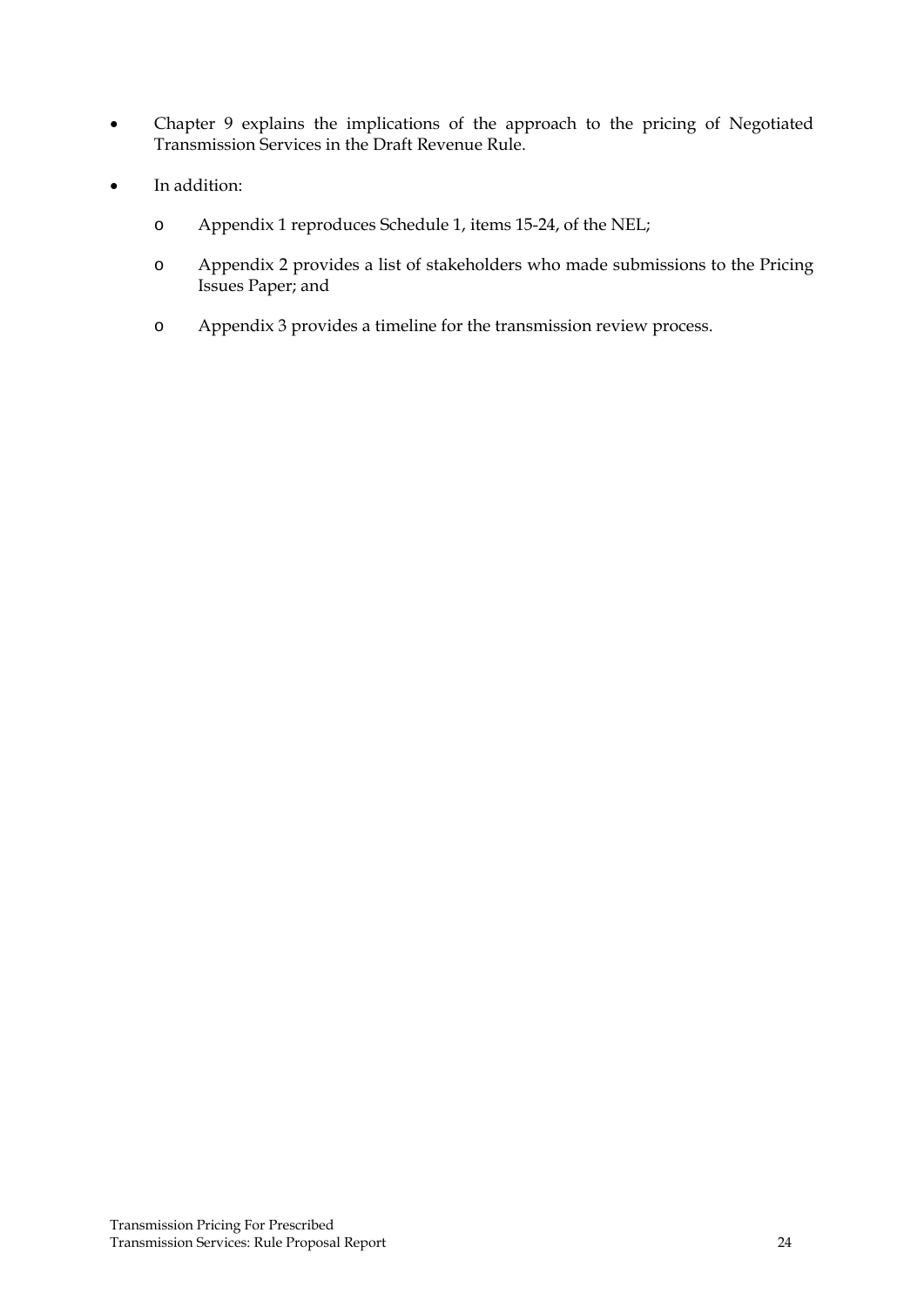- Chapter 9 explains the implications of the approach to the pricing of Negotiated Transmission Services in the Draft Revenue Rule.
- In addition:
  - Appendix 1 reproduces Schedule 1, items 15-24, of the NEL;
  - Appendix 2 provides a list of stakeholders who made submissions to the Pricing Issues Paper; and
  - Appendix 3 provides a timeline for the transmission review process.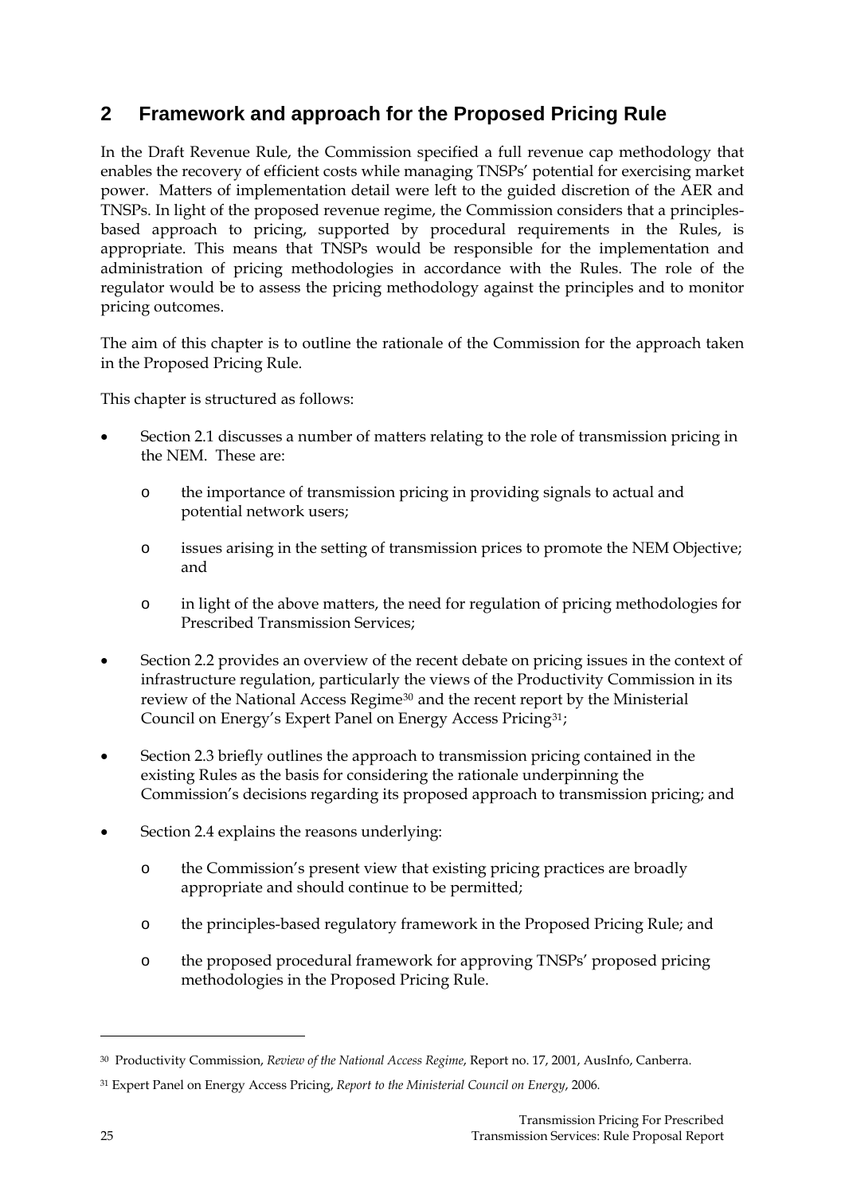## 2 Framework and approach for the Proposed Pricing Rule

In the Draft Revenue Rule, the Commission specified a full revenue cap methodology that enables the recovery of efficient costs while managing TNSPs' potential for exercising market power. Matters of implementation detail were left to the guided discretion of the AER and TNSPs. In light of the proposed revenue regime, the Commission considers that a principles-based approach to pricing, supported by procedural requirements in the Rules, is appropriate. This means that TNSPs would be responsible for the implementation and administration of pricing methodologies in accordance with the Rules. The role of the regulator would be to assess the pricing methodology against the principles and to monitor pricing outcomes.

The aim of this chapter is to outline the rationale of the Commission for the approach taken in the Proposed Pricing Rule.

This chapter is structured as follows:

- Section 2.1 discusses a number of matters relating to the role of transmission pricing in the NEM. These are:
  - the importance of transmission pricing in providing signals to actual and potential network users;
  - issues arising in the setting of transmission prices to promote the NEM Objective; and
  - in light of the above matters, the need for regulation of pricing methodologies for Prescribed Transmission Services;
- Section 2.2 provides an overview of the recent debate on pricing issues in the context of infrastructure regulation, particularly the views of the Productivity Commission in its review of the National Access Regime[30] and the recent report by the Ministerial Council on Energy's Expert Panel on Energy Access Pricing[31];
- Section 2.3 briefly outlines the approach to transmission pricing contained in the existing Rules as the basis for considering the rationale underpinning the Commission's decisions regarding its proposed approach to transmission pricing; and
- Section 2.4 explains the reasons underlying:
  - the Commission's present view that existing pricing practices are broadly appropriate and should continue to be permitted;
  - the principles-based regulatory framework in the Proposed Pricing Rule; and
  - the proposed procedural framework for approving TNSPs' proposed pricing methodologies in the Proposed Pricing Rule.

---

[30] Productivity Commission, *Review of the National Access Regime*, Report no. 17, 2001, AusInfo, Canberra.

[31] Expert Panel on Energy Access Pricing, *Report to the Ministerial Council on Energy*, 2006.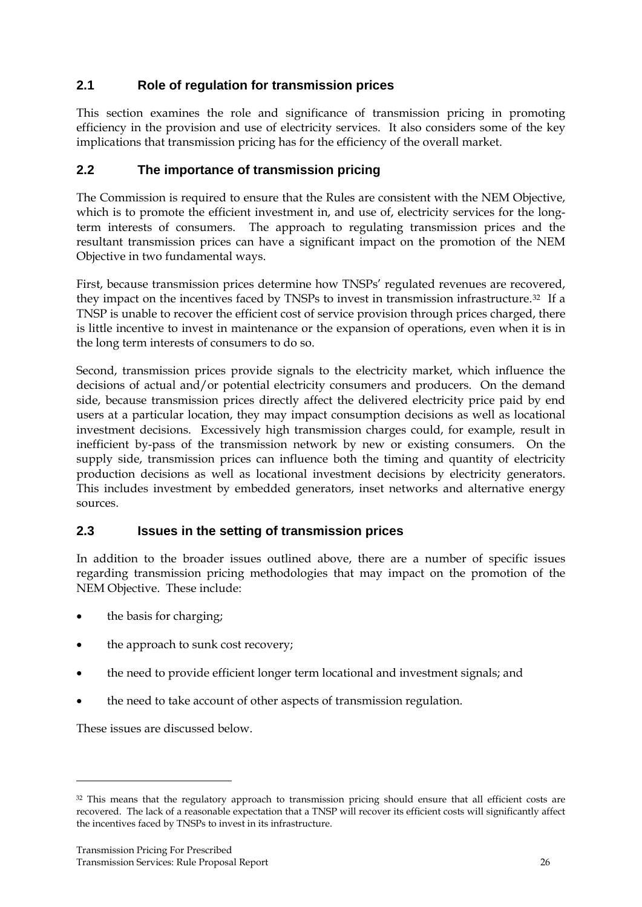## 2.1 Role of regulation for transmission prices

This section examines the role and significance of transmission pricing in promoting efficiency in the provision and use of electricity services. It also considers some of the key implications that transmission pricing has for the efficiency of the overall market.

## 2.2 The importance of transmission pricing

The Commission is required to ensure that the Rules are consistent with the NEM Objective, which is to promote the efficient investment in, and use of, electricity services for the long-term interests of consumers. The approach to regulating transmission prices and the resultant transmission prices can have a significant impact on the promotion of the NEM Objective in two fundamental ways.

First, because transmission prices determine how TNSPs' regulated revenues are recovered, they impact on the incentives faced by TNSPs to invest in transmission infrastructure.[32] If a TNSP is unable to recover the efficient cost of service provision through prices charged, there is little incentive to invest in maintenance or the expansion of operations, even when it is in the long term interests of consumers to do so.

Second, transmission prices provide signals to the electricity market, which influence the decisions of actual and/or potential electricity consumers and producers. On the demand side, because transmission prices directly affect the delivered electricity price paid by end users at a particular location, they may impact consumption decisions as well as locational investment decisions. Excessively high transmission charges could, for example, result in inefficient by-pass of the transmission network by new or existing consumers. On the supply side, transmission prices can influence both the timing and quantity of electricity production decisions as well as locational investment decisions by electricity generators. This includes investment by embedded generators, inset networks and alternative energy sources.

## 2.3 Issues in the setting of transmission prices

In addition to the broader issues outlined above, there are a number of specific issues regarding transmission pricing methodologies that may impact on the promotion of the NEM Objective. These include:

- the basis for charging;
- the approach to sunk cost recovery;
- the need to provide efficient longer term locational and investment signals; and
- the need to take account of other aspects of transmission regulation.

These issues are discussed below.

---

[32] This means that the regulatory approach to transmission pricing should ensure that all efficient costs are recovered. The lack of a reasonable expectation that a TNSP will recover its efficient costs will significantly affect the incentives faced by TNSPs to invest in its infrastructure.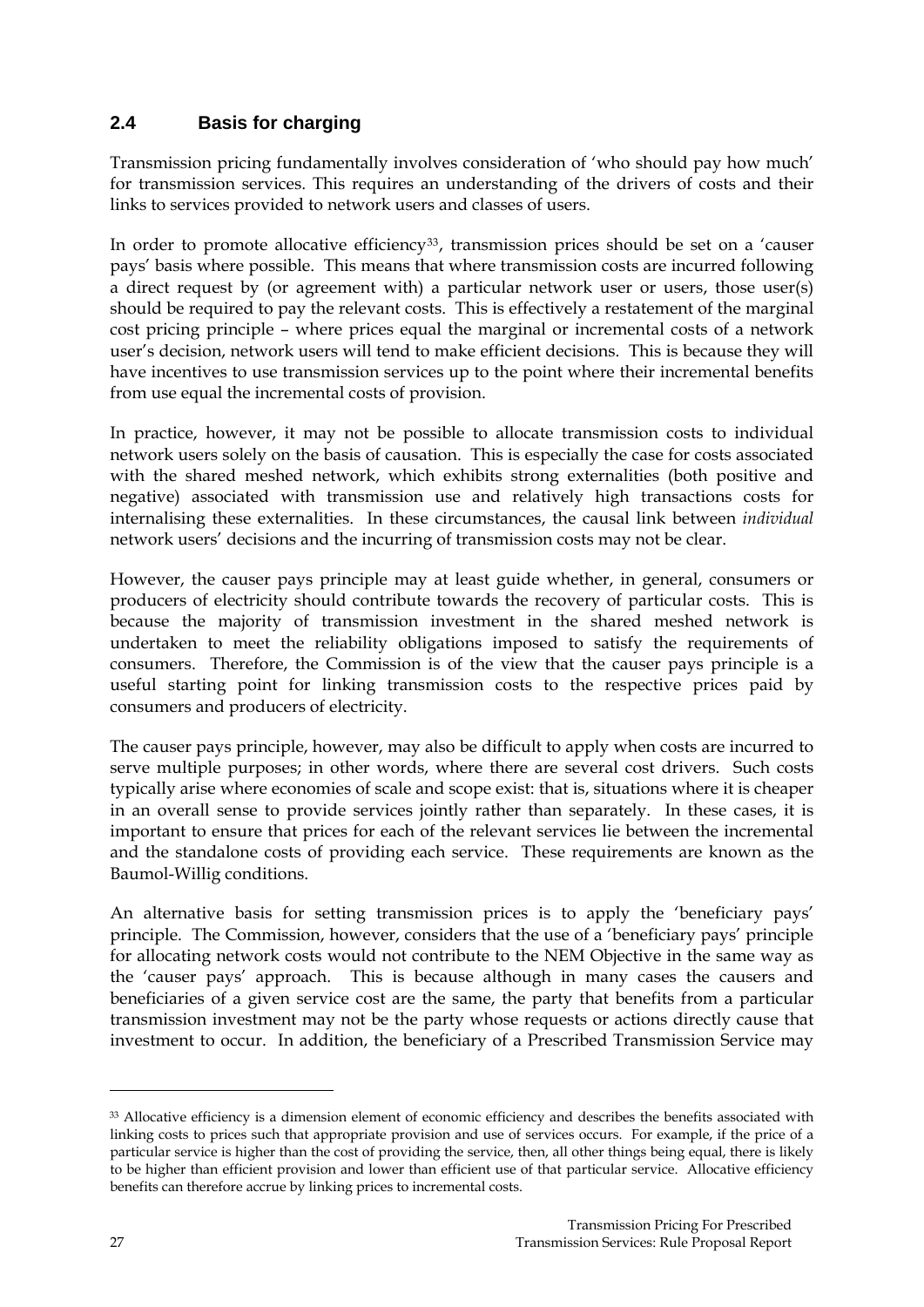## 2.4 Basis for charging

Transmission pricing fundamentally involves consideration of 'who should pay how much' for transmission services. This requires an understanding of the drivers of costs and their links to services provided to network users and classes of users.

In order to promote allocative efficiency[33], transmission prices should be set on a 'causer pays' basis where possible. This means that where transmission costs are incurred following a direct request by (or agreement with) a particular network user or users, those user(s) should be required to pay the relevant costs. This is effectively a restatement of the marginal cost pricing principle – where prices equal the marginal or incremental costs of a network user's decision, network users will tend to make efficient decisions. This is because they will have incentives to use transmission services up to the point where their incremental benefits from use equal the incremental costs of provision.

In practice, however, it may not be possible to allocate transmission costs to individual network users solely on the basis of causation. This is especially the case for costs associated with the shared meshed network, which exhibits strong externalities (both positive and negative) associated with transmission use and relatively high transactions costs for internalising these externalities. In these circumstances, the causal link between *individual* network users' decisions and the incurring of transmission costs may not be clear.

However, the causer pays principle may at least guide whether, in general, consumers or producers of electricity should contribute towards the recovery of particular costs. This is because the majority of transmission investment in the shared meshed network is undertaken to meet the reliability obligations imposed to satisfy the requirements of consumers. Therefore, the Commission is of the view that the causer pays principle is a useful starting point for linking transmission costs to the respective prices paid by consumers and producers of electricity.

The causer pays principle, however, may also be difficult to apply when costs are incurred to serve multiple purposes; in other words, where there are several cost drivers. Such costs typically arise where economies of scale and scope exist: that is, situations where it is cheaper in an overall sense to provide services jointly rather than separately. In these cases, it is important to ensure that prices for each of the relevant services lie between the incremental and the standalone costs of providing each service. These requirements are known as the Baumol-Willig conditions.

An alternative basis for setting transmission prices is to apply the 'beneficiary pays' principle. The Commission, however, considers that the use of a 'beneficiary pays' principle for allocating network costs would not contribute to the NEM Objective in the same way as the 'causer pays' approach. This is because although in many cases the causers and beneficiaries of a given service cost are the same, the party that benefits from a particular transmission investment may not be the party whose requests or actions directly cause that investment to occur. In addition, the beneficiary of a Prescribed Transmission Service may

---

[33] Allocative efficiency is a dimension element of economic efficiency and describes the benefits associated with linking costs to prices such that appropriate provision and use of services occurs. For example, if the price of a particular service is higher than the cost of providing the service, then, all other things being equal, there is likely to be higher than efficient provision and lower than efficient use of that particular service. Allocative efficiency benefits can therefore accrue by linking prices to incremental costs.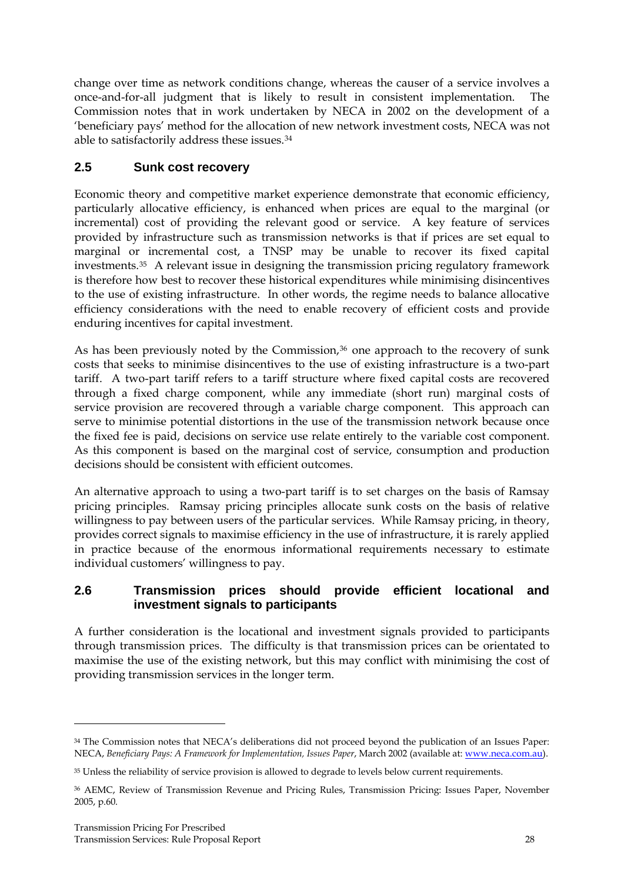change over time as network conditions change, whereas the causer of a service involves a once-and-for-all judgment that is likely to result in consistent implementation. The Commission notes that in work undertaken by NECA in 2002 on the development of a 'beneficiary pays' method for the allocation of new network investment costs, NECA was not able to satisfactorily address these issues.[34]

## 2.5 Sunk cost recovery

Economic theory and competitive market experience demonstrate that economic efficiency, particularly allocative efficiency, is enhanced when prices are equal to the marginal (or incremental) cost of providing the relevant good or service. A key feature of services provided by infrastructure such as transmission networks is that if prices are set equal to marginal or incremental cost, a TNSP may be unable to recover its fixed capital investments.[35] A relevant issue in designing the transmission pricing regulatory framework is therefore how best to recover these historical expenditures while minimising disincentives to the use of existing infrastructure. In other words, the regime needs to balance allocative efficiency considerations with the need to enable recovery of efficient costs and provide enduring incentives for capital investment.

As has been previously noted by the Commission,[36] one approach to the recovery of sunk costs that seeks to minimise disincentives to the use of existing infrastructure is a two-part tariff. A two-part tariff refers to a tariff structure where fixed capital costs are recovered through a fixed charge component, while any immediate (short run) marginal costs of service provision are recovered through a variable charge component. This approach can serve to minimise potential distortions in the use of the transmission network because once the fixed fee is paid, decisions on service use relate entirely to the variable cost component. As this component is based on the marginal cost of service, consumption and production decisions should be consistent with efficient outcomes.

An alternative approach to using a two-part tariff is to set charges on the basis of Ramsay pricing principles. Ramsay pricing principles allocate sunk costs on the basis of relative willingness to pay between users of the particular services. While Ramsay pricing, in theory, provides correct signals to maximise efficiency in the use of infrastructure, it is rarely applied in practice because of the enormous informational requirements necessary to estimate individual customers' willingness to pay.

## 2.6 Transmission prices should provide efficient locational and investment signals to participants

A further consideration is the locational and investment signals provided to participants through transmission prices. The difficulty is that transmission prices can be orientated to maximise the use of the existing network, but this may conflict with minimising the cost of providing transmission services in the longer term.

---

[34] The Commission notes that NECA's deliberations did not proceed beyond the publication of an Issues Paper: NECA, *Beneficiary Pays: A Framework for Implementation, Issues Paper*, March 2002 (available at: www.neca.com.au).

[35] Unless the reliability of service provision is allowed to degrade to levels below current requirements.

[36] AEMC, Review of Transmission Revenue and Pricing Rules, Transmission Pricing: Issues Paper, November 2005, p.60.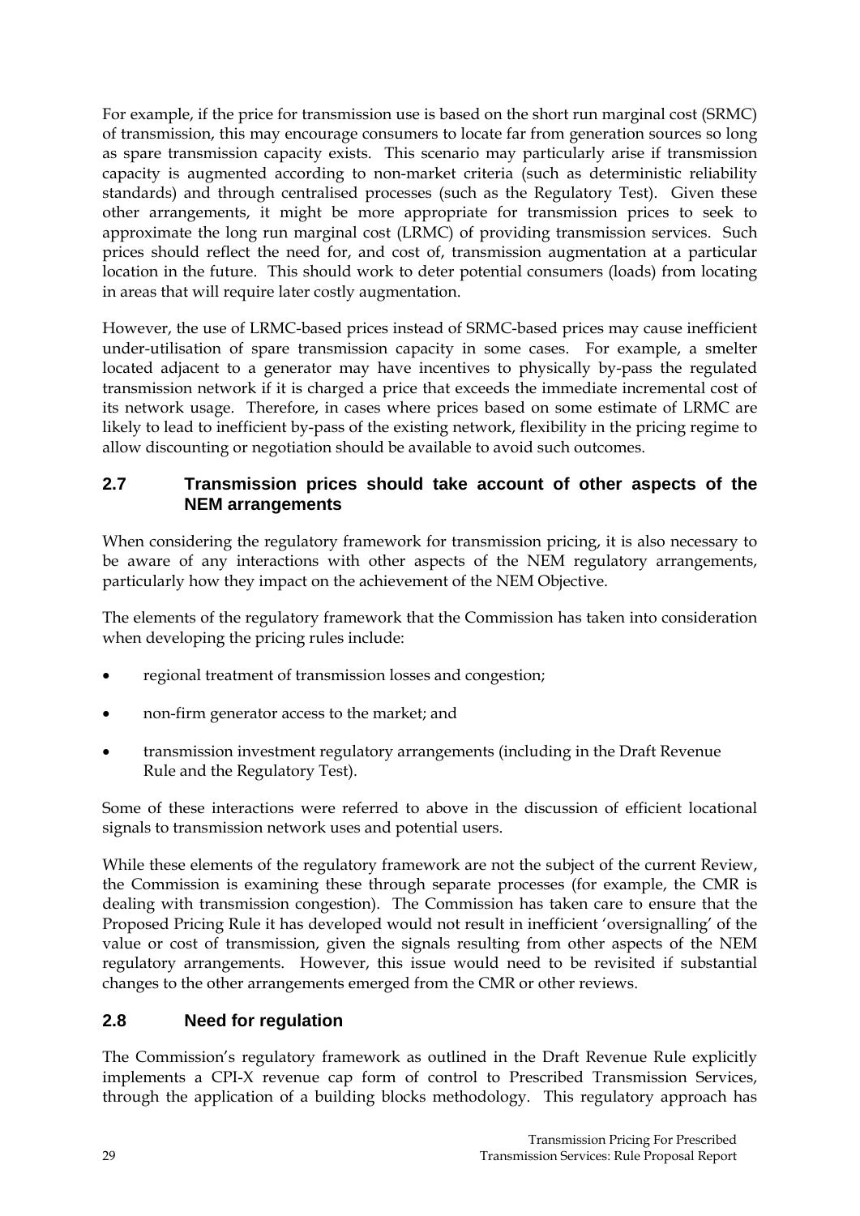For example, if the price for transmission use is based on the short run marginal cost (SRMC) of transmission, this may encourage consumers to locate far from generation sources so long as spare transmission capacity exists. This scenario may particularly arise if transmission capacity is augmented according to non-market criteria (such as deterministic reliability standards) and through centralised processes (such as the Regulatory Test). Given these other arrangements, it might be more appropriate for transmission prices to seek to approximate the long run marginal cost (LRMC) of providing transmission services. Such prices should reflect the need for, and cost of, transmission augmentation at a particular location in the future. This should work to deter potential consumers (loads) from locating in areas that will require later costly augmentation.

However, the use of LRMC-based prices instead of SRMC-based prices may cause inefficient under-utilisation of spare transmission capacity in some cases. For example, a smelter located adjacent to a generator may have incentives to physically by-pass the regulated transmission network if it is charged a price that exceeds the immediate incremental cost of its network usage. Therefore, in cases where prices based on some estimate of LRMC are likely to lead to inefficient by-pass of the existing network, flexibility in the pricing regime to allow discounting or negotiation should be available to avoid such outcomes.

## 2.7 Transmission prices should take account of other aspects of the NEM arrangements

When considering the regulatory framework for transmission pricing, it is also necessary to be aware of any interactions with other aspects of the NEM regulatory arrangements, particularly how they impact on the achievement of the NEM Objective.

The elements of the regulatory framework that the Commission has taken into consideration when developing the pricing rules include:

- regional treatment of transmission losses and congestion;
- non-firm generator access to the market; and
- transmission investment regulatory arrangements (including in the Draft Revenue Rule and the Regulatory Test).

Some of these interactions were referred to above in the discussion of efficient locational signals to transmission network uses and potential users.

While these elements of the regulatory framework are not the subject of the current Review, the Commission is examining these through separate processes (for example, the CMR is dealing with transmission congestion). The Commission has taken care to ensure that the Proposed Pricing Rule it has developed would not result in inefficient 'oversignalling' of the value or cost of transmission, given the signals resulting from other aspects of the NEM regulatory arrangements. However, this issue would need to be revisited if substantial changes to the other arrangements emerged from the CMR or other reviews.

## 2.8 Need for regulation

The Commission's regulatory framework as outlined in the Draft Revenue Rule explicitly implements a CPI-X revenue cap form of control to Prescribed Transmission Services, through the application of a building blocks methodology. This regulatory approach has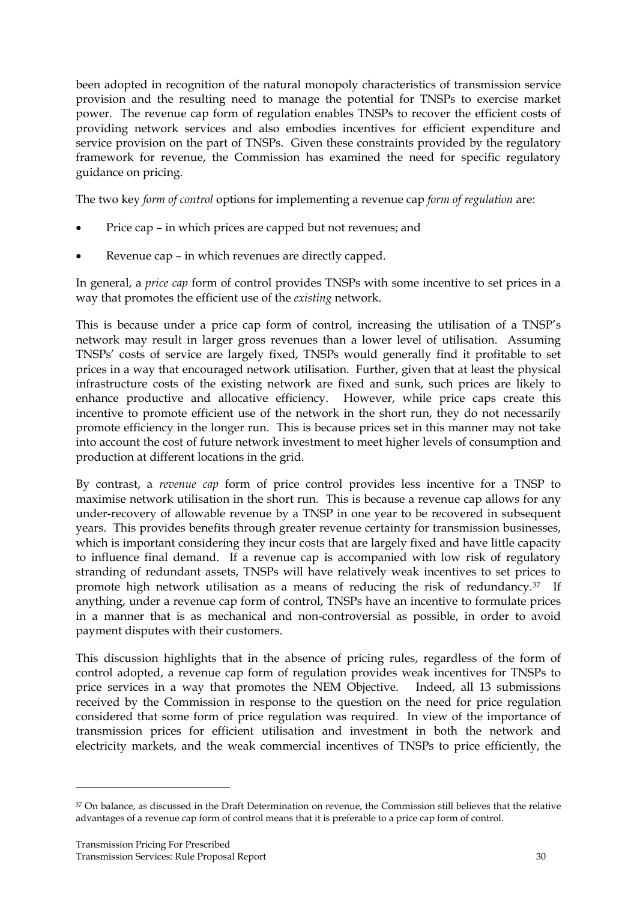been adopted in recognition of the natural monopoly characteristics of transmission service provision and the resulting need to manage the potential for TNSPs to exercise market power. The revenue cap form of regulation enables TNSPs to recover the efficient costs of providing network services and also embodies incentives for efficient expenditure and service provision on the part of TNSPs. Given these constraints provided by the regulatory framework for revenue, the Commission has examined the need for specific regulatory guidance on pricing.

The two key *form of control* options for implementing a revenue cap *form of regulation* are:

- Price cap – in which prices are capped but not revenues; and
- Revenue cap – in which revenues are directly capped.

In general, a *price cap* form of control provides TNSPs with some incentive to set prices in a way that promotes the efficient use of the *existing* network.

This is because under a price cap form of control, increasing the utilisation of a TNSP's network may result in larger gross revenues than a lower level of utilisation. Assuming TNSPs' costs of service are largely fixed, TNSPs would generally find it profitable to set prices in a way that encouraged network utilisation. Further, given that at least the physical infrastructure costs of the existing network are fixed and sunk, such prices are likely to enhance productive and allocative efficiency. However, while price caps create this incentive to promote efficient use of the network in the short run, they do not necessarily promote efficiency in the longer run. This is because prices set in this manner may not take into account the cost of future network investment to meet higher levels of consumption and production at different locations in the grid.

By contrast, a *revenue cap* form of price control provides less incentive for a TNSP to maximise network utilisation in the short run. This is because a revenue cap allows for any under-recovery of allowable revenue by a TNSP in one year to be recovered in subsequent years. This provides benefits through greater revenue certainty for transmission businesses, which is important considering they incur costs that are largely fixed and have little capacity to influence final demand. If a revenue cap is accompanied with low risk of regulatory stranding of redundant assets, TNSPs will have relatively weak incentives to set prices to promote high network utilisation as a means of reducing the risk of redundancy.[37] If anything, under a revenue cap form of control, TNSPs have an incentive to formulate prices in a manner that is as mechanical and non-controversial as possible, in order to avoid payment disputes with their customers.

This discussion highlights that in the absence of pricing rules, regardless of the form of control adopted, a revenue cap form of regulation provides weak incentives for TNSPs to price services in a way that promotes the NEM Objective. Indeed, all 13 submissions received by the Commission in response to the question on the need for price regulation considered that some form of price regulation was required. In view of the importance of transmission prices for efficient utilisation and investment in both the network and electricity markets, and the weak commercial incentives of TNSPs to price efficiently, the

[37] On balance, as discussed in the Draft Determination on revenue, the Commission still believes that the relative advantages of a revenue cap form of control means that it is preferable to a price cap form of control.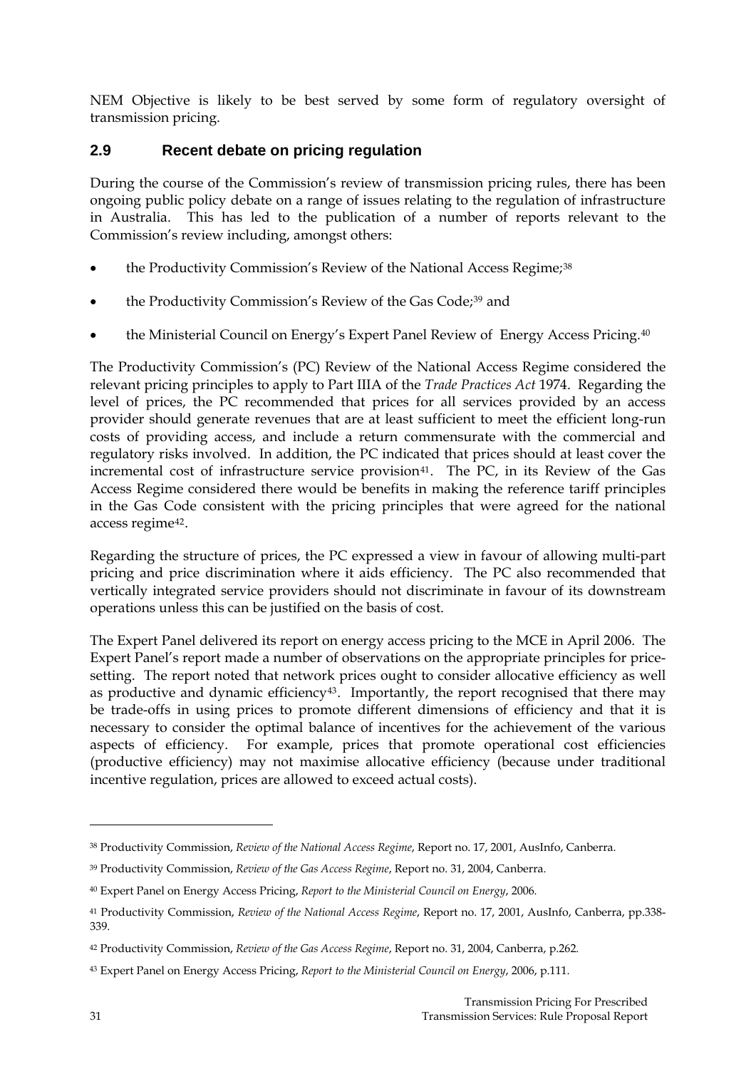NEM Objective is likely to be best served by some form of regulatory oversight of transmission pricing.

## 2.9 Recent debate on pricing regulation

During the course of the Commission's review of transmission pricing rules, there has been ongoing public policy debate on a range of issues relating to the regulation of infrastructure in Australia. This has led to the publication of a number of reports relevant to the Commission's review including, amongst others:

- the Productivity Commission's Review of the National Access Regime;[38]
- the Productivity Commission's Review of the Gas Code;[39] and
- the Ministerial Council on Energy's Expert Panel Review of Energy Access Pricing.[40]

The Productivity Commission's (PC) Review of the National Access Regime considered the relevant pricing principles to apply to Part IIIA of the *Trade Practices Act* 1974. Regarding the level of prices, the PC recommended that prices for all services provided by an access provider should generate revenues that are at least sufficient to meet the efficient long-run costs of providing access, and include a return commensurate with the commercial and regulatory risks involved. In addition, the PC indicated that prices should at least cover the incremental cost of infrastructure service provision[41]. The PC, in its Review of the Gas Access Regime considered there would be benefits in making the reference tariff principles in the Gas Code consistent with the pricing principles that were agreed for the national access regime[42].

Regarding the structure of prices, the PC expressed a view in favour of allowing multi-part pricing and price discrimination where it aids efficiency. The PC also recommended that vertically integrated service providers should not discriminate in favour of its downstream operations unless this can be justified on the basis of cost.

The Expert Panel delivered its report on energy access pricing to the MCE in April 2006. The Expert Panel's report made a number of observations on the appropriate principles for price-setting. The report noted that network prices ought to consider allocative efficiency as well as productive and dynamic efficiency[43]. Importantly, the report recognised that there may be trade-offs in using prices to promote different dimensions of efficiency and that it is necessary to consider the optimal balance of incentives for the achievement of the various aspects of efficiency. For example, prices that promote operational cost efficiencies (productive efficiency) may not maximise allocative efficiency (because under traditional incentive regulation, prices are allowed to exceed actual costs).

---

[38] Productivity Commission, *Review of the National Access Regime*, Report no. 17, 2001, AusInfo, Canberra.

[39] Productivity Commission, *Review of the Gas Access Regime*, Report no. 31, 2004, Canberra.

[40] Expert Panel on Energy Access Pricing, *Report to the Ministerial Council on Energy*, 2006.

[41] Productivity Commission, *Review of the National Access Regime*, Report no. 17, 2001, AusInfo, Canberra, pp.338-339.

[42] Productivity Commission, *Review of the Gas Access Regime*, Report no. 31, 2004, Canberra, p.262.

[43] Expert Panel on Energy Access Pricing, *Report to the Ministerial Council on Energy*, 2006, p.111.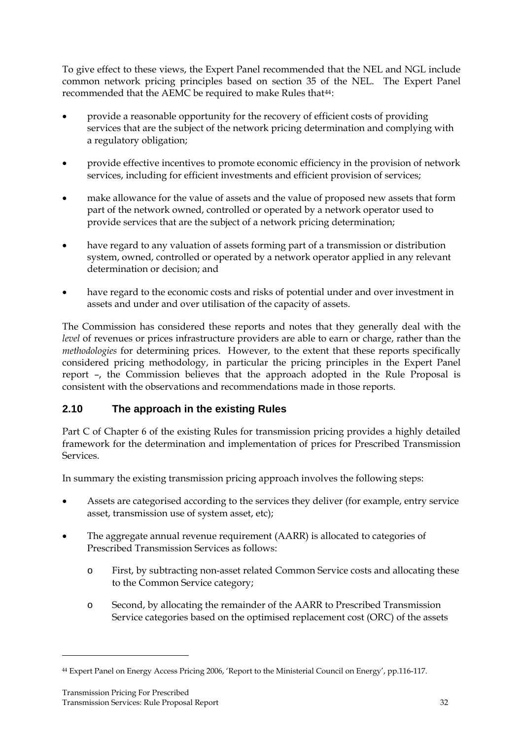To give effect to these views, the Expert Panel recommended that the NEL and NGL include common network pricing principles based on section 35 of the NEL. The Expert Panel recommended that the AEMC be required to make Rules that[44]:

- provide a reasonable opportunity for the recovery of efficient costs of providing services that are the subject of the network pricing determination and complying with a regulatory obligation;
- provide effective incentives to promote economic efficiency in the provision of network services, including for efficient investments and efficient provision of services;
- make allowance for the value of assets and the value of proposed new assets that form part of the network owned, controlled or operated by a network operator used to provide services that are the subject of a network pricing determination;
- have regard to any valuation of assets forming part of a transmission or distribution system, owned, controlled or operated by a network operator applied in any relevant determination or decision; and
- have regard to the economic costs and risks of potential under and over investment in assets and under and over utilisation of the capacity of assets.

The Commission has considered these reports and notes that they generally deal with the *level* of revenues or prices infrastructure providers are able to earn or charge, rather than the *methodologies* for determining prices. However, to the extent that these reports specifically considered pricing methodology, in particular the pricing principles in the Expert Panel report –, the Commission believes that the approach adopted in the Rule Proposal is consistent with the observations and recommendations made in those reports.

## 2.10 The approach in the existing Rules

Part C of Chapter 6 of the existing Rules for transmission pricing provides a highly detailed framework for the determination and implementation of prices for Prescribed Transmission Services.

In summary the existing transmission pricing approach involves the following steps:

- Assets are categorised according to the services they deliver (for example, entry service asset, transmission use of system asset, etc);
- The aggregate annual revenue requirement (AARR) is allocated to categories of Prescribed Transmission Services as follows:
  - First, by subtracting non-asset related Common Service costs and allocating these to the Common Service category;
  - Second, by allocating the remainder of the AARR to Prescribed Transmission Service categories based on the optimised replacement cost (ORC) of the assets

[44] Expert Panel on Energy Access Pricing 2006, 'Report to the Ministerial Council on Energy', pp.116-117.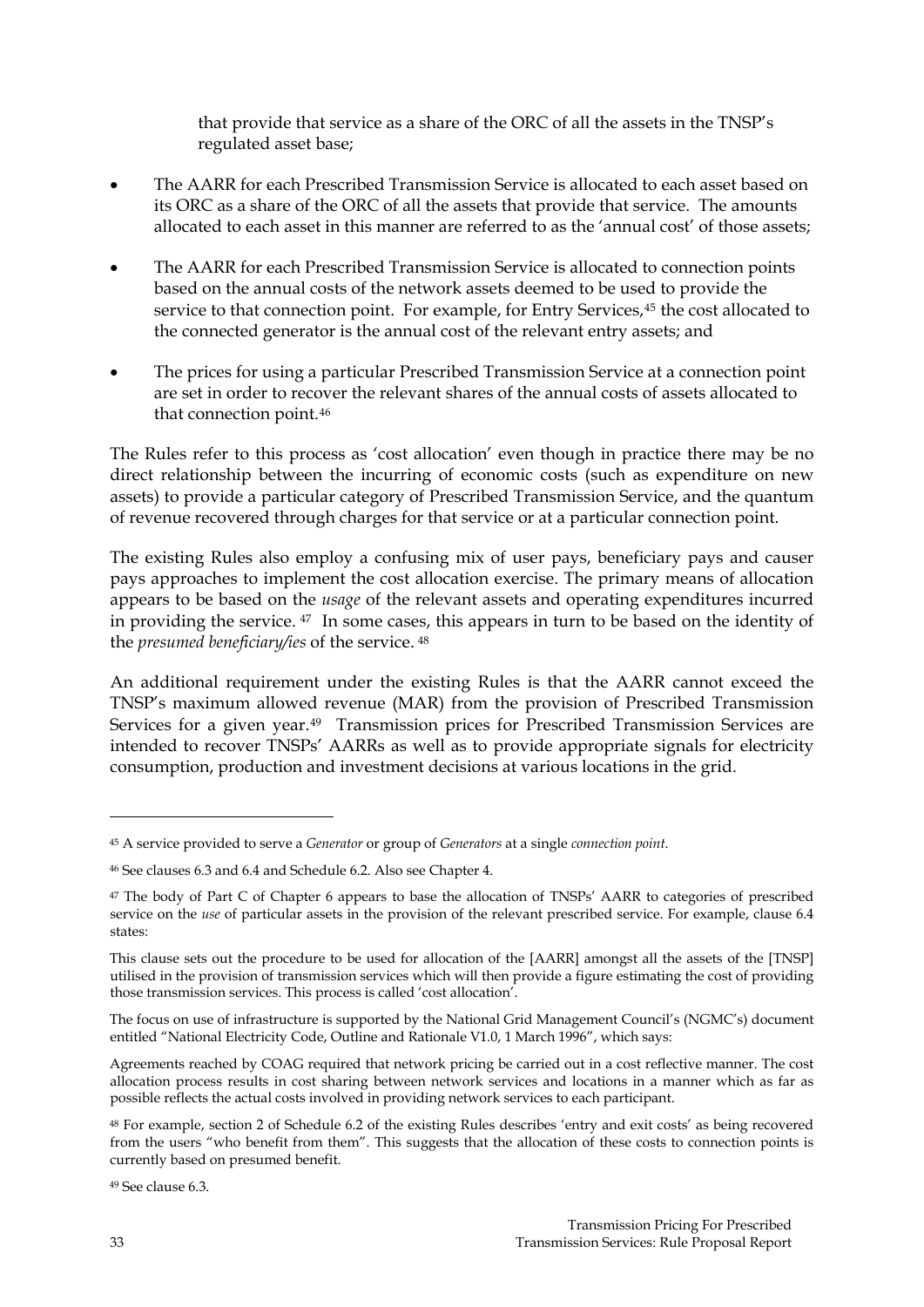that provide that service as a share of the ORC of all the assets in the TNSP's regulated asset base;

- The AARR for each Prescribed Transmission Service is allocated to each asset based on its ORC as a share of the ORC of all the assets that provide that service. The amounts allocated to each asset in this manner are referred to as the 'annual cost' of those assets;
- The AARR for each Prescribed Transmission Service is allocated to connection points based on the annual costs of the network assets deemed to be used to provide the service to that connection point. For example, for Entry Services,[45] the cost allocated to the connected generator is the annual cost of the relevant entry assets; and
- The prices for using a particular Prescribed Transmission Service at a connection point are set in order to recover the relevant shares of the annual costs of assets allocated to that connection point.[46]

The Rules refer to this process as 'cost allocation' even though in practice there may be no direct relationship between the incurring of economic costs (such as expenditure on new assets) to provide a particular category of Prescribed Transmission Service, and the quantum of revenue recovered through charges for that service or at a particular connection point.

The existing Rules also employ a confusing mix of user pays, beneficiary pays and causer pays approaches to implement the cost allocation exercise. The primary means of allocation appears to be based on the *usage* of the relevant assets and operating expenditures incurred in providing the service. [47] In some cases, this appears in turn to be based on the identity of the *presumed beneficiary/ies* of the service. [48]

An additional requirement under the existing Rules is that the AARR cannot exceed the TNSP's maximum allowed revenue (MAR) from the provision of Prescribed Transmission Services for a given year.[49] Transmission prices for Prescribed Transmission Services are intended to recover TNSPs' AARRs as well as to provide appropriate signals for electricity consumption, production and investment decisions at various locations in the grid.

---

[45] A service provided to serve a *Generator* or group of *Generators* at a single *connection point*.

[46] See clauses 6.3 and 6.4 and Schedule 6.2. Also see Chapter 4.

[47] The body of Part C of Chapter 6 appears to base the allocation of TNSPs' AARR to categories of prescribed service on the *use* of particular assets in the provision of the relevant prescribed service. For example, clause 6.4 states:

This clause sets out the procedure to be used for allocation of the [AARR] amongst all the assets of the [TNSP] utilised in the provision of transmission services which will then provide a figure estimating the cost of providing those transmission services. This process is called 'cost allocation'.

The focus on use of infrastructure is supported by the National Grid Management Council's (NGMC's) document entitled "National Electricity Code, Outline and Rationale V1.0, 1 March 1996", which says:

Agreements reached by COAG required that network pricing be carried out in a cost reflective manner. The cost allocation process results in cost sharing between network services and locations in a manner which as far as possible reflects the actual costs involved in providing network services to each participant.

[48] For example, section 2 of Schedule 6.2 of the existing Rules describes 'entry and exit costs' as being recovered from the users "who benefit from them". This suggests that the allocation of these costs to connection points is currently based on presumed benefit.

[49] See clause 6.3.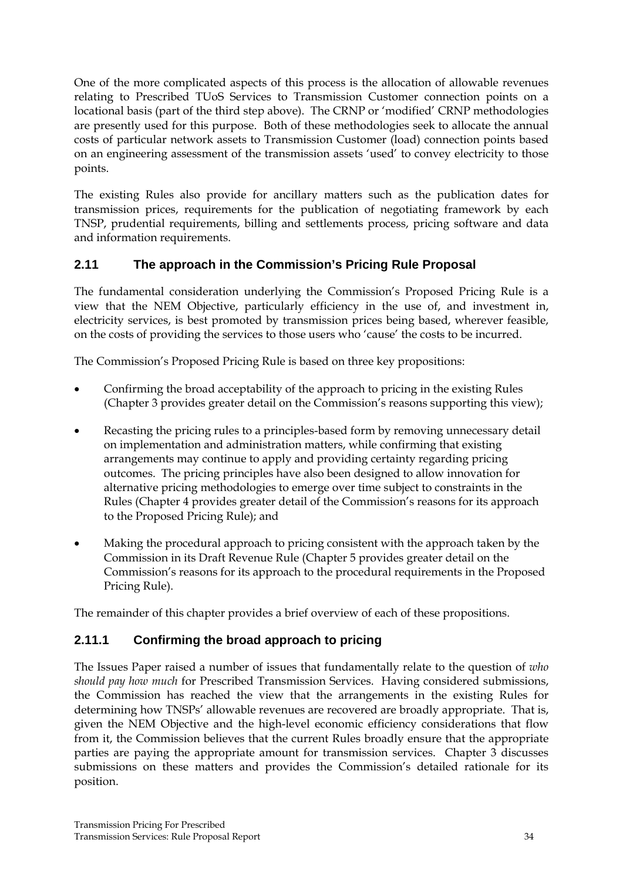One of the more complicated aspects of this process is the allocation of allowable revenues relating to Prescribed TUoS Services to Transmission Customer connection points on a locational basis (part of the third step above). The CRNP or 'modified' CRNP methodologies are presently used for this purpose. Both of these methodologies seek to allocate the annual costs of particular network assets to Transmission Customer (load) connection points based on an engineering assessment of the transmission assets 'used' to convey electricity to those points.

The existing Rules also provide for ancillary matters such as the publication dates for transmission prices, requirements for the publication of negotiating framework by each TNSP, prudential requirements, billing and settlements process, pricing software and data and information requirements.

## 2.11 The approach in the Commission's Pricing Rule Proposal

The fundamental consideration underlying the Commission's Proposed Pricing Rule is a view that the NEM Objective, particularly efficiency in the use of, and investment in, electricity services, is best promoted by transmission prices being based, wherever feasible, on the costs of providing the services to those users who 'cause' the costs to be incurred.

The Commission's Proposed Pricing Rule is based on three key propositions:

- Confirming the broad acceptability of the approach to pricing in the existing Rules (Chapter 3 provides greater detail on the Commission's reasons supporting this view);
- Recasting the pricing rules to a principles-based form by removing unnecessary detail on implementation and administration matters, while confirming that existing arrangements may continue to apply and providing certainty regarding pricing outcomes. The pricing principles have also been designed to allow innovation for alternative pricing methodologies to emerge over time subject to constraints in the Rules (Chapter 4 provides greater detail of the Commission's reasons for its approach to the Proposed Pricing Rule); and
- Making the procedural approach to pricing consistent with the approach taken by the Commission in its Draft Revenue Rule (Chapter 5 provides greater detail on the Commission's reasons for its approach to the procedural requirements in the Proposed Pricing Rule).

The remainder of this chapter provides a brief overview of each of these propositions.

### 2.11.1 Confirming the broad approach to pricing

The Issues Paper raised a number of issues that fundamentally relate to the question of *who should pay how much* for Prescribed Transmission Services. Having considered submissions, the Commission has reached the view that the arrangements in the existing Rules for determining how TNSPs' allowable revenues are recovered are broadly appropriate. That is, given the NEM Objective and the high-level economic efficiency considerations that flow from it, the Commission believes that the current Rules broadly ensure that the appropriate parties are paying the appropriate amount for transmission services. Chapter 3 discusses submissions on these matters and provides the Commission's detailed rationale for its position.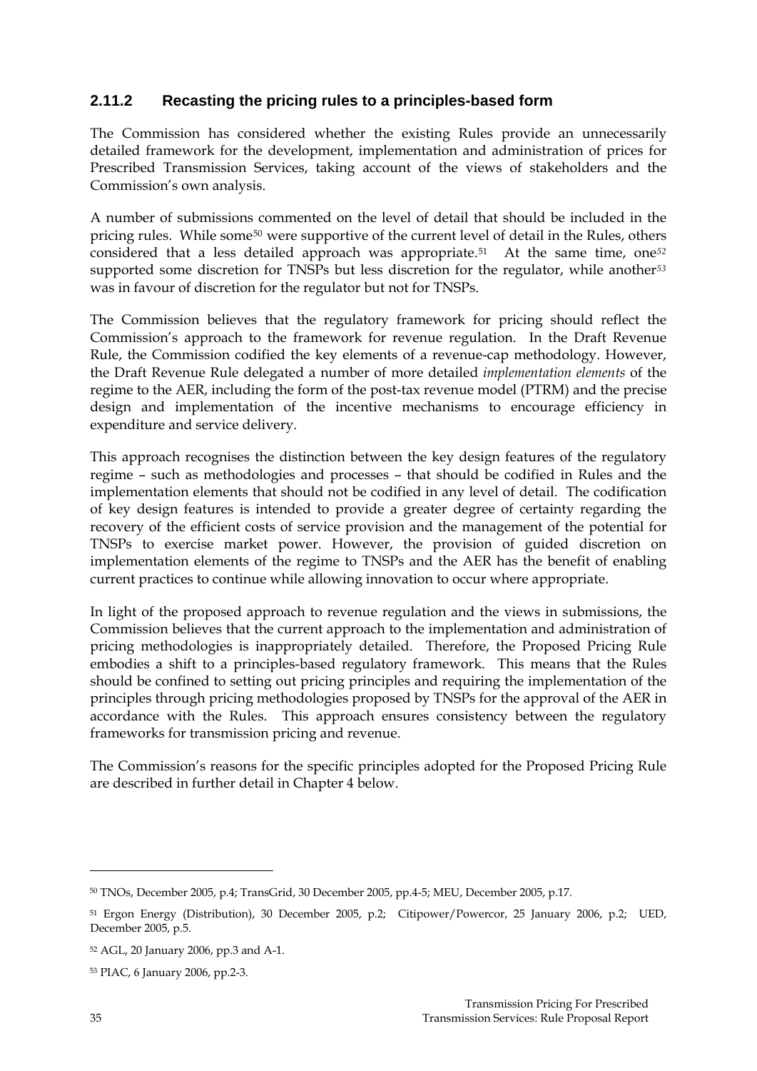### 2.11.2 Recasting the pricing rules to a principles-based form

The Commission has considered whether the existing Rules provide an unnecessarily detailed framework for the development, implementation and administration of prices for Prescribed Transmission Services, taking account of the views of stakeholders and the Commission's own analysis.

A number of submissions commented on the level of detail that should be included in the pricing rules. While some[50] were supportive of the current level of detail in the Rules, others considered that a less detailed approach was appropriate.[51] At the same time, one[52] supported some discretion for TNSPs but less discretion for the regulator, while another[53] was in favour of discretion for the regulator but not for TNSPs.

The Commission believes that the regulatory framework for pricing should reflect the Commission's approach to the framework for revenue regulation. In the Draft Revenue Rule, the Commission codified the key elements of a revenue-cap methodology. However, the Draft Revenue Rule delegated a number of more detailed *implementation elements* of the regime to the AER, including the form of the post-tax revenue model (PTRM) and the precise design and implementation of the incentive mechanisms to encourage efficiency in expenditure and service delivery.

This approach recognises the distinction between the key design features of the regulatory regime – such as methodologies and processes – that should be codified in Rules and the implementation elements that should not be codified in any level of detail. The codification of key design features is intended to provide a greater degree of certainty regarding the recovery of the efficient costs of service provision and the management of the potential for TNSPs to exercise market power. However, the provision of guided discretion on implementation elements of the regime to TNSPs and the AER has the benefit of enabling current practices to continue while allowing innovation to occur where appropriate.

In light of the proposed approach to revenue regulation and the views in submissions, the Commission believes that the current approach to the implementation and administration of pricing methodologies is inappropriately detailed. Therefore, the Proposed Pricing Rule embodies a shift to a principles-based regulatory framework. This means that the Rules should be confined to setting out pricing principles and requiring the implementation of the principles through pricing methodologies proposed by TNSPs for the approval of the AER in accordance with the Rules. This approach ensures consistency between the regulatory frameworks for transmission pricing and revenue.

The Commission's reasons for the specific principles adopted for the Proposed Pricing Rule are described in further detail in Chapter 4 below.

---

[50] TNOs, December 2005, p.4; TransGrid, 30 December 2005, pp.4-5; MEU, December 2005, p.17.

[51] Ergon Energy (Distribution), 30 December 2005, p.2; Citipower/Powercor, 25 January 2006, p.2; UED, December 2005, p.5.

[52] AGL, 20 January 2006, pp.3 and A-1.

[53] PIAC, 6 January 2006, pp.2-3.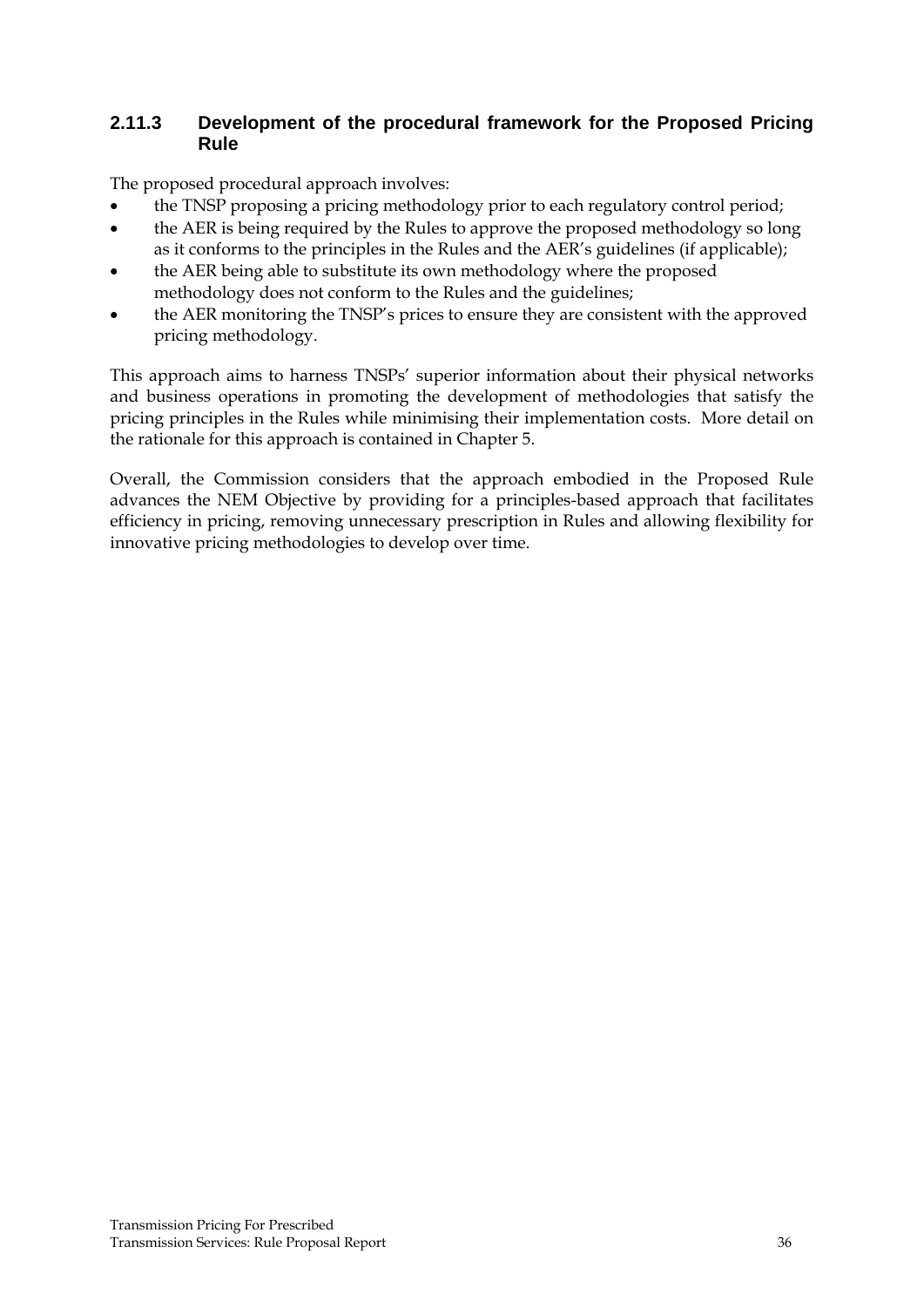### 2.11.3 Development of the procedural framework for the Proposed Pricing Rule

The proposed procedural approach involves:

- the TNSP proposing a pricing methodology prior to each regulatory control period;
- the AER is being required by the Rules to approve the proposed methodology so long as it conforms to the principles in the Rules and the AER's guidelines (if applicable);
- the AER being able to substitute its own methodology where the proposed methodology does not conform to the Rules and the guidelines;
- the AER monitoring the TNSP's prices to ensure they are consistent with the approved pricing methodology.

This approach aims to harness TNSPs' superior information about their physical networks and business operations in promoting the development of methodologies that satisfy the pricing principles in the Rules while minimising their implementation costs. More detail on the rationale for this approach is contained in Chapter 5.

Overall, the Commission considers that the approach embodied in the Proposed Rule advances the NEM Objective by providing for a principles-based approach that facilitates efficiency in pricing, removing unnecessary prescription in Rules and allowing flexibility for innovative pricing methodologies to develop over time.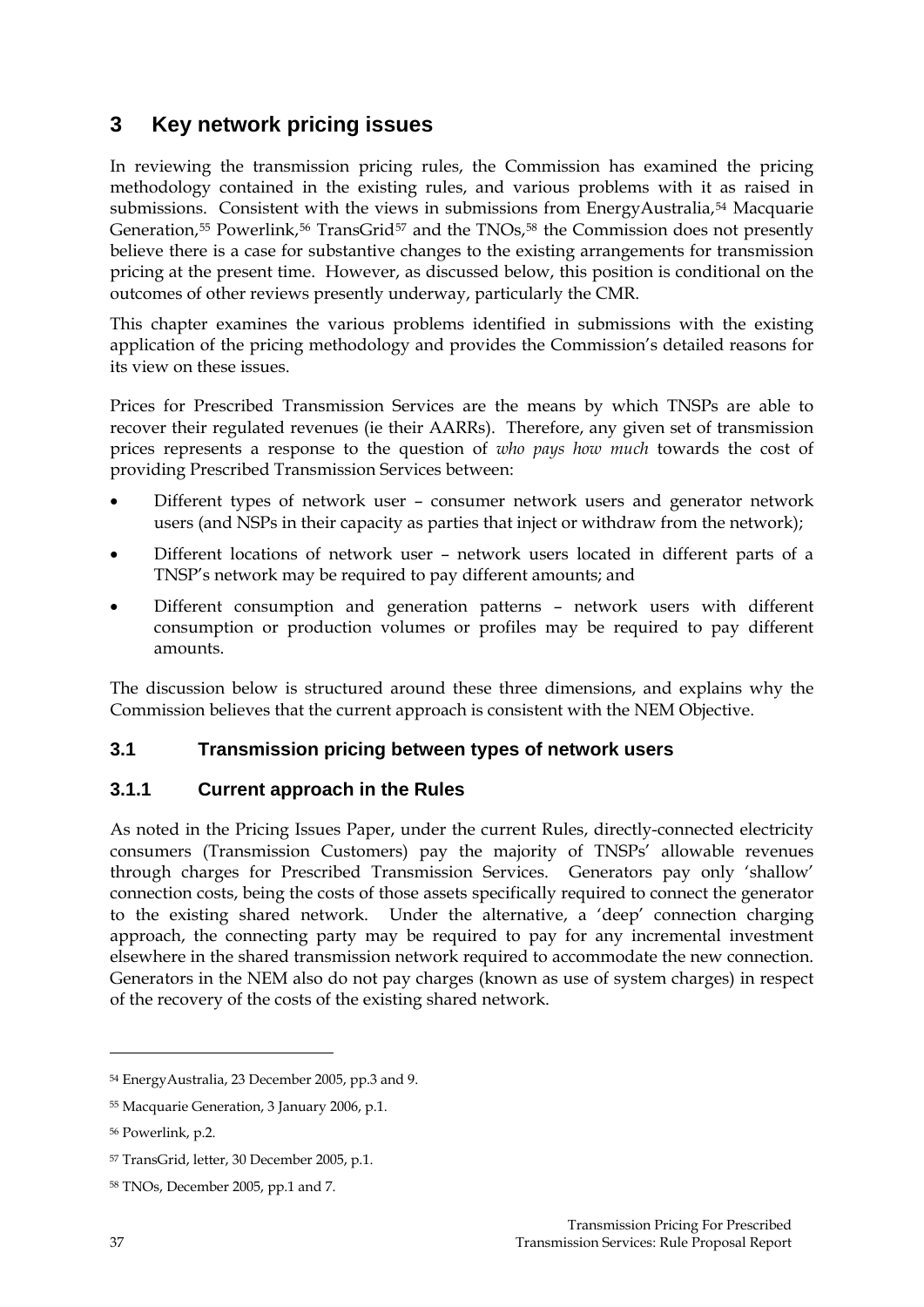# 3 Key network pricing issues

In reviewing the transmission pricing rules, the Commission has examined the pricing methodology contained in the existing rules, and various problems with it as raised in submissions. Consistent with the views in submissions from EnergyAustralia,[54] Macquarie Generation,[55] Powerlink,[56] TransGrid[57] and the TNOs,[58] the Commission does not presently believe there is a case for substantive changes to the existing arrangements for transmission pricing at the present time. However, as discussed below, this position is conditional on the outcomes of other reviews presently underway, particularly the CMR.

This chapter examines the various problems identified in submissions with the existing application of the pricing methodology and provides the Commission's detailed reasons for its view on these issues.

Prices for Prescribed Transmission Services are the means by which TNSPs are able to recover their regulated revenues (ie their AARRs). Therefore, any given set of transmission prices represents a response to the question of *who pays how much* towards the cost of providing Prescribed Transmission Services between:

- Different types of network user – consumer network users and generator network users (and NSPs in their capacity as parties that inject or withdraw from the network);
- Different locations of network user – network users located in different parts of a TNSP's network may be required to pay different amounts; and
- Different consumption and generation patterns – network users with different consumption or production volumes or profiles may be required to pay different amounts.

The discussion below is structured around these three dimensions, and explains why the Commission believes that the current approach is consistent with the NEM Objective.

## 3.1 Transmission pricing between types of network users

### 3.1.1 Current approach in the Rules

As noted in the Pricing Issues Paper, under the current Rules, directly-connected electricity consumers (Transmission Customers) pay the majority of TNSPs' allowable revenues through charges for Prescribed Transmission Services. Generators pay only 'shallow' connection costs, being the costs of those assets specifically required to connect the generator to the existing shared network. Under the alternative, a 'deep' connection charging approach, the connecting party may be required to pay for any incremental investment elsewhere in the shared transmission network required to accommodate the new connection. Generators in the NEM also do not pay charges (known as use of system charges) in respect of the recovery of the costs of the existing shared network.

[54] EnergyAustralia, 23 December 2005, pp.3 and 9.

[55] Macquarie Generation, 3 January 2006, p.1.

[56] Powerlink, p.2.

[57] TransGrid, letter, 30 December 2005, p.1.

[58] TNOs, December 2005, pp.1 and 7.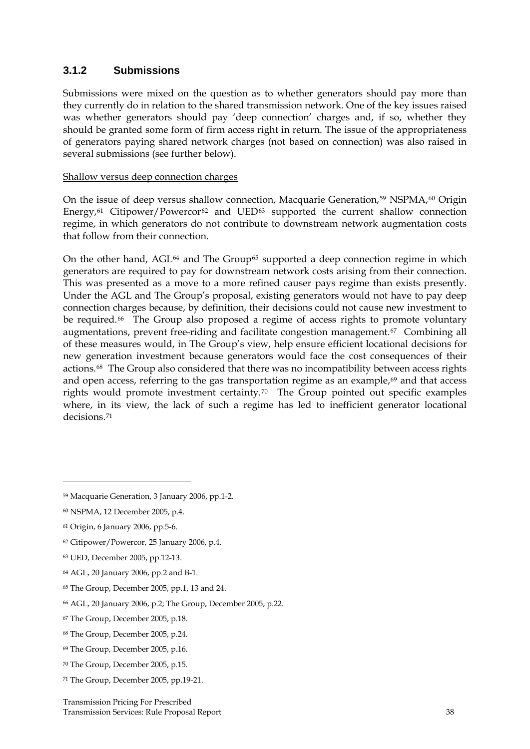### 3.1.2 Submissions

Submissions were mixed on the question as to whether generators should pay more than they currently do in relation to the shared transmission network. One of the key issues raised was whether generators should pay 'deep connection' charges and, if so, whether they should be granted some form of firm access right in return. The issue of the appropriateness of generators paying shared network charges (not based on connection) was also raised in several submissions (see further below).

Shallow versus deep connection charges

On the issue of deep versus shallow connection, Macquarie Generation,[59] NSPMA,[60] Origin Energy,[61] Citipower/Powercor[62] and UED[63] supported the current shallow connection regime, in which generators do not contribute to downstream network augmentation costs that follow from their connection.

On the other hand, AGL[64] and The Group[65] supported a deep connection regime in which generators are required to pay for downstream network costs arising from their connection. This was presented as a move to a more refined causer pays regime than exists presently. Under the AGL and The Group's proposal, existing generators would not have to pay deep connection charges because, by definition, their decisions could not cause new investment to be required.[66] The Group also proposed a regime of access rights to promote voluntary augmentations, prevent free-riding and facilitate congestion management.[67] Combining all of these measures would, in The Group's view, help ensure efficient locational decisions for new generation investment because generators would face the cost consequences of their actions.[68] The Group also considered that there was no incompatibility between access rights and open access, referring to the gas transportation regime as an example,[69] and that access rights would promote investment certainty.[70] The Group pointed out specific examples where, in its view, the lack of such a regime has led to inefficient generator locational decisions.[71]

---

[59] Macquarie Generation, 3 January 2006, pp.1-2.

[60] NSPMA, 12 December 2005, p.4.

[61] Origin, 6 January 2006, pp.5-6.

[62] Citipower/Powercor, 25 January 2006, p.4.

[63] UED, December 2005, pp.12-13.

[64] AGL, 20 January 2006, pp.2 and B-1.

[65] The Group, December 2005, pp.1, 13 and 24.

[66] AGL, 20 January 2006, p.2; The Group, December 2005, p.22.

[67] The Group, December 2005, p.18.

[68] The Group, December 2005, p.24.

[69] The Group, December 2005, p.16.

[70] The Group, December 2005, p.15.

[71] The Group, December 2005, pp.19-21.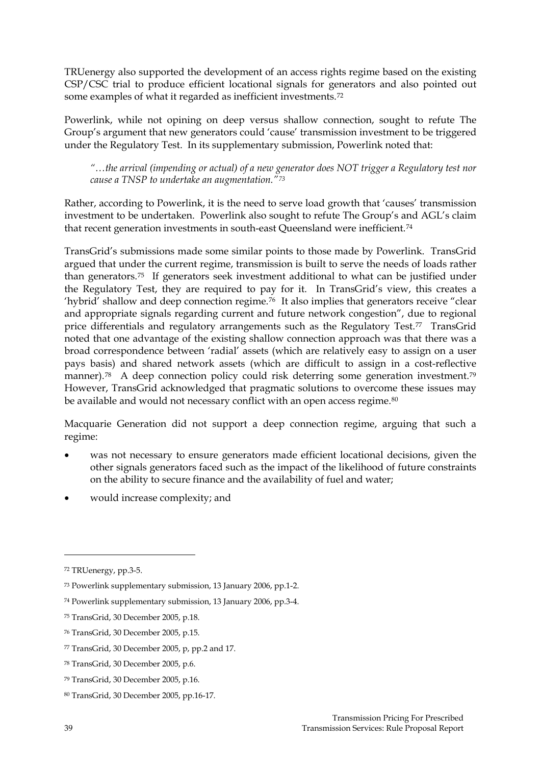TRUenergy also supported the development of an access rights regime based on the existing CSP/CSC trial to produce efficient locational signals for generators and also pointed out some examples of what it regarded as inefficient investments.[72]

Powerlink, while not opining on deep versus shallow connection, sought to refute The Group's argument that new generators could 'cause' transmission investment to be triggered under the Regulatory Test. In its supplementary submission, Powerlink noted that:

*"…the arrival (impending or actual) of a new generator does NOT trigger a Regulatory test nor cause a TNSP to undertake an augmentation."*[73]

Rather, according to Powerlink, it is the need to serve load growth that 'causes' transmission investment to be undertaken. Powerlink also sought to refute The Group's and AGL's claim that recent generation investments in south-east Queensland were inefficient.[74]

TransGrid's submissions made some similar points to those made by Powerlink. TransGrid argued that under the current regime, transmission is built to serve the needs of loads rather than generators.[75] If generators seek investment additional to what can be justified under the Regulatory Test, they are required to pay for it. In TransGrid's view, this creates a 'hybrid' shallow and deep connection regime.[76] It also implies that generators receive "clear and appropriate signals regarding current and future network congestion", due to regional price differentials and regulatory arrangements such as the Regulatory Test.[77] TransGrid noted that one advantage of the existing shallow connection approach was that there was a broad correspondence between 'radial' assets (which are relatively easy to assign on a user pays basis) and shared network assets (which are difficult to assign in a cost-reflective manner).[78] A deep connection policy could risk deterring some generation investment.[79] However, TransGrid acknowledged that pragmatic solutions to overcome these issues may be available and would not necessary conflict with an open access regime.[80]

Macquarie Generation did not support a deep connection regime, arguing that such a regime:

- was not necessary to ensure generators made efficient locational decisions, given the other signals generators faced such as the impact of the likelihood of future constraints on the ability to secure finance and the availability of fuel and water;
- would increase complexity; and

---

[72] TRUenergy, pp.3-5.

[73] Powerlink supplementary submission, 13 January 2006, pp.1-2.

[74] Powerlink supplementary submission, 13 January 2006, pp.3-4.

[75] TransGrid, 30 December 2005, p.18.

[76] TransGrid, 30 December 2005, p.15.

[77] TransGrid, 30 December 2005, p, pp.2 and 17.

[78] TransGrid, 30 December 2005, p.6.

[79] TransGrid, 30 December 2005, p.16.

[80] TransGrid, 30 December 2005, pp.16-17.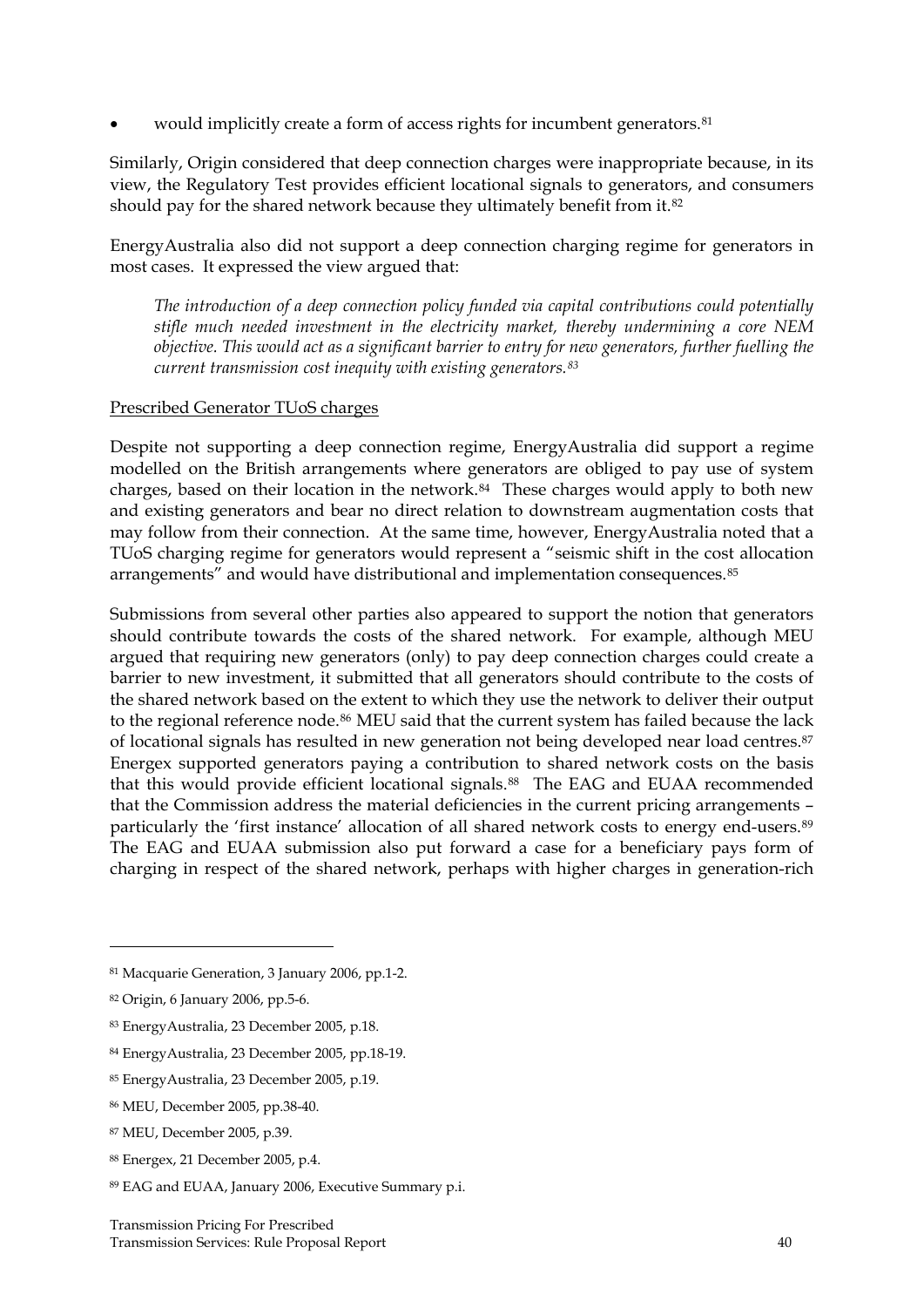- would implicitly create a form of access rights for incumbent generators.[81]

Similarly, Origin considered that deep connection charges were inappropriate because, in its view, the Regulatory Test provides efficient locational signals to generators, and consumers should pay for the shared network because they ultimately benefit from it.[82]

EnergyAustralia also did not support a deep connection charging regime for generators in most cases. It expressed the view argued that:

> *The introduction of a deep connection policy funded via capital contributions could potentially stifle much needed investment in the electricity market, thereby undermining a core NEM objective. This would act as a significant barrier to entry for new generators, further fuelling the current transmission cost inequity with existing generators.*[83]

<u>Prescribed Generator TUoS charges</u>

Despite not supporting a deep connection regime, EnergyAustralia did support a regime modelled on the British arrangements where generators are obliged to pay use of system charges, based on their location in the network.[84] These charges would apply to both new and existing generators and bear no direct relation to downstream augmentation costs that may follow from their connection. At the same time, however, EnergyAustralia noted that a TUoS charging regime for generators would represent a "seismic shift in the cost allocation arrangements" and would have distributional and implementation consequences.[85]

Submissions from several other parties also appeared to support the notion that generators should contribute towards the costs of the shared network. For example, although MEU argued that requiring new generators (only) to pay deep connection charges could create a barrier to new investment, it submitted that all generators should contribute to the costs of the shared network based on the extent to which they use the network to deliver their output to the regional reference node.[86] MEU said that the current system has failed because the lack of locational signals has resulted in new generation not being developed near load centres.[87] Energex supported generators paying a contribution to shared network costs on the basis that this would provide efficient locational signals.[88] The EAG and EUAA recommended that the Commission address the material deficiencies in the current pricing arrangements – particularly the 'first instance' allocation of all shared network costs to energy end-users.[89] The EAG and EUAA submission also put forward a case for a beneficiary pays form of charging in respect of the shared network, perhaps with higher charges in generation-rich

---

[81] Macquarie Generation, 3 January 2006, pp.1-2.

[82] Origin, 6 January 2006, pp.5-6.

[83] EnergyAustralia, 23 December 2005, p.18.

[84] EnergyAustralia, 23 December 2005, pp.18-19.

[85] EnergyAustralia, 23 December 2005, p.19.

[86] MEU, December 2005, pp.38-40.

[87] MEU, December 2005, p.39.

[88] Energex, 21 December 2005, p.4.

[89] EAG and EUAA, January 2006, Executive Summary p.i.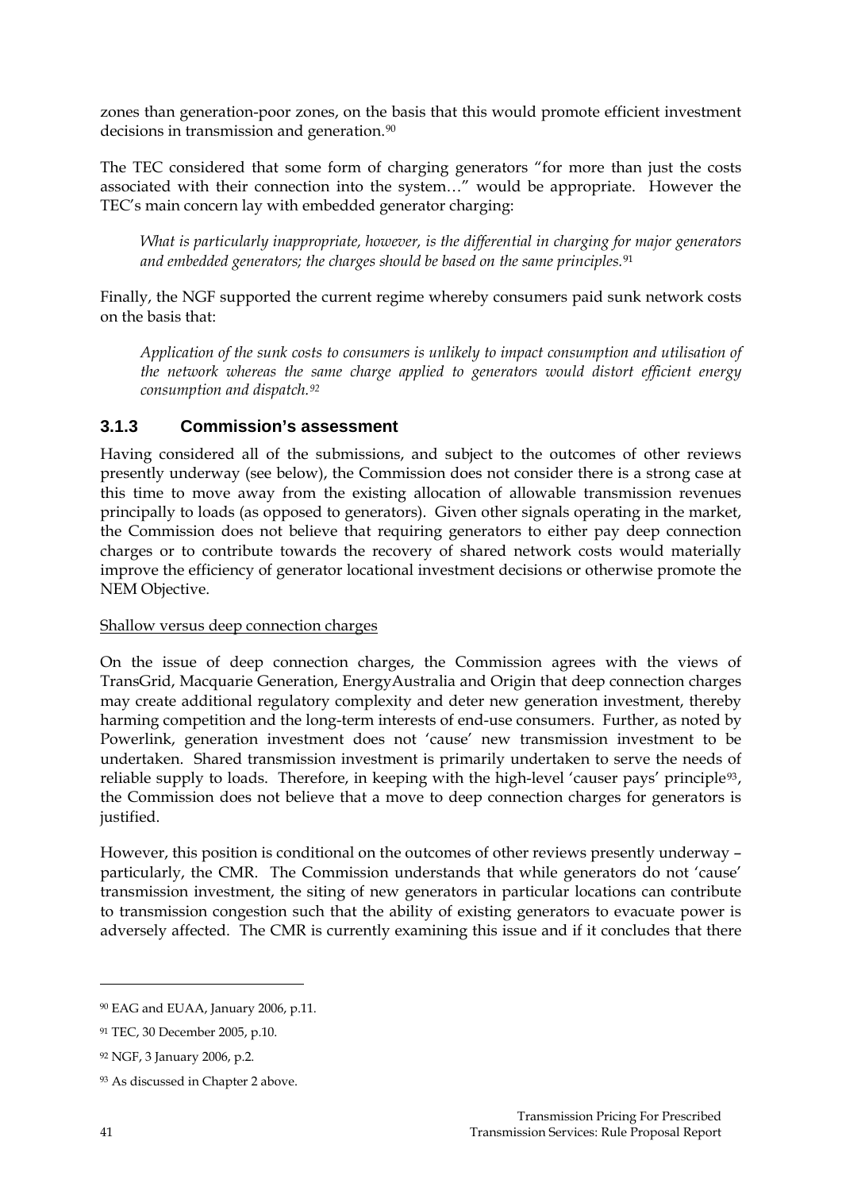zones than generation-poor zones, on the basis that this would promote efficient investment decisions in transmission and generation.[90]

The TEC considered that some form of charging generators "for more than just the costs associated with their connection into the system…" would be appropriate. However the TEC's main concern lay with embedded generator charging:

> *What is particularly inappropriate, however, is the differential in charging for major generators and embedded generators; the charges should be based on the same principles.*[91]

Finally, the NGF supported the current regime whereby consumers paid sunk network costs on the basis that:

> *Application of the sunk costs to consumers is unlikely to impact consumption and utilisation of the network whereas the same charge applied to generators would distort efficient energy consumption and dispatch.*[92]

### 3.1.3 Commission's assessment

Having considered all of the submissions, and subject to the outcomes of other reviews presently underway (see below), the Commission does not consider there is a strong case at this time to move away from the existing allocation of allowable transmission revenues principally to loads (as opposed to generators). Given other signals operating in the market, the Commission does not believe that requiring generators to either pay deep connection charges or to contribute towards the recovery of shared network costs would materially improve the efficiency of generator locational investment decisions or otherwise promote the NEM Objective.

<u>Shallow versus deep connection charges</u>

On the issue of deep connection charges, the Commission agrees with the views of TransGrid, Macquarie Generation, EnergyAustralia and Origin that deep connection charges may create additional regulatory complexity and deter new generation investment, thereby harming competition and the long-term interests of end-use consumers. Further, as noted by Powerlink, generation investment does not 'cause' new transmission investment to be undertaken. Shared transmission investment is primarily undertaken to serve the needs of reliable supply to loads. Therefore, in keeping with the high-level 'causer pays' principle[93], the Commission does not believe that a move to deep connection charges for generators is justified.

However, this position is conditional on the outcomes of other reviews presently underway – particularly, the CMR. The Commission understands that while generators do not 'cause' transmission investment, the siting of new generators in particular locations can contribute to transmission congestion such that the ability of existing generators to evacuate power is adversely affected. The CMR is currently examining this issue and if it concludes that there

---

[90] EAG and EUAA, January 2006, p.11.

[91] TEC, 30 December 2005, p.10.

[92] NGF, 3 January 2006, p.2.

[93] As discussed in Chapter 2 above.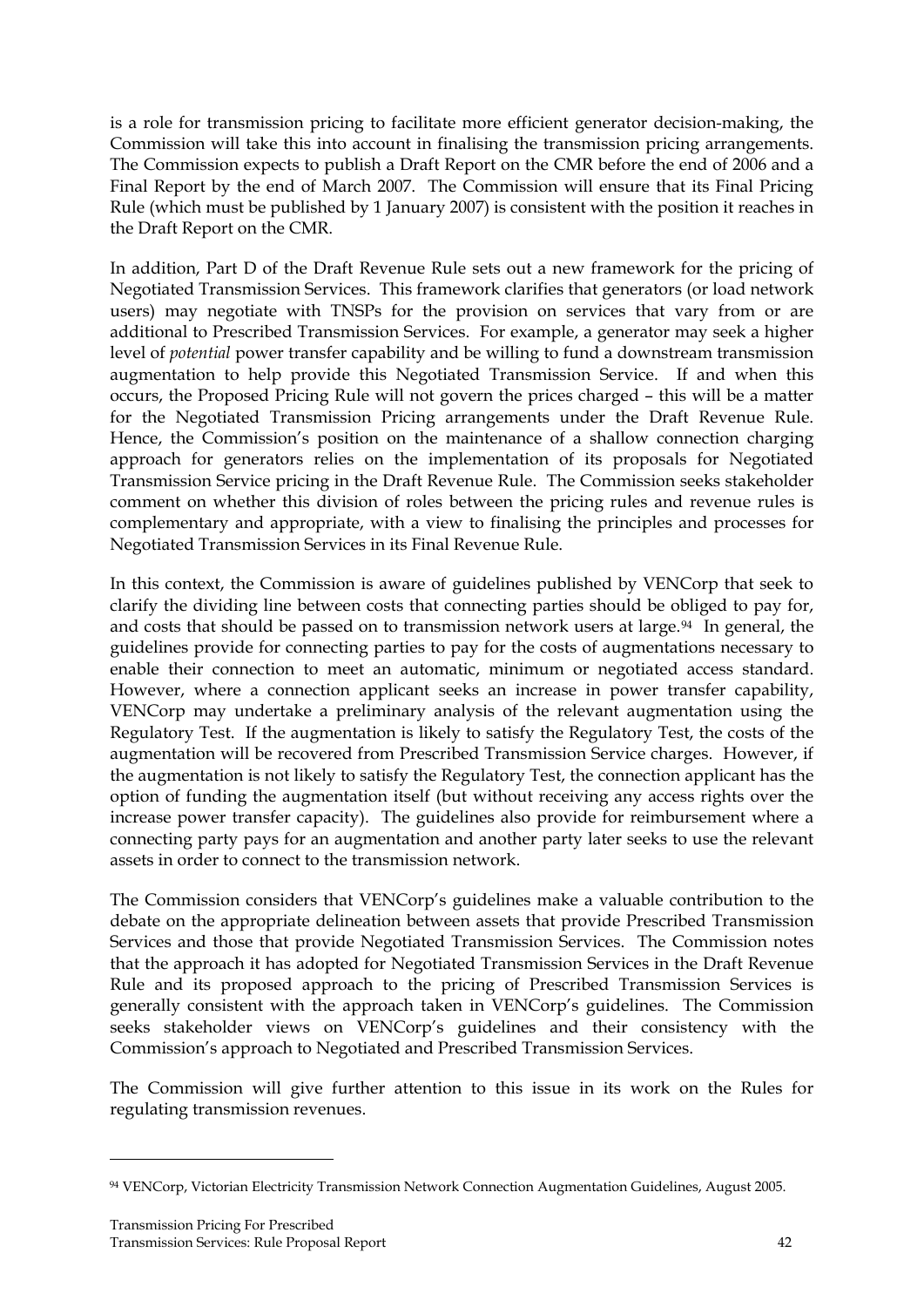is a role for transmission pricing to facilitate more efficient generator decision-making, the Commission will take this into account in finalising the transmission pricing arrangements. The Commission expects to publish a Draft Report on the CMR before the end of 2006 and a Final Report by the end of March 2007. The Commission will ensure that its Final Pricing Rule (which must be published by 1 January 2007) is consistent with the position it reaches in the Draft Report on the CMR.

In addition, Part D of the Draft Revenue Rule sets out a new framework for the pricing of Negotiated Transmission Services. This framework clarifies that generators (or load network users) may negotiate with TNSPs for the provision on services that vary from or are additional to Prescribed Transmission Services. For example, a generator may seek a higher level of *potential* power transfer capability and be willing to fund a downstream transmission augmentation to help provide this Negotiated Transmission Service. If and when this occurs, the Proposed Pricing Rule will not govern the prices charged – this will be a matter for the Negotiated Transmission Pricing arrangements under the Draft Revenue Rule. Hence, the Commission's position on the maintenance of a shallow connection charging approach for generators relies on the implementation of its proposals for Negotiated Transmission Service pricing in the Draft Revenue Rule. The Commission seeks stakeholder comment on whether this division of roles between the pricing rules and revenue rules is complementary and appropriate, with a view to finalising the principles and processes for Negotiated Transmission Services in its Final Revenue Rule.

In this context, the Commission is aware of guidelines published by VENCorp that seek to clarify the dividing line between costs that connecting parties should be obliged to pay for, and costs that should be passed on to transmission network users at large.[94] In general, the guidelines provide for connecting parties to pay for the costs of augmentations necessary to enable their connection to meet an automatic, minimum or negotiated access standard. However, where a connection applicant seeks an increase in power transfer capability, VENCorp may undertake a preliminary analysis of the relevant augmentation using the Regulatory Test. If the augmentation is likely to satisfy the Regulatory Test, the costs of the augmentation will be recovered from Prescribed Transmission Service charges. However, if the augmentation is not likely to satisfy the Regulatory Test, the connection applicant has the option of funding the augmentation itself (but without receiving any access rights over the increase power transfer capacity). The guidelines also provide for reimbursement where a connecting party pays for an augmentation and another party later seeks to use the relevant assets in order to connect to the transmission network.

The Commission considers that VENCorp's guidelines make a valuable contribution to the debate on the appropriate delineation between assets that provide Prescribed Transmission Services and those that provide Negotiated Transmission Services. The Commission notes that the approach it has adopted for Negotiated Transmission Services in the Draft Revenue Rule and its proposed approach to the pricing of Prescribed Transmission Services is generally consistent with the approach taken in VENCorp's guidelines. The Commission seeks stakeholder views on VENCorp's guidelines and their consistency with the Commission's approach to Negotiated and Prescribed Transmission Services.

The Commission will give further attention to this issue in its work on the Rules for regulating transmission revenues.

---

[94] VENCorp, Victorian Electricity Transmission Network Connection Augmentation Guidelines, August 2005.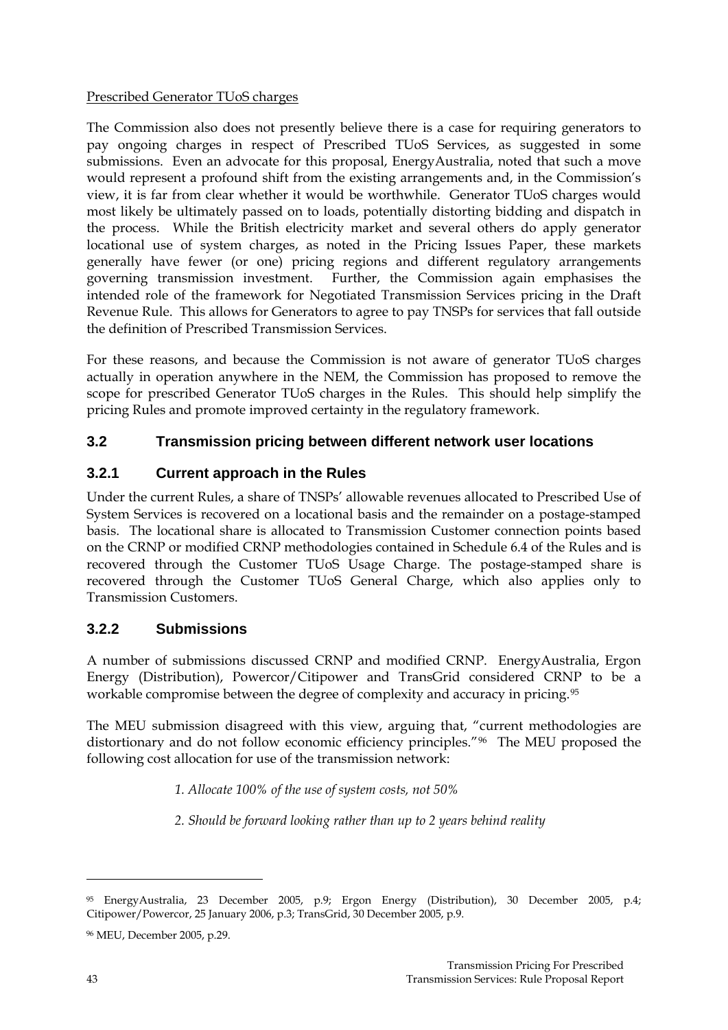Prescribed Generator TUoS charges

The Commission also does not presently believe there is a case for requiring generators to pay ongoing charges in respect of Prescribed TUoS Services, as suggested in some submissions. Even an advocate for this proposal, EnergyAustralia, noted that such a move would represent a profound shift from the existing arrangements and, in the Commission's view, it is far from clear whether it would be worthwhile. Generator TUoS charges would most likely be ultimately passed on to loads, potentially distorting bidding and dispatch in the process. While the British electricity market and several others do apply generator locational use of system charges, as noted in the Pricing Issues Paper, these markets generally have fewer (or one) pricing regions and different regulatory arrangements governing transmission investment. Further, the Commission again emphasises the intended role of the framework for Negotiated Transmission Services pricing in the Draft Revenue Rule. This allows for Generators to agree to pay TNSPs for services that fall outside the definition of Prescribed Transmission Services.

For these reasons, and because the Commission is not aware of generator TUoS charges actually in operation anywhere in the NEM, the Commission has proposed to remove the scope for prescribed Generator TUoS charges in the Rules. This should help simplify the pricing Rules and promote improved certainty in the regulatory framework.

## 3.2 Transmission pricing between different network user locations

### 3.2.1 Current approach in the Rules

Under the current Rules, a share of TNSPs' allowable revenues allocated to Prescribed Use of System Services is recovered on a locational basis and the remainder on a postage-stamped basis. The locational share is allocated to Transmission Customer connection points based on the CRNP or modified CRNP methodologies contained in Schedule 6.4 of the Rules and is recovered through the Customer TUoS Usage Charge. The postage-stamped share is recovered through the Customer TUoS General Charge, which also applies only to Transmission Customers.

### 3.2.2 Submissions

A number of submissions discussed CRNP and modified CRNP. EnergyAustralia, Ergon Energy (Distribution), Powercor/Citipower and TransGrid considered CRNP to be a workable compromise between the degree of complexity and accuracy in pricing.[95]

The MEU submission disagreed with this view, arguing that, "current methodologies are distortionary and do not follow economic efficiency principles."[96] The MEU proposed the following cost allocation for use of the transmission network:

> *1. Allocate 100% of the use of system costs, not 50%*
>
> *2. Should be forward looking rather than up to 2 years behind reality*

---

[95] EnergyAustralia, 23 December 2005, p.9; Ergon Energy (Distribution), 30 December 2005, p.4; Citipower/Powercor, 25 January 2006, p.3; TransGrid, 30 December 2005, p.9.

[96] MEU, December 2005, p.29.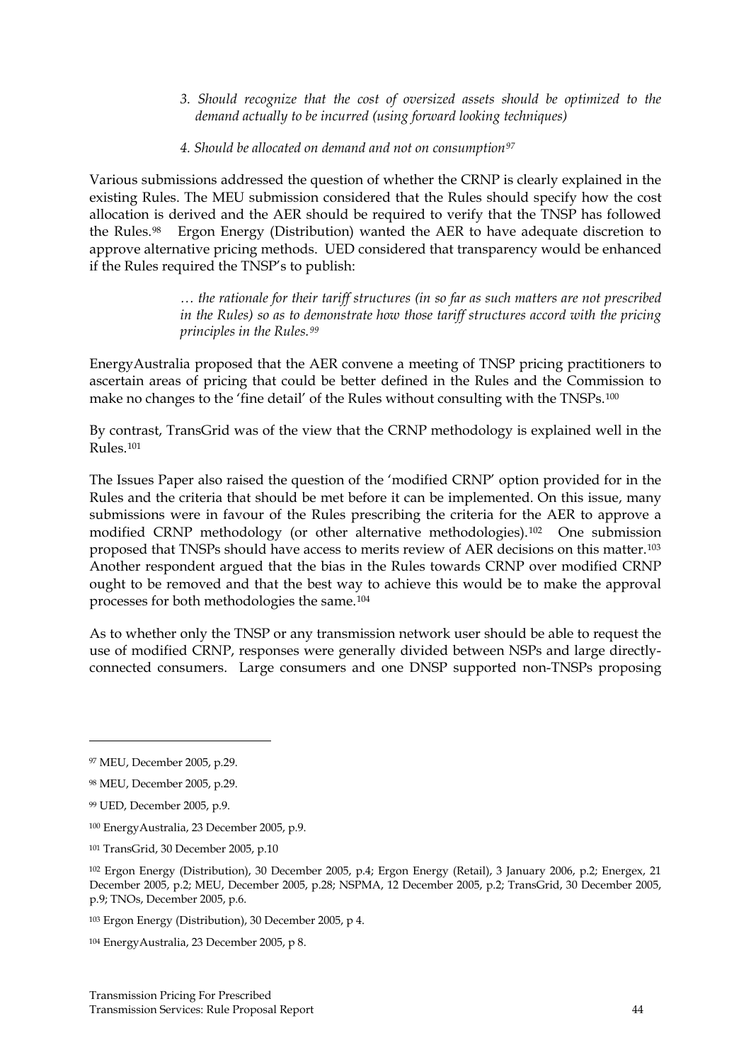*3. Should recognize that the cost of oversized assets should be optimized to the demand actually to be incurred (using forward looking techniques)*

*4. Should be allocated on demand and not on consumption*[97]

Various submissions addressed the question of whether the CRNP is clearly explained in the existing Rules. The MEU submission considered that the Rules should specify how the cost allocation is derived and the AER should be required to verify that the TNSP has followed the Rules.[98] Ergon Energy (Distribution) wanted the AER to have adequate discretion to approve alternative pricing methods. UED considered that transparency would be enhanced if the Rules required the TNSP's to publish:

> *… the rationale for their tariff structures (in so far as such matters are not prescribed in the Rules) so as to demonstrate how those tariff structures accord with the pricing principles in the Rules.*[99]

EnergyAustralia proposed that the AER convene a meeting of TNSP pricing practitioners to ascertain areas of pricing that could be better defined in the Rules and the Commission to make no changes to the 'fine detail' of the Rules without consulting with the TNSPs.[100]

By contrast, TransGrid was of the view that the CRNP methodology is explained well in the Rules.[101]

The Issues Paper also raised the question of the 'modified CRNP' option provided for in the Rules and the criteria that should be met before it can be implemented. On this issue, many submissions were in favour of the Rules prescribing the criteria for the AER to approve a modified CRNP methodology (or other alternative methodologies).[102] One submission proposed that TNSPs should have access to merits review of AER decisions on this matter.[103] Another respondent argued that the bias in the Rules towards CRNP over modified CRNP ought to be removed and that the best way to achieve this would be to make the approval processes for both methodologies the same.[104]

As to whether only the TNSP or any transmission network user should be able to request the use of modified CRNP, responses were generally divided between NSPs and large directly-connected consumers. Large consumers and one DNSP supported non-TNSPs proposing

---

[97] MEU, December 2005, p.29.

[98] MEU, December 2005, p.29.

[99] UED, December 2005, p.9.

[100] EnergyAustralia, 23 December 2005, p.9.

[101] TransGrid, 30 December 2005, p.10

[102] Ergon Energy (Distribution), 30 December 2005, p.4; Ergon Energy (Retail), 3 January 2006, p.2; Energex, 21 December 2005, p.2; MEU, December 2005, p.28; NSPMA, 12 December 2005, p.2; TransGrid, 30 December 2005, p.9; TNOs, December 2005, p.6.

[103] Ergon Energy (Distribution), 30 December 2005, p 4.

[104] EnergyAustralia, 23 December 2005, p 8.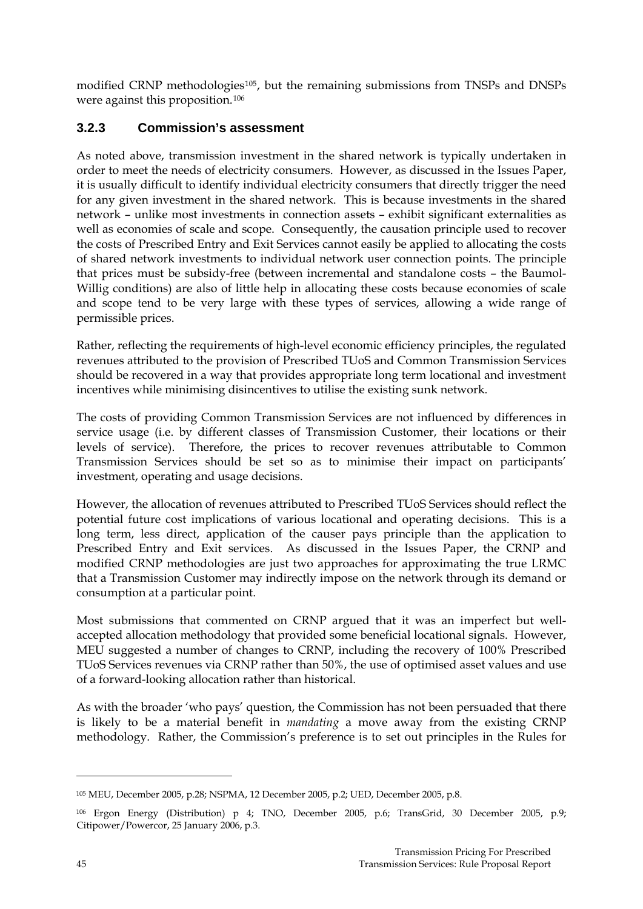modified CRNP methodologies[105], but the remaining submissions from TNSPs and DNSPs were against this proposition.[106]

### 3.2.3 Commission's assessment

As noted above, transmission investment in the shared network is typically undertaken in order to meet the needs of electricity consumers. However, as discussed in the Issues Paper, it is usually difficult to identify individual electricity consumers that directly trigger the need for any given investment in the shared network. This is because investments in the shared network – unlike most investments in connection assets – exhibit significant externalities as well as economies of scale and scope. Consequently, the causation principle used to recover the costs of Prescribed Entry and Exit Services cannot easily be applied to allocating the costs of shared network investments to individual network user connection points. The principle that prices must be subsidy-free (between incremental and standalone costs – the Baumol-Willig conditions) are also of little help in allocating these costs because economies of scale and scope tend to be very large with these types of services, allowing a wide range of permissible prices.

Rather, reflecting the requirements of high-level economic efficiency principles, the regulated revenues attributed to the provision of Prescribed TUoS and Common Transmission Services should be recovered in a way that provides appropriate long term locational and investment incentives while minimising disincentives to utilise the existing sunk network.

The costs of providing Common Transmission Services are not influenced by differences in service usage (i.e. by different classes of Transmission Customer, their locations or their levels of service). Therefore, the prices to recover revenues attributable to Common Transmission Services should be set so as to minimise their impact on participants' investment, operating and usage decisions.

However, the allocation of revenues attributed to Prescribed TUoS Services should reflect the potential future cost implications of various locational and operating decisions. This is a long term, less direct, application of the causer pays principle than the application to Prescribed Entry and Exit services. As discussed in the Issues Paper, the CRNP and modified CRNP methodologies are just two approaches for approximating the true LRMC that a Transmission Customer may indirectly impose on the network through its demand or consumption at a particular point.

Most submissions that commented on CRNP argued that it was an imperfect but well-accepted allocation methodology that provided some beneficial locational signals. However, MEU suggested a number of changes to CRNP, including the recovery of 100% Prescribed TUoS Services revenues via CRNP rather than 50%, the use of optimised asset values and use of a forward-looking allocation rather than historical.

As with the broader 'who pays' question, the Commission has not been persuaded that there is likely to be a material benefit in *mandating* a move away from the existing CRNP methodology. Rather, the Commission's preference is to set out principles in the Rules for

[105] MEU, December 2005, p.28; NSPMA, 12 December 2005, p.2; UED, December 2005, p.8.

[106] Ergon Energy (Distribution) p 4; TNO, December 2005, p.6; TransGrid, 30 December 2005, p.9; Citipower/Powercor, 25 January 2006, p.3.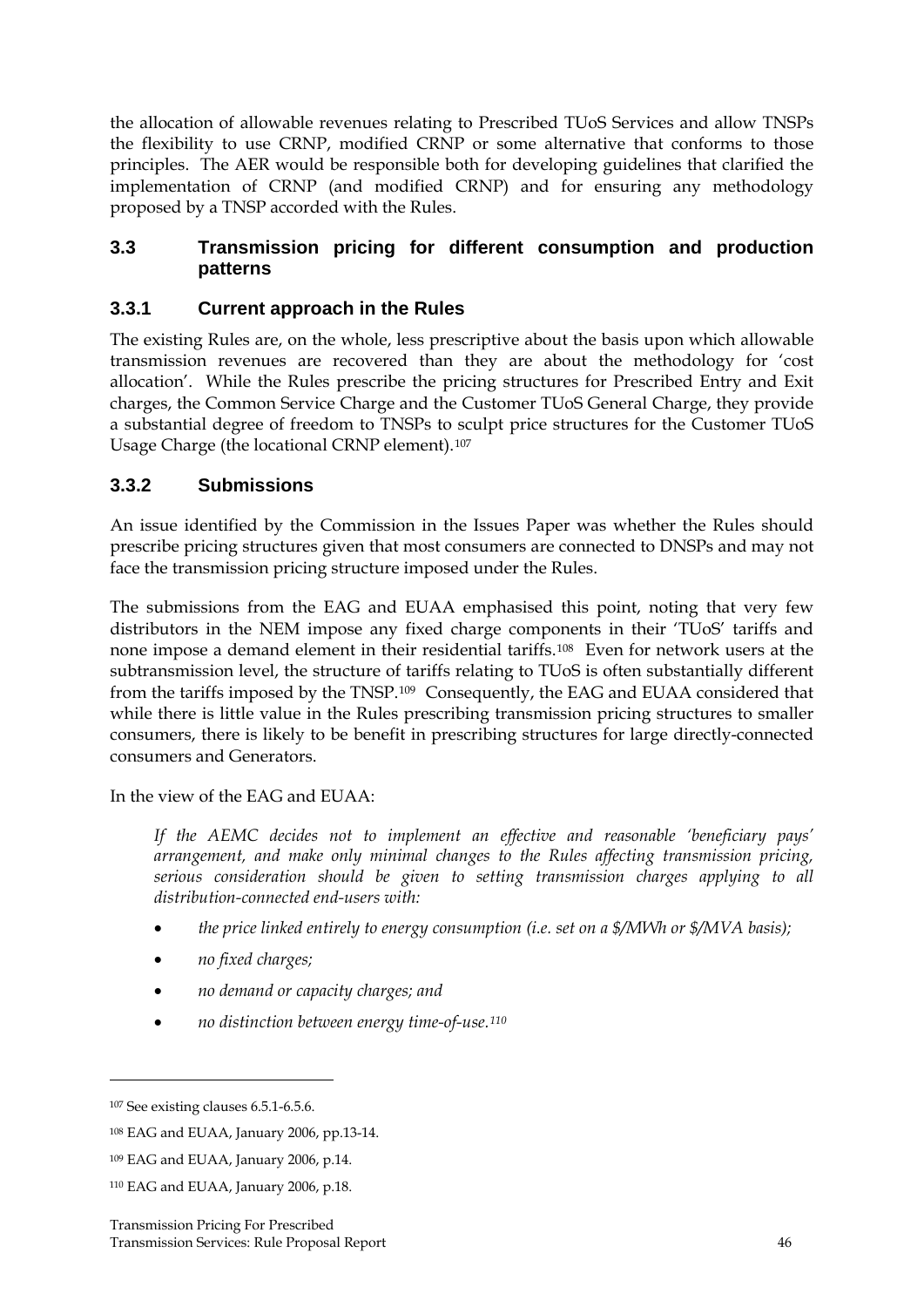the allocation of allowable revenues relating to Prescribed TUoS Services and allow TNSPs the flexibility to use CRNP, modified CRNP or some alternative that conforms to those principles. The AER would be responsible both for developing guidelines that clarified the implementation of CRNP (and modified CRNP) and for ensuring any methodology proposed by a TNSP accorded with the Rules.

## 3.3 Transmission pricing for different consumption and production patterns

### 3.3.1 Current approach in the Rules

The existing Rules are, on the whole, less prescriptive about the basis upon which allowable transmission revenues are recovered than they are about the methodology for 'cost allocation'. While the Rules prescribe the pricing structures for Prescribed Entry and Exit charges, the Common Service Charge and the Customer TUoS General Charge, they provide a substantial degree of freedom to TNSPs to sculpt price structures for the Customer TUoS Usage Charge (the locational CRNP element).[107]

### 3.3.2 Submissions

An issue identified by the Commission in the Issues Paper was whether the Rules should prescribe pricing structures given that most consumers are connected to DNSPs and may not face the transmission pricing structure imposed under the Rules.

The submissions from the EAG and EUAA emphasised this point, noting that very few distributors in the NEM impose any fixed charge components in their 'TUoS' tariffs and none impose a demand element in their residential tariffs.[108] Even for network users at the subtransmission level, the structure of tariffs relating to TUoS is often substantially different from the tariffs imposed by the TNSP.[109] Consequently, the EAG and EUAA considered that while there is little value in the Rules prescribing transmission pricing structures to smaller consumers, there is likely to be benefit in prescribing structures for large directly-connected consumers and Generators.

In the view of the EAG and EUAA:

> *If the AEMC decides not to implement an effective and reasonable 'beneficiary pays' arrangement, and make only minimal changes to the Rules affecting transmission pricing, serious consideration should be given to setting transmission charges applying to all distribution-connected end-users with:*
>
> - *the price linked entirely to energy consumption (i.e. set on a $/MWh or $/MVA basis);*
> - *no fixed charges;*
> - *no demand or capacity charges; and*
> - *no distinction between energy time-of-use.*[110]

---

[107] See existing clauses 6.5.1-6.5.6.

[108] EAG and EUAA, January 2006, pp.13-14.

[109] EAG and EUAA, January 2006, p.14.

[110] EAG and EUAA, January 2006, p.18.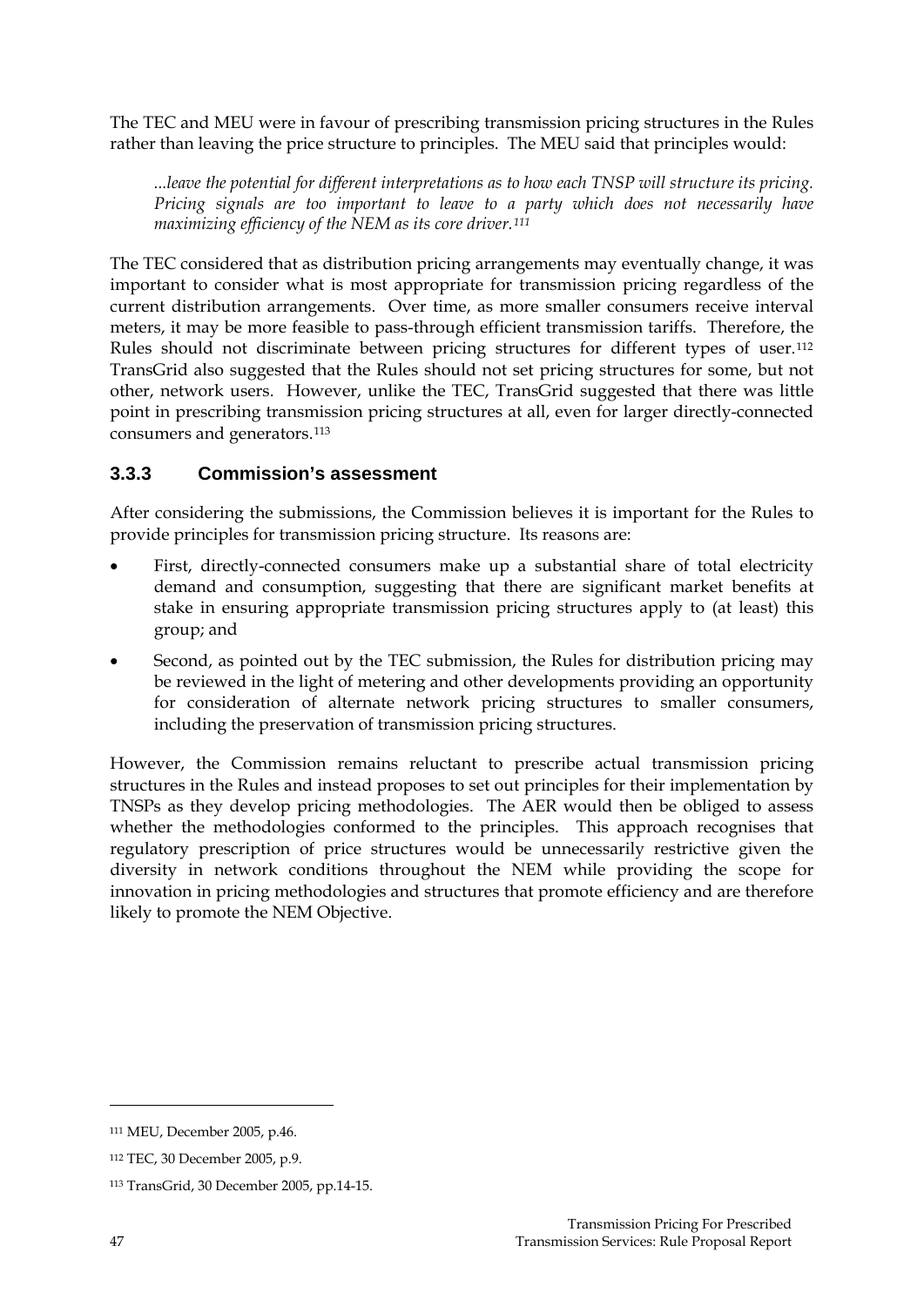The TEC and MEU were in favour of prescribing transmission pricing structures in the Rules rather than leaving the price structure to principles. The MEU said that principles would:

> *...leave the potential for different interpretations as to how each TNSP will structure its pricing. Pricing signals are too important to leave to a party which does not necessarily have maximizing efficiency of the NEM as its core driver.*[111]

The TEC considered that as distribution pricing arrangements may eventually change, it was important to consider what is most appropriate for transmission pricing regardless of the current distribution arrangements. Over time, as more smaller consumers receive interval meters, it may be more feasible to pass-through efficient transmission tariffs. Therefore, the Rules should not discriminate between pricing structures for different types of user.[112] TransGrid also suggested that the Rules should not set pricing structures for some, but not other, network users. However, unlike the TEC, TransGrid suggested that there was little point in prescribing transmission pricing structures at all, even for larger directly-connected consumers and generators.[113]

### 3.3.3 Commission's assessment

After considering the submissions, the Commission believes it is important for the Rules to provide principles for transmission pricing structure. Its reasons are:

- First, directly-connected consumers make up a substantial share of total electricity demand and consumption, suggesting that there are significant market benefits at stake in ensuring appropriate transmission pricing structures apply to (at least) this group; and
- Second, as pointed out by the TEC submission, the Rules for distribution pricing may be reviewed in the light of metering and other developments providing an opportunity for consideration of alternate network pricing structures to smaller consumers, including the preservation of transmission pricing structures.

However, the Commission remains reluctant to prescribe actual transmission pricing structures in the Rules and instead proposes to set out principles for their implementation by TNSPs as they develop pricing methodologies. The AER would then be obliged to assess whether the methodologies conformed to the principles. This approach recognises that regulatory prescription of price structures would be unnecessarily restrictive given the diversity in network conditions throughout the NEM while providing the scope for innovation in pricing methodologies and structures that promote efficiency and are therefore likely to promote the NEM Objective.

---

[111] MEU, December 2005, p.46.

[112] TEC, 30 December 2005, p.9.

[113] TransGrid, 30 December 2005, pp.14-15.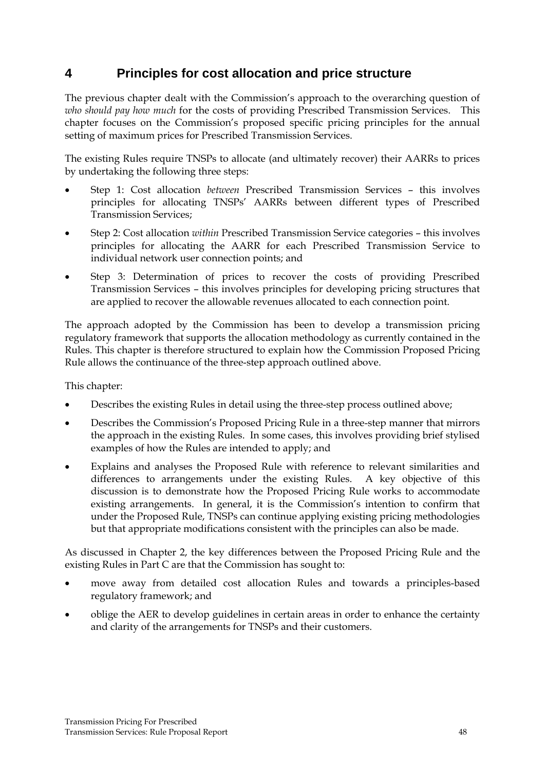# 4 Principles for cost allocation and price structure

The previous chapter dealt with the Commission's approach to the overarching question of *who should pay how much* for the costs of providing Prescribed Transmission Services. This chapter focuses on the Commission's proposed specific pricing principles for the annual setting of maximum prices for Prescribed Transmission Services.

The existing Rules require TNSPs to allocate (and ultimately recover) their AARRs to prices by undertaking the following three steps:

- Step 1: Cost allocation *between* Prescribed Transmission Services – this involves principles for allocating TNSPs' AARRs between different types of Prescribed Transmission Services;
- Step 2: Cost allocation *within* Prescribed Transmission Service categories – this involves principles for allocating the AARR for each Prescribed Transmission Service to individual network user connection points; and
- Step 3: Determination of prices to recover the costs of providing Prescribed Transmission Services – this involves principles for developing pricing structures that are applied to recover the allowable revenues allocated to each connection point.

The approach adopted by the Commission has been to develop a transmission pricing regulatory framework that supports the allocation methodology as currently contained in the Rules. This chapter is therefore structured to explain how the Commission Proposed Pricing Rule allows the continuance of the three-step approach outlined above.

This chapter:

- Describes the existing Rules in detail using the three-step process outlined above;
- Describes the Commission's Proposed Pricing Rule in a three-step manner that mirrors the approach in the existing Rules. In some cases, this involves providing brief stylised examples of how the Rules are intended to apply; and
- Explains and analyses the Proposed Rule with reference to relevant similarities and differences to arrangements under the existing Rules. A key objective of this discussion is to demonstrate how the Proposed Pricing Rule works to accommodate existing arrangements. In general, it is the Commission's intention to confirm that under the Proposed Rule, TNSPs can continue applying existing pricing methodologies but that appropriate modifications consistent with the principles can also be made.

As discussed in Chapter 2, the key differences between the Proposed Pricing Rule and the existing Rules in Part C are that the Commission has sought to:

- move away from detailed cost allocation Rules and towards a principles-based regulatory framework; and
- oblige the AER to develop guidelines in certain areas in order to enhance the certainty and clarity of the arrangements for TNSPs and their customers.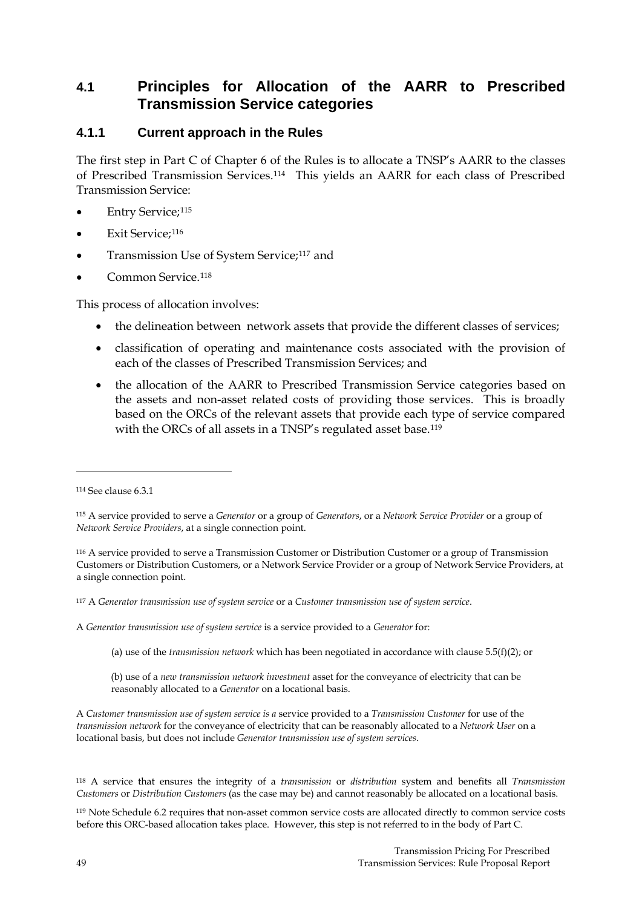## 4.1 Principles for Allocation of the AARR to Prescribed Transmission Service categories

### 4.1.1 Current approach in the Rules

The first step in Part C of Chapter 6 of the Rules is to allocate a TNSP's AARR to the classes of Prescribed Transmission Services.[114] This yields an AARR for each class of Prescribed Transmission Service:

- Entry Service;[115]
- Exit Service;[116]
- Transmission Use of System Service;[117] and
- Common Service.[118]

This process of allocation involves:

- the delineation between network assets that provide the different classes of services;
- classification of operating and maintenance costs associated with the provision of each of the classes of Prescribed Transmission Services; and
- the allocation of the AARR to Prescribed Transmission Service categories based on the assets and non-asset related costs of providing those services. This is broadly based on the ORCs of the relevant assets that provide each type of service compared with the ORCs of all assets in a TNSP's regulated asset base.[119]

---

[114] See clause 6.3.1

[115] A service provided to serve a *Generator* or a group of *Generators*, or a *Network Service Provider* or a group of *Network Service Providers*, at a single connection point.

[116] A service provided to serve a Transmission Customer or Distribution Customer or a group of Transmission Customers or Distribution Customers, or a Network Service Provider or a group of Network Service Providers, at a single connection point.

[117] A *Generator transmission use of system service* or a *Customer transmission use of system service*.

A *Generator transmission use of system service* is a service provided to a *Generator* for:

(a) use of the *transmission network* which has been negotiated in accordance with clause 5.5(f)(2); or

(b) use of a *new transmission network investment* asset for the conveyance of electricity that can be reasonably allocated to a *Generator* on a locational basis.

A *Customer transmission use of system service is a* service provided to a *Transmission Customer* for use of the *transmission network* for the conveyance of electricity that can be reasonably allocated to a *Network User* on a locational basis, but does not include *Generator transmission use of system services*.

[118] A service that ensures the integrity of a *transmission* or *distribution* system and benefits all *Transmission Customers* or *Distribution Customers* (as the case may be) and cannot reasonably be allocated on a locational basis.

[119] Note Schedule 6.2 requires that non-asset common service costs are allocated directly to common service costs before this ORC-based allocation takes place. However, this step is not referred to in the body of Part C.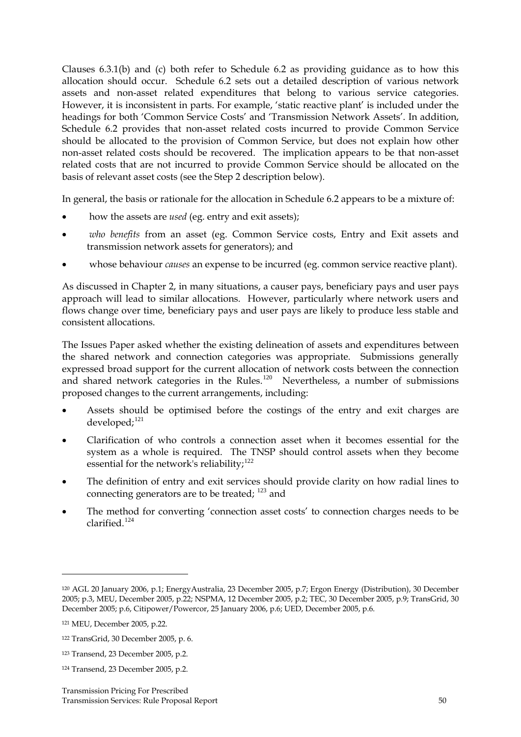Clauses 6.3.1(b) and (c) both refer to Schedule 6.2 as providing guidance as to how this allocation should occur. Schedule 6.2 sets out a detailed description of various network assets and non-asset related expenditures that belong to various service categories. However, it is inconsistent in parts. For example, 'static reactive plant' is included under the headings for both 'Common Service Costs' and 'Transmission Network Assets'. In addition, Schedule 6.2 provides that non-asset related costs incurred to provide Common Service should be allocated to the provision of Common Service, but does not explain how other non-asset related costs should be recovered. The implication appears to be that non-asset related costs that are not incurred to provide Common Service should be allocated on the basis of relevant asset costs (see the Step 2 description below).

In general, the basis or rationale for the allocation in Schedule 6.2 appears to be a mixture of:

- how the assets are *used* (eg. entry and exit assets);
- *who benefits* from an asset (eg. Common Service costs, Entry and Exit assets and transmission network assets for generators); and
- whose behaviour *causes* an expense to be incurred (eg. common service reactive plant).

As discussed in Chapter 2, in many situations, a causer pays, beneficiary pays and user pays approach will lead to similar allocations. However, particularly where network users and flows change over time, beneficiary pays and user pays are likely to produce less stable and consistent allocations.

The Issues Paper asked whether the existing delineation of assets and expenditures between the shared network and connection categories was appropriate. Submissions generally expressed broad support for the current allocation of network costs between the connection and shared network categories in the Rules.[120] Nevertheless, a number of submissions proposed changes to the current arrangements, including:

- Assets should be optimised before the costings of the entry and exit charges are developed;[121]
- Clarification of who controls a connection asset when it becomes essential for the system as a whole is required. The TNSP should control assets when they become essential for the network's reliability;[122]
- The definition of entry and exit services should provide clarity on how radial lines to connecting generators are to be treated; [123] and
- The method for converting 'connection asset costs' to connection charges needs to be clarified.[124]

---

120 AGL 20 January 2006, p.1; EnergyAustralia, 23 December 2005, p.7; Ergon Energy (Distribution), 30 December 2005; p.3, MEU, December 2005, p.22; NSPMA, 12 December 2005, p.2; TEC, 30 December 2005, p.9; TransGrid, 30 December 2005; p.6, Citipower/Powercor, 25 January 2006, p.6; UED, December 2005, p.6.

121 MEU, December 2005, p.22.

122 TransGrid, 30 December 2005, p. 6.

123 Transend, 23 December 2005, p.2.

124 Transend, 23 December 2005, p.2.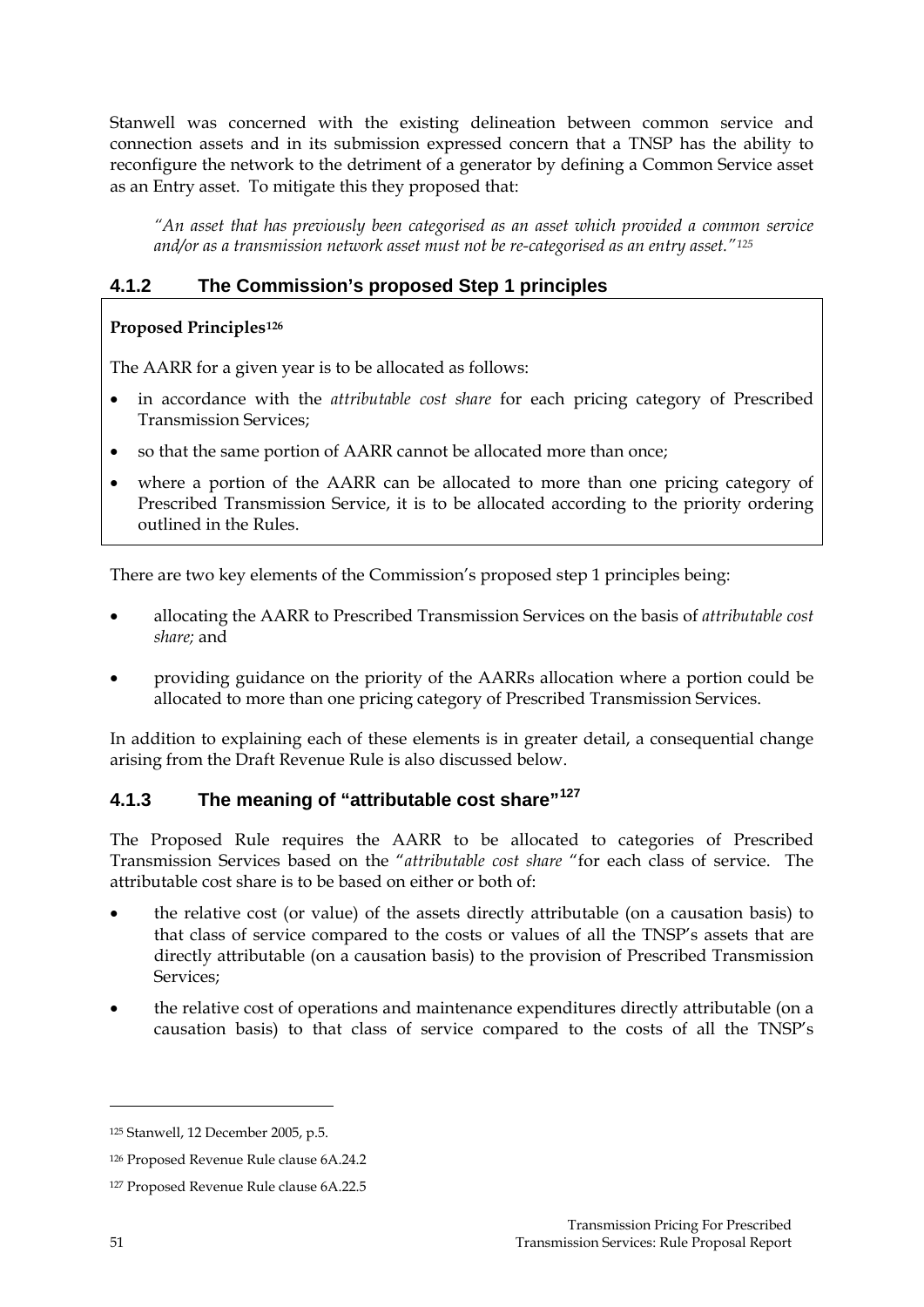Stanwell was concerned with the existing delineation between common service and connection assets and in its submission expressed concern that a TNSP has the ability to reconfigure the network to the detriment of a generator by defining a Common Service asset as an Entry asset. To mitigate this they proposed that:

> *"An asset that has previously been categorised as an asset which provided a common service and/or as a transmission network asset must not be re-categorised as an entry asset."*[125]

### 4.1.2 The Commission's proposed Step 1 principles

**Proposed Principles**[126]

The AARR for a given year is to be allocated as follows:

- in accordance with the *attributable cost share* for each pricing category of Prescribed Transmission Services;
- so that the same portion of AARR cannot be allocated more than once;
- where a portion of the AARR can be allocated to more than one pricing category of Prescribed Transmission Service, it is to be allocated according to the priority ordering outlined in the Rules.

There are two key elements of the Commission's proposed step 1 principles being:

- allocating the AARR to Prescribed Transmission Services on the basis of *attributable cost share;* and
- providing guidance on the priority of the AARRs allocation where a portion could be allocated to more than one pricing category of Prescribed Transmission Services.

In addition to explaining each of these elements is in greater detail, a consequential change arising from the Draft Revenue Rule is also discussed below.

### 4.1.3 The meaning of "attributable cost share"[127]

The Proposed Rule requires the AARR to be allocated to categories of Prescribed Transmission Services based on the "*attributable cost share* "for each class of service. The attributable cost share is to be based on either or both of:

- the relative cost (or value) of the assets directly attributable (on a causation basis) to that class of service compared to the costs or values of all the TNSP's assets that are directly attributable (on a causation basis) to the provision of Prescribed Transmission Services;
- the relative cost of operations and maintenance expenditures directly attributable (on a causation basis) to that class of service compared to the costs of all the TNSP's

---

[125] Stanwell, 12 December 2005, p.5.

[126] Proposed Revenue Rule clause 6A.24.2

[127] Proposed Revenue Rule clause 6A.22.5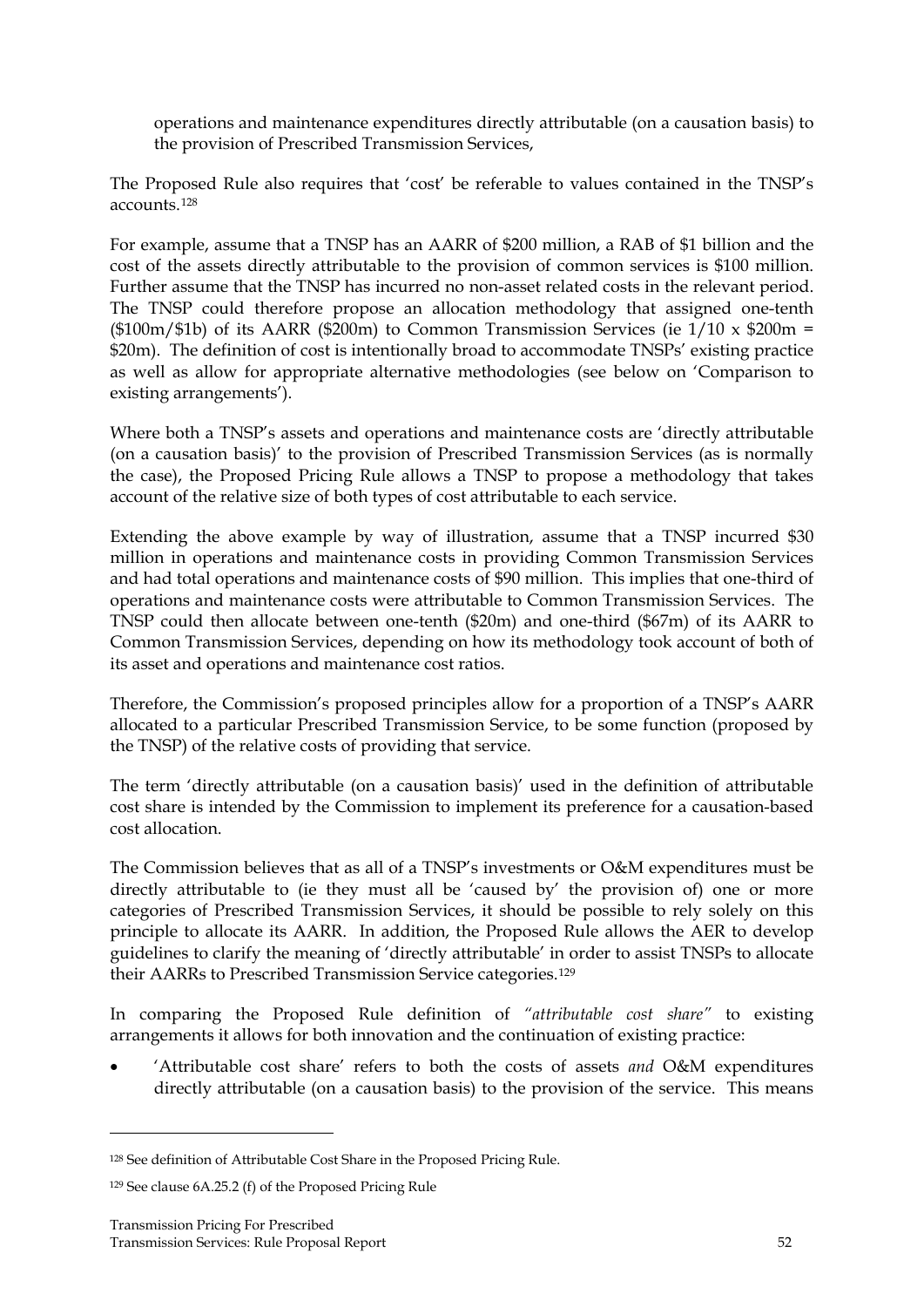operations and maintenance expenditures directly attributable (on a causation basis) to the provision of Prescribed Transmission Services,

The Proposed Rule also requires that 'cost' be referable to values contained in the TNSP's accounts.[128]

For example, assume that a TNSP has an AARR of $200 million, a RAB of $1 billion and the cost of the assets directly attributable to the provision of common services is $100 million. Further assume that the TNSP has incurred no non-asset related costs in the relevant period. The TNSP could therefore propose an allocation methodology that assigned one-tenth ($100m/$1b) of its AARR ($200m) to Common Transmission Services (ie 1/10 x $200m = $20m). The definition of cost is intentionally broad to accommodate TNSPs' existing practice as well as allow for appropriate alternative methodologies (see below on 'Comparison to existing arrangements').

Where both a TNSP's assets and operations and maintenance costs are 'directly attributable (on a causation basis)' to the provision of Prescribed Transmission Services (as is normally the case), the Proposed Pricing Rule allows a TNSP to propose a methodology that takes account of the relative size of both types of cost attributable to each service.

Extending the above example by way of illustration, assume that a TNSP incurred $30 million in operations and maintenance costs in providing Common Transmission Services and had total operations and maintenance costs of $90 million. This implies that one-third of operations and maintenance costs were attributable to Common Transmission Services. The TNSP could then allocate between one-tenth ($20m) and one-third ($67m) of its AARR to Common Transmission Services, depending on how its methodology took account of both of its asset and operations and maintenance cost ratios.

Therefore, the Commission's proposed principles allow for a proportion of a TNSP's AARR allocated to a particular Prescribed Transmission Service, to be some function (proposed by the TNSP) of the relative costs of providing that service.

The term 'directly attributable (on a causation basis)' used in the definition of attributable cost share is intended by the Commission to implement its preference for a causation-based cost allocation.

The Commission believes that as all of a TNSP's investments or O&M expenditures must be directly attributable to (ie they must all be 'caused by' the provision of) one or more categories of Prescribed Transmission Services, it should be possible to rely solely on this principle to allocate its AARR. In addition, the Proposed Rule allows the AER to develop guidelines to clarify the meaning of 'directly attributable' in order to assist TNSPs to allocate their AARRs to Prescribed Transmission Service categories.[129]

In comparing the Proposed Rule definition of *"attributable cost share"* to existing arrangements it allows for both innovation and the continuation of existing practice:

- 'Attributable cost share' refers to both the costs of assets *and* O&M expenditures directly attributable (on a causation basis) to the provision of the service. This means

---

[128] See definition of Attributable Cost Share in the Proposed Pricing Rule.

[129] See clause 6A.25.2 (f) of the Proposed Pricing Rule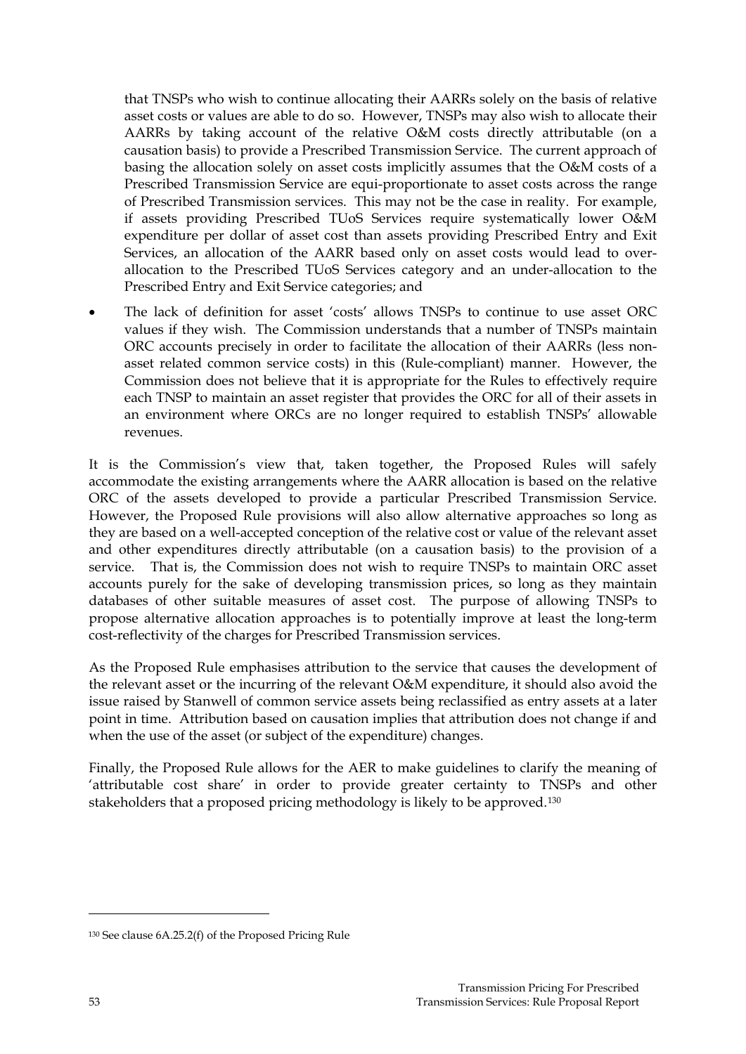that TNSPs who wish to continue allocating their AARRs solely on the basis of relative asset costs or values are able to do so. However, TNSPs may also wish to allocate their AARRs by taking account of the relative O&M costs directly attributable (on a causation basis) to provide a Prescribed Transmission Service. The current approach of basing the allocation solely on asset costs implicitly assumes that the O&M costs of a Prescribed Transmission Service are equi-proportionate to asset costs across the range of Prescribed Transmission services. This may not be the case in reality. For example, if assets providing Prescribed TUoS Services require systematically lower O&M expenditure per dollar of asset cost than assets providing Prescribed Entry and Exit Services, an allocation of the AARR based only on asset costs would lead to over-allocation to the Prescribed TUoS Services category and an under-allocation to the Prescribed Entry and Exit Service categories; and

- The lack of definition for asset 'costs' allows TNSPs to continue to use asset ORC values if they wish. The Commission understands that a number of TNSPs maintain ORC accounts precisely in order to facilitate the allocation of their AARRs (less non-asset related common service costs) in this (Rule-compliant) manner. However, the Commission does not believe that it is appropriate for the Rules to effectively require each TNSP to maintain an asset register that provides the ORC for all of their assets in an environment where ORCs are no longer required to establish TNSPs' allowable revenues.

It is the Commission's view that, taken together, the Proposed Rules will safely accommodate the existing arrangements where the AARR allocation is based on the relative ORC of the assets developed to provide a particular Prescribed Transmission Service. However, the Proposed Rule provisions will also allow alternative approaches so long as they are based on a well-accepted conception of the relative cost or value of the relevant asset and other expenditures directly attributable (on a causation basis) to the provision of a service. That is, the Commission does not wish to require TNSPs to maintain ORC asset accounts purely for the sake of developing transmission prices, so long as they maintain databases of other suitable measures of asset cost. The purpose of allowing TNSPs to propose alternative allocation approaches is to potentially improve at least the long-term cost-reflectivity of the charges for Prescribed Transmission services.

As the Proposed Rule emphasises attribution to the service that causes the development of the relevant asset or the incurring of the relevant O&M expenditure, it should also avoid the issue raised by Stanwell of common service assets being reclassified as entry assets at a later point in time. Attribution based on causation implies that attribution does not change if and when the use of the asset (or subject of the expenditure) changes.

Finally, the Proposed Rule allows for the AER to make guidelines to clarify the meaning of 'attributable cost share' in order to provide greater certainty to TNSPs and other stakeholders that a proposed pricing methodology is likely to be approved.[130]

[130] See clause 6A.25.2(f) of the Proposed Pricing Rule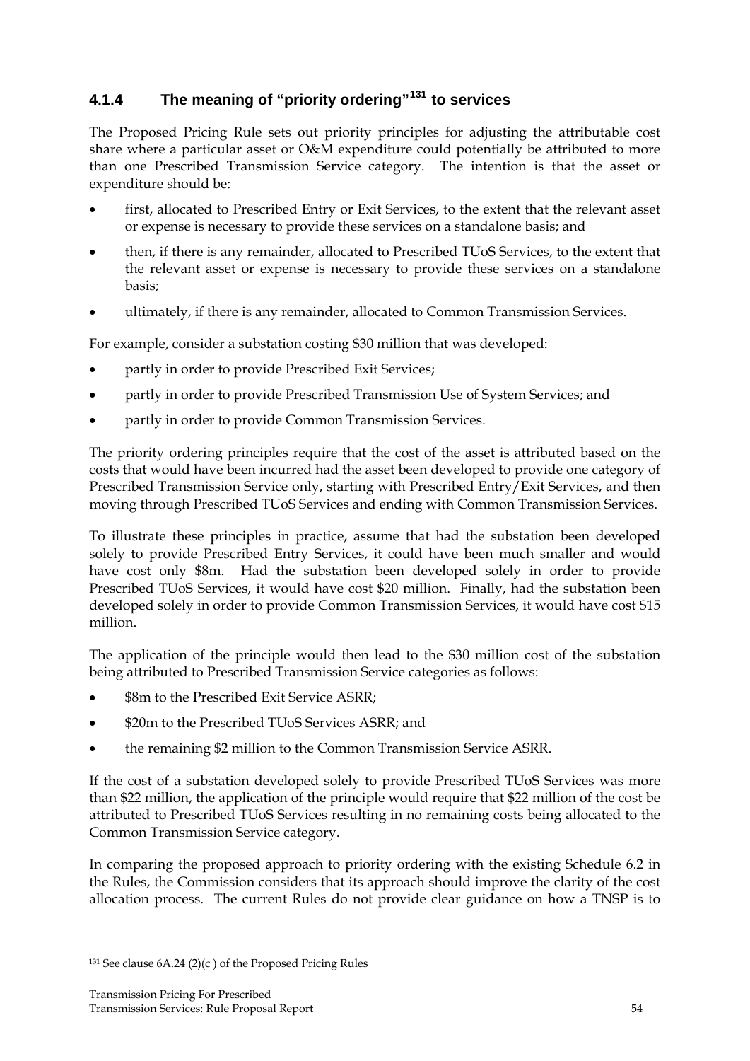### 4.1.4 The meaning of "priority ordering"[131] to services

The Proposed Pricing Rule sets out priority principles for adjusting the attributable cost share where a particular asset or O&M expenditure could potentially be attributed to more than one Prescribed Transmission Service category. The intention is that the asset or expenditure should be:

- first, allocated to Prescribed Entry or Exit Services, to the extent that the relevant asset or expense is necessary to provide these services on a standalone basis; and
- then, if there is any remainder, allocated to Prescribed TUoS Services, to the extent that the relevant asset or expense is necessary to provide these services on a standalone basis;
- ultimately, if there is any remainder, allocated to Common Transmission Services.

For example, consider a substation costing $30 million that was developed:

- partly in order to provide Prescribed Exit Services;
- partly in order to provide Prescribed Transmission Use of System Services; and
- partly in order to provide Common Transmission Services.

The priority ordering principles require that the cost of the asset is attributed based on the costs that would have been incurred had the asset been developed to provide one category of Prescribed Transmission Service only, starting with Prescribed Entry/Exit Services, and then moving through Prescribed TUoS Services and ending with Common Transmission Services.

To illustrate these principles in practice, assume that had the substation been developed solely to provide Prescribed Entry Services, it could have been much smaller and would have cost only $8m. Had the substation been developed solely in order to provide Prescribed TUoS Services, it would have cost $20 million. Finally, had the substation been developed solely in order to provide Common Transmission Services, it would have cost $15 million.

The application of the principle would then lead to the $30 million cost of the substation being attributed to Prescribed Transmission Service categories as follows:

- $8m to the Prescribed Exit Service ASRR;
- $20m to the Prescribed TUoS Services ASRR; and
- the remaining $2 million to the Common Transmission Service ASRR.

If the cost of a substation developed solely to provide Prescribed TUoS Services was more than $22 million, the application of the principle would require that $22 million of the cost be attributed to Prescribed TUoS Services resulting in no remaining costs being allocated to the Common Transmission Service category.

In comparing the proposed approach to priority ordering with the existing Schedule 6.2 in the Rules, the Commission considers that its approach should improve the clarity of the cost allocation process. The current Rules do not provide clear guidance on how a TNSP is to

[131] See clause 6A.24 (2)(c ) of the Proposed Pricing Rules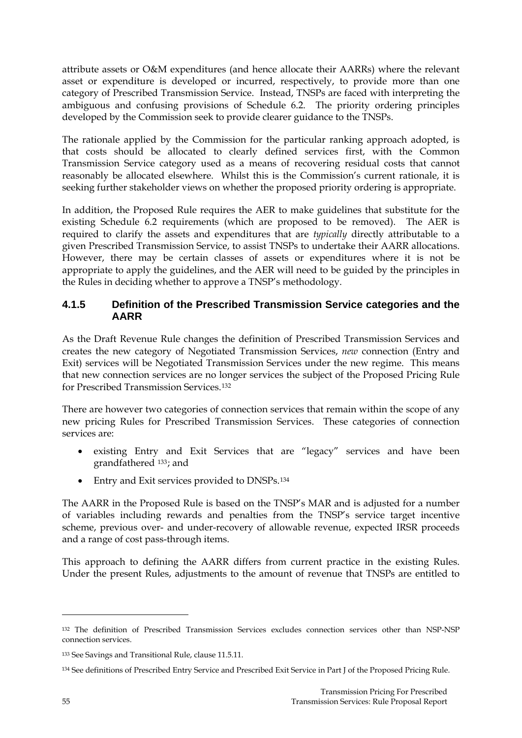attribute assets or O&M expenditures (and hence allocate their AARRs) where the relevant asset or expenditure is developed or incurred, respectively, to provide more than one category of Prescribed Transmission Service. Instead, TNSPs are faced with interpreting the ambiguous and confusing provisions of Schedule 6.2. The priority ordering principles developed by the Commission seek to provide clearer guidance to the TNSPs.

The rationale applied by the Commission for the particular ranking approach adopted, is that costs should be allocated to clearly defined services first, with the Common Transmission Service category used as a means of recovering residual costs that cannot reasonably be allocated elsewhere. Whilst this is the Commission's current rationale, it is seeking further stakeholder views on whether the proposed priority ordering is appropriate.

In addition, the Proposed Rule requires the AER to make guidelines that substitute for the existing Schedule 6.2 requirements (which are proposed to be removed). The AER is required to clarify the assets and expenditures that are *typically* directly attributable to a given Prescribed Transmission Service, to assist TNSPs to undertake their AARR allocations. However, there may be certain classes of assets or expenditures where it is not be appropriate to apply the guidelines, and the AER will need to be guided by the principles in the Rules in deciding whether to approve a TNSP's methodology.

### 4.1.5 Definition of the Prescribed Transmission Service categories and the AARR

As the Draft Revenue Rule changes the definition of Prescribed Transmission Services and creates the new category of Negotiated Transmission Services, *new* connection (Entry and Exit) services will be Negotiated Transmission Services under the new regime. This means that new connection services are no longer services the subject of the Proposed Pricing Rule for Prescribed Transmission Services.[132]

There are however two categories of connection services that remain within the scope of any new pricing Rules for Prescribed Transmission Services. These categories of connection services are:

- existing Entry and Exit Services that are "legacy" services and have been grandfathered [133]; and
- Entry and Exit services provided to DNSPs.[134]

The AARR in the Proposed Rule is based on the TNSP's MAR and is adjusted for a number of variables including rewards and penalties from the TNSP's service target incentive scheme, previous over- and under-recovery of allowable revenue, expected IRSR proceeds and a range of cost pass-through items.

This approach to defining the AARR differs from current practice in the existing Rules. Under the present Rules, adjustments to the amount of revenue that TNSPs are entitled to

---

[132] The definition of Prescribed Transmission Services excludes connection services other than NSP-NSP connection services.

[133] See Savings and Transitional Rule, clause 11.5.11.

[134] See definitions of Prescribed Entry Service and Prescribed Exit Service in Part J of the Proposed Pricing Rule.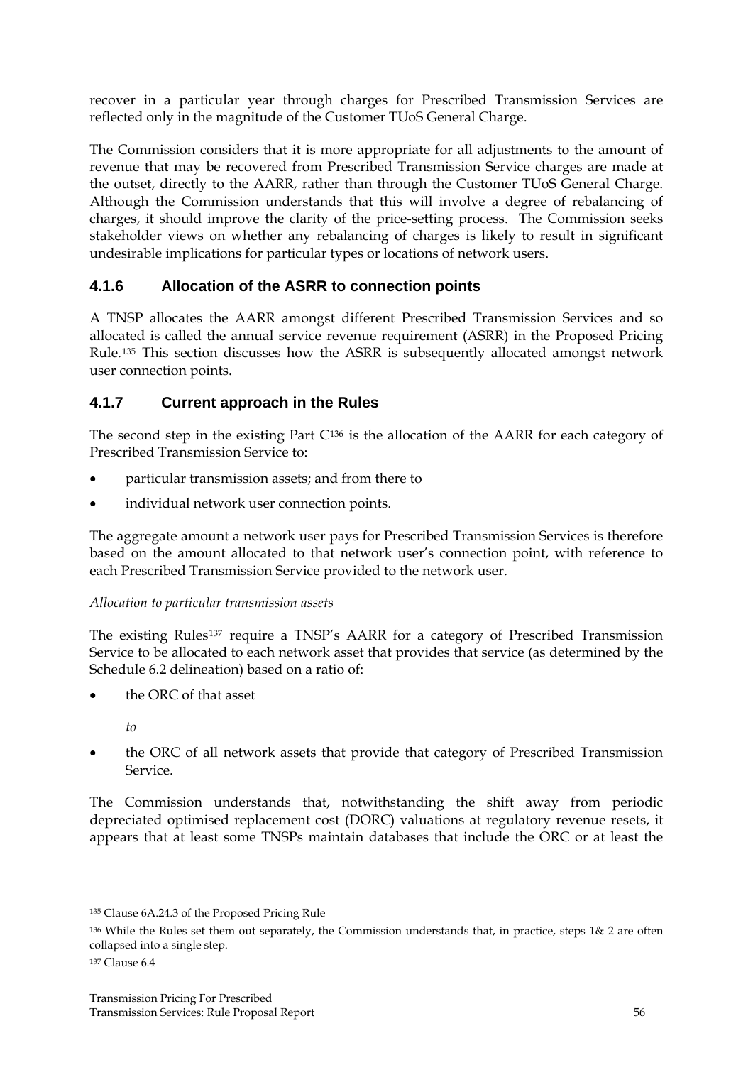recover in a particular year through charges for Prescribed Transmission Services are reflected only in the magnitude of the Customer TUoS General Charge.

The Commission considers that it is more appropriate for all adjustments to the amount of revenue that may be recovered from Prescribed Transmission Service charges are made at the outset, directly to the AARR, rather than through the Customer TUoS General Charge. Although the Commission understands that this will involve a degree of rebalancing of charges, it should improve the clarity of the price-setting process. The Commission seeks stakeholder views on whether any rebalancing of charges is likely to result in significant undesirable implications for particular types or locations of network users.

### 4.1.6 Allocation of the ASRR to connection points

A TNSP allocates the AARR amongst different Prescribed Transmission Services and so allocated is called the annual service revenue requirement (ASRR) in the Proposed Pricing Rule.[135] This section discusses how the ASRR is subsequently allocated amongst network user connection points.

### 4.1.7 Current approach in the Rules

The second step in the existing Part C[136] is the allocation of the AARR for each category of Prescribed Transmission Service to:

- particular transmission assets; and from there to
- individual network user connection points.

The aggregate amount a network user pays for Prescribed Transmission Services is therefore based on the amount allocated to that network user's connection point, with reference to each Prescribed Transmission Service provided to the network user.

*Allocation to particular transmission assets*

The existing Rules[137] require a TNSP's AARR for a category of Prescribed Transmission Service to be allocated to each network asset that provides that service (as determined by the Schedule 6.2 delineation) based on a ratio of:

- the ORC of that asset

  *to*

- the ORC of all network assets that provide that category of Prescribed Transmission Service.

The Commission understands that, notwithstanding the shift away from periodic depreciated optimised replacement cost (DORC) valuations at regulatory revenue resets, it appears that at least some TNSPs maintain databases that include the ORC or at least the

---

[135] Clause 6A.24.3 of the Proposed Pricing Rule

[136] While the Rules set them out separately, the Commission understands that, in practice, steps 1& 2 are often collapsed into a single step.

[137] Clause 6.4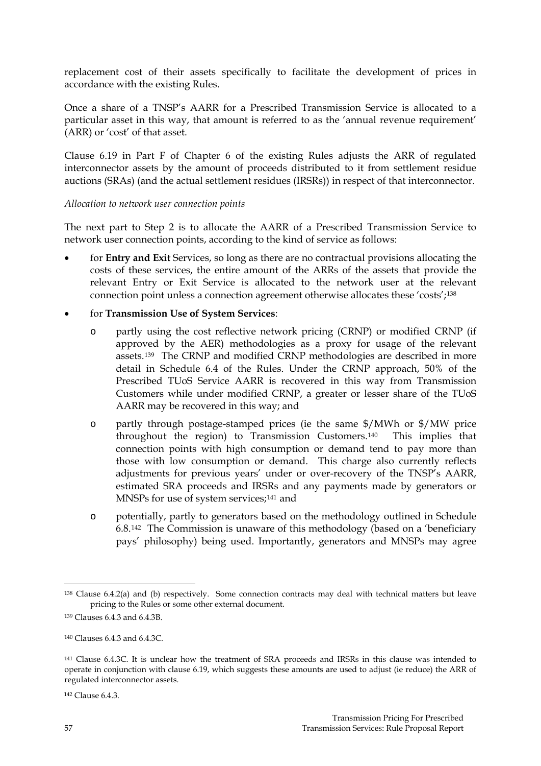replacement cost of their assets specifically to facilitate the development of prices in accordance with the existing Rules.

Once a share of a TNSP's AARR for a Prescribed Transmission Service is allocated to a particular asset in this way, that amount is referred to as the 'annual revenue requirement' (ARR) or 'cost' of that asset.

Clause 6.19 in Part F of Chapter 6 of the existing Rules adjusts the ARR of regulated interconnector assets by the amount of proceeds distributed to it from settlement residue auctions (SRAs) (and the actual settlement residues (IRSRs)) in respect of that interconnector.

*Allocation to network user connection points*

The next part to Step 2 is to allocate the AARR of a Prescribed Transmission Service to network user connection points, according to the kind of service as follows:

- for **Entry and Exit** Services, so long as there are no contractual provisions allocating the costs of these services, the entire amount of the ARRs of the assets that provide the relevant Entry or Exit Service is allocated to the network user at the relevant connection point unless a connection agreement otherwise allocates these 'costs';[138]
- for **Transmission Use of System Services**:
  - partly using the cost reflective network pricing (CRNP) or modified CRNP (if approved by the AER) methodologies as a proxy for usage of the relevant assets.[139] The CRNP and modified CRNP methodologies are described in more detail in Schedule 6.4 of the Rules. Under the CRNP approach, 50% of the Prescribed TUoS Service AARR is recovered in this way from Transmission Customers while under modified CRNP, a greater or lesser share of the TUoS AARR may be recovered in this way; and
  - partly through postage-stamped prices (ie the same \$/MWh or \$/MW price throughout the region) to Transmission Customers.[140] This implies that connection points with high consumption or demand tend to pay more than those with low consumption or demand. This charge also currently reflects adjustments for previous years' under or over-recovery of the TNSP's AARR, estimated SRA proceeds and IRSRs and any payments made by generators or MNSPs for use of system services;[141] and
  - potentially, partly to generators based on the methodology outlined in Schedule 6.8.[142] The Commission is unaware of this methodology (based on a 'beneficiary pays' philosophy) being used. Importantly, generators and MNSPs may agree

---

[138] Clause 6.4.2(a) and (b) respectively. Some connection contracts may deal with technical matters but leave pricing to the Rules or some other external document.

[139] Clauses 6.4.3 and 6.4.3B.

[140] Clauses 6.4.3 and 6.4.3C.

[141] Clause 6.4.3C. It is unclear how the treatment of SRA proceeds and IRSRs in this clause was intended to operate in conjunction with clause 6.19, which suggests these amounts are used to adjust (ie reduce) the ARR of regulated interconnector assets.

[142] Clause 6.4.3.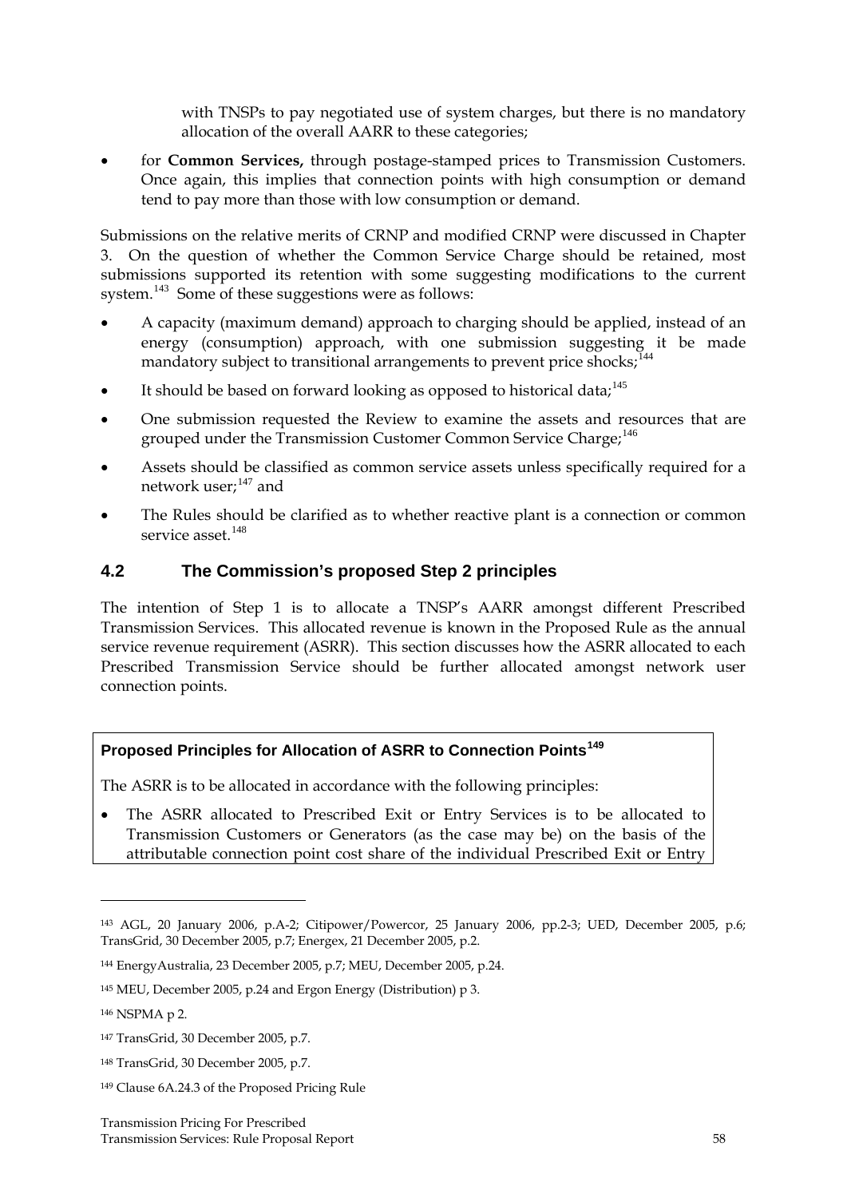with TNSPs to pay negotiated use of system charges, but there is no mandatory allocation of the overall AARR to these categories;

- for **Common Services,** through postage-stamped prices to Transmission Customers. Once again, this implies that connection points with high consumption or demand tend to pay more than those with low consumption or demand.

Submissions on the relative merits of CRNP and modified CRNP were discussed in Chapter 3. On the question of whether the Common Service Charge should be retained, most submissions supported its retention with some suggesting modifications to the current system.[143] Some of these suggestions were as follows:

- A capacity (maximum demand) approach to charging should be applied, instead of an energy (consumption) approach, with one submission suggesting it be made mandatory subject to transitional arrangements to prevent price shocks;[144]
- It should be based on forward looking as opposed to historical data;[145]
- One submission requested the Review to examine the assets and resources that are grouped under the Transmission Customer Common Service Charge;[146]
- Assets should be classified as common service assets unless specifically required for a network user;[147] and
- The Rules should be clarified as to whether reactive plant is a connection or common service asset.[148]

## 4.2 The Commission's proposed Step 2 principles

The intention of Step 1 is to allocate a TNSP's AARR amongst different Prescribed Transmission Services. This allocated revenue is known in the Proposed Rule as the annual service revenue requirement (ASRR). This section discusses how the ASRR allocated to each Prescribed Transmission Service should be further allocated amongst network user connection points.

**Proposed Principles for Allocation of ASRR to Connection Points[149]**

The ASRR is to be allocated in accordance with the following principles:

- The ASRR allocated to Prescribed Exit or Entry Services is to be allocated to Transmission Customers or Generators (as the case may be) on the basis of the attributable connection point cost share of the individual Prescribed Exit or Entry

---

143 AGL, 20 January 2006, p.A-2; Citipower/Powercor, 25 January 2006, pp.2-3; UED, December 2005, p.6; TransGrid, 30 December 2005, p.7; Energex, 21 December 2005, p.2.

144 EnergyAustralia, 23 December 2005, p.7; MEU, December 2005, p.24.

145 MEU, December 2005, p.24 and Ergon Energy (Distribution) p 3.

146 NSPMA p 2.

147 TransGrid, 30 December 2005, p.7.

148 TransGrid, 30 December 2005, p.7.

149 Clause 6A.24.3 of the Proposed Pricing Rule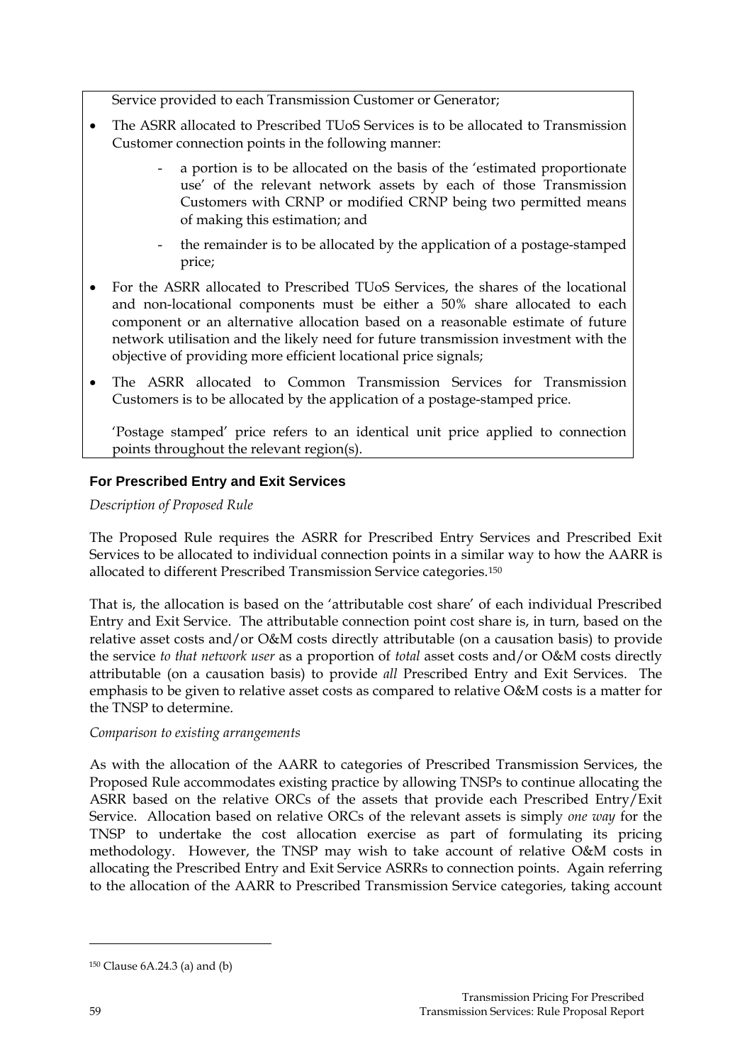Service provided to each Transmission Customer or Generator;

- The ASRR allocated to Prescribed TUoS Services is to be allocated to Transmission Customer connection points in the following manner:
  - a portion is to be allocated on the basis of the 'estimated proportionate use' of the relevant network assets by each of those Transmission Customers with CRNP or modified CRNP being two permitted means of making this estimation; and
  - the remainder is to be allocated by the application of a postage-stamped price;
- For the ASRR allocated to Prescribed TUoS Services, the shares of the locational and non-locational components must be either a 50% share allocated to each component or an alternative allocation based on a reasonable estimate of future network utilisation and the likely need for future transmission investment with the objective of providing more efficient locational price signals;
- The ASRR allocated to Common Transmission Services for Transmission Customers is to be allocated by the application of a postage-stamped price.

'Postage stamped' price refers to an identical unit price applied to connection points throughout the relevant region(s).

### For Prescribed Entry and Exit Services

*Description of Proposed Rule*

The Proposed Rule requires the ASRR for Prescribed Entry Services and Prescribed Exit Services to be allocated to individual connection points in a similar way to how the AARR is allocated to different Prescribed Transmission Service categories.[150]

That is, the allocation is based on the 'attributable cost share' of each individual Prescribed Entry and Exit Service. The attributable connection point cost share is, in turn, based on the relative asset costs and/or O&M costs directly attributable (on a causation basis) to provide the service *to that network user* as a proportion of *total* asset costs and/or O&M costs directly attributable (on a causation basis) to provide *all* Prescribed Entry and Exit Services. The emphasis to be given to relative asset costs as compared to relative O&M costs is a matter for the TNSP to determine.

*Comparison to existing arrangements*

As with the allocation of the AARR to categories of Prescribed Transmission Services, the Proposed Rule accommodates existing practice by allowing TNSPs to continue allocating the ASRR based on the relative ORCs of the assets that provide each Prescribed Entry/Exit Service. Allocation based on relative ORCs of the relevant assets is simply *one way* for the TNSP to undertake the cost allocation exercise as part of formulating its pricing methodology. However, the TNSP may wish to take account of relative O&M costs in allocating the Prescribed Entry and Exit Service ASRRs to connection points. Again referring to the allocation of the AARR to Prescribed Transmission Service categories, taking account

---

[150] Clause 6A.24.3 (a) and (b)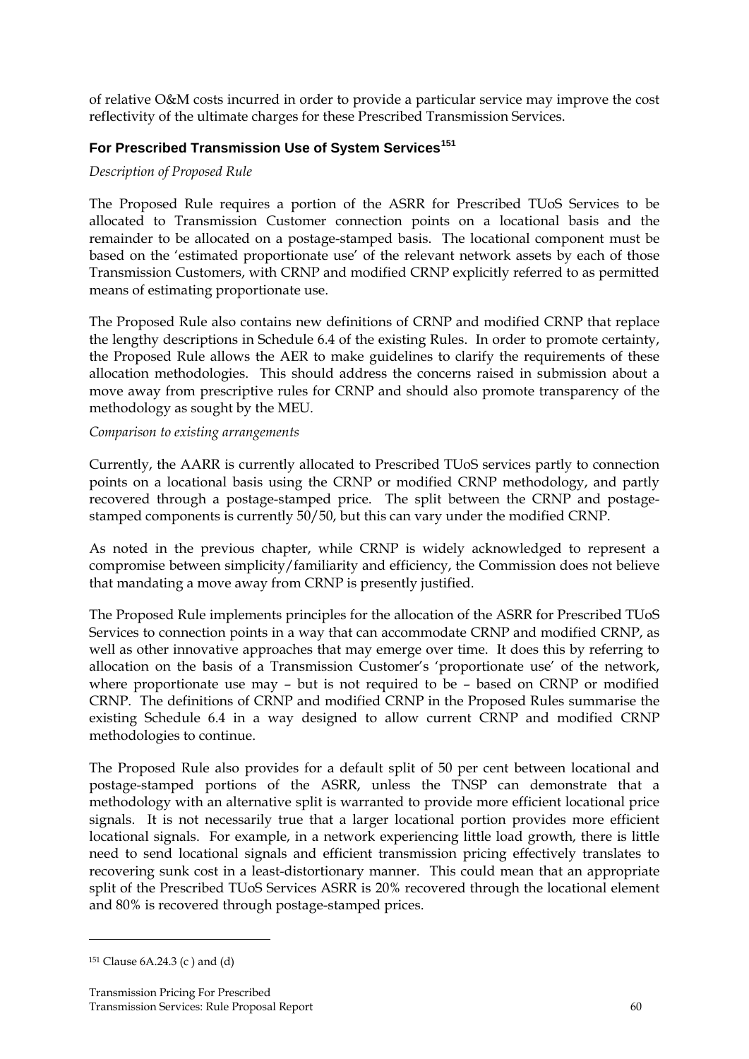of relative O&M costs incurred in order to provide a particular service may improve the cost reflectivity of the ultimate charges for these Prescribed Transmission Services.

### For Prescribed Transmission Use of System Services[151]

*Description of Proposed Rule*

The Proposed Rule requires a portion of the ASRR for Prescribed TUoS Services to be allocated to Transmission Customer connection points on a locational basis and the remainder to be allocated on a postage-stamped basis. The locational component must be based on the 'estimated proportionate use' of the relevant network assets by each of those Transmission Customers, with CRNP and modified CRNP explicitly referred to as permitted means of estimating proportionate use.

The Proposed Rule also contains new definitions of CRNP and modified CRNP that replace the lengthy descriptions in Schedule 6.4 of the existing Rules. In order to promote certainty, the Proposed Rule allows the AER to make guidelines to clarify the requirements of these allocation methodologies. This should address the concerns raised in submission about a move away from prescriptive rules for CRNP and should also promote transparency of the methodology as sought by the MEU.

*Comparison to existing arrangements*

Currently, the AARR is currently allocated to Prescribed TUoS services partly to connection points on a locational basis using the CRNP or modified CRNP methodology, and partly recovered through a postage-stamped price. The split between the CRNP and postage-stamped components is currently 50/50, but this can vary under the modified CRNP.

As noted in the previous chapter, while CRNP is widely acknowledged to represent a compromise between simplicity/familiarity and efficiency, the Commission does not believe that mandating a move away from CRNP is presently justified.

The Proposed Rule implements principles for the allocation of the ASRR for Prescribed TUoS Services to connection points in a way that can accommodate CRNP and modified CRNP, as well as other innovative approaches that may emerge over time. It does this by referring to allocation on the basis of a Transmission Customer's 'proportionate use' of the network, where proportionate use may – but is not required to be – based on CRNP or modified CRNP. The definitions of CRNP and modified CRNP in the Proposed Rules summarise the existing Schedule 6.4 in a way designed to allow current CRNP and modified CRNP methodologies to continue.

The Proposed Rule also provides for a default split of 50 per cent between locational and postage-stamped portions of the ASRR, unless the TNSP can demonstrate that a methodology with an alternative split is warranted to provide more efficient locational price signals. It is not necessarily true that a larger locational portion provides more efficient locational signals. For example, in a network experiencing little load growth, there is little need to send locational signals and efficient transmission pricing effectively translates to recovering sunk cost in a least-distortionary manner. This could mean that an appropriate split of the Prescribed TUoS Services ASRR is 20% recovered through the locational element and 80% is recovered through postage-stamped prices.

---

[151] Clause 6A.24.3 (c ) and (d)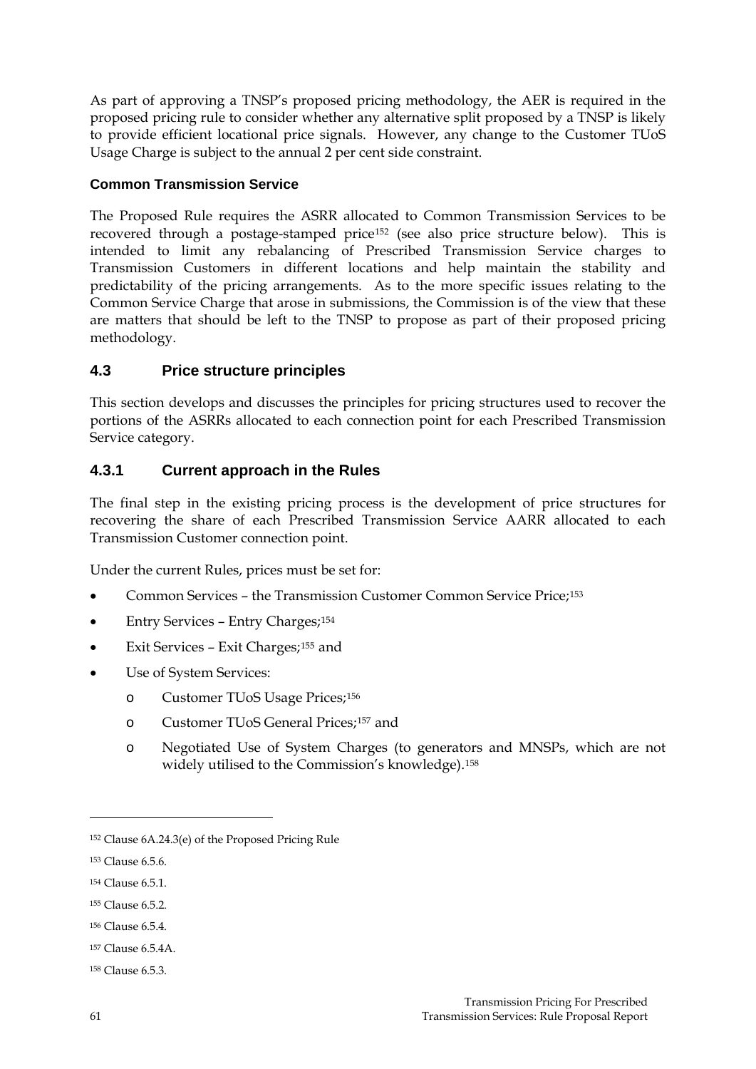As part of approving a TNSP's proposed pricing methodology, the AER is required in the proposed pricing rule to consider whether any alternative split proposed by a TNSP is likely to provide efficient locational price signals. However, any change to the Customer TUoS Usage Charge is subject to the annual 2 per cent side constraint.

**Common Transmission Service**

The Proposed Rule requires the ASRR allocated to Common Transmission Services to be recovered through a postage-stamped price[152] (see also price structure below). This is intended to limit any rebalancing of Prescribed Transmission Service charges to Transmission Customers in different locations and help maintain the stability and predictability of the pricing arrangements. As to the more specific issues relating to the Common Service Charge that arose in submissions, the Commission is of the view that these are matters that should be left to the TNSP to propose as part of their proposed pricing methodology.

## 4.3 Price structure principles

This section develops and discusses the principles for pricing structures used to recover the portions of the ASRRs allocated to each connection point for each Prescribed Transmission Service category.

### 4.3.1 Current approach in the Rules

The final step in the existing pricing process is the development of price structures for recovering the share of each Prescribed Transmission Service AARR allocated to each Transmission Customer connection point.

Under the current Rules, prices must be set for:

- Common Services – the Transmission Customer Common Service Price;[153]
- Entry Services – Entry Charges;[154]
- Exit Services – Exit Charges;[155] and
- Use of System Services:
  - Customer TUoS Usage Prices;[156]
  - Customer TUoS General Prices;[157] and
  - Negotiated Use of System Charges (to generators and MNSPs, which are not widely utilised to the Commission's knowledge).[158]

---

[152] Clause 6A.24.3(e) of the Proposed Pricing Rule

[153] Clause 6.5.6.

[154] Clause 6.5.1.

[155] Clause 6.5.2.

[156] Clause 6.5.4.

[157] Clause 6.5.4A.

[158] Clause 6.5.3.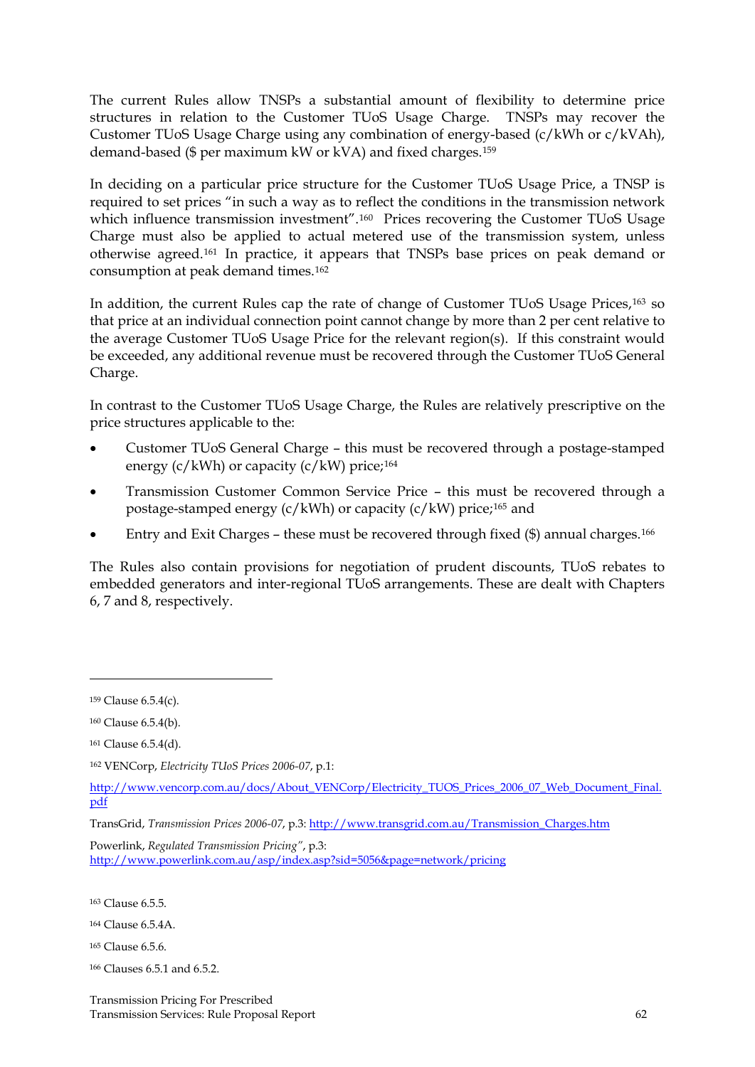The current Rules allow TNSPs a substantial amount of flexibility to determine price structures in relation to the Customer TUoS Usage Charge. TNSPs may recover the Customer TUoS Usage Charge using any combination of energy-based (c/kWh or c/kVAh), demand-based ($ per maximum kW or kVA) and fixed charges.[159]

In deciding on a particular price structure for the Customer TUoS Usage Price, a TNSP is required to set prices "in such a way as to reflect the conditions in the transmission network which influence transmission investment".[160] Prices recovering the Customer TUoS Usage Charge must also be applied to actual metered use of the transmission system, unless otherwise agreed.[161] In practice, it appears that TNSPs base prices on peak demand or consumption at peak demand times.[162]

In addition, the current Rules cap the rate of change of Customer TUoS Usage Prices,[163] so that price at an individual connection point cannot change by more than 2 per cent relative to the average Customer TUoS Usage Price for the relevant region(s). If this constraint would be exceeded, any additional revenue must be recovered through the Customer TUoS General Charge.

In contrast to the Customer TUoS Usage Charge, the Rules are relatively prescriptive on the price structures applicable to the:

- Customer TUoS General Charge – this must be recovered through a postage-stamped energy (c/kWh) or capacity (c/kW) price;[164]
- Transmission Customer Common Service Price – this must be recovered through a postage-stamped energy (c/kWh) or capacity (c/kW) price;[165] and
- Entry and Exit Charges – these must be recovered through fixed ($) annual charges.[166]

The Rules also contain provisions for negotiation of prudent discounts, TUoS rebates to embedded generators and inter-regional TUoS arrangements. These are dealt with Chapters 6, 7 and 8, respectively.

---

[159] Clause 6.5.4(c).

[160] Clause 6.5.4(b).

[161] Clause 6.5.4(d).

[162] VENCorp, *Electricity TUoS Prices 2006-07*, p.1:

http://www.vencorp.com.au/docs/About_VENCorp/Electricity_TUOS_Prices_2006_07_Web_Document_Final.pdf

TransGrid, *Transmission Prices 2006-07*, p.3: http://www.transgrid.com.au/Transmission_Charges.htm

Powerlink, *Regulated Transmission Pricing"*, p.3:
http://www.powerlink.com.au/asp/index.asp?sid=5056&page=network/pricing

[163] Clause 6.5.5.

[164] Clause 6.5.4A.

[165] Clause 6.5.6.

[166] Clauses 6.5.1 and 6.5.2.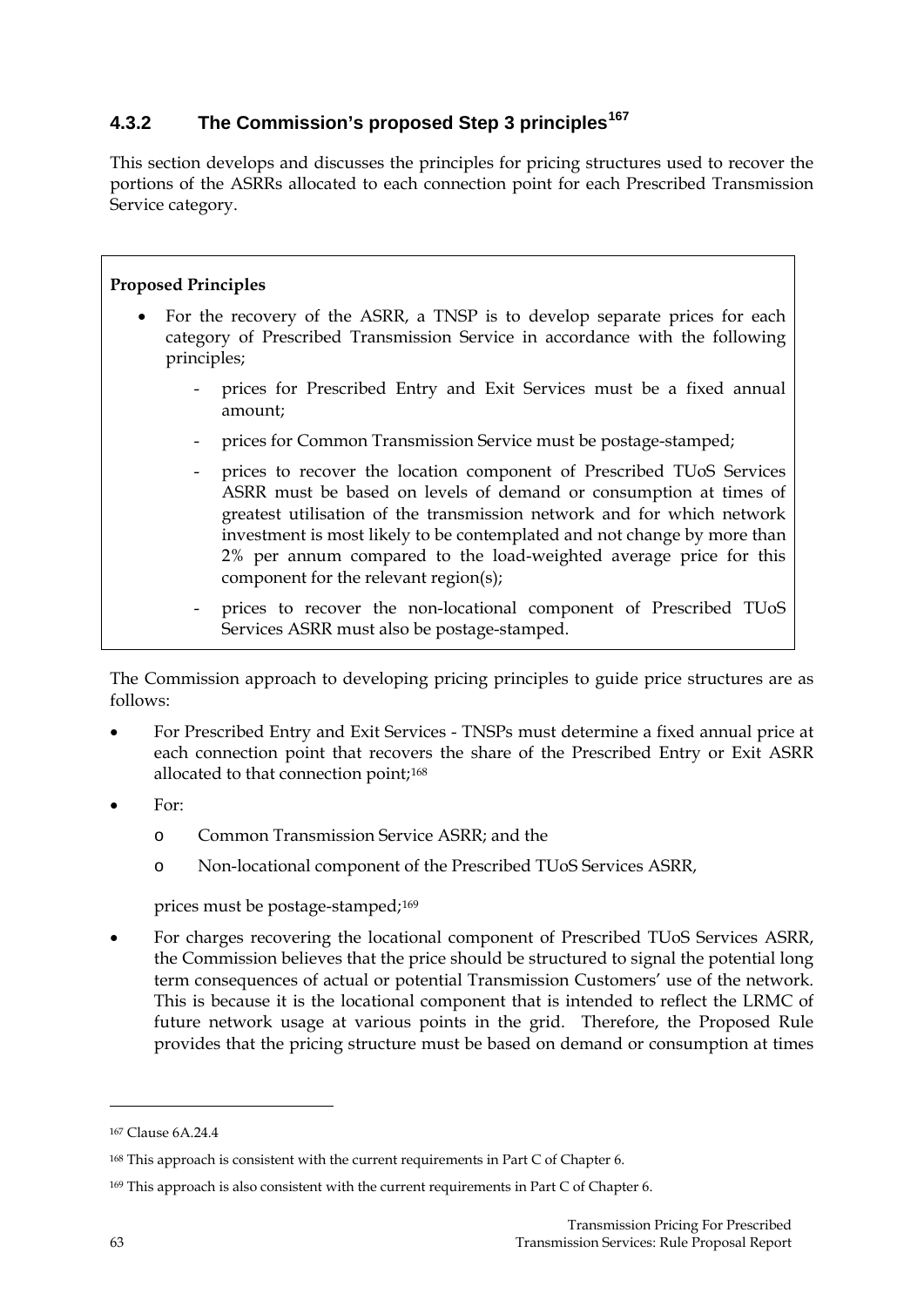### 4.3.2 The Commission's proposed Step 3 principles[167]

This section develops and discusses the principles for pricing structures used to recover the portions of the ASRRs allocated to each connection point for each Prescribed Transmission Service category.

**Proposed Principles**

- For the recovery of the ASRR, a TNSP is to develop separate prices for each category of Prescribed Transmission Service in accordance with the following principles;
  - prices for Prescribed Entry and Exit Services must be a fixed annual amount;
  - prices for Common Transmission Service must be postage-stamped;
  - prices to recover the location component of Prescribed TUoS Services ASRR must be based on levels of demand or consumption at times of greatest utilisation of the transmission network and for which network investment is most likely to be contemplated and not change by more than 2% per annum compared to the load-weighted average price for this component for the relevant region(s);
  - prices to recover the non-locational component of Prescribed TUoS Services ASRR must also be postage-stamped.

The Commission approach to developing pricing principles to guide price structures are as follows:

- For Prescribed Entry and Exit Services - TNSPs must determine a fixed annual price at each connection point that recovers the share of the Prescribed Entry or Exit ASRR allocated to that connection point;[168]
- For:
  - Common Transmission Service ASRR; and the
  - Non-locational component of the Prescribed TUoS Services ASRR,

  prices must be postage-stamped;[169]
- For charges recovering the locational component of Prescribed TUoS Services ASRR, the Commission believes that the price should be structured to signal the potential long term consequences of actual or potential Transmission Customers' use of the network. This is because it is the locational component that is intended to reflect the LRMC of future network usage at various points in the grid. Therefore, the Proposed Rule provides that the pricing structure must be based on demand or consumption at times

[167] Clause 6A.24.4

[168] This approach is consistent with the current requirements in Part C of Chapter 6.

[169] This approach is also consistent with the current requirements in Part C of Chapter 6.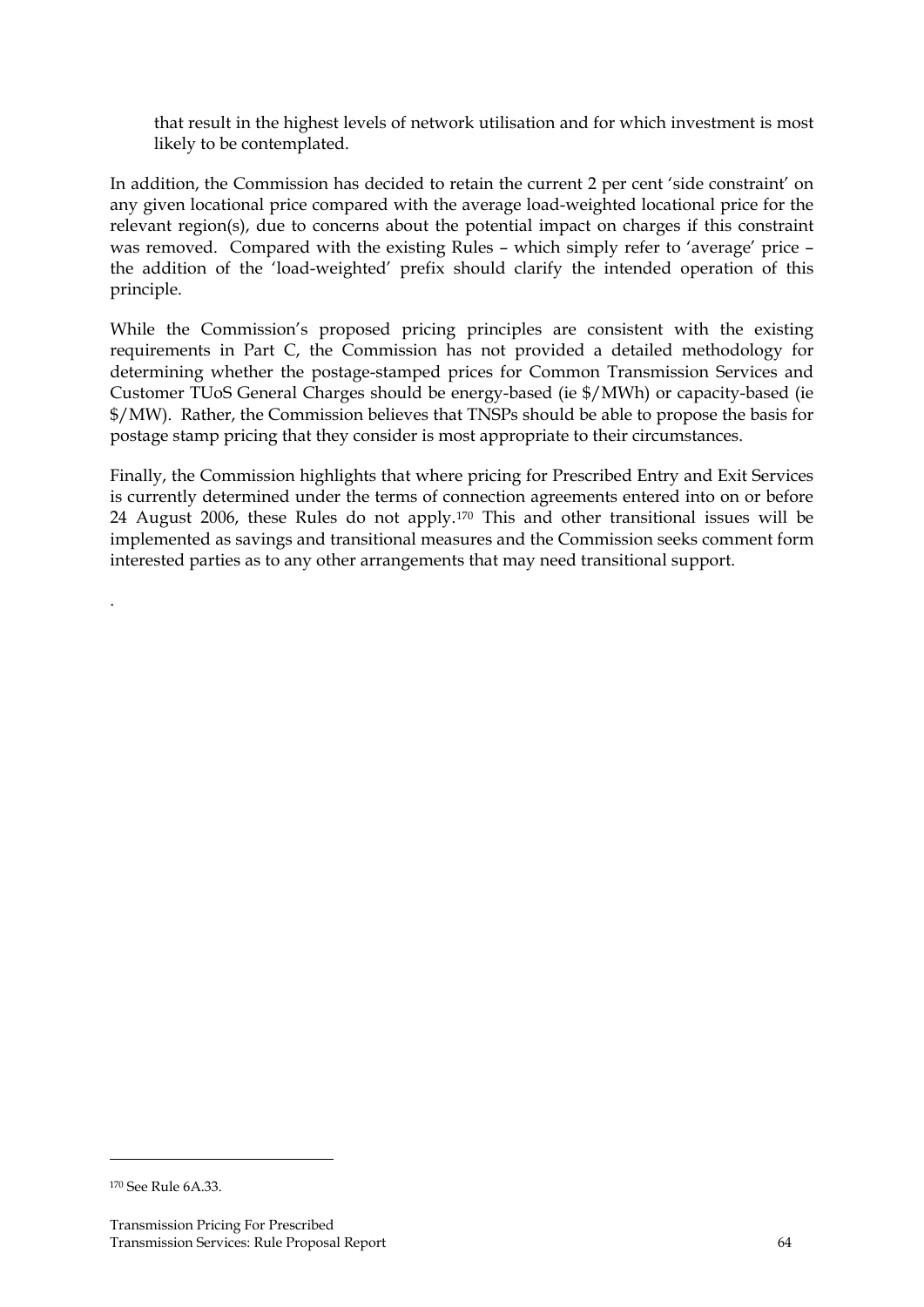that result in the highest levels of network utilisation and for which investment is most likely to be contemplated.

In addition, the Commission has decided to retain the current 2 per cent 'side constraint' on any given locational price compared with the average load-weighted locational price for the relevant region(s), due to concerns about the potential impact on charges if this constraint was removed. Compared with the existing Rules – which simply refer to 'average' price – the addition of the 'load-weighted' prefix should clarify the intended operation of this principle.

While the Commission's proposed pricing principles are consistent with the existing requirements in Part C, the Commission has not provided a detailed methodology for determining whether the postage-stamped prices for Common Transmission Services and Customer TUoS General Charges should be energy-based (ie $/MWh) or capacity-based (ie $/MW). Rather, the Commission believes that TNSPs should be able to propose the basis for postage stamp pricing that they consider is most appropriate to their circumstances.

Finally, the Commission highlights that where pricing for Prescribed Entry and Exit Services is currently determined under the terms of connection agreements entered into on or before 24 August 2006, these Rules do not apply.[170] This and other transitional issues will be implemented as savings and transitional measures and the Commission seeks comment form interested parties as to any other arrangements that may need transitional support.

.

[170] See Rule 6A.33.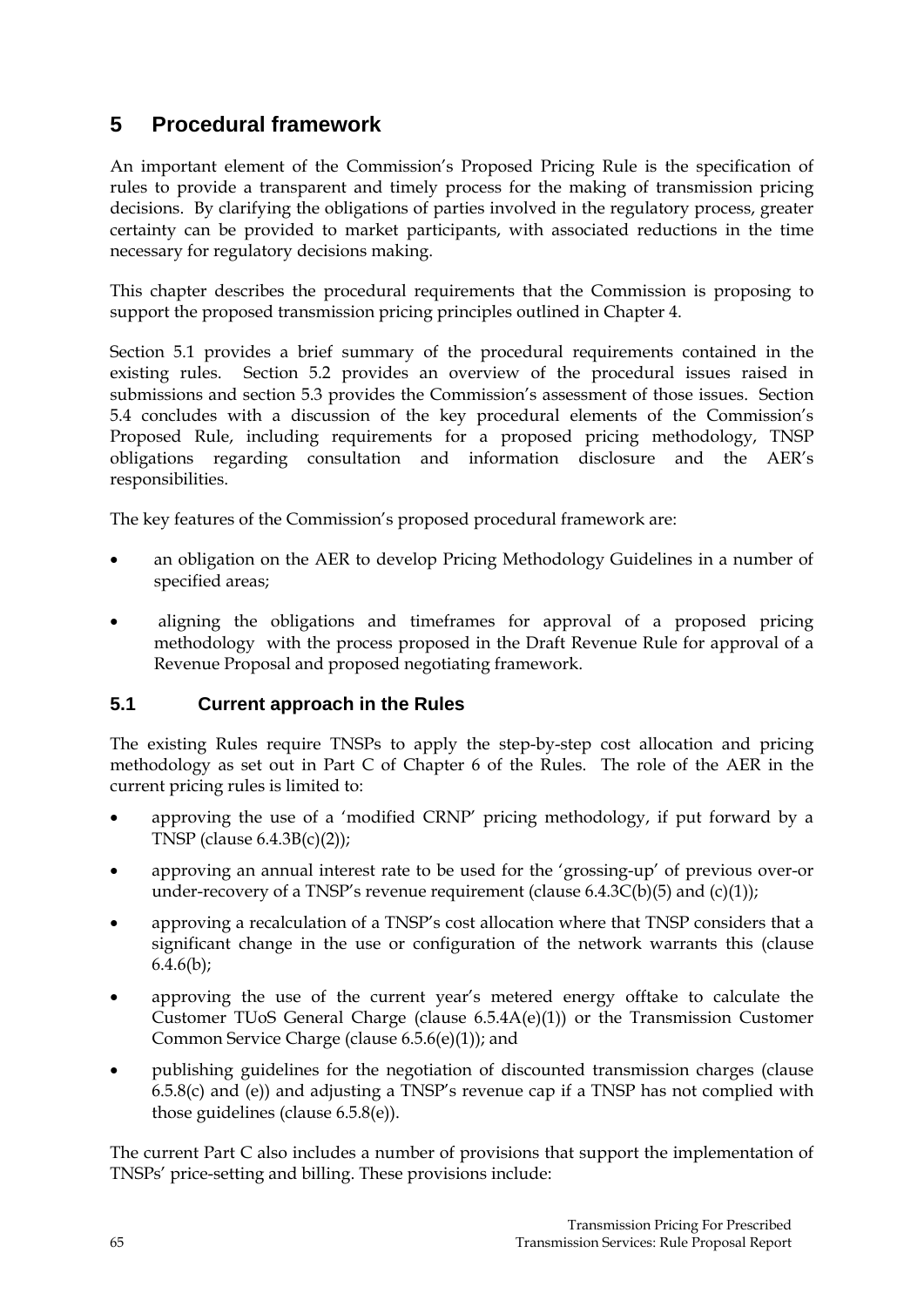# 5 Procedural framework

An important element of the Commission's Proposed Pricing Rule is the specification of rules to provide a transparent and timely process for the making of transmission pricing decisions. By clarifying the obligations of parties involved in the regulatory process, greater certainty can be provided to market participants, with associated reductions in the time necessary for regulatory decisions making.

This chapter describes the procedural requirements that the Commission is proposing to support the proposed transmission pricing principles outlined in Chapter 4.

Section 5.1 provides a brief summary of the procedural requirements contained in the existing rules. Section 5.2 provides an overview of the procedural issues raised in submissions and section 5.3 provides the Commission's assessment of those issues. Section 5.4 concludes with a discussion of the key procedural elements of the Commission's Proposed Rule, including requirements for a proposed pricing methodology, TNSP obligations regarding consultation and information disclosure and the AER's responsibilities.

The key features of the Commission's proposed procedural framework are:

- an obligation on the AER to develop Pricing Methodology Guidelines in a number of specified areas;
- aligning the obligations and timeframes for approval of a proposed pricing methodology with the process proposed in the Draft Revenue Rule for approval of a Revenue Proposal and proposed negotiating framework.

## 5.1 Current approach in the Rules

The existing Rules require TNSPs to apply the step-by-step cost allocation and pricing methodology as set out in Part C of Chapter 6 of the Rules. The role of the AER in the current pricing rules is limited to:

- approving the use of a 'modified CRNP' pricing methodology, if put forward by a TNSP (clause 6.4.3B(c)(2));
- approving an annual interest rate to be used for the 'grossing-up' of previous over-or under-recovery of a TNSP's revenue requirement (clause 6.4.3C(b)(5) and (c)(1));
- approving a recalculation of a TNSP's cost allocation where that TNSP considers that a significant change in the use or configuration of the network warrants this (clause 6.4.6(b);
- approving the use of the current year's metered energy offtake to calculate the Customer TUoS General Charge (clause 6.5.4A(e)(1)) or the Transmission Customer Common Service Charge (clause 6.5.6(e)(1)); and
- publishing guidelines for the negotiation of discounted transmission charges (clause 6.5.8(c) and (e)) and adjusting a TNSP's revenue cap if a TNSP has not complied with those guidelines (clause 6.5.8(e)).

The current Part C also includes a number of provisions that support the implementation of TNSPs' price-setting and billing. These provisions include: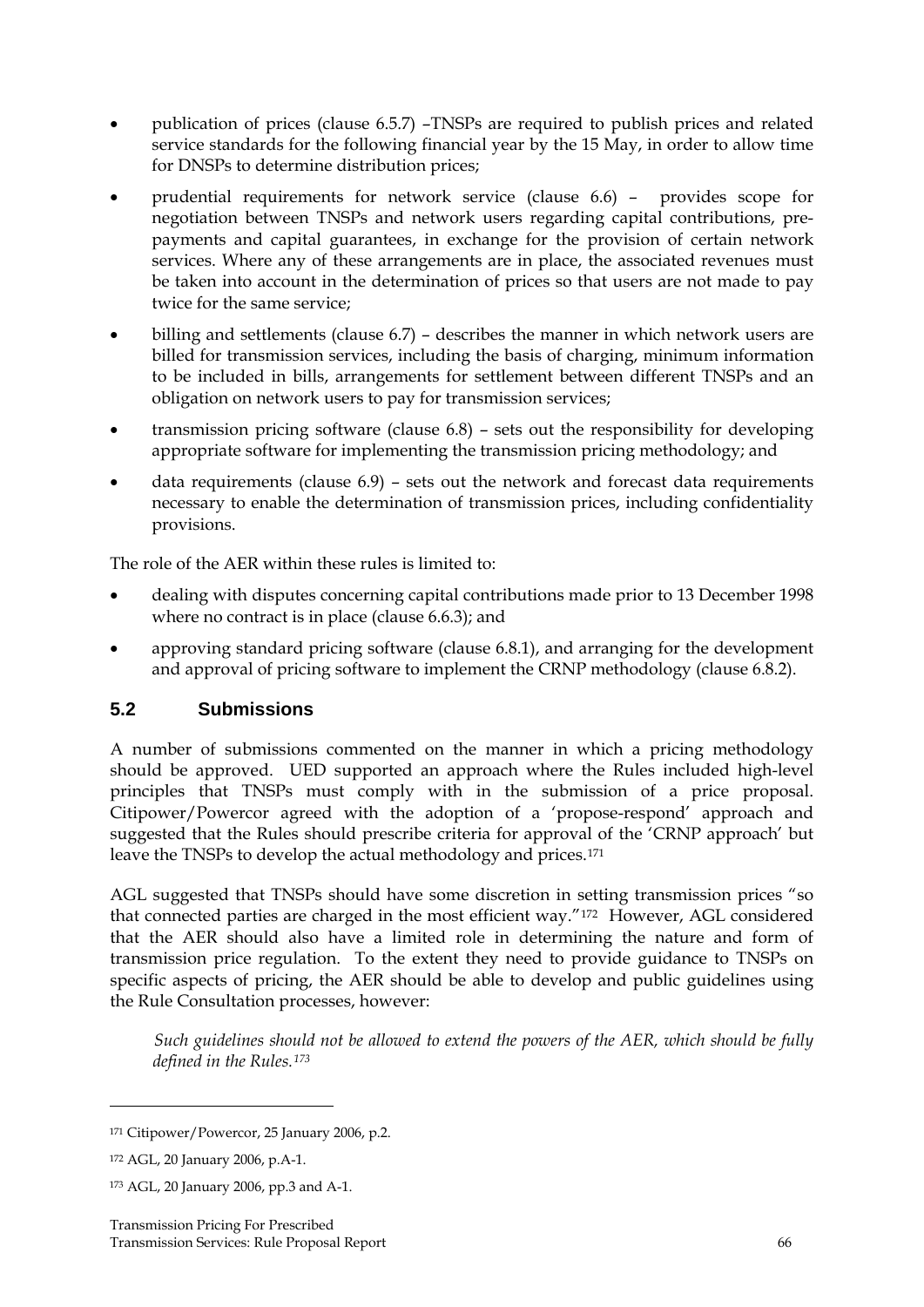- publication of prices (clause 6.5.7) –TNSPs are required to publish prices and related service standards for the following financial year by the 15 May, in order to allow time for DNSPs to determine distribution prices;
- prudential requirements for network service (clause 6.6) – provides scope for negotiation between TNSPs and network users regarding capital contributions, pre-payments and capital guarantees, in exchange for the provision of certain network services. Where any of these arrangements are in place, the associated revenues must be taken into account in the determination of prices so that users are not made to pay twice for the same service;
- billing and settlements (clause 6.7) – describes the manner in which network users are billed for transmission services, including the basis of charging, minimum information to be included in bills, arrangements for settlement between different TNSPs and an obligation on network users to pay for transmission services;
- transmission pricing software (clause 6.8) – sets out the responsibility for developing appropriate software for implementing the transmission pricing methodology; and
- data requirements (clause 6.9) – sets out the network and forecast data requirements necessary to enable the determination of transmission prices, including confidentiality provisions.

The role of the AER within these rules is limited to:

- dealing with disputes concerning capital contributions made prior to 13 December 1998 where no contract is in place (clause 6.6.3); and
- approving standard pricing software (clause 6.8.1), and arranging for the development and approval of pricing software to implement the CRNP methodology (clause 6.8.2).

## 5.2 Submissions

A number of submissions commented on the manner in which a pricing methodology should be approved. UED supported an approach where the Rules included high-level principles that TNSPs must comply with in the submission of a price proposal. Citipower/Powercor agreed with the adoption of a 'propose-respond' approach and suggested that the Rules should prescribe criteria for approval of the 'CRNP approach' but leave the TNSPs to develop the actual methodology and prices.[171]

AGL suggested that TNSPs should have some discretion in setting transmission prices "so that connected parties are charged in the most efficient way."[172] However, AGL considered that the AER should also have a limited role in determining the nature and form of transmission price regulation. To the extent they need to provide guidance to TNSPs on specific aspects of pricing, the AER should be able to develop and public guidelines using the Rule Consultation processes, however:

> *Such guidelines should not be allowed to extend the powers of the AER, which should be fully defined in the Rules.*[173]

---

[171] Citipower/Powercor, 25 January 2006, p.2.

[172] AGL, 20 January 2006, p.A-1.

[173] AGL, 20 January 2006, pp.3 and A-1.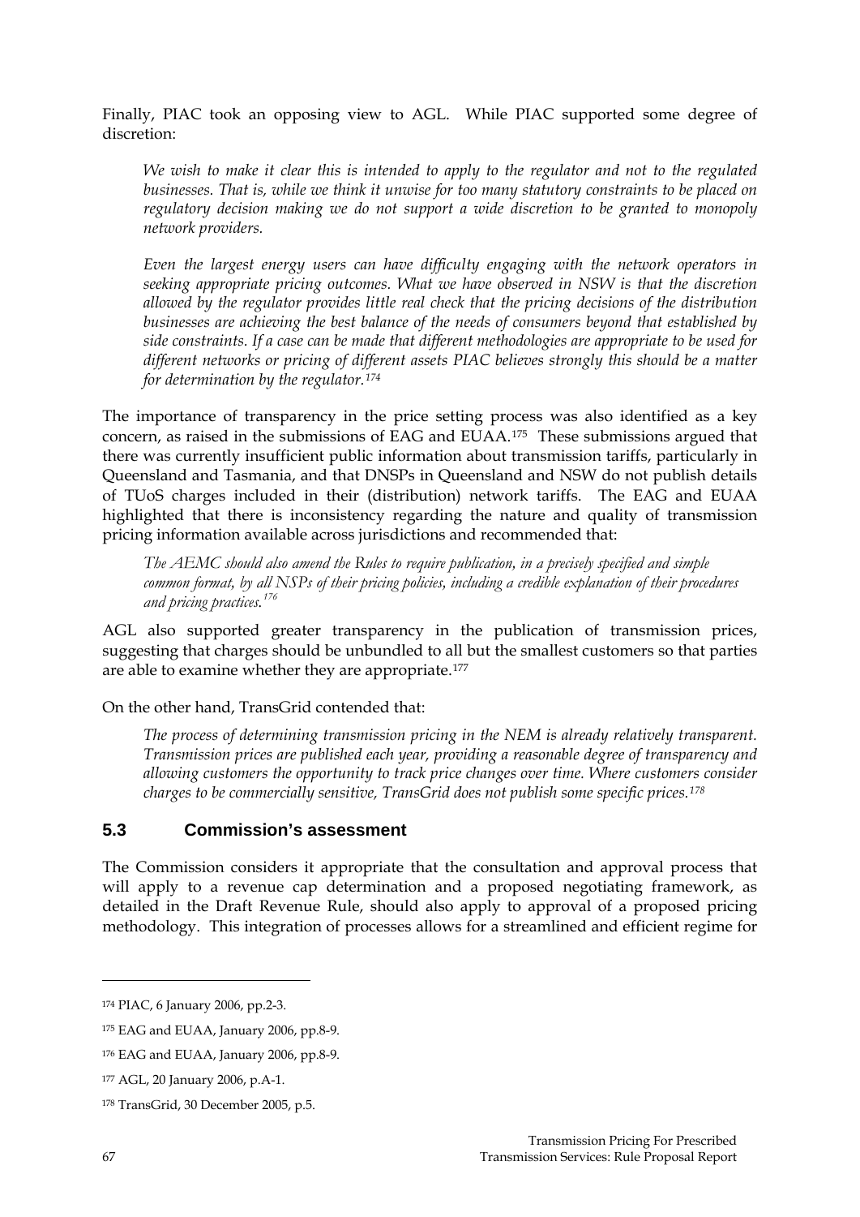Finally, PIAC took an opposing view to AGL. While PIAC supported some degree of discretion:

> *We wish to make it clear this is intended to apply to the regulator and not to the regulated businesses. That is, while we think it unwise for too many statutory constraints to be placed on regulatory decision making we do not support a wide discretion to be granted to monopoly network providers.*
>
> *Even the largest energy users can have difficulty engaging with the network operators in seeking appropriate pricing outcomes. What we have observed in NSW is that the discretion allowed by the regulator provides little real check that the pricing decisions of the distribution businesses are achieving the best balance of the needs of consumers beyond that established by side constraints. If a case can be made that different methodologies are appropriate to be used for different networks or pricing of different assets PIAC believes strongly this should be a matter for determination by the regulator.*[174]

The importance of transparency in the price setting process was also identified as a key concern, as raised in the submissions of EAG and EUAA.[175] These submissions argued that there was currently insufficient public information about transmission tariffs, particularly in Queensland and Tasmania, and that DNSPs in Queensland and NSW do not publish details of TUoS charges included in their (distribution) network tariffs. The EAG and EUAA highlighted that there is inconsistency regarding the nature and quality of transmission pricing information available across jurisdictions and recommended that:

> *The AEMC should also amend the Rules to require publication, in a precisely specified and simple common format, by all NSPs of their pricing policies, including a credible explanation of their procedures and pricing practices.*[176]

AGL also supported greater transparency in the publication of transmission prices, suggesting that charges should be unbundled to all but the smallest customers so that parties are able to examine whether they are appropriate.[177]

On the other hand, TransGrid contended that:

> *The process of determining transmission pricing in the NEM is already relatively transparent. Transmission prices are published each year, providing a reasonable degree of transparency and allowing customers the opportunity to track price changes over time. Where customers consider charges to be commercially sensitive, TransGrid does not publish some specific prices.*[178]

## 5.3 Commission's assessment

The Commission considers it appropriate that the consultation and approval process that will apply to a revenue cap determination and a proposed negotiating framework, as detailed in the Draft Revenue Rule, should also apply to approval of a proposed pricing methodology. This integration of processes allows for a streamlined and efficient regime for

---

[174] PIAC, 6 January 2006, pp.2-3.

[175] EAG and EUAA, January 2006, pp.8-9.

[176] EAG and EUAA, January 2006, pp.8-9.

[177] AGL, 20 January 2006, p.A-1.

[178] TransGrid, 30 December 2005, p.5.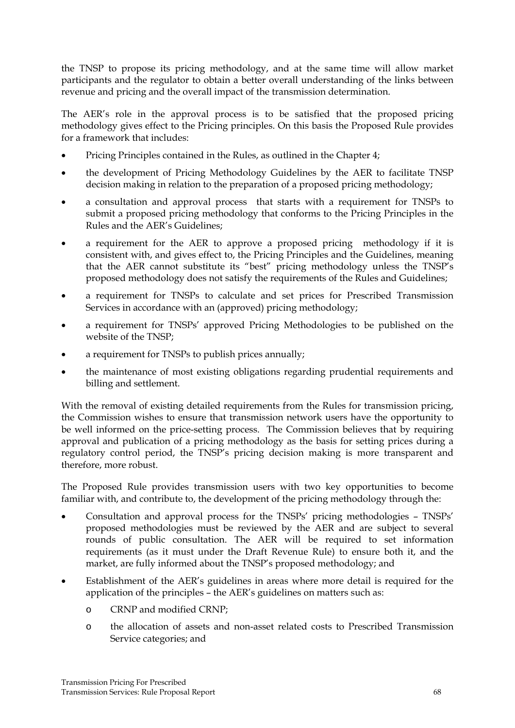the TNSP to propose its pricing methodology, and at the same time will allow market participants and the regulator to obtain a better overall understanding of the links between revenue and pricing and the overall impact of the transmission determination.

The AER's role in the approval process is to be satisfied that the proposed pricing methodology gives effect to the Pricing principles. On this basis the Proposed Rule provides for a framework that includes:

- Pricing Principles contained in the Rules, as outlined in the Chapter 4;
- the development of Pricing Methodology Guidelines by the AER to facilitate TNSP decision making in relation to the preparation of a proposed pricing methodology;
- a consultation and approval process that starts with a requirement for TNSPs to submit a proposed pricing methodology that conforms to the Pricing Principles in the Rules and the AER's Guidelines;
- a requirement for the AER to approve a proposed pricing methodology if it is consistent with, and gives effect to, the Pricing Principles and the Guidelines, meaning that the AER cannot substitute its "best" pricing methodology unless the TNSP's proposed methodology does not satisfy the requirements of the Rules and Guidelines;
- a requirement for TNSPs to calculate and set prices for Prescribed Transmission Services in accordance with an (approved) pricing methodology;
- a requirement for TNSPs' approved Pricing Methodologies to be published on the website of the TNSP;
- a requirement for TNSPs to publish prices annually;
- the maintenance of most existing obligations regarding prudential requirements and billing and settlement.

With the removal of existing detailed requirements from the Rules for transmission pricing, the Commission wishes to ensure that transmission network users have the opportunity to be well informed on the price-setting process. The Commission believes that by requiring approval and publication of a pricing methodology as the basis for setting prices during a regulatory control period, the TNSP's pricing decision making is more transparent and therefore, more robust.

The Proposed Rule provides transmission users with two key opportunities to become familiar with, and contribute to, the development of the pricing methodology through the:

- Consultation and approval process for the TNSPs' pricing methodologies – TNSPs' proposed methodologies must be reviewed by the AER and are subject to several rounds of public consultation. The AER will be required to set information requirements (as it must under the Draft Revenue Rule) to ensure both it, and the market, are fully informed about the TNSP's proposed methodology; and
- Establishment of the AER's guidelines in areas where more detail is required for the application of the principles – the AER's guidelines on matters such as:
    - CRNP and modified CRNP;
    - the allocation of assets and non-asset related costs to Prescribed Transmission Service categories; and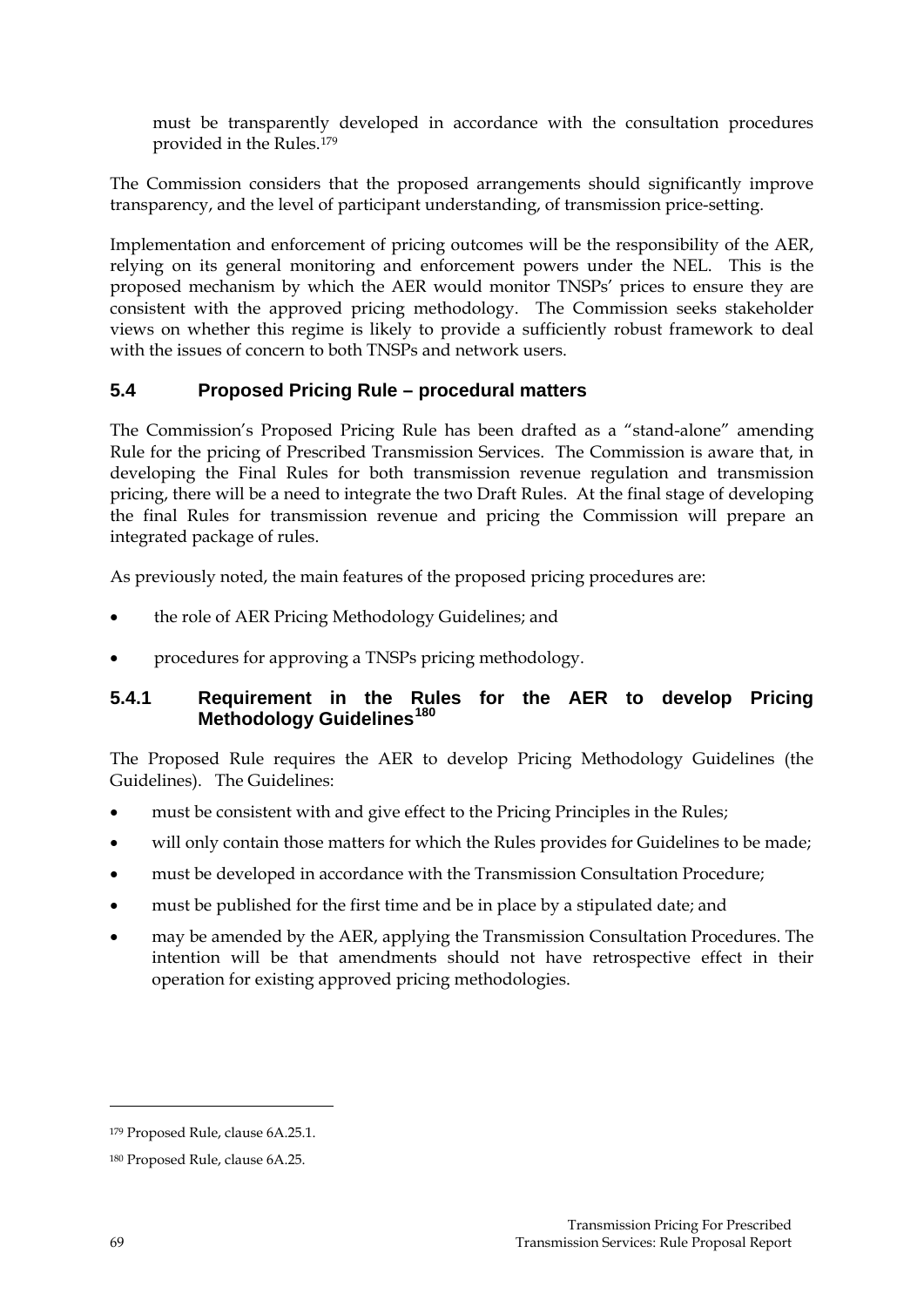must be transparently developed in accordance with the consultation procedures provided in the Rules.[179]

The Commission considers that the proposed arrangements should significantly improve transparency, and the level of participant understanding, of transmission price-setting.

Implementation and enforcement of pricing outcomes will be the responsibility of the AER, relying on its general monitoring and enforcement powers under the NEL. This is the proposed mechanism by which the AER would monitor TNSPs' prices to ensure they are consistent with the approved pricing methodology. The Commission seeks stakeholder views on whether this regime is likely to provide a sufficiently robust framework to deal with the issues of concern to both TNSPs and network users.

## 5.4 Proposed Pricing Rule – procedural matters

The Commission's Proposed Pricing Rule has been drafted as a "stand-alone" amending Rule for the pricing of Prescribed Transmission Services. The Commission is aware that, in developing the Final Rules for both transmission revenue regulation and transmission pricing, there will be a need to integrate the two Draft Rules. At the final stage of developing the final Rules for transmission revenue and pricing the Commission will prepare an integrated package of rules.

As previously noted, the main features of the proposed pricing procedures are:

- the role of AER Pricing Methodology Guidelines; and
- procedures for approving a TNSPs pricing methodology.

### 5.4.1 Requirement in the Rules for the AER to develop Pricing Methodology Guidelines[180]

The Proposed Rule requires the AER to develop Pricing Methodology Guidelines (the Guidelines). The Guidelines:

- must be consistent with and give effect to the Pricing Principles in the Rules;
- will only contain those matters for which the Rules provides for Guidelines to be made;
- must be developed in accordance with the Transmission Consultation Procedure;
- must be published for the first time and be in place by a stipulated date; and
- may be amended by the AER, applying the Transmission Consultation Procedures. The intention will be that amendments should not have retrospective effect in their operation for existing approved pricing methodologies.

---

[179] Proposed Rule, clause 6A.25.1.

[180] Proposed Rule, clause 6A.25.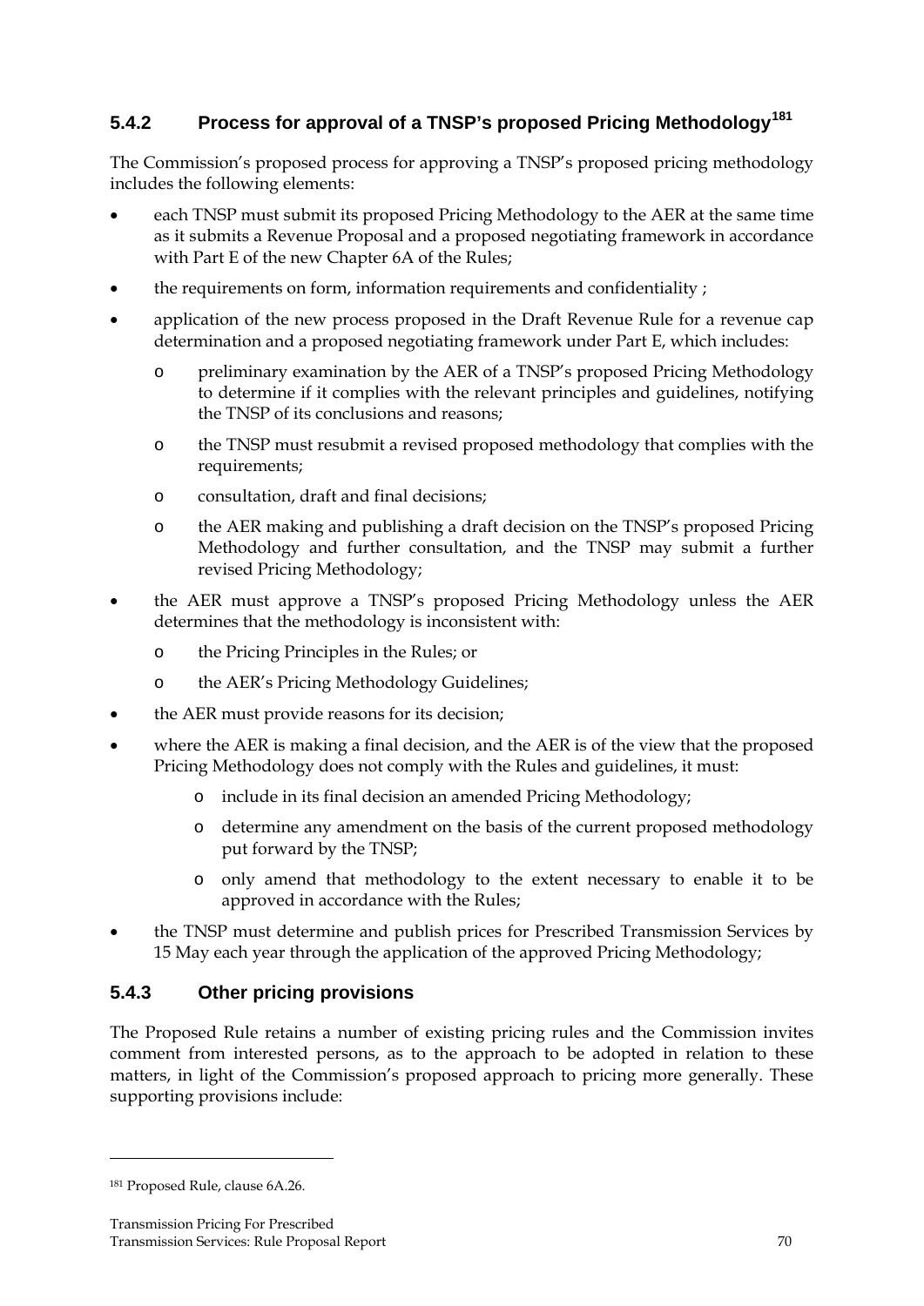### 5.4.2 Process for approval of a TNSP's proposed Pricing Methodology[181]

The Commission's proposed process for approving a TNSP's proposed pricing methodology includes the following elements:

- each TNSP must submit its proposed Pricing Methodology to the AER at the same time as it submits a Revenue Proposal and a proposed negotiating framework in accordance with Part E of the new Chapter 6A of the Rules;
- the requirements on form, information requirements and confidentiality ;
- application of the new process proposed in the Draft Revenue Rule for a revenue cap determination and a proposed negotiating framework under Part E, which includes:
  - preliminary examination by the AER of a TNSP's proposed Pricing Methodology to determine if it complies with the relevant principles and guidelines, notifying the TNSP of its conclusions and reasons;
  - the TNSP must resubmit a revised proposed methodology that complies with the requirements;
  - consultation, draft and final decisions;
  - the AER making and publishing a draft decision on the TNSP's proposed Pricing Methodology and further consultation, and the TNSP may submit a further revised Pricing Methodology;
- the AER must approve a TNSP's proposed Pricing Methodology unless the AER determines that the methodology is inconsistent with:
  - the Pricing Principles in the Rules; or
  - the AER's Pricing Methodology Guidelines;
- the AER must provide reasons for its decision;
- where the AER is making a final decision, and the AER is of the view that the proposed Pricing Methodology does not comply with the Rules and guidelines, it must:
  - include in its final decision an amended Pricing Methodology;
  - determine any amendment on the basis of the current proposed methodology put forward by the TNSP;
  - only amend that methodology to the extent necessary to enable it to be approved in accordance with the Rules;
- the TNSP must determine and publish prices for Prescribed Transmission Services by 15 May each year through the application of the approved Pricing Methodology;

### 5.4.3 Other pricing provisions

The Proposed Rule retains a number of existing pricing rules and the Commission invites comment from interested persons, as to the approach to be adopted in relation to these matters, in light of the Commission's proposed approach to pricing more generally. These supporting provisions include:

---

[181] Proposed Rule, clause 6A.26.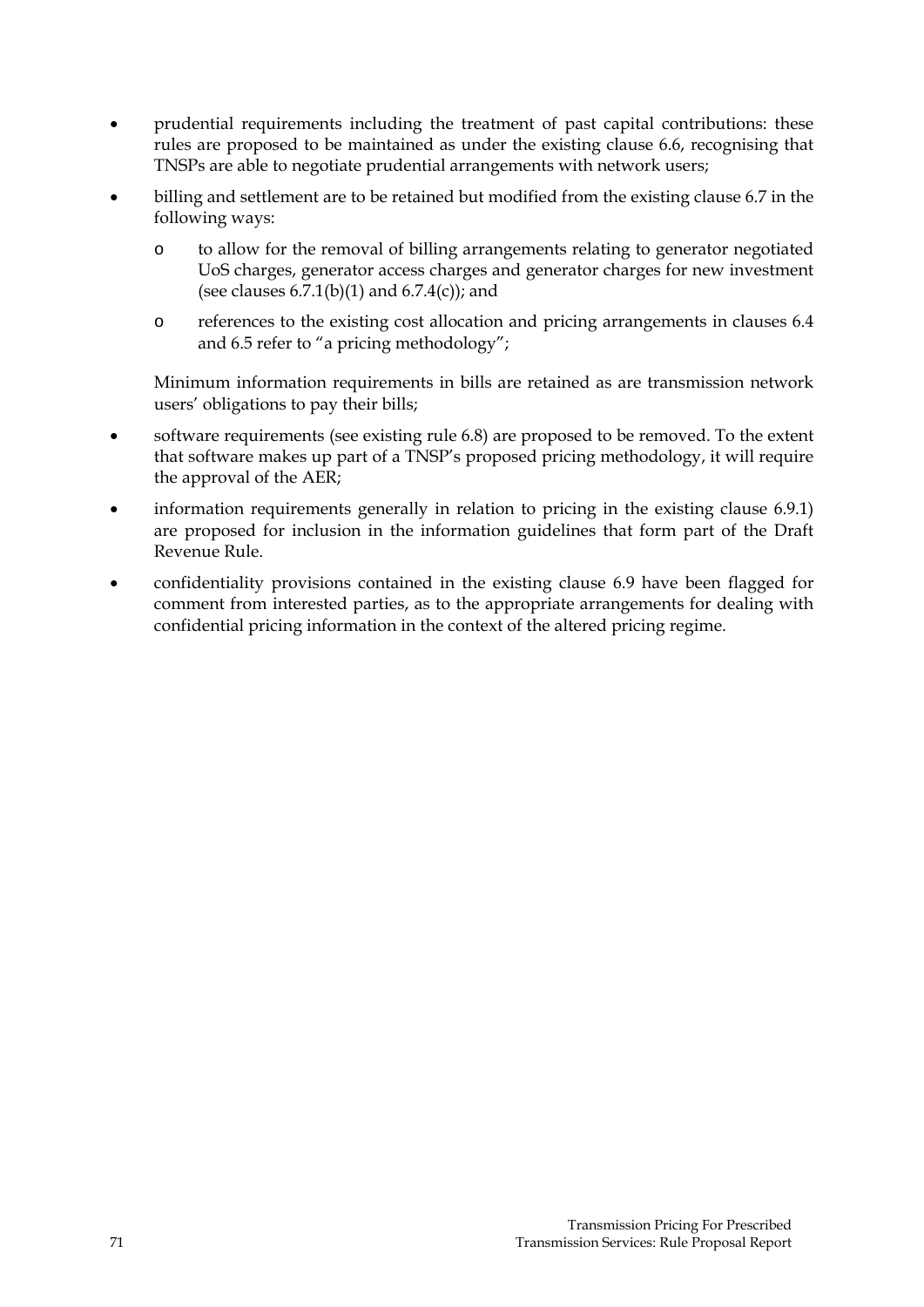- prudential requirements including the treatment of past capital contributions: these rules are proposed to be maintained as under the existing clause 6.6, recognising that TNSPs are able to negotiate prudential arrangements with network users;
- billing and settlement are to be retained but modified from the existing clause 6.7 in the following ways:
    - to allow for the removal of billing arrangements relating to generator negotiated UoS charges, generator access charges and generator charges for new investment (see clauses 6.7.1(b)(1) and 6.7.4(c)); and
    - references to the existing cost allocation and pricing arrangements in clauses 6.4 and 6.5 refer to "a pricing methodology";

  Minimum information requirements in bills are retained as are transmission network users' obligations to pay their bills;
- software requirements (see existing rule 6.8) are proposed to be removed. To the extent that software makes up part of a TNSP's proposed pricing methodology, it will require the approval of the AER;
- information requirements generally in relation to pricing in the existing clause 6.9.1) are proposed for inclusion in the information guidelines that form part of the Draft Revenue Rule.
- confidentiality provisions contained in the existing clause 6.9 have been flagged for comment from interested parties, as to the appropriate arrangements for dealing with confidential pricing information in the context of the altered pricing regime.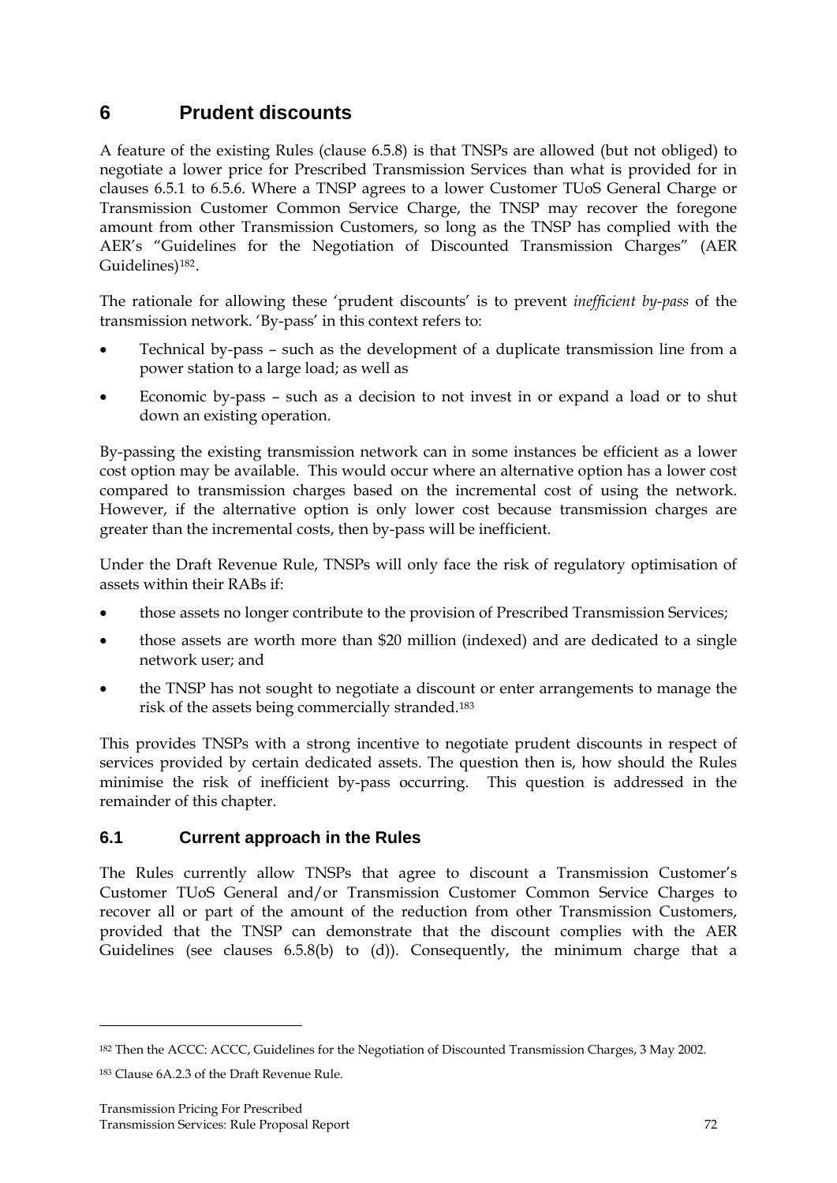# 6 Prudent discounts

A feature of the existing Rules (clause 6.5.8) is that TNSPs are allowed (but not obliged) to negotiate a lower price for Prescribed Transmission Services than what is provided for in clauses 6.5.1 to 6.5.6. Where a TNSP agrees to a lower Customer TUoS General Charge or Transmission Customer Common Service Charge, the TNSP may recover the foregone amount from other Transmission Customers, so long as the TNSP has complied with the AER's "Guidelines for the Negotiation of Discounted Transmission Charges" (AER Guidelines)[182].

The rationale for allowing these 'prudent discounts' is to prevent *inefficient by-pass* of the transmission network. 'By-pass' in this context refers to:

- Technical by-pass – such as the development of a duplicate transmission line from a power station to a large load; as well as
- Economic by-pass – such as a decision to not invest in or expand a load or to shut down an existing operation.

By-passing the existing transmission network can in some instances be efficient as a lower cost option may be available. This would occur where an alternative option has a lower cost compared to transmission charges based on the incremental cost of using the network. However, if the alternative option is only lower cost because transmission charges are greater than the incremental costs, then by-pass will be inefficient.

Under the Draft Revenue Rule, TNSPs will only face the risk of regulatory optimisation of assets within their RABs if:

- those assets no longer contribute to the provision of Prescribed Transmission Services;
- those assets are worth more than $20 million (indexed) and are dedicated to a single network user; and
- the TNSP has not sought to negotiate a discount or enter arrangements to manage the risk of the assets being commercially stranded.[183]

This provides TNSPs with a strong incentive to negotiate prudent discounts in respect of services provided by certain dedicated assets. The question then is, how should the Rules minimise the risk of inefficient by-pass occurring. This question is addressed in the remainder of this chapter.

## 6.1 Current approach in the Rules

The Rules currently allow TNSPs that agree to discount a Transmission Customer's Customer TUoS General and/or Transmission Customer Common Service Charges to recover all or part of the amount of the reduction from other Transmission Customers, provided that the TNSP can demonstrate that the discount complies with the AER Guidelines (see clauses 6.5.8(b) to (d)). Consequently, the minimum charge that a

---

[182] Then the ACCC: ACCC, Guidelines for the Negotiation of Discounted Transmission Charges, 3 May 2002.

[183] Clause 6A.2.3 of the Draft Revenue Rule.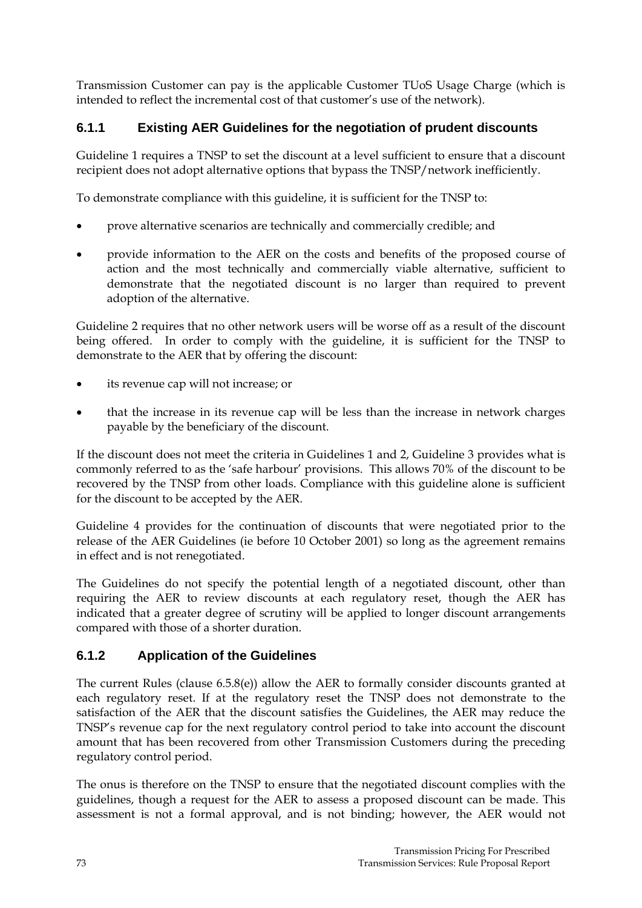Transmission Customer can pay is the applicable Customer TUoS Usage Charge (which is intended to reflect the incremental cost of that customer's use of the network).

### 6.1.1 Existing AER Guidelines for the negotiation of prudent discounts

Guideline 1 requires a TNSP to set the discount at a level sufficient to ensure that a discount recipient does not adopt alternative options that bypass the TNSP/network inefficiently.

To demonstrate compliance with this guideline, it is sufficient for the TNSP to:

- prove alternative scenarios are technically and commercially credible; and
- provide information to the AER on the costs and benefits of the proposed course of action and the most technically and commercially viable alternative, sufficient to demonstrate that the negotiated discount is no larger than required to prevent adoption of the alternative.

Guideline 2 requires that no other network users will be worse off as a result of the discount being offered. In order to comply with the guideline, it is sufficient for the TNSP to demonstrate to the AER that by offering the discount:

- its revenue cap will not increase; or
- that the increase in its revenue cap will be less than the increase in network charges payable by the beneficiary of the discount.

If the discount does not meet the criteria in Guidelines 1 and 2, Guideline 3 provides what is commonly referred to as the 'safe harbour' provisions. This allows 70% of the discount to be recovered by the TNSP from other loads. Compliance with this guideline alone is sufficient for the discount to be accepted by the AER.

Guideline 4 provides for the continuation of discounts that were negotiated prior to the release of the AER Guidelines (ie before 10 October 2001) so long as the agreement remains in effect and is not renegotiated.

The Guidelines do not specify the potential length of a negotiated discount, other than requiring the AER to review discounts at each regulatory reset, though the AER has indicated that a greater degree of scrutiny will be applied to longer discount arrangements compared with those of a shorter duration.

### 6.1.2 Application of the Guidelines

The current Rules (clause 6.5.8(e)) allow the AER to formally consider discounts granted at each regulatory reset. If at the regulatory reset the TNSP does not demonstrate to the satisfaction of the AER that the discount satisfies the Guidelines, the AER may reduce the TNSP's revenue cap for the next regulatory control period to take into account the discount amount that has been recovered from other Transmission Customers during the preceding regulatory control period.

The onus is therefore on the TNSP to ensure that the negotiated discount complies with the guidelines, though a request for the AER to assess a proposed discount can be made. This assessment is not a formal approval, and is not binding; however, the AER would not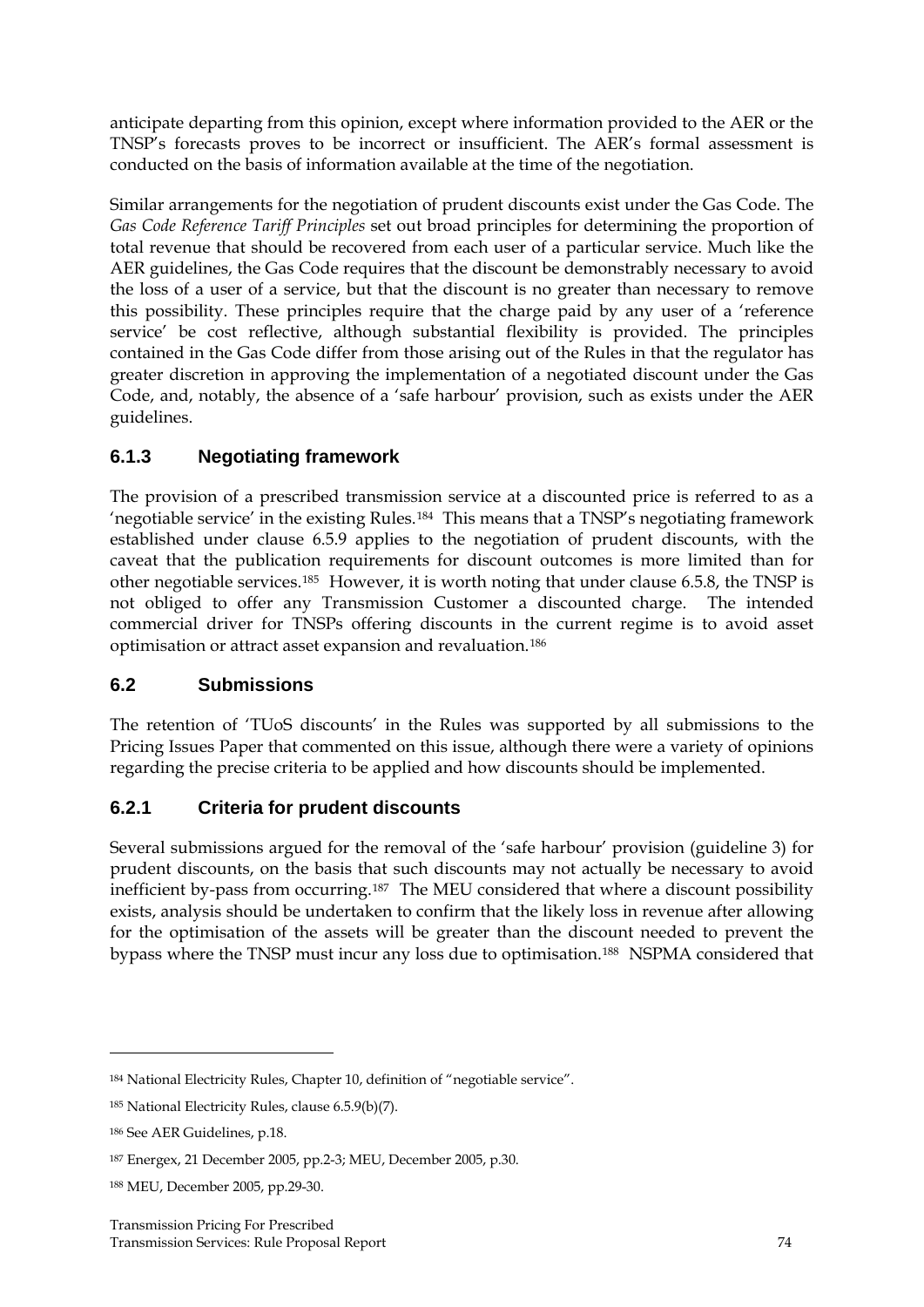anticipate departing from this opinion, except where information provided to the AER or the TNSP's forecasts proves to be incorrect or insufficient. The AER's formal assessment is conducted on the basis of information available at the time of the negotiation.

Similar arrangements for the negotiation of prudent discounts exist under the Gas Code. The *Gas Code Reference Tariff Principles* set out broad principles for determining the proportion of total revenue that should be recovered from each user of a particular service. Much like the AER guidelines, the Gas Code requires that the discount be demonstrably necessary to avoid the loss of a user of a service, but that the discount is no greater than necessary to remove this possibility. These principles require that the charge paid by any user of a 'reference service' be cost reflective, although substantial flexibility is provided. The principles contained in the Gas Code differ from those arising out of the Rules in that the regulator has greater discretion in approving the implementation of a negotiated discount under the Gas Code, and, notably, the absence of a 'safe harbour' provision, such as exists under the AER guidelines.

### 6.1.3 Negotiating framework

The provision of a prescribed transmission service at a discounted price is referred to as a 'negotiable service' in the existing Rules.[184] This means that a TNSP's negotiating framework established under clause 6.5.9 applies to the negotiation of prudent discounts, with the caveat that the publication requirements for discount outcomes is more limited than for other negotiable services.[185] However, it is worth noting that under clause 6.5.8, the TNSP is not obliged to offer any Transmission Customer a discounted charge. The intended commercial driver for TNSPs offering discounts in the current regime is to avoid asset optimisation or attract asset expansion and revaluation.[186]

## 6.2 Submissions

The retention of 'TUoS discounts' in the Rules was supported by all submissions to the Pricing Issues Paper that commented on this issue, although there were a variety of opinions regarding the precise criteria to be applied and how discounts should be implemented.

### 6.2.1 Criteria for prudent discounts

Several submissions argued for the removal of the 'safe harbour' provision (guideline 3) for prudent discounts, on the basis that such discounts may not actually be necessary to avoid inefficient by-pass from occurring.[187] The MEU considered that where a discount possibility exists, analysis should be undertaken to confirm that the likely loss in revenue after allowing for the optimisation of the assets will be greater than the discount needed to prevent the bypass where the TNSP must incur any loss due to optimisation.[188] NSPMA considered that

---

[184] National Electricity Rules, Chapter 10, definition of "negotiable service".

[185] National Electricity Rules, clause 6.5.9(b)(7).

[186] See AER Guidelines, p.18.

[187] Energex, 21 December 2005, pp.2-3; MEU, December 2005, p.30.

[188] MEU, December 2005, pp.29-30.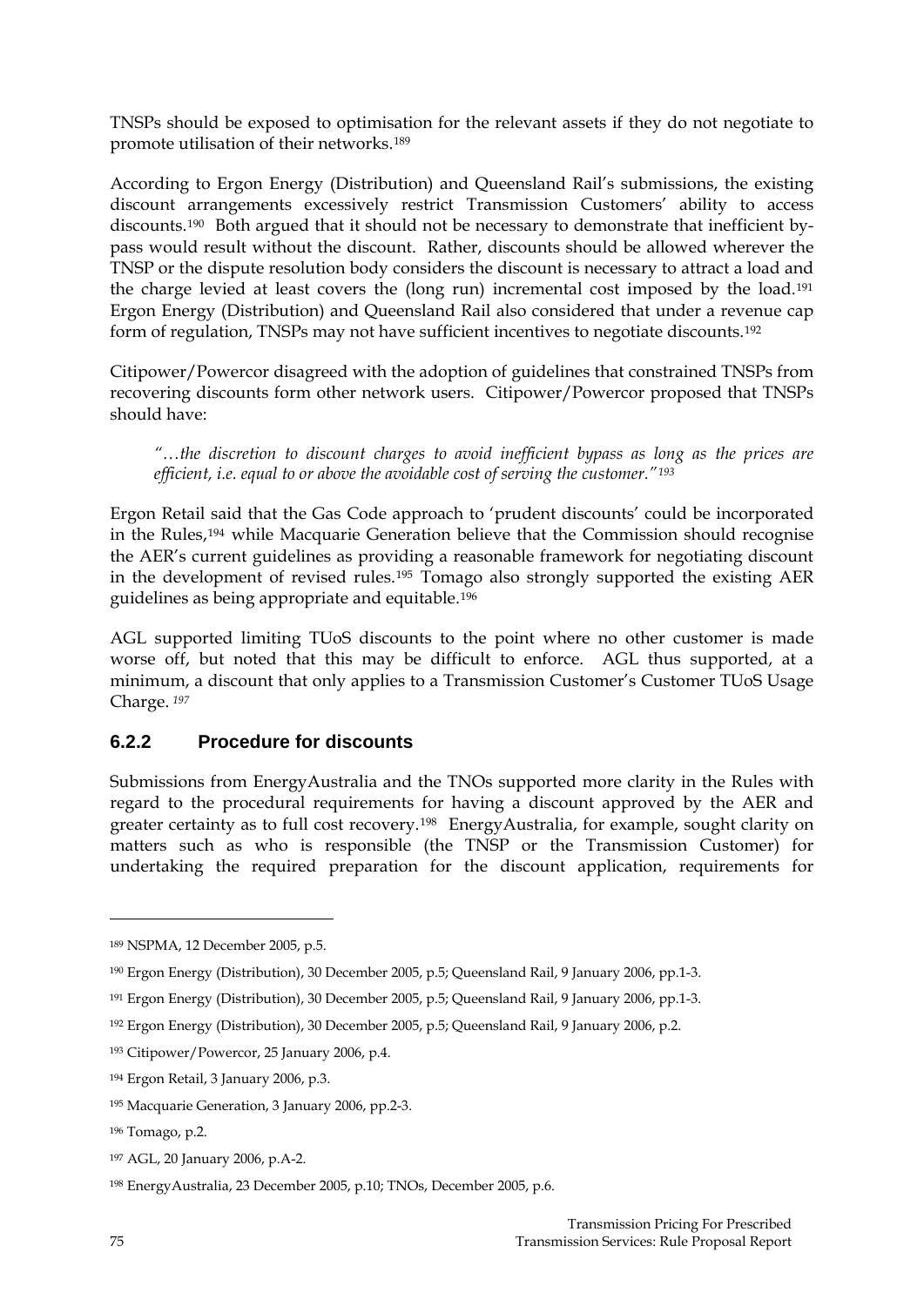TNSPs should be exposed to optimisation for the relevant assets if they do not negotiate to promote utilisation of their networks.[189]

According to Ergon Energy (Distribution) and Queensland Rail's submissions, the existing discount arrangements excessively restrict Transmission Customers' ability to access discounts.[190] Both argued that it should not be necessary to demonstrate that inefficient by-pass would result without the discount. Rather, discounts should be allowed wherever the TNSP or the dispute resolution body considers the discount is necessary to attract a load and the charge levied at least covers the (long run) incremental cost imposed by the load.[191] Ergon Energy (Distribution) and Queensland Rail also considered that under a revenue cap form of regulation, TNSPs may not have sufficient incentives to negotiate discounts.[192]

Citipower/Powercor disagreed with the adoption of guidelines that constrained TNSPs from recovering discounts form other network users. Citipower/Powercor proposed that TNSPs should have:

> *"…the discretion to discount charges to avoid inefficient bypass as long as the prices are efficient, i.e. equal to or above the avoidable cost of serving the customer."*[193]

Ergon Retail said that the Gas Code approach to 'prudent discounts' could be incorporated in the Rules,[194] while Macquarie Generation believe that the Commission should recognise the AER's current guidelines as providing a reasonable framework for negotiating discount in the development of revised rules.[195] Tomago also strongly supported the existing AER guidelines as being appropriate and equitable.[196]

AGL supported limiting TUoS discounts to the point where no other customer is made worse off, but noted that this may be difficult to enforce. AGL thus supported, at a minimum, a discount that only applies to a Transmission Customer's Customer TUoS Usage Charge.[197]

### 6.2.2 Procedure for discounts

Submissions from EnergyAustralia and the TNOs supported more clarity in the Rules with regard to the procedural requirements for having a discount approved by the AER and greater certainty as to full cost recovery.[198] EnergyAustralia, for example, sought clarity on matters such as who is responsible (the TNSP or the Transmission Customer) for undertaking the required preparation for the discount application, requirements for

---

[189] NSPMA, 12 December 2005, p.5.

[190] Ergon Energy (Distribution), 30 December 2005, p.5; Queensland Rail, 9 January 2006, pp.1-3.

[191] Ergon Energy (Distribution), 30 December 2005, p.5; Queensland Rail, 9 January 2006, pp.1-3.

[192] Ergon Energy (Distribution), 30 December 2005, p.5; Queensland Rail, 9 January 2006, p.2.

[193] Citipower/Powercor, 25 January 2006, p.4.

[194] Ergon Retail, 3 January 2006, p.3.

[195] Macquarie Generation, 3 January 2006, pp.2-3.

[196] Tomago, p.2.

[197] AGL, 20 January 2006, p.A-2.

[198] EnergyAustralia, 23 December 2005, p.10; TNOs, December 2005, p.6.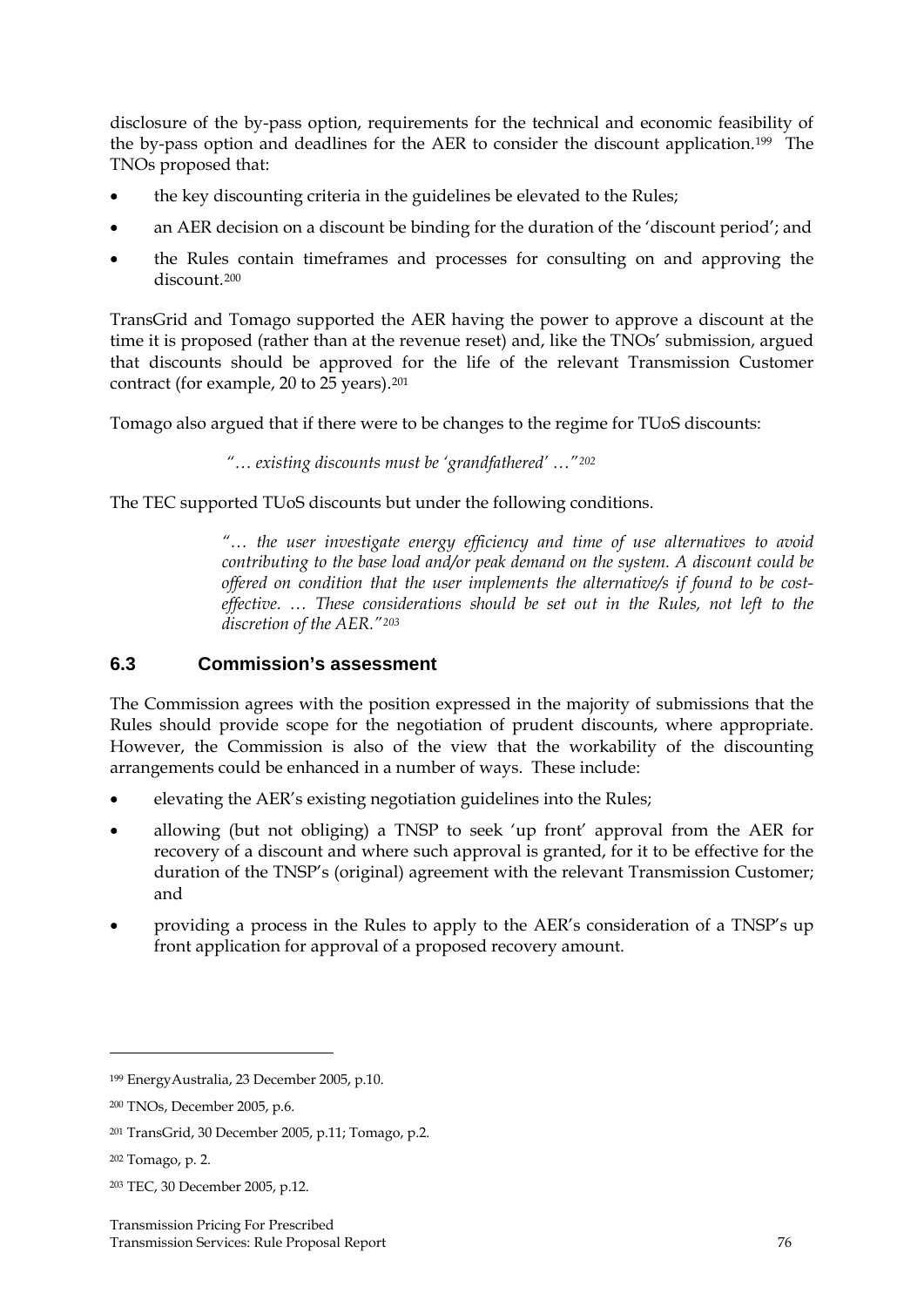disclosure of the by-pass option, requirements for the technical and economic feasibility of the by-pass option and deadlines for the AER to consider the discount application.[199] The TNOs proposed that:

- the key discounting criteria in the guidelines be elevated to the Rules;
- an AER decision on a discount be binding for the duration of the 'discount period'; and
- the Rules contain timeframes and processes for consulting on and approving the discount.[200]

TransGrid and Tomago supported the AER having the power to approve a discount at the time it is proposed (rather than at the revenue reset) and, like the TNOs' submission, argued that discounts should be approved for the life of the relevant Transmission Customer contract (for example, 20 to 25 years).[201]

Tomago also argued that if there were to be changes to the regime for TUoS discounts:

> *"… existing discounts must be 'grandfathered' …"*[202]

The TEC supported TUoS discounts but under the following conditions.

> *"… the user investigate energy efficiency and time of use alternatives to avoid contributing to the base load and/or peak demand on the system. A discount could be offered on condition that the user implements the alternative/s if found to be cost-effective. … These considerations should be set out in the Rules, not left to the discretion of the AER."*[203]

## 6.3 Commission's assessment

The Commission agrees with the position expressed in the majority of submissions that the Rules should provide scope for the negotiation of prudent discounts, where appropriate. However, the Commission is also of the view that the workability of the discounting arrangements could be enhanced in a number of ways. These include:

- elevating the AER's existing negotiation guidelines into the Rules;
- allowing (but not obliging) a TNSP to seek 'up front' approval from the AER for recovery of a discount and where such approval is granted, for it to be effective for the duration of the TNSP's (original) agreement with the relevant Transmission Customer; and
- providing a process in the Rules to apply to the AER's consideration of a TNSP's up front application for approval of a proposed recovery amount.

---

[199] EnergyAustralia, 23 December 2005, p.10.

[200] TNOs, December 2005, p.6.

[201] TransGrid, 30 December 2005, p.11; Tomago, p.2.

[202] Tomago, p. 2.

[203] TEC, 30 December 2005, p.12.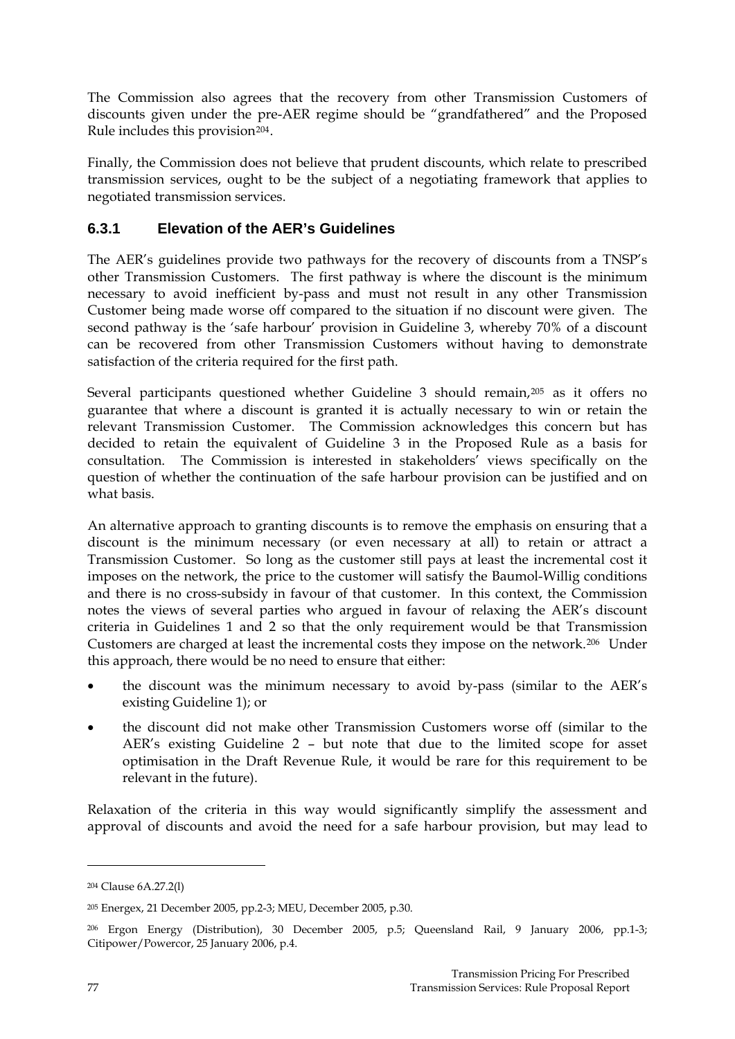The Commission also agrees that the recovery from other Transmission Customers of discounts given under the pre-AER regime should be "grandfathered" and the Proposed Rule includes this provision[204].

Finally, the Commission does not believe that prudent discounts, which relate to prescribed transmission services, ought to be the subject of a negotiating framework that applies to negotiated transmission services.

### 6.3.1 Elevation of the AER's Guidelines

The AER's guidelines provide two pathways for the recovery of discounts from a TNSP's other Transmission Customers. The first pathway is where the discount is the minimum necessary to avoid inefficient by-pass and must not result in any other Transmission Customer being made worse off compared to the situation if no discount were given. The second pathway is the 'safe harbour' provision in Guideline 3, whereby 70% of a discount can be recovered from other Transmission Customers without having to demonstrate satisfaction of the criteria required for the first path.

Several participants questioned whether Guideline 3 should remain,[205] as it offers no guarantee that where a discount is granted it is actually necessary to win or retain the relevant Transmission Customer. The Commission acknowledges this concern but has decided to retain the equivalent of Guideline 3 in the Proposed Rule as a basis for consultation. The Commission is interested in stakeholders' views specifically on the question of whether the continuation of the safe harbour provision can be justified and on what basis.

An alternative approach to granting discounts is to remove the emphasis on ensuring that a discount is the minimum necessary (or even necessary at all) to retain or attract a Transmission Customer. So long as the customer still pays at least the incremental cost it imposes on the network, the price to the customer will satisfy the Baumol-Willig conditions and there is no cross-subsidy in favour of that customer. In this context, the Commission notes the views of several parties who argued in favour of relaxing the AER's discount criteria in Guidelines 1 and 2 so that the only requirement would be that Transmission Customers are charged at least the incremental costs they impose on the network.[206] Under this approach, there would be no need to ensure that either:

- the discount was the minimum necessary to avoid by-pass (similar to the AER's existing Guideline 1); or
- the discount did not make other Transmission Customers worse off (similar to the AER's existing Guideline 2 – but note that due to the limited scope for asset optimisation in the Draft Revenue Rule, it would be rare for this requirement to be relevant in the future).

Relaxation of the criteria in this way would significantly simplify the assessment and approval of discounts and avoid the need for a safe harbour provision, but may lead to

---

[204] Clause 6A.27.2(l)

[205] Energex, 21 December 2005, pp.2-3; MEU, December 2005, p.30.

[206] Ergon Energy (Distribution), 30 December 2005, p.5; Queensland Rail, 9 January 2006, pp.1-3; Citipower/Powercor, 25 January 2006, p.4.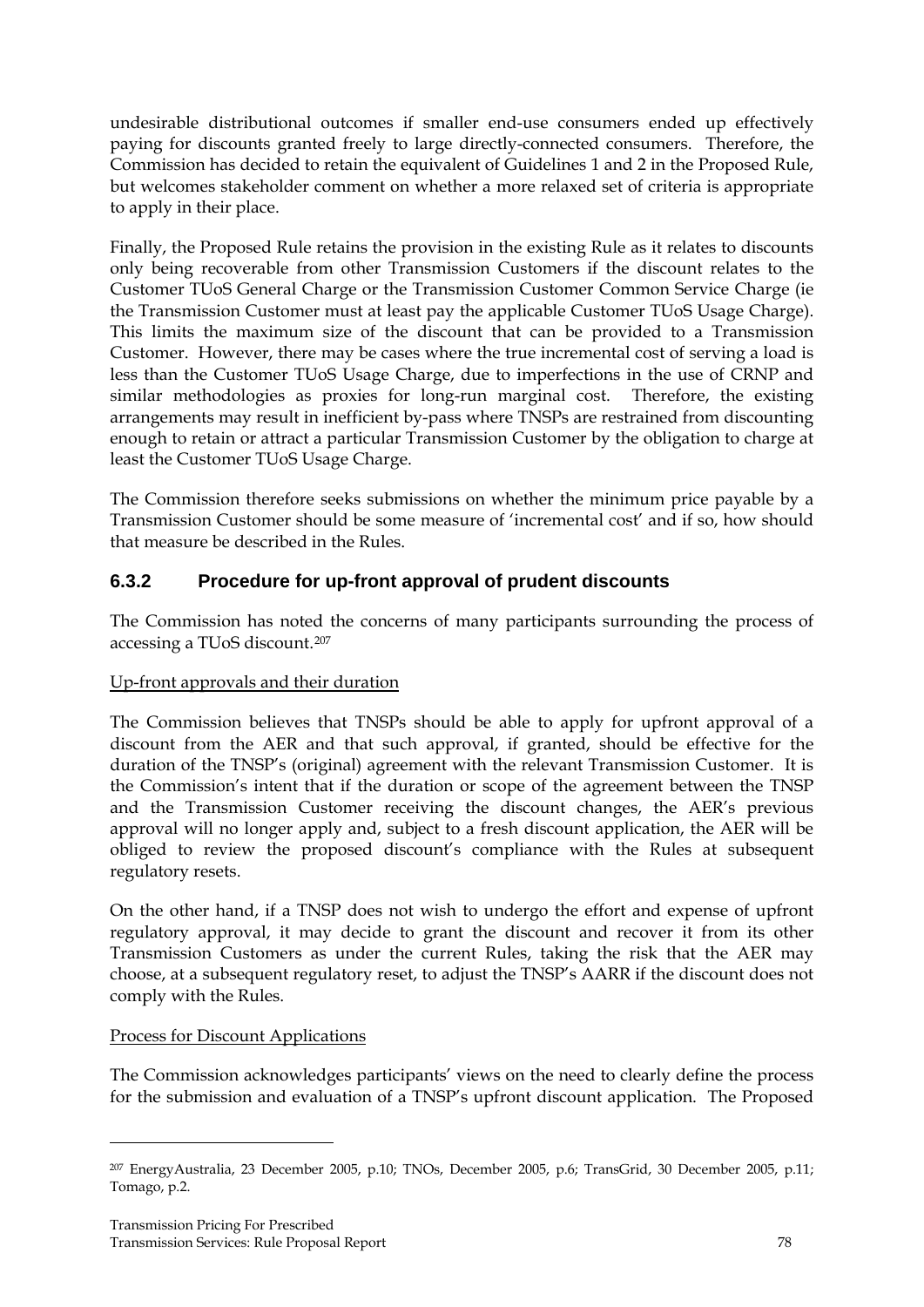undesirable distributional outcomes if smaller end-use consumers ended up effectively paying for discounts granted freely to large directly-connected consumers. Therefore, the Commission has decided to retain the equivalent of Guidelines 1 and 2 in the Proposed Rule, but welcomes stakeholder comment on whether a more relaxed set of criteria is appropriate to apply in their place.

Finally, the Proposed Rule retains the provision in the existing Rule as it relates to discounts only being recoverable from other Transmission Customers if the discount relates to the Customer TUoS General Charge or the Transmission Customer Common Service Charge (ie the Transmission Customer must at least pay the applicable Customer TUoS Usage Charge). This limits the maximum size of the discount that can be provided to a Transmission Customer. However, there may be cases where the true incremental cost of serving a load is less than the Customer TUoS Usage Charge, due to imperfections in the use of CRNP and similar methodologies as proxies for long-run marginal cost. Therefore, the existing arrangements may result in inefficient by-pass where TNSPs are restrained from discounting enough to retain or attract a particular Transmission Customer by the obligation to charge at least the Customer TUoS Usage Charge.

The Commission therefore seeks submissions on whether the minimum price payable by a Transmission Customer should be some measure of 'incremental cost' and if so, how should that measure be described in the Rules.

### 6.3.2 Procedure for up-front approval of prudent discounts

The Commission has noted the concerns of many participants surrounding the process of accessing a TUoS discount.[207]

Up-front approvals and their duration

The Commission believes that TNSPs should be able to apply for upfront approval of a discount from the AER and that such approval, if granted, should be effective for the duration of the TNSP's (original) agreement with the relevant Transmission Customer. It is the Commission's intent that if the duration or scope of the agreement between the TNSP and the Transmission Customer receiving the discount changes, the AER's previous approval will no longer apply and, subject to a fresh discount application, the AER will be obliged to review the proposed discount's compliance with the Rules at subsequent regulatory resets.

On the other hand, if a TNSP does not wish to undergo the effort and expense of upfront regulatory approval, it may decide to grant the discount and recover it from its other Transmission Customers as under the current Rules, taking the risk that the AER may choose, at a subsequent regulatory reset, to adjust the TNSP's AARR if the discount does not comply with the Rules.

Process for Discount Applications

The Commission acknowledges participants' views on the need to clearly define the process for the submission and evaluation of a TNSP's upfront discount application. The Proposed

---

[207] EnergyAustralia, 23 December 2005, p.10; TNOs, December 2005, p.6; TransGrid, 30 December 2005, p.11; Tomago, p.2.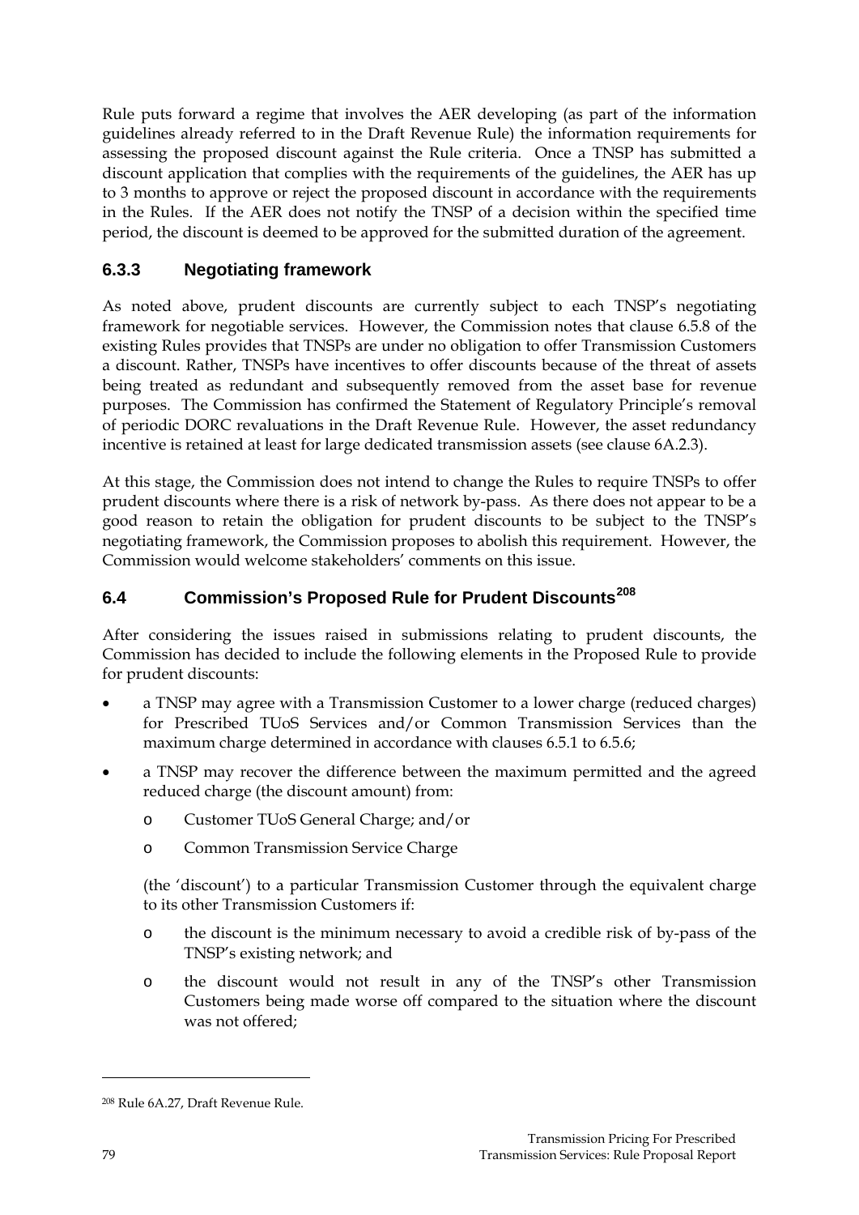Rule puts forward a regime that involves the AER developing (as part of the information guidelines already referred to in the Draft Revenue Rule) the information requirements for assessing the proposed discount against the Rule criteria. Once a TNSP has submitted a discount application that complies with the requirements of the guidelines, the AER has up to 3 months to approve or reject the proposed discount in accordance with the requirements in the Rules. If the AER does not notify the TNSP of a decision within the specified time period, the discount is deemed to be approved for the submitted duration of the agreement.

### 6.3.3 Negotiating framework

As noted above, prudent discounts are currently subject to each TNSP's negotiating framework for negotiable services. However, the Commission notes that clause 6.5.8 of the existing Rules provides that TNSPs are under no obligation to offer Transmission Customers a discount. Rather, TNSPs have incentives to offer discounts because of the threat of assets being treated as redundant and subsequently removed from the asset base for revenue purposes. The Commission has confirmed the Statement of Regulatory Principle's removal of periodic DORC revaluations in the Draft Revenue Rule. However, the asset redundancy incentive is retained at least for large dedicated transmission assets (see clause 6A.2.3).

At this stage, the Commission does not intend to change the Rules to require TNSPs to offer prudent discounts where there is a risk of network by-pass. As there does not appear to be a good reason to retain the obligation for prudent discounts to be subject to the TNSP's negotiating framework, the Commission proposes to abolish this requirement. However, the Commission would welcome stakeholders' comments on this issue.

## 6.4 Commission's Proposed Rule for Prudent Discounts[208]

After considering the issues raised in submissions relating to prudent discounts, the Commission has decided to include the following elements in the Proposed Rule to provide for prudent discounts:

- a TNSP may agree with a Transmission Customer to a lower charge (reduced charges) for Prescribed TUoS Services and/or Common Transmission Services than the maximum charge determined in accordance with clauses 6.5.1 to 6.5.6;
- a TNSP may recover the difference between the maximum permitted and the agreed reduced charge (the discount amount) from:
    - Customer TUoS General Charge; and/or
    - Common Transmission Service Charge

  (the 'discount') to a particular Transmission Customer through the equivalent charge to its other Transmission Customers if:

    - the discount is the minimum necessary to avoid a credible risk of by-pass of the TNSP's existing network; and
    - the discount would not result in any of the TNSP's other Transmission Customers being made worse off compared to the situation where the discount was not offered;

---

[208] Rule 6A.27, Draft Revenue Rule.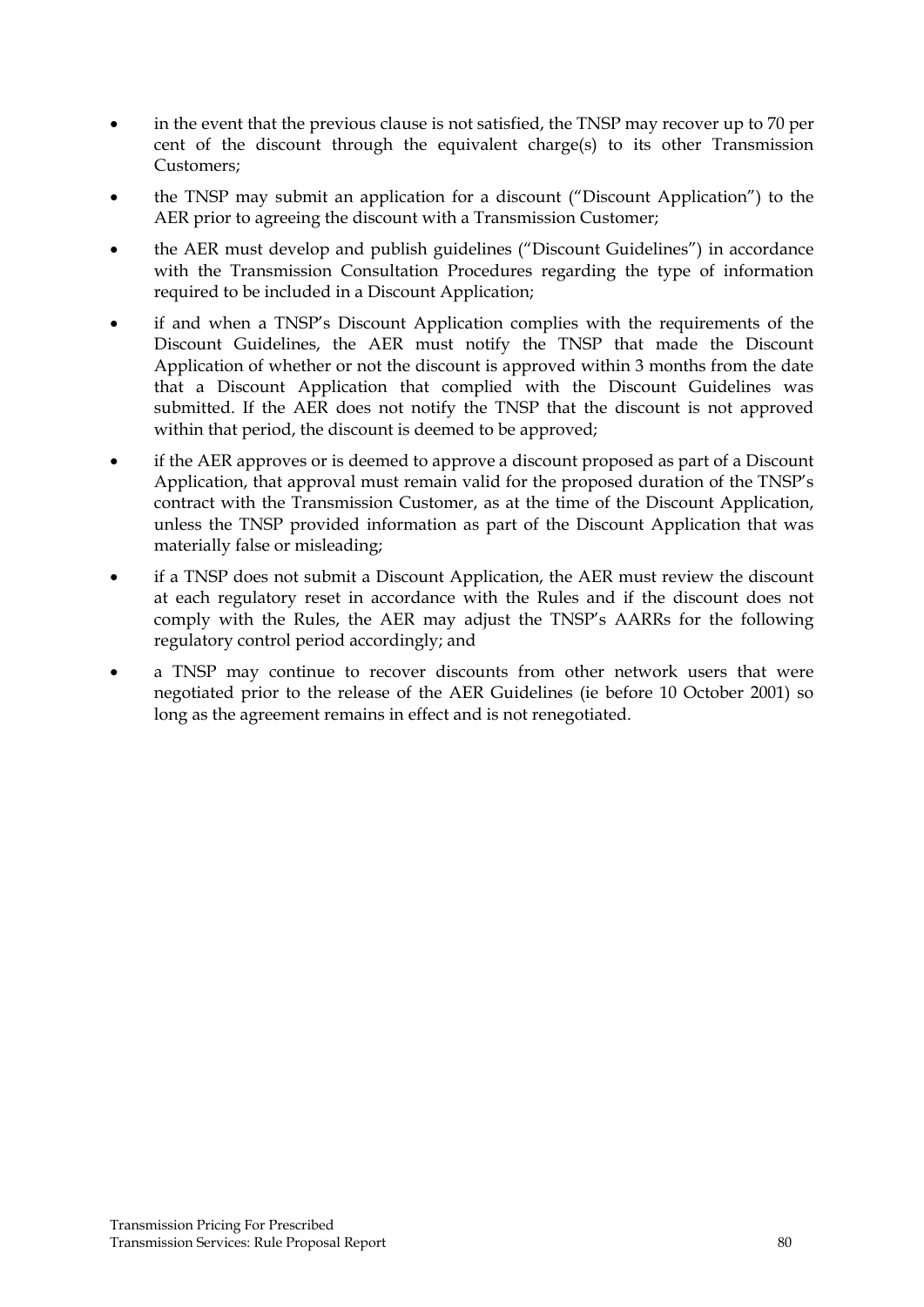- in the event that the previous clause is not satisfied, the TNSP may recover up to 70 per cent of the discount through the equivalent charge(s) to its other Transmission Customers;
- the TNSP may submit an application for a discount ("Discount Application") to the AER prior to agreeing the discount with a Transmission Customer;
- the AER must develop and publish guidelines ("Discount Guidelines") in accordance with the Transmission Consultation Procedures regarding the type of information required to be included in a Discount Application;
- if and when a TNSP's Discount Application complies with the requirements of the Discount Guidelines, the AER must notify the TNSP that made the Discount Application of whether or not the discount is approved within 3 months from the date that a Discount Application that complied with the Discount Guidelines was submitted. If the AER does not notify the TNSP that the discount is not approved within that period, the discount is deemed to be approved;
- if the AER approves or is deemed to approve a discount proposed as part of a Discount Application, that approval must remain valid for the proposed duration of the TNSP's contract with the Transmission Customer, as at the time of the Discount Application, unless the TNSP provided information as part of the Discount Application that was materially false or misleading;
- if a TNSP does not submit a Discount Application, the AER must review the discount at each regulatory reset in accordance with the Rules and if the discount does not comply with the Rules, the AER may adjust the TNSP's AARRs for the following regulatory control period accordingly; and
- a TNSP may continue to recover discounts from other network users that were negotiated prior to the release of the AER Guidelines (ie before 10 October 2001) so long as the agreement remains in effect and is not renegotiated.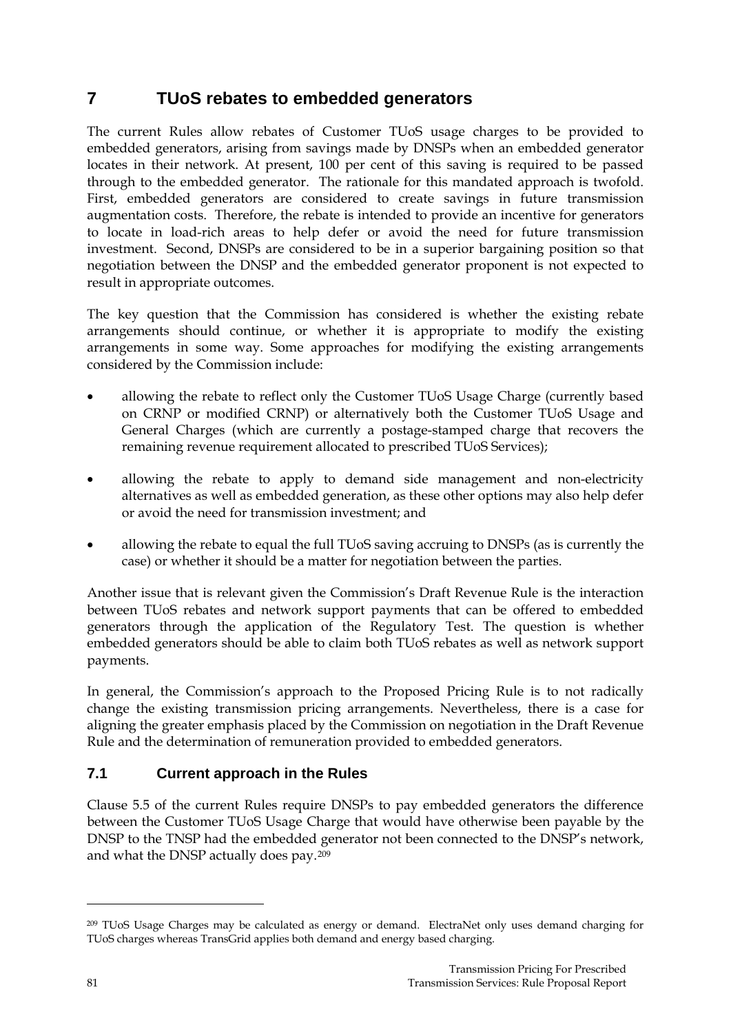# 7 TUoS rebates to embedded generators

The current Rules allow rebates of Customer TUoS usage charges to be provided to embedded generators, arising from savings made by DNSPs when an embedded generator locates in their network. At present, 100 per cent of this saving is required to be passed through to the embedded generator. The rationale for this mandated approach is twofold. First, embedded generators are considered to create savings in future transmission augmentation costs. Therefore, the rebate is intended to provide an incentive for generators to locate in load-rich areas to help defer or avoid the need for future transmission investment. Second, DNSPs are considered to be in a superior bargaining position so that negotiation between the DNSP and the embedded generator proponent is not expected to result in appropriate outcomes.

The key question that the Commission has considered is whether the existing rebate arrangements should continue, or whether it is appropriate to modify the existing arrangements in some way. Some approaches for modifying the existing arrangements considered by the Commission include:

- allowing the rebate to reflect only the Customer TUoS Usage Charge (currently based on CRNP or modified CRNP) or alternatively both the Customer TUoS Usage and General Charges (which are currently a postage-stamped charge that recovers the remaining revenue requirement allocated to prescribed TUoS Services);
- allowing the rebate to apply to demand side management and non-electricity alternatives as well as embedded generation, as these other options may also help defer or avoid the need for transmission investment; and
- allowing the rebate to equal the full TUoS saving accruing to DNSPs (as is currently the case) or whether it should be a matter for negotiation between the parties.

Another issue that is relevant given the Commission's Draft Revenue Rule is the interaction between TUoS rebates and network support payments that can be offered to embedded generators through the application of the Regulatory Test. The question is whether embedded generators should be able to claim both TUoS rebates as well as network support payments.

In general, the Commission's approach to the Proposed Pricing Rule is to not radically change the existing transmission pricing arrangements. Nevertheless, there is a case for aligning the greater emphasis placed by the Commission on negotiation in the Draft Revenue Rule and the determination of remuneration provided to embedded generators.

## 7.1 Current approach in the Rules

Clause 5.5 of the current Rules require DNSPs to pay embedded generators the difference between the Customer TUoS Usage Charge that would have otherwise been payable by the DNSP to the TNSP had the embedded generator not been connected to the DNSP's network, and what the DNSP actually does pay.[209]

---

[209] TUoS Usage Charges may be calculated as energy or demand. ElectraNet only uses demand charging for TUoS charges whereas TransGrid applies both demand and energy based charging.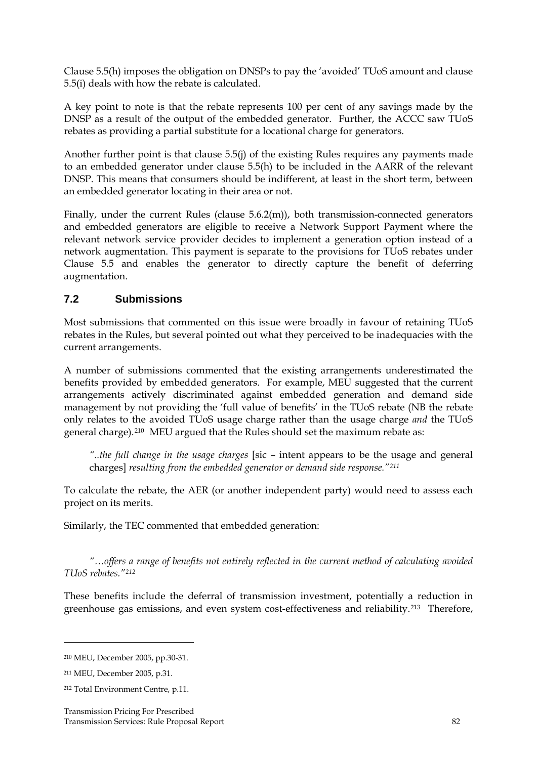Clause 5.5(h) imposes the obligation on DNSPs to pay the 'avoided' TUoS amount and clause 5.5(i) deals with how the rebate is calculated.

A key point to note is that the rebate represents 100 per cent of any savings made by the DNSP as a result of the output of the embedded generator. Further, the ACCC saw TUoS rebates as providing a partial substitute for a locational charge for generators.

Another further point is that clause 5.5(j) of the existing Rules requires any payments made to an embedded generator under clause 5.5(h) to be included in the AARR of the relevant DNSP. This means that consumers should be indifferent, at least in the short term, between an embedded generator locating in their area or not.

Finally, under the current Rules (clause 5.6.2(m)), both transmission-connected generators and embedded generators are eligible to receive a Network Support Payment where the relevant network service provider decides to implement a generation option instead of a network augmentation. This payment is separate to the provisions for TUoS rebates under Clause 5.5 and enables the generator to directly capture the benefit of deferring augmentation.

## 7.2 Submissions

Most submissions that commented on this issue were broadly in favour of retaining TUoS rebates in the Rules, but several pointed out what they perceived to be inadequacies with the current arrangements.

A number of submissions commented that the existing arrangements underestimated the benefits provided by embedded generators. For example, MEU suggested that the current arrangements actively discriminated against embedded generation and demand side management by not providing the 'full value of benefits' in the TUoS rebate (NB the rebate only relates to the avoided TUoS usage charge rather than the usage charge *and* the TUoS general charge).[210] MEU argued that the Rules should set the maximum rebate as:

> *"..the full change in the usage charges* [sic – intent appears to be the usage and general charges] *resulting from the embedded generator or demand side response."*[211]

To calculate the rebate, the AER (or another independent party) would need to assess each project on its merits.

Similarly, the TEC commented that embedded generation:

> *"…offers a range of benefits not entirely reflected in the current method of calculating avoided TUoS rebates."*[212]

These benefits include the deferral of transmission investment, potentially a reduction in greenhouse gas emissions, and even system cost-effectiveness and reliability.[213] Therefore,

---

[210] MEU, December 2005, pp.30-31.

[211] MEU, December 2005, p.31.

[212] Total Environment Centre, p.11.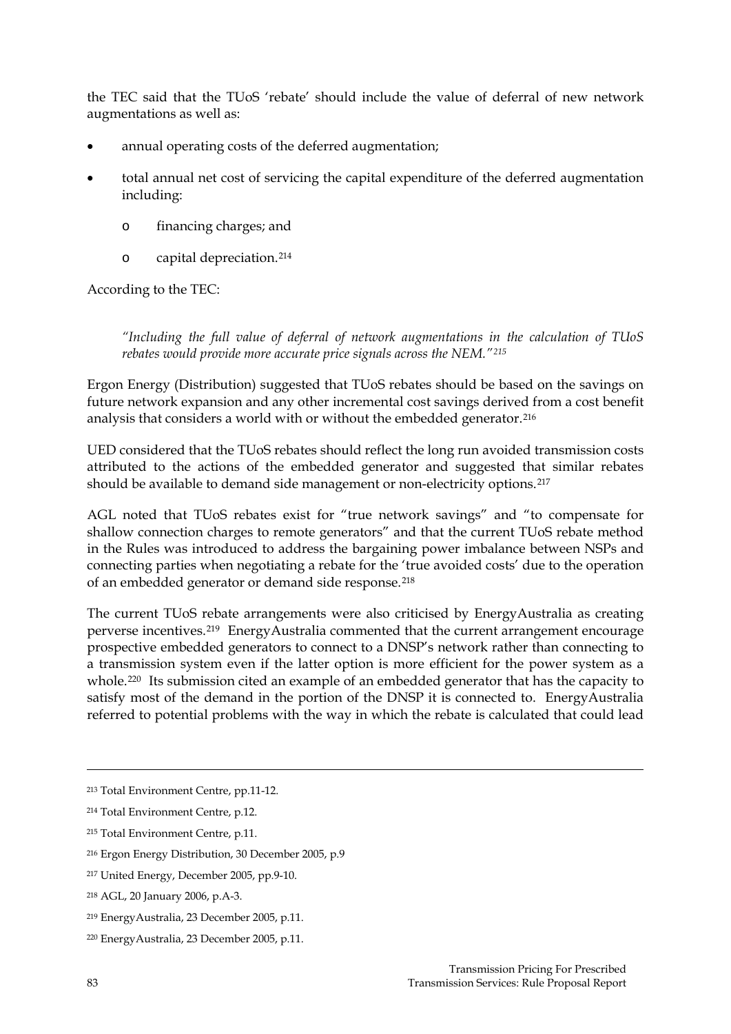the TEC said that the TUoS 'rebate' should include the value of deferral of new network augmentations as well as:

- annual operating costs of the deferred augmentation;
- total annual net cost of servicing the capital expenditure of the deferred augmentation including:
  - financing charges; and
  - capital depreciation.[214]

According to the TEC:

> *"Including the full value of deferral of network augmentations in the calculation of TUoS rebates would provide more accurate price signals across the NEM."*[215]

Ergon Energy (Distribution) suggested that TUoS rebates should be based on the savings on future network expansion and any other incremental cost savings derived from a cost benefit analysis that considers a world with or without the embedded generator.[216]

UED considered that the TUoS rebates should reflect the long run avoided transmission costs attributed to the actions of the embedded generator and suggested that similar rebates should be available to demand side management or non-electricity options.[217]

AGL noted that TUoS rebates exist for "true network savings" and "to compensate for shallow connection charges to remote generators" and that the current TUoS rebate method in the Rules was introduced to address the bargaining power imbalance between NSPs and connecting parties when negotiating a rebate for the 'true avoided costs' due to the operation of an embedded generator or demand side response.[218]

The current TUoS rebate arrangements were also criticised by EnergyAustralia as creating perverse incentives.[219] EnergyAustralia commented that the current arrangement encourage prospective embedded generators to connect to a DNSP's network rather than connecting to a transmission system even if the latter option is more efficient for the power system as a whole.[220] Its submission cited an example of an embedded generator that has the capacity to satisfy most of the demand in the portion of the DNSP it is connected to. EnergyAustralia referred to potential problems with the way in which the rebate is calculated that could lead

---

[213] Total Environment Centre, pp.11-12.

[214] Total Environment Centre, p.12.

[215] Total Environment Centre, p.11.

[216] Ergon Energy Distribution, 30 December 2005, p.9

[217] United Energy, December 2005, pp.9-10.

[218] AGL, 20 January 2006, p.A-3.

[219] EnergyAustralia, 23 December 2005, p.11.

[220] EnergyAustralia, 23 December 2005, p.11.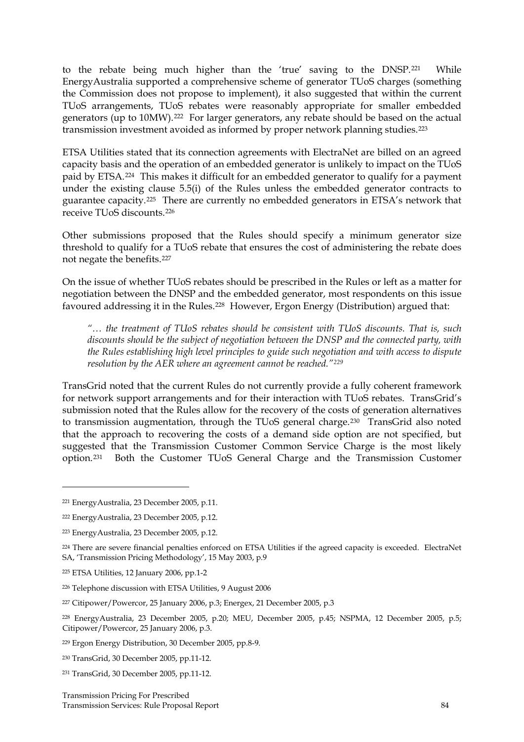to the rebate being much higher than the 'true' saving to the DNSP.[221] While EnergyAustralia supported a comprehensive scheme of generator TUoS charges (something the Commission does not propose to implement), it also suggested that within the current TUoS arrangements, TUoS rebates were reasonably appropriate for smaller embedded generators (up to 10MW).[222] For larger generators, any rebate should be based on the actual transmission investment avoided as informed by proper network planning studies.[223]

ETSA Utilities stated that its connection agreements with ElectraNet are billed on an agreed capacity basis and the operation of an embedded generator is unlikely to impact on the TUoS paid by ETSA.[224] This makes it difficult for an embedded generator to qualify for a payment under the existing clause 5.5(i) of the Rules unless the embedded generator contracts to guarantee capacity.[225] There are currently no embedded generators in ETSA's network that receive TUoS discounts.[226]

Other submissions proposed that the Rules should specify a minimum generator size threshold to qualify for a TUoS rebate that ensures the cost of administering the rebate does not negate the benefits.[227]

On the issue of whether TUoS rebates should be prescribed in the Rules or left as a matter for negotiation between the DNSP and the embedded generator, most respondents on this issue favoured addressing it in the Rules.[228] However, Ergon Energy (Distribution) argued that:

> *"… the treatment of TUoS rebates should be consistent with TUoS discounts. That is, such discounts should be the subject of negotiation between the DNSP and the connected party, with the Rules establishing high level principles to guide such negotiation and with access to dispute resolution by the AER where an agreement cannot be reached."*[229]

TransGrid noted that the current Rules do not currently provide a fully coherent framework for network support arrangements and for their interaction with TUoS rebates. TransGrid's submission noted that the Rules allow for the recovery of the costs of generation alternatives to transmission augmentation, through the TUoS general charge.[230] TransGrid also noted that the approach to recovering the costs of a demand side option are not specified, but suggested that the Transmission Customer Common Service Charge is the most likely option.[231] Both the Customer TUoS General Charge and the Transmission Customer

---

[221] EnergyAustralia, 23 December 2005, p.11.

[222] EnergyAustralia, 23 December 2005, p.12.

[223] EnergyAustralia, 23 December 2005, p.12.

[224] There are severe financial penalties enforced on ETSA Utilities if the agreed capacity is exceeded. ElectraNet SA, 'Transmission Pricing Methodology', 15 May 2003, p.9

[225] ETSA Utilities, 12 January 2006, pp.1-2

[226] Telephone discussion with ETSA Utilities, 9 August 2006

[227] Citipower/Powercor, 25 January 2006, p.3; Energex, 21 December 2005, p.3

[228] EnergyAustralia, 23 December 2005, p.20; MEU, December 2005, p.45; NSPMA, 12 December 2005, p.5; Citipower/Powercor, 25 January 2006, p.3.

[229] Ergon Energy Distribution, 30 December 2005, pp.8-9.

[230] TransGrid, 30 December 2005, pp.11-12.

[231] TransGrid, 30 December 2005, pp.11-12.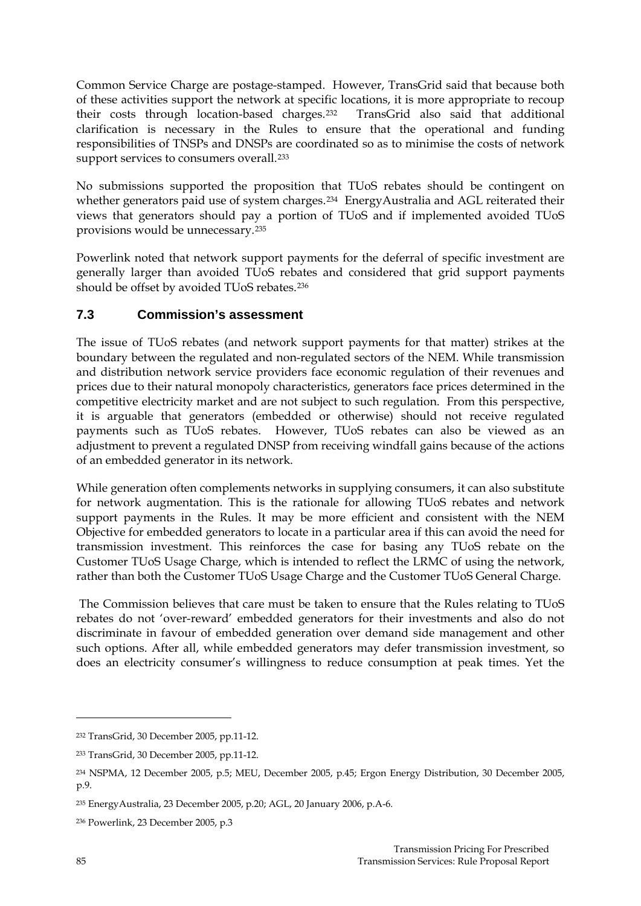Common Service Charge are postage-stamped. However, TransGrid said that because both of these activities support the network at specific locations, it is more appropriate to recoup their costs through location-based charges.[232] TransGrid also said that additional clarification is necessary in the Rules to ensure that the operational and funding responsibilities of TNSPs and DNSPs are coordinated so as to minimise the costs of network support services to consumers overall.[233]

No submissions supported the proposition that TUoS rebates should be contingent on whether generators paid use of system charges.[234] EnergyAustralia and AGL reiterated their views that generators should pay a portion of TUoS and if implemented avoided TUoS provisions would be unnecessary.[235]

Powerlink noted that network support payments for the deferral of specific investment are generally larger than avoided TUoS rebates and considered that grid support payments should be offset by avoided TUoS rebates.[236]

## 7.3 Commission's assessment

The issue of TUoS rebates (and network support payments for that matter) strikes at the boundary between the regulated and non-regulated sectors of the NEM. While transmission and distribution network service providers face economic regulation of their revenues and prices due to their natural monopoly characteristics, generators face prices determined in the competitive electricity market and are not subject to such regulation. From this perspective, it is arguable that generators (embedded or otherwise) should not receive regulated payments such as TUoS rebates. However, TUoS rebates can also be viewed as an adjustment to prevent a regulated DNSP from receiving windfall gains because of the actions of an embedded generator in its network.

While generation often complements networks in supplying consumers, it can also substitute for network augmentation. This is the rationale for allowing TUoS rebates and network support payments in the Rules. It may be more efficient and consistent with the NEM Objective for embedded generators to locate in a particular area if this can avoid the need for transmission investment. This reinforces the case for basing any TUoS rebate on the Customer TUoS Usage Charge, which is intended to reflect the LRMC of using the network, rather than both the Customer TUoS Usage Charge and the Customer TUoS General Charge.

The Commission believes that care must be taken to ensure that the Rules relating to TUoS rebates do not 'over-reward' embedded generators for their investments and also do not discriminate in favour of embedded generation over demand side management and other such options. After all, while embedded generators may defer transmission investment, so does an electricity consumer's willingness to reduce consumption at peak times. Yet the

---

[232] TransGrid, 30 December 2005, pp.11-12.

[233] TransGrid, 30 December 2005, pp.11-12.

[234] NSPMA, 12 December 2005, p.5; MEU, December 2005, p.45; Ergon Energy Distribution, 30 December 2005, p.9.

[235] EnergyAustralia, 23 December 2005, p.20; AGL, 20 January 2006, p.A-6.

[236] Powerlink, 23 December 2005, p.3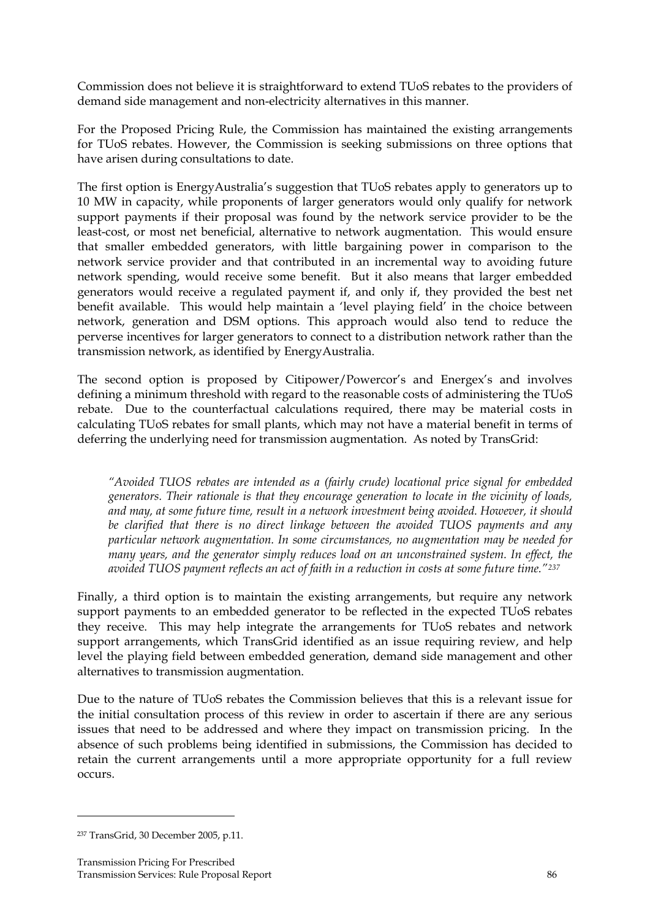Commission does not believe it is straightforward to extend TUoS rebates to the providers of demand side management and non-electricity alternatives in this manner.

For the Proposed Pricing Rule, the Commission has maintained the existing arrangements for TUoS rebates. However, the Commission is seeking submissions on three options that have arisen during consultations to date.

The first option is EnergyAustralia's suggestion that TUoS rebates apply to generators up to 10 MW in capacity, while proponents of larger generators would only qualify for network support payments if their proposal was found by the network service provider to be the least-cost, or most net beneficial, alternative to network augmentation. This would ensure that smaller embedded generators, with little bargaining power in comparison to the network service provider and that contributed in an incremental way to avoiding future network spending, would receive some benefit. But it also means that larger embedded generators would receive a regulated payment if, and only if, they provided the best net benefit available. This would help maintain a 'level playing field' in the choice between network, generation and DSM options. This approach would also tend to reduce the perverse incentives for larger generators to connect to a distribution network rather than the transmission network, as identified by EnergyAustralia.

The second option is proposed by Citipower/Powercor's and Energex's and involves defining a minimum threshold with regard to the reasonable costs of administering the TUoS rebate. Due to the counterfactual calculations required, there may be material costs in calculating TUoS rebates for small plants, which may not have a material benefit in terms of deferring the underlying need for transmission augmentation. As noted by TransGrid:

> *"Avoided TUOS rebates are intended as a (fairly crude) locational price signal for embedded generators. Their rationale is that they encourage generation to locate in the vicinity of loads, and may, at some future time, result in a network investment being avoided. However, it should be clarified that there is no direct linkage between the avoided TUOS payments and any particular network augmentation. In some circumstances, no augmentation may be needed for many years, and the generator simply reduces load on an unconstrained system. In effect, the avoided TUOS payment reflects an act of faith in a reduction in costs at some future time."*[237]

Finally, a third option is to maintain the existing arrangements, but require any network support payments to an embedded generator to be reflected in the expected TUoS rebates they receive. This may help integrate the arrangements for TUoS rebates and network support arrangements, which TransGrid identified as an issue requiring review, and help level the playing field between embedded generation, demand side management and other alternatives to transmission augmentation.

Due to the nature of TUoS rebates the Commission believes that this is a relevant issue for the initial consultation process of this review in order to ascertain if there are any serious issues that need to be addressed and where they impact on transmission pricing. In the absence of such problems being identified in submissions, the Commission has decided to retain the current arrangements until a more appropriate opportunity for a full review occurs.

---

[237] TransGrid, 30 December 2005, p.11.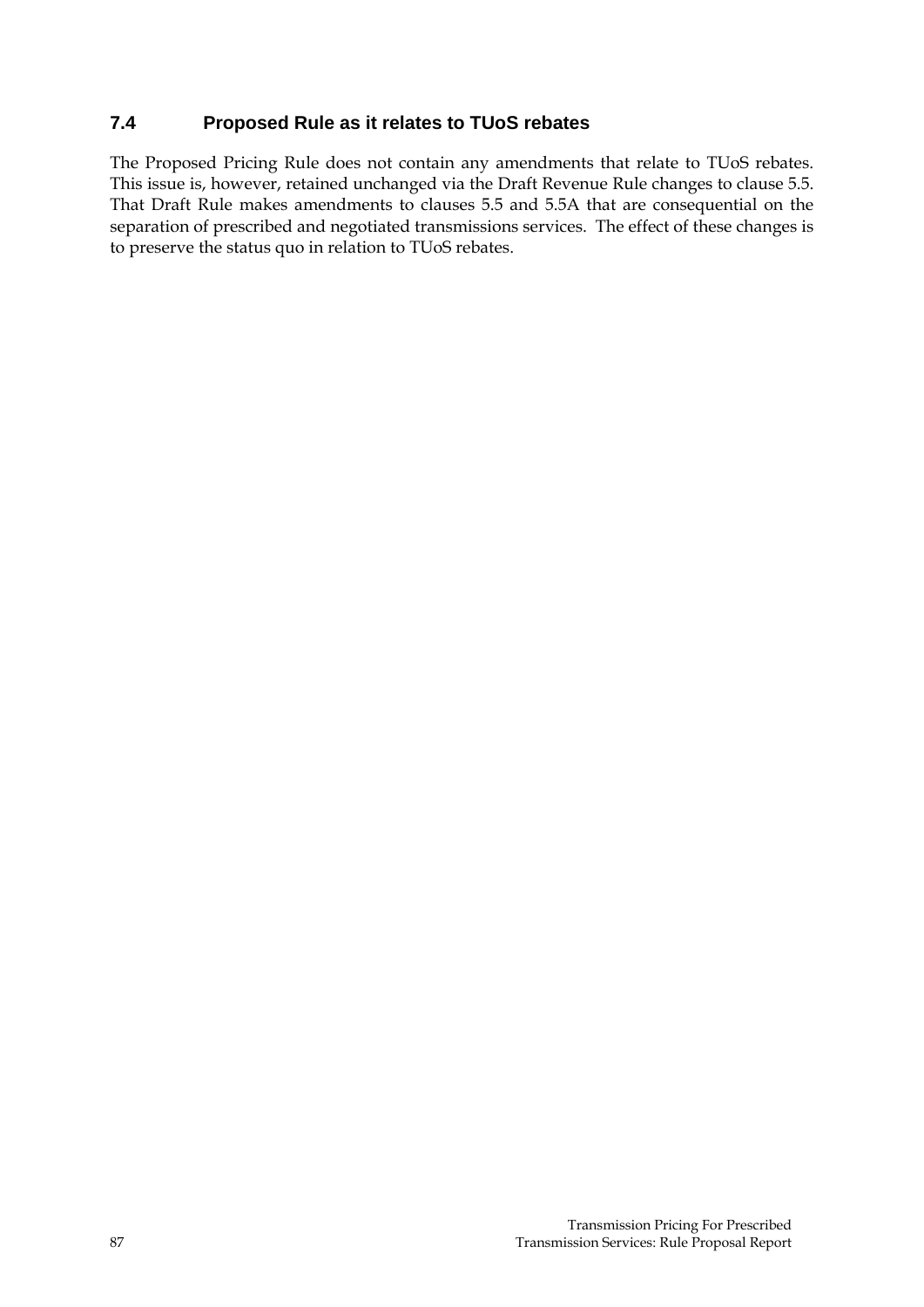## 7.4 Proposed Rule as it relates to TUoS rebates

The Proposed Pricing Rule does not contain any amendments that relate to TUoS rebates. This issue is, however, retained unchanged via the Draft Revenue Rule changes to clause 5.5. That Draft Rule makes amendments to clauses 5.5 and 5.5A that are consequential on the separation of prescribed and negotiated transmissions services. The effect of these changes is to preserve the status quo in relation to TUoS rebates.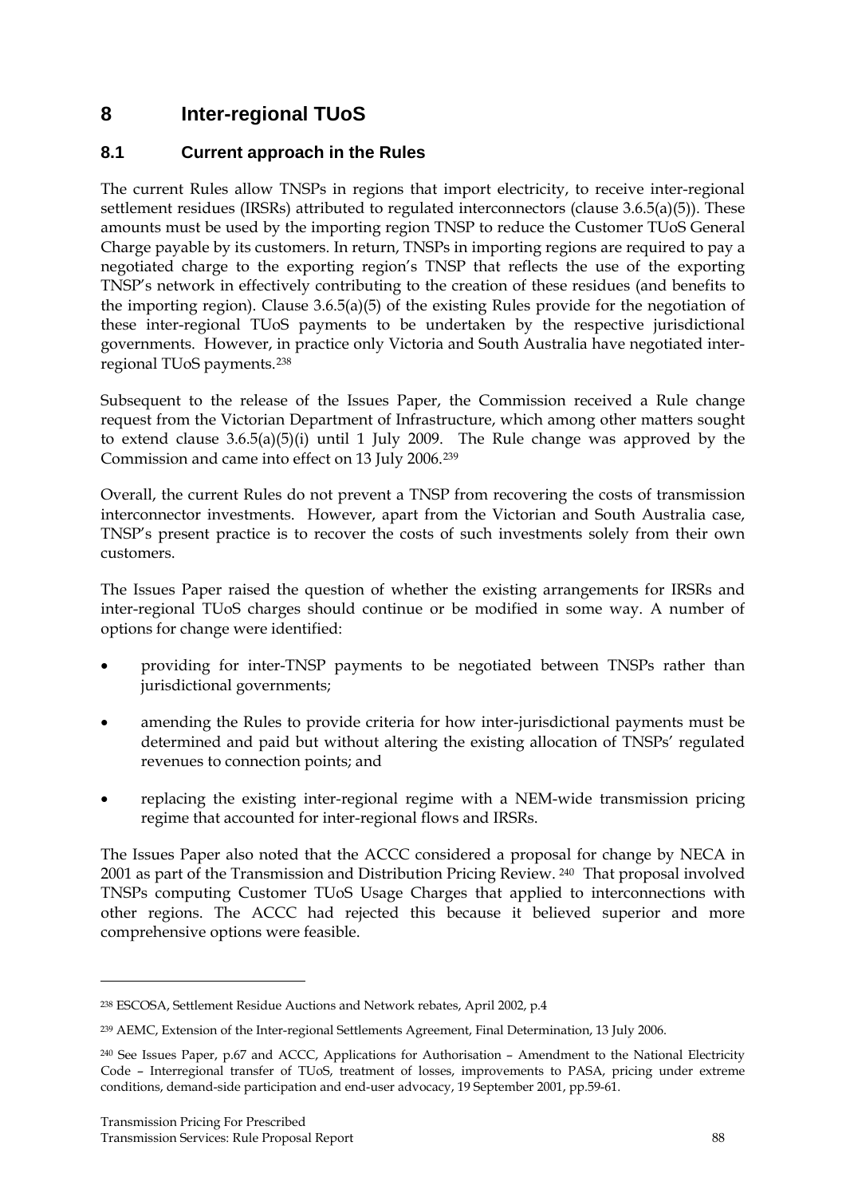# 8 Inter-regional TUoS

## 8.1 Current approach in the Rules

The current Rules allow TNSPs in regions that import electricity, to receive inter-regional settlement residues (IRSRs) attributed to regulated interconnectors (clause 3.6.5(a)(5)). These amounts must be used by the importing region TNSP to reduce the Customer TUoS General Charge payable by its customers. In return, TNSPs in importing regions are required to pay a negotiated charge to the exporting region's TNSP that reflects the use of the exporting TNSP's network in effectively contributing to the creation of these residues (and benefits to the importing region). Clause 3.6.5(a)(5) of the existing Rules provide for the negotiation of these inter-regional TUoS payments to be undertaken by the respective jurisdictional governments. However, in practice only Victoria and South Australia have negotiated inter-regional TUoS payments.[238]

Subsequent to the release of the Issues Paper, the Commission received a Rule change request from the Victorian Department of Infrastructure, which among other matters sought to extend clause 3.6.5(a)(5)(i) until 1 July 2009. The Rule change was approved by the Commission and came into effect on 13 July 2006.[239]

Overall, the current Rules do not prevent a TNSP from recovering the costs of transmission interconnector investments. However, apart from the Victorian and South Australia case, TNSP's present practice is to recover the costs of such investments solely from their own customers.

The Issues Paper raised the question of whether the existing arrangements for IRSRs and inter-regional TUoS charges should continue or be modified in some way. A number of options for change were identified:

- providing for inter-TNSP payments to be negotiated between TNSPs rather than jurisdictional governments;
- amending the Rules to provide criteria for how inter-jurisdictional payments must be determined and paid but without altering the existing allocation of TNSPs' regulated revenues to connection points; and
- replacing the existing inter-regional regime with a NEM-wide transmission pricing regime that accounted for inter-regional flows and IRSRs.

The Issues Paper also noted that the ACCC considered a proposal for change by NECA in 2001 as part of the Transmission and Distribution Pricing Review.[240] That proposal involved TNSPs computing Customer TUoS Usage Charges that applied to interconnections with other regions. The ACCC had rejected this because it believed superior and more comprehensive options were feasible.

---

[238] ESCOSA, Settlement Residue Auctions and Network rebates, April 2002, p.4

[239] AEMC, Extension of the Inter-regional Settlements Agreement, Final Determination, 13 July 2006.

[240] See Issues Paper, p.67 and ACCC, Applications for Authorisation – Amendment to the National Electricity Code – Interregional transfer of TUoS, treatment of losses, improvements to PASA, pricing under extreme conditions, demand-side participation and end-user advocacy, 19 September 2001, pp.59-61.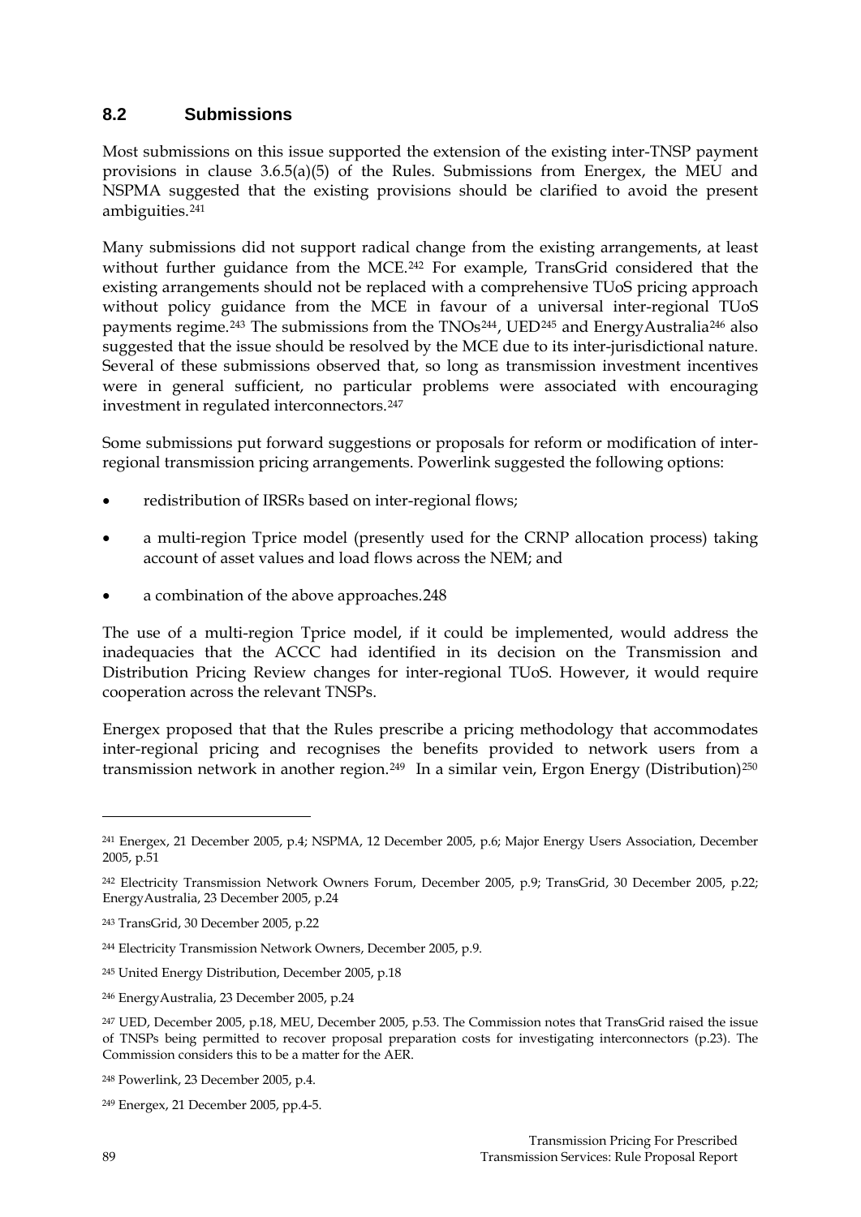## 8.2 Submissions

Most submissions on this issue supported the extension of the existing inter-TNSP payment provisions in clause 3.6.5(a)(5) of the Rules. Submissions from Energex, the MEU and NSPMA suggested that the existing provisions should be clarified to avoid the present ambiguities.[241]

Many submissions did not support radical change from the existing arrangements, at least without further guidance from the MCE.[242] For example, TransGrid considered that the existing arrangements should not be replaced with a comprehensive TUoS pricing approach without policy guidance from the MCE in favour of a universal inter-regional TUoS payments regime.[243] The submissions from the TNOs[244], UED[245] and EnergyAustralia[246] also suggested that the issue should be resolved by the MCE due to its inter-jurisdictional nature. Several of these submissions observed that, so long as transmission investment incentives were in general sufficient, no particular problems were associated with encouraging investment in regulated interconnectors.[247]

Some submissions put forward suggestions or proposals for reform or modification of inter-regional transmission pricing arrangements. Powerlink suggested the following options:

- redistribution of IRSRs based on inter-regional flows;
- a multi-region Tprice model (presently used for the CRNP allocation process) taking account of asset values and load flows across the NEM; and
- a combination of the above approaches.248

The use of a multi-region Tprice model, if it could be implemented, would address the inadequacies that the ACCC had identified in its decision on the Transmission and Distribution Pricing Review changes for inter-regional TUoS. However, it would require cooperation across the relevant TNSPs.

Energex proposed that that the Rules prescribe a pricing methodology that accommodates inter-regional pricing and recognises the benefits provided to network users from a transmission network in another region.[249] In a similar vein, Ergon Energy (Distribution)[250]

---

[241] Energex, 21 December 2005, p.4; NSPMA, 12 December 2005, p.6; Major Energy Users Association, December 2005, p.51

[242] Electricity Transmission Network Owners Forum, December 2005, p.9; TransGrid, 30 December 2005, p.22; EnergyAustralia, 23 December 2005, p.24

[243] TransGrid, 30 December 2005, p.22

[244] Electricity Transmission Network Owners, December 2005, p.9.

[245] United Energy Distribution, December 2005, p.18

[246] EnergyAustralia, 23 December 2005, p.24

[247] UED, December 2005, p.18, MEU, December 2005, p.53. The Commission notes that TransGrid raised the issue of TNSPs being permitted to recover proposal preparation costs for investigating interconnectors (p.23). The Commission considers this to be a matter for the AER.

[248] Powerlink, 23 December 2005, p.4.

[249] Energex, 21 December 2005, pp.4-5.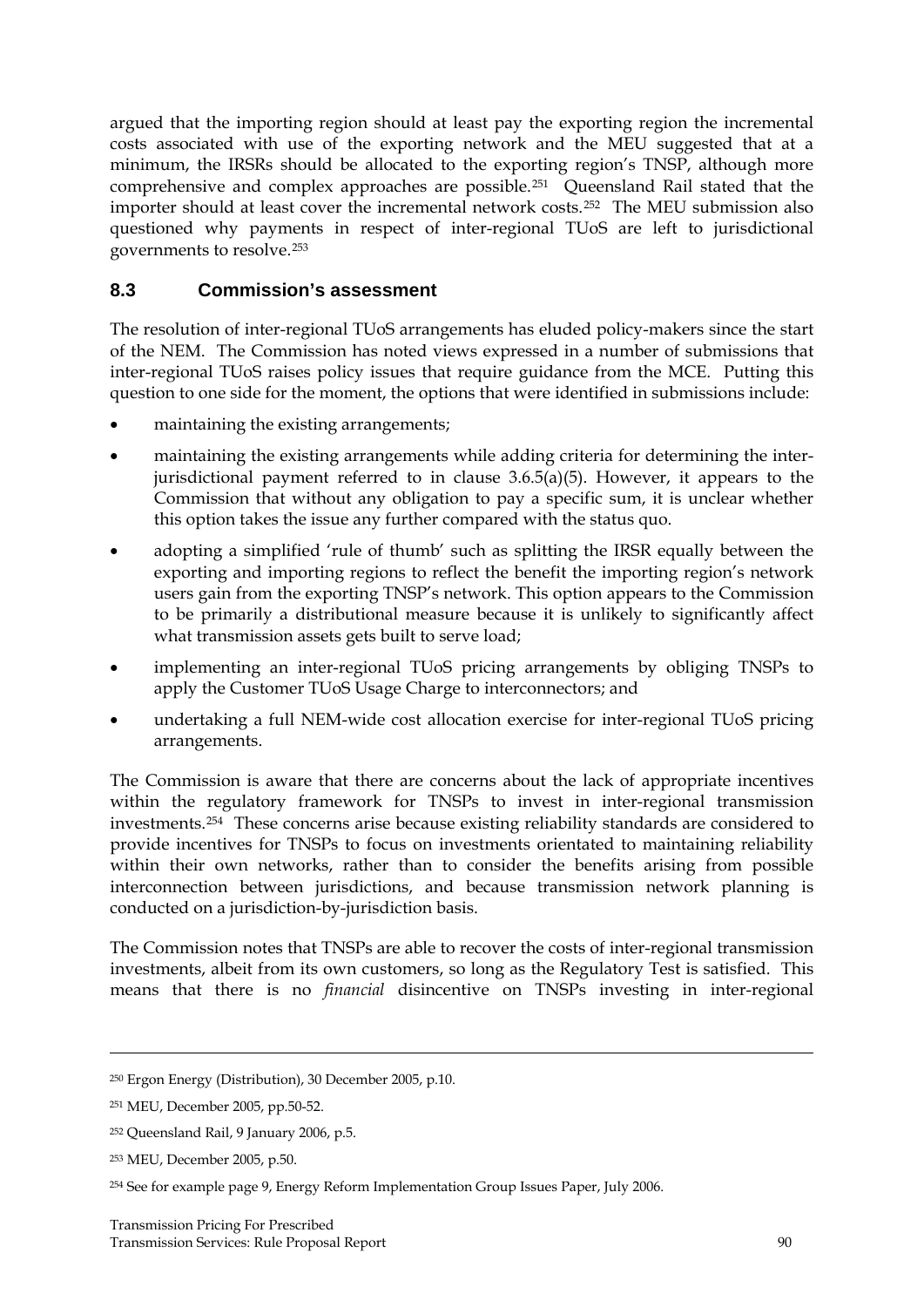argued that the importing region should at least pay the exporting region the incremental costs associated with use of the exporting network and the MEU suggested that at a minimum, the IRSRs should be allocated to the exporting region's TNSP, although more comprehensive and complex approaches are possible.[251] Queensland Rail stated that the importer should at least cover the incremental network costs.[252] The MEU submission also questioned why payments in respect of inter-regional TUoS are left to jurisdictional governments to resolve.[253]

## 8.3 Commission's assessment

The resolution of inter-regional TUoS arrangements has eluded policy-makers since the start of the NEM. The Commission has noted views expressed in a number of submissions that inter-regional TUoS raises policy issues that require guidance from the MCE. Putting this question to one side for the moment, the options that were identified in submissions include:

- maintaining the existing arrangements;
- maintaining the existing arrangements while adding criteria for determining the inter-jurisdictional payment referred to in clause 3.6.5(a)(5). However, it appears to the Commission that without any obligation to pay a specific sum, it is unclear whether this option takes the issue any further compared with the status quo.
- adopting a simplified 'rule of thumb' such as splitting the IRSR equally between the exporting and importing regions to reflect the benefit the importing region's network users gain from the exporting TNSP's network. This option appears to the Commission to be primarily a distributional measure because it is unlikely to significantly affect what transmission assets gets built to serve load;
- implementing an inter-regional TUoS pricing arrangements by obliging TNSPs to apply the Customer TUoS Usage Charge to interconnectors; and
- undertaking a full NEM-wide cost allocation exercise for inter-regional TUoS pricing arrangements.

The Commission is aware that there are concerns about the lack of appropriate incentives within the regulatory framework for TNSPs to invest in inter-regional transmission investments.[254] These concerns arise because existing reliability standards are considered to provide incentives for TNSPs to focus on investments orientated to maintaining reliability within their own networks, rather than to consider the benefits arising from possible interconnection between jurisdictions, and because transmission network planning is conducted on a jurisdiction-by-jurisdiction basis.

The Commission notes that TNSPs are able to recover the costs of inter-regional transmission investments, albeit from its own customers, so long as the Regulatory Test is satisfied. This means that there is no *financial* disincentive on TNSPs investing in inter-regional

---

[250] Ergon Energy (Distribution), 30 December 2005, p.10.

[251] MEU, December 2005, pp.50-52.

[252] Queensland Rail, 9 January 2006, p.5.

[253] MEU, December 2005, p.50.

[254] See for example page 9, Energy Reform Implementation Group Issues Paper, July 2006.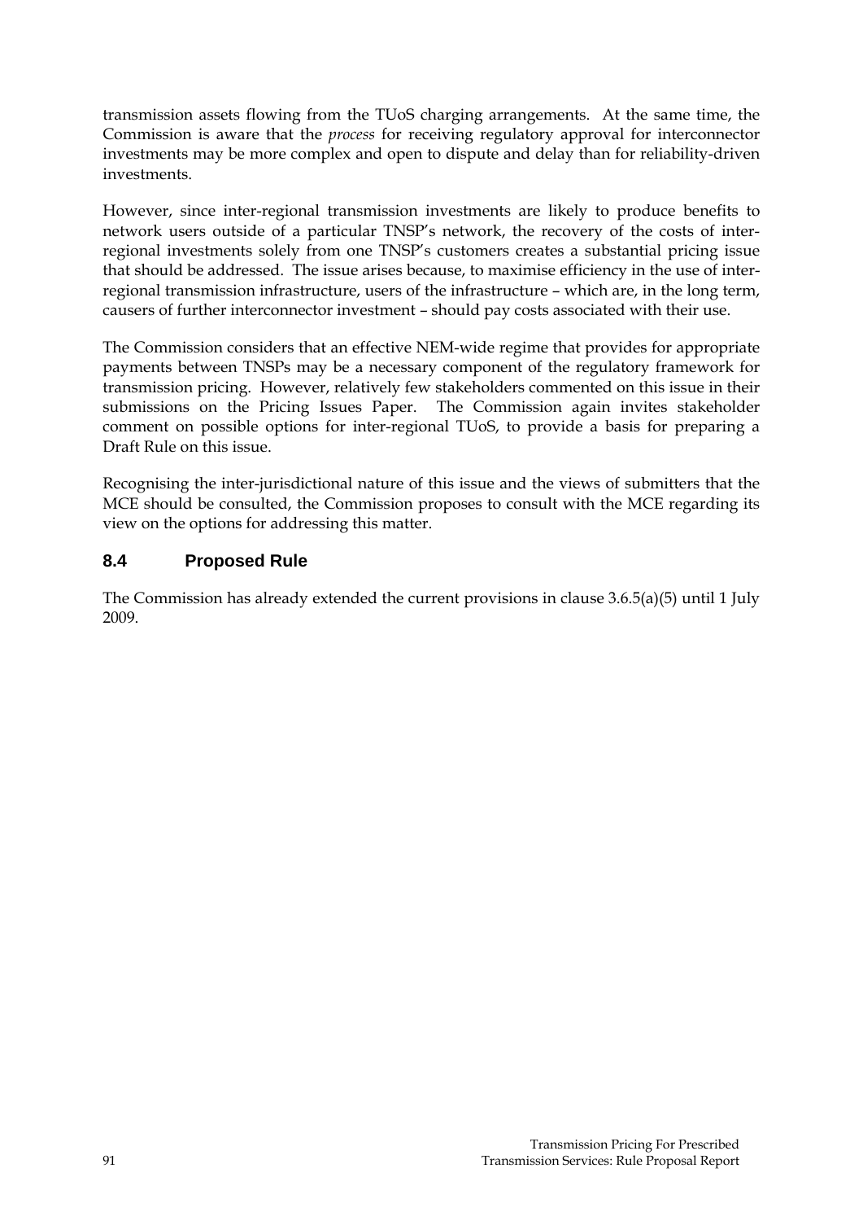transmission assets flowing from the TUoS charging arrangements. At the same time, the Commission is aware that the *process* for receiving regulatory approval for interconnector investments may be more complex and open to dispute and delay than for reliability-driven investments.

However, since inter-regional transmission investments are likely to produce benefits to network users outside of a particular TNSP's network, the recovery of the costs of inter-regional investments solely from one TNSP's customers creates a substantial pricing issue that should be addressed. The issue arises because, to maximise efficiency in the use of inter-regional transmission infrastructure, users of the infrastructure – which are, in the long term, causers of further interconnector investment – should pay costs associated with their use.

The Commission considers that an effective NEM-wide regime that provides for appropriate payments between TNSPs may be a necessary component of the regulatory framework for transmission pricing. However, relatively few stakeholders commented on this issue in their submissions on the Pricing Issues Paper. The Commission again invites stakeholder comment on possible options for inter-regional TUoS, to provide a basis for preparing a Draft Rule on this issue.

Recognising the inter-jurisdictional nature of this issue and the views of submitters that the MCE should be consulted, the Commission proposes to consult with the MCE regarding its view on the options for addressing this matter.

## 8.4 Proposed Rule

The Commission has already extended the current provisions in clause 3.6.5(a)(5) until 1 July 2009.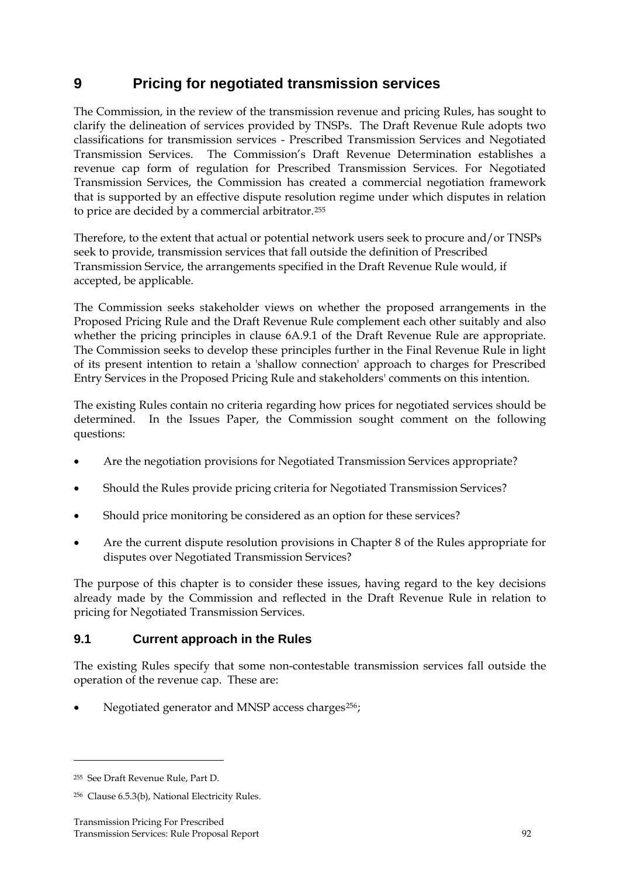# 9 Pricing for negotiated transmission services

The Commission, in the review of the transmission revenue and pricing Rules, has sought to clarify the delineation of services provided by TNSPs. The Draft Revenue Rule adopts two classifications for transmission services - Prescribed Transmission Services and Negotiated Transmission Services. The Commission's Draft Revenue Determination establishes a revenue cap form of regulation for Prescribed Transmission Services. For Negotiated Transmission Services, the Commission has created a commercial negotiation framework that is supported by an effective dispute resolution regime under which disputes in relation to price are decided by a commercial arbitrator.[255]

Therefore, to the extent that actual or potential network users seek to procure and/or TNSPs seek to provide, transmission services that fall outside the definition of Prescribed Transmission Service, the arrangements specified in the Draft Revenue Rule would, if accepted, be applicable.

The Commission seeks stakeholder views on whether the proposed arrangements in the Proposed Pricing Rule and the Draft Revenue Rule complement each other suitably and also whether the pricing principles in clause 6A.9.1 of the Draft Revenue Rule are appropriate. The Commission seeks to develop these principles further in the Final Revenue Rule in light of its present intention to retain a 'shallow connection' approach to charges for Prescribed Entry Services in the Proposed Pricing Rule and stakeholders' comments on this intention.

The existing Rules contain no criteria regarding how prices for negotiated services should be determined. In the Issues Paper, the Commission sought comment on the following questions:

- Are the negotiation provisions for Negotiated Transmission Services appropriate?
- Should the Rules provide pricing criteria for Negotiated Transmission Services?
- Should price monitoring be considered as an option for these services?
- Are the current dispute resolution provisions in Chapter 8 of the Rules appropriate for disputes over Negotiated Transmission Services?

The purpose of this chapter is to consider these issues, having regard to the key decisions already made by the Commission and reflected in the Draft Revenue Rule in relation to pricing for Negotiated Transmission Services.

## 9.1 Current approach in the Rules

The existing Rules specify that some non-contestable transmission services fall outside the operation of the revenue cap. These are:

- Negotiated generator and MNSP access charges[256];

[255] See Draft Revenue Rule, Part D.

[256] Clause 6.5.3(b), National Electricity Rules.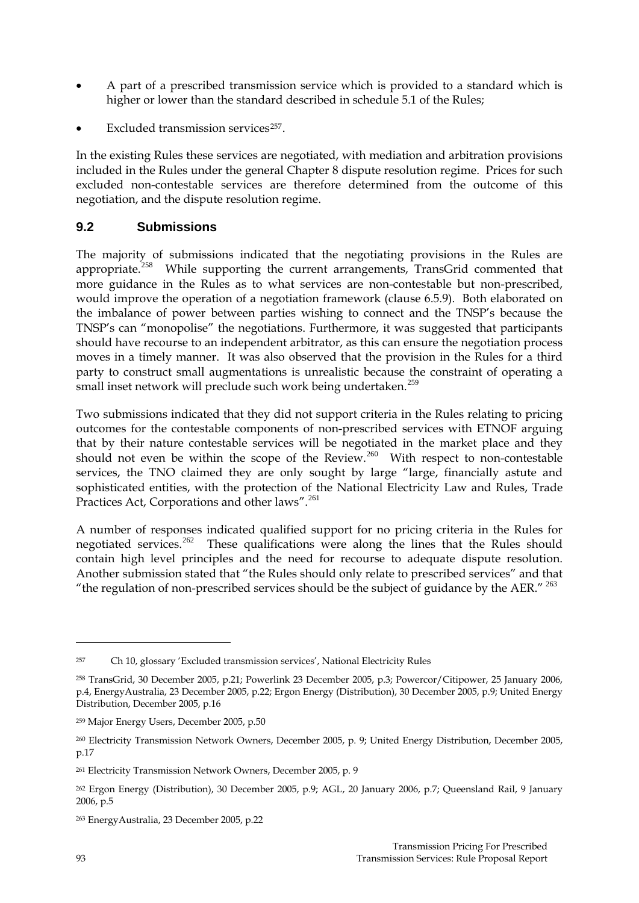- A part of a prescribed transmission service which is provided to a standard which is higher or lower than the standard described in schedule 5.1 of the Rules;
- Excluded transmission services[257].

In the existing Rules these services are negotiated, with mediation and arbitration provisions included in the Rules under the general Chapter 8 dispute resolution regime. Prices for such excluded non-contestable services are therefore determined from the outcome of this negotiation, and the dispute resolution regime.

## 9.2 Submissions

The majority of submissions indicated that the negotiating provisions in the Rules are appropriate.[258] While supporting the current arrangements, TransGrid commented that more guidance in the Rules as to what services are non-contestable but non-prescribed, would improve the operation of a negotiation framework (clause 6.5.9). Both elaborated on the imbalance of power between parties wishing to connect and the TNSP's because the TNSP's can "monopolise" the negotiations. Furthermore, it was suggested that participants should have recourse to an independent arbitrator, as this can ensure the negotiation process moves in a timely manner. It was also observed that the provision in the Rules for a third party to construct small augmentations is unrealistic because the constraint of operating a small inset network will preclude such work being undertaken.[259]

Two submissions indicated that they did not support criteria in the Rules relating to pricing outcomes for the contestable components of non-prescribed services with ETNOF arguing that by their nature contestable services will be negotiated in the market place and they should not even be within the scope of the Review.[260] With respect to non-contestable services, the TNO claimed they are only sought by large "large, financially astute and sophisticated entities, with the protection of the National Electricity Law and Rules, Trade Practices Act, Corporations and other laws".[261]

A number of responses indicated qualified support for no pricing criteria in the Rules for negotiated services.[262] These qualifications were along the lines that the Rules should contain high level principles and the need for recourse to adequate dispute resolution. Another submission stated that "the Rules should only relate to prescribed services" and that "the regulation of non-prescribed services should be the subject of guidance by the AER." [263]

---

[257] Ch 10, glossary 'Excluded transmission services', National Electricity Rules

[258] TransGrid, 30 December 2005, p.21; Powerlink 23 December 2005, p.3; Powercor/Citipower, 25 January 2006, p.4, EnergyAustralia, 23 December 2005, p.22; Ergon Energy (Distribution), 30 December 2005, p.9; United Energy Distribution, December 2005, p.16

[259] Major Energy Users, December 2005, p.50

[260] Electricity Transmission Network Owners, December 2005, p. 9; United Energy Distribution, December 2005, p.17

[261] Electricity Transmission Network Owners, December 2005, p. 9

[262] Ergon Energy (Distribution), 30 December 2005, p.9; AGL, 20 January 2006, p.7; Queensland Rail, 9 January 2006, p.5

[263] EnergyAustralia, 23 December 2005, p.22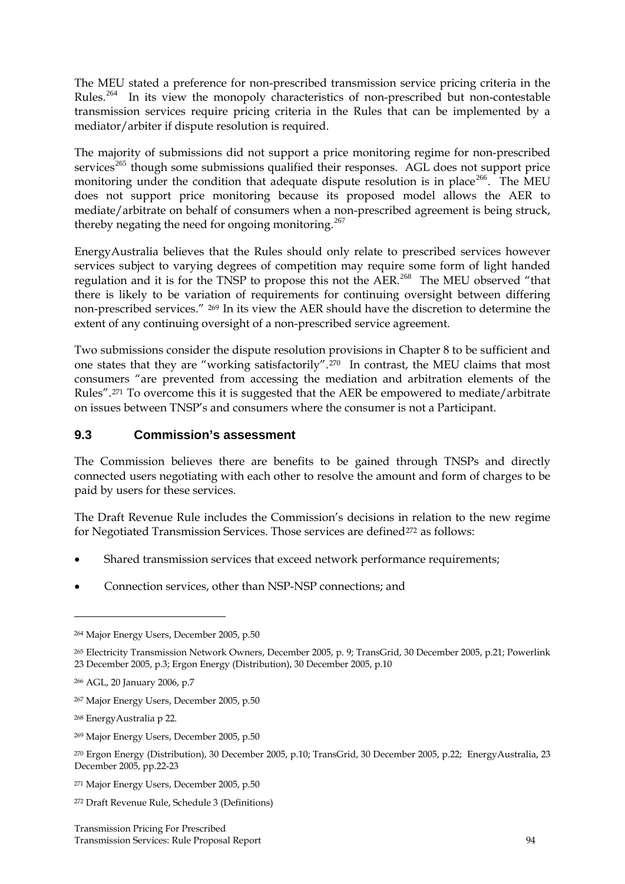The MEU stated a preference for non-prescribed transmission service pricing criteria in the Rules.[264] In its view the monopoly characteristics of non-prescribed but non-contestable transmission services require pricing criteria in the Rules that can be implemented by a mediator/arbiter if dispute resolution is required.

The majority of submissions did not support a price monitoring regime for non-prescribed services[265] though some submissions qualified their responses. AGL does not support price monitoring under the condition that adequate dispute resolution is in place[266]. The MEU does not support price monitoring because its proposed model allows the AER to mediate/arbitrate on behalf of consumers when a non-prescribed agreement is being struck, thereby negating the need for ongoing monitoring.[267]

EnergyAustralia believes that the Rules should only relate to prescribed services however services subject to varying degrees of competition may require some form of light handed regulation and it is for the TNSP to propose this not the AER.[268] The MEU observed "that there is likely to be variation of requirements for continuing oversight between differing non-prescribed services." [269] In its view the AER should have the discretion to determine the extent of any continuing oversight of a non-prescribed service agreement.

Two submissions consider the dispute resolution provisions in Chapter 8 to be sufficient and one states that they are "working satisfactorily".[270] In contrast, the MEU claims that most consumers "are prevented from accessing the mediation and arbitration elements of the Rules".[271] To overcome this it is suggested that the AER be empowered to mediate/arbitrate on issues between TNSP's and consumers where the consumer is not a Participant.

## 9.3 Commission's assessment

The Commission believes there are benefits to be gained through TNSPs and directly connected users negotiating with each other to resolve the amount and form of charges to be paid by users for these services.

The Draft Revenue Rule includes the Commission's decisions in relation to the new regime for Negotiated Transmission Services. Those services are defined[272] as follows:

- Shared transmission services that exceed network performance requirements;
- Connection services, other than NSP-NSP connections; and

---

[264] Major Energy Users, December 2005, p.50

[265] Electricity Transmission Network Owners, December 2005, p. 9; TransGrid, 30 December 2005, p.21; Powerlink 23 December 2005, p.3; Ergon Energy (Distribution), 30 December 2005, p.10

[266] AGL, 20 January 2006, p.7

[267] Major Energy Users, December 2005, p.50

[268] EnergyAustralia p 22.

[269] Major Energy Users, December 2005, p.50

[270] Ergon Energy (Distribution), 30 December 2005, p.10; TransGrid, 30 December 2005, p.22; EnergyAustralia, 23 December 2005, pp.22-23

[271] Major Energy Users, December 2005, p.50

[272] Draft Revenue Rule, Schedule 3 (Definitions)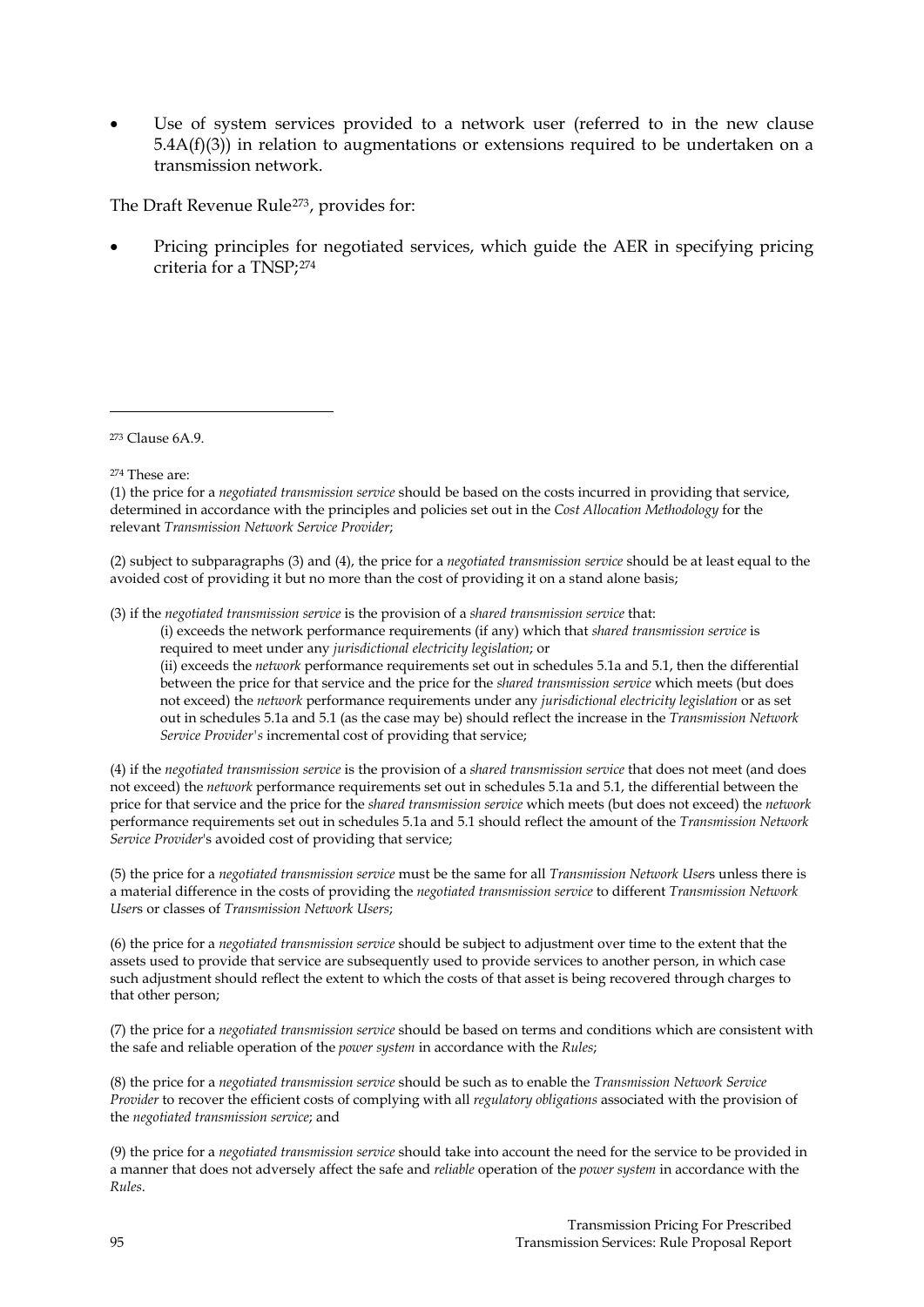- Use of system services provided to a network user (referred to in the new clause 5.4A(f)(3)) in relation to augmentations or extensions required to be undertaken on a transmission network.

The Draft Revenue Rule[273], provides for:

- Pricing principles for negotiated services, which guide the AER in specifying pricing criteria for a TNSP;[274]

---

[273] Clause 6A.9.

[274] These are:

(1) the price for a *negotiated transmission service* should be based on the costs incurred in providing that service, determined in accordance with the principles and policies set out in the *Cost Allocation Methodology* for the relevant *Transmission Network Service Provider*;

(2) subject to subparagraphs (3) and (4), the price for a *negotiated transmission service* should be at least equal to the avoided cost of providing it but no more than the cost of providing it on a stand alone basis;

(3) if the *negotiated transmission service* is the provision of a *shared transmission service* that:

(i) exceeds the network performance requirements (if any) which that *shared transmission service* is required to meet under any *jurisdictional electricity legislation*; or

(ii) exceeds the *network* performance requirements set out in schedules 5.1a and 5.1, then the differential between the price for that service and the price for the *shared transmission service* which meets (but does not exceed) the *network* performance requirements under any *jurisdictional electricity legislation* or as set out in schedules 5.1a and 5.1 (as the case may be) should reflect the increase in the *Transmission Network Service Provider's* incremental cost of providing that service;

(4) if the *negotiated transmission service* is the provision of a *shared transmission service* that does not meet (and does not exceed) the *network* performance requirements set out in schedules 5.1a and 5.1, the differential between the price for that service and the price for the *shared transmission service* which meets (but does not exceed) the *network* performance requirements set out in schedules 5.1a and 5.1 should reflect the amount of the *Transmission Network Service Provider*'s avoided cost of providing that service;

(5) the price for a *negotiated transmission service* must be the same for all *Transmission Network User*s unless there is a material difference in the costs of providing the *negotiated transmission service* to different *Transmission Network User*s or classes of *Transmission Network Users*;

(6) the price for a *negotiated transmission service* should be subject to adjustment over time to the extent that the assets used to provide that service are subsequently used to provide services to another person, in which case such adjustment should reflect the extent to which the costs of that asset is being recovered through charges to that other person;

(7) the price for a *negotiated transmission service* should be based on terms and conditions which are consistent with the safe and reliable operation of the *power system* in accordance with the *Rules*;

(8) the price for a *negotiated transmission service* should be such as to enable the *Transmission Network Service Provider* to recover the efficient costs of complying with all *regulatory obligations* associated with the provision of the *negotiated transmission service*; and

(9) the price for a *negotiated transmission service* should take into account the need for the service to be provided in a manner that does not adversely affect the safe and *reliable* operation of the *power system* in accordance with the *Rules*.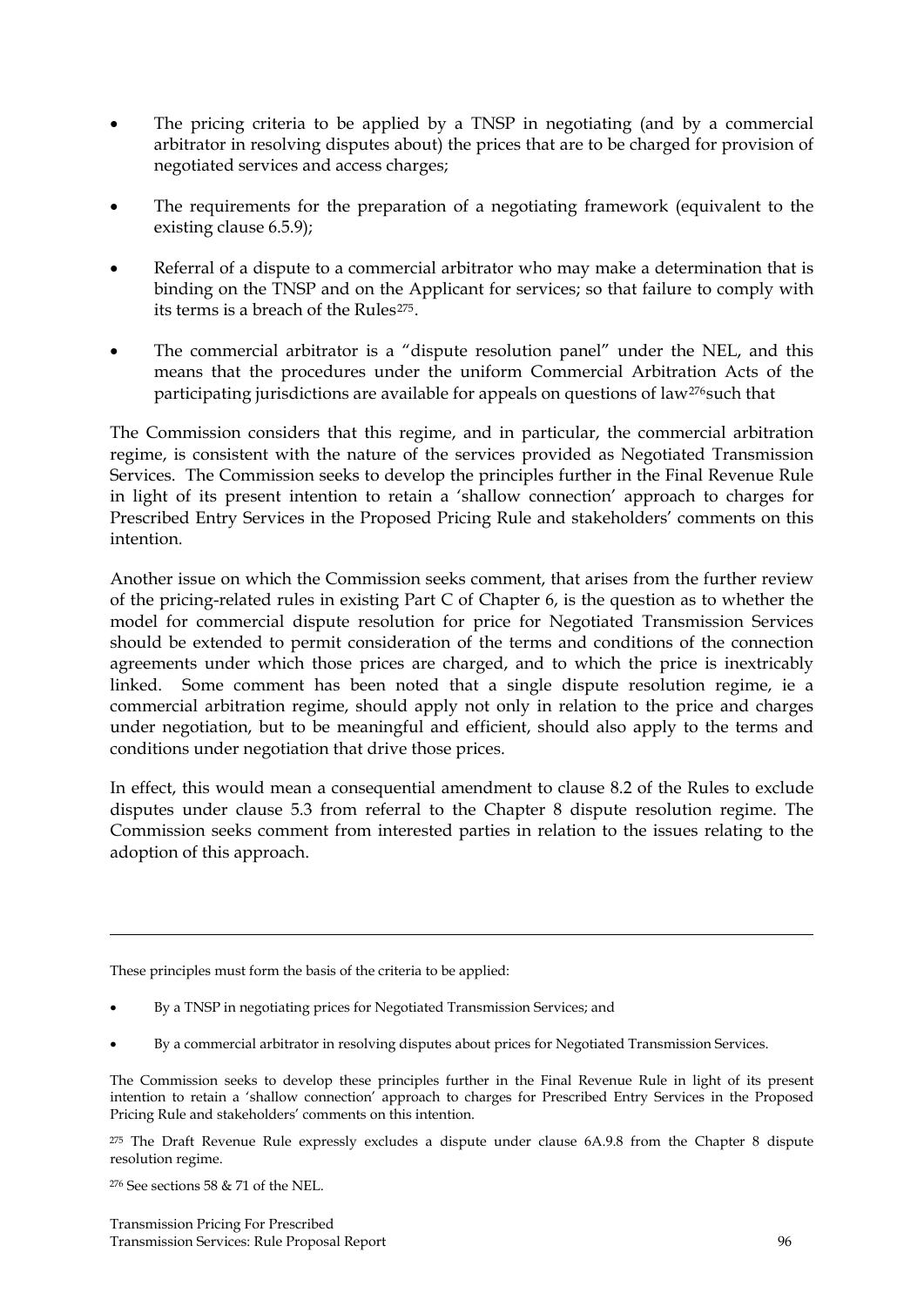- The pricing criteria to be applied by a TNSP in negotiating (and by a commercial arbitrator in resolving disputes about) the prices that are to be charged for provision of negotiated services and access charges;
- The requirements for the preparation of a negotiating framework (equivalent to the existing clause 6.5.9);
- Referral of a dispute to a commercial arbitrator who may make a determination that is binding on the TNSP and on the Applicant for services; so that failure to comply with its terms is a breach of the Rules[275].
- The commercial arbitrator is a "dispute resolution panel" under the NEL, and this means that the procedures under the uniform Commercial Arbitration Acts of the participating jurisdictions are available for appeals on questions of law[276]such that

The Commission considers that this regime, and in particular, the commercial arbitration regime, is consistent with the nature of the services provided as Negotiated Transmission Services. The Commission seeks to develop the principles further in the Final Revenue Rule in light of its present intention to retain a 'shallow connection' approach to charges for Prescribed Entry Services in the Proposed Pricing Rule and stakeholders' comments on this intention.

Another issue on which the Commission seeks comment, that arises from the further review of the pricing-related rules in existing Part C of Chapter 6, is the question as to whether the model for commercial dispute resolution for price for Negotiated Transmission Services should be extended to permit consideration of the terms and conditions of the connection agreements under which those prices are charged, and to which the price is inextricably linked. Some comment has been noted that a single dispute resolution regime, ie a commercial arbitration regime, should apply not only in relation to the price and charges under negotiation, but to be meaningful and efficient, should also apply to the terms and conditions under negotiation that drive those prices.

In effect, this would mean a consequential amendment to clause 8.2 of the Rules to exclude disputes under clause 5.3 from referral to the Chapter 8 dispute resolution regime. The Commission seeks comment from interested parties in relation to the issues relating to the adoption of this approach.

---

These principles must form the basis of the criteria to be applied:

- By a TNSP in negotiating prices for Negotiated Transmission Services; and
- By a commercial arbitrator in resolving disputes about prices for Negotiated Transmission Services.

The Commission seeks to develop these principles further in the Final Revenue Rule in light of its present intention to retain a 'shallow connection' approach to charges for Prescribed Entry Services in the Proposed Pricing Rule and stakeholders' comments on this intention.

[275] The Draft Revenue Rule expressly excludes a dispute under clause 6A.9.8 from the Chapter 8 dispute resolution regime.

[276] See sections 58 & 71 of the NEL.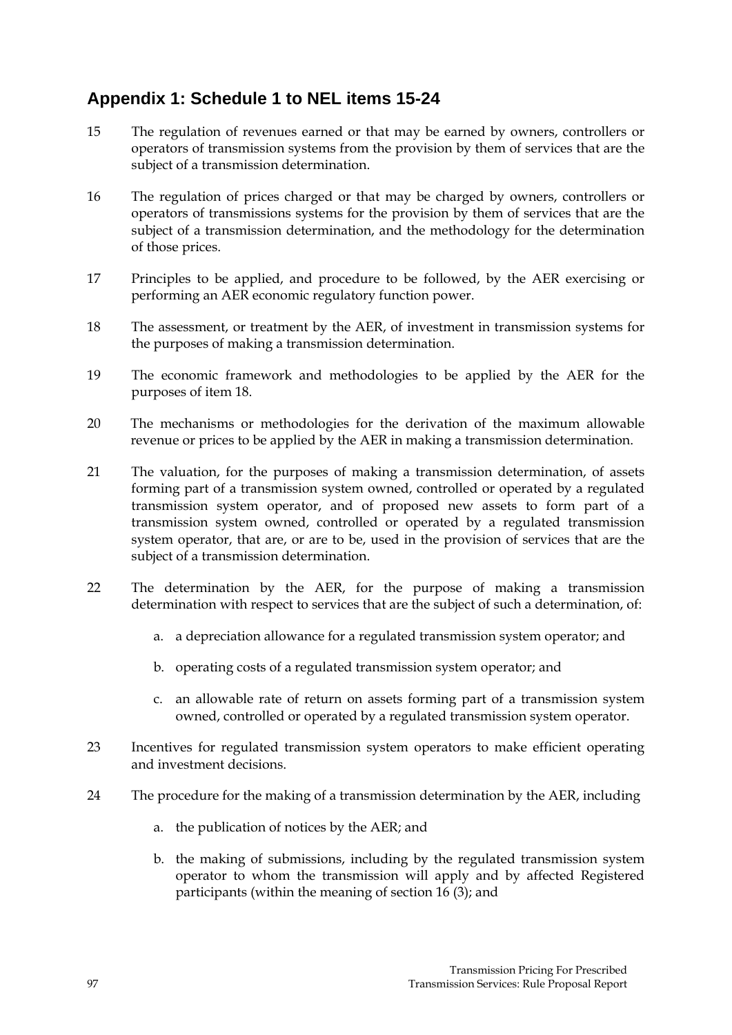## Appendix 1: Schedule 1 to NEL items 15-24

15 The regulation of revenues earned or that may be earned by owners, controllers or operators of transmission systems from the provision by them of services that are the subject of a transmission determination.

16 The regulation of prices charged or that may be charged by owners, controllers or operators of transmissions systems for the provision by them of services that are the subject of a transmission determination, and the methodology for the determination of those prices.

17 Principles to be applied, and procedure to be followed, by the AER exercising or performing an AER economic regulatory function power.

18 The assessment, or treatment by the AER, of investment in transmission systems for the purposes of making a transmission determination.

19 The economic framework and methodologies to be applied by the AER for the purposes of item 18.

20 The mechanisms or methodologies for the derivation of the maximum allowable revenue or prices to be applied by the AER in making a transmission determination.

21 The valuation, for the purposes of making a transmission determination, of assets forming part of a transmission system owned, controlled or operated by a regulated transmission system operator, and of proposed new assets to form part of a transmission system owned, controlled or operated by a regulated transmission system operator, that are, or are to be, used in the provision of services that are the subject of a transmission determination.

22 The determination by the AER, for the purpose of making a transmission determination with respect to services that are the subject of such a determination, of:

   a. a depreciation allowance for a regulated transmission system operator; and

   b. operating costs of a regulated transmission system operator; and

   c. an allowable rate of return on assets forming part of a transmission system owned, controlled or operated by a regulated transmission system operator.

23 Incentives for regulated transmission system operators to make efficient operating and investment decisions.

24 The procedure for the making of a transmission determination by the AER, including

   a. the publication of notices by the AER; and

   b. the making of submissions, including by the regulated transmission system operator to whom the transmission will apply and by affected Registered participants (within the meaning of section 16 (3); and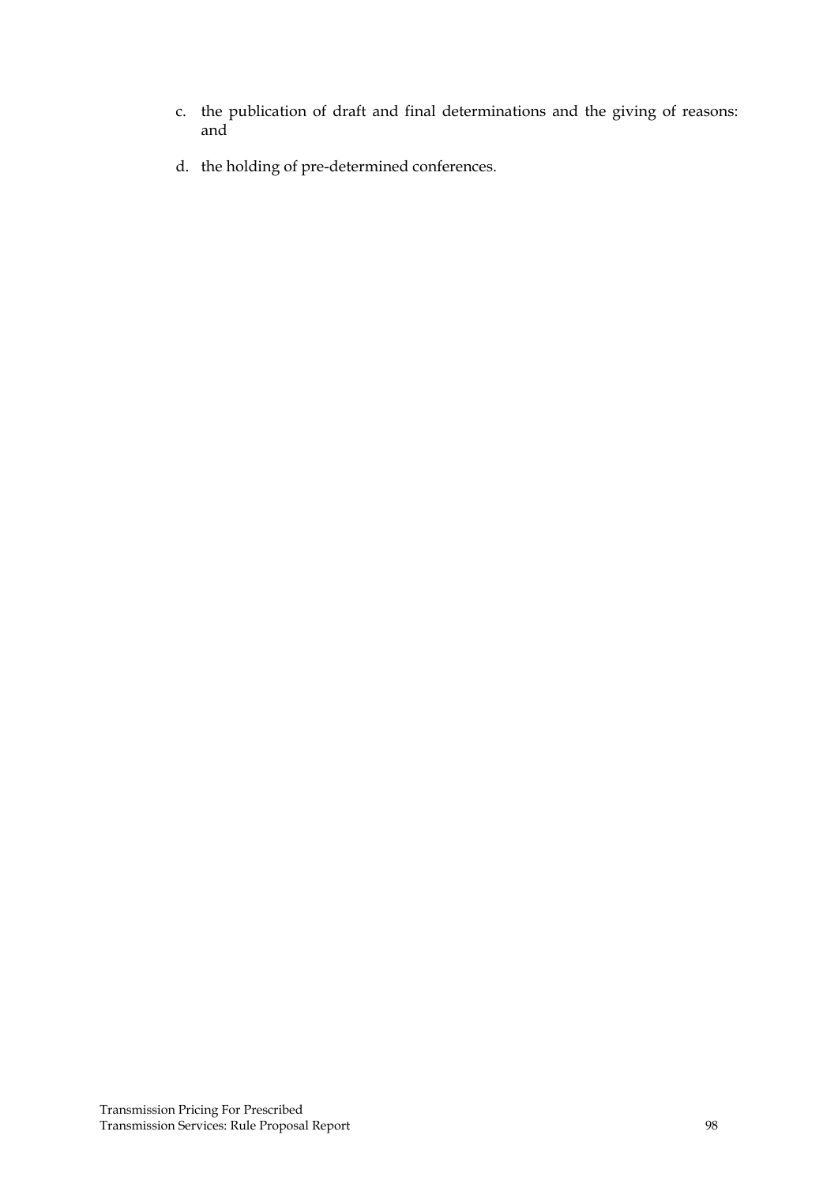c. the publication of draft and final determinations and the giving of reasons: and

d. the holding of pre-determined conferences.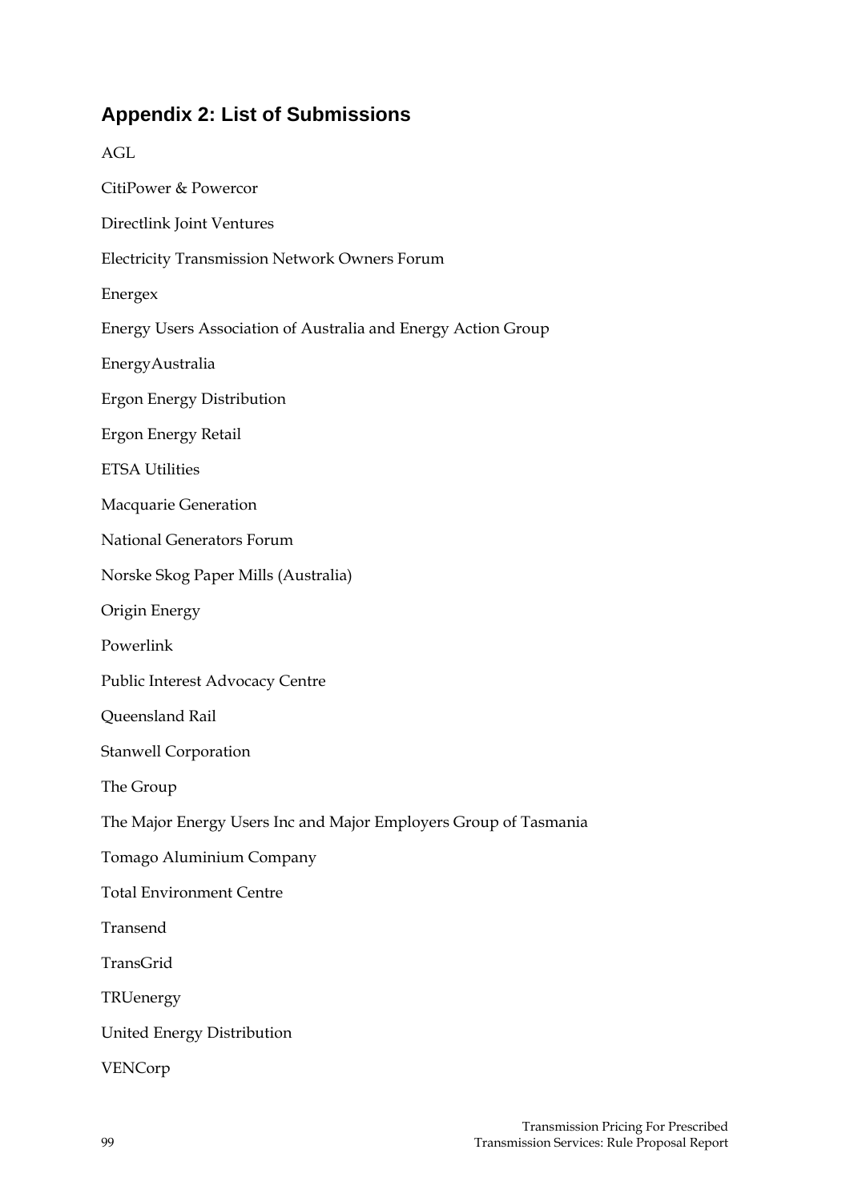## Appendix 2: List of Submissions

AGL

CitiPower & Powercor

Directlink Joint Ventures

Electricity Transmission Network Owners Forum

Energex

Energy Users Association of Australia and Energy Action Group

EnergyAustralia

Ergon Energy Distribution

Ergon Energy Retail

ETSA Utilities

Macquarie Generation

National Generators Forum

Norske Skog Paper Mills (Australia)

Origin Energy

Powerlink

Public Interest Advocacy Centre

Queensland Rail

Stanwell Corporation

The Group

The Major Energy Users Inc and Major Employers Group of Tasmania

Tomago Aluminium Company

Total Environment Centre

Transend

TransGrid

TRUenergy

United Energy Distribution

VENCorp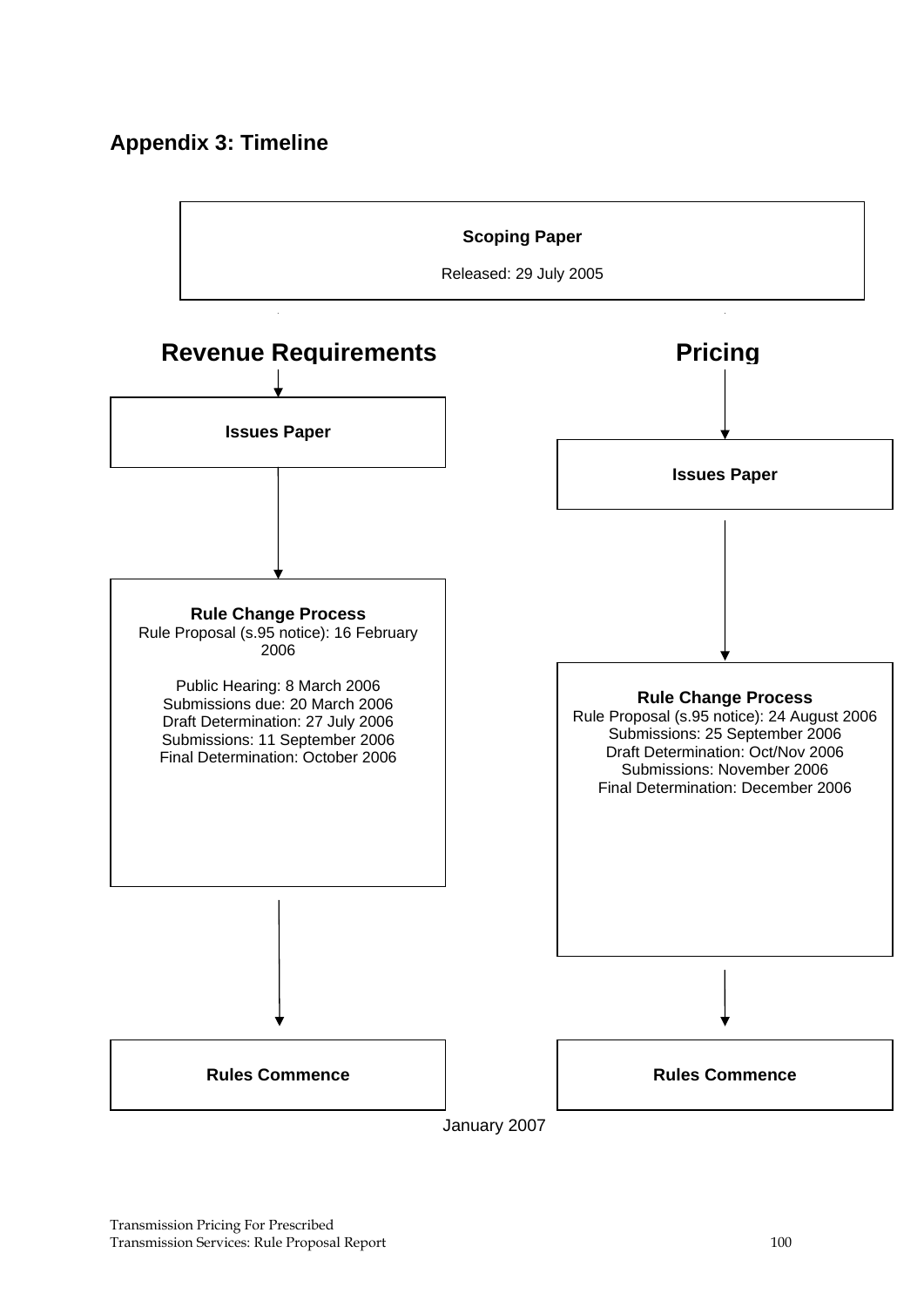## Appendix 3: Timeline

**Scoping Paper**

Released: 29 July 2005

**Revenue Requirements**

**Pricing**

**Issues Paper**

**Issues Paper**

**Rule Change Process**
Rule Proposal (s.95 notice): 16 February 2006

Public Hearing: 8 March 2006
Submissions due: 20 March 2006
Draft Determination: 27 July 2006
Submissions: 11 September 2006
Final Determination: October 2006

**Rule Change Process**
Rule Proposal (s.95 notice): 24 August 2006
Submissions: 25 September 2006
Draft Determination: Oct/Nov 2006
Submissions: November 2006
Final Determination: December 2006

**Rules Commence**

**Rules Commence**

January 2007